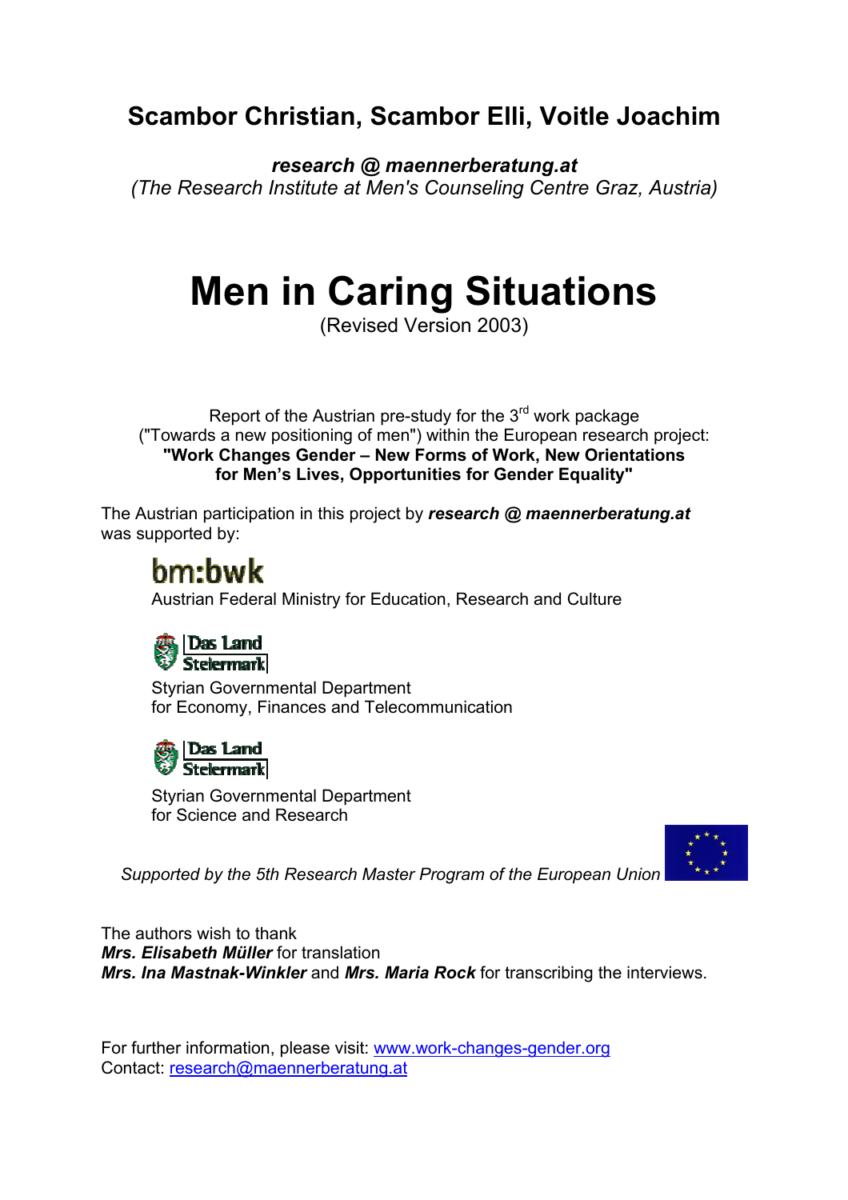**Scambor Christian, Scambor Elli, Voitle Joachim**

***research @ maennerberatung.at***
*(The Research Institute at Men's Counseling Centre Graz, Austria)*

# Men in Caring Situations

(Revised Version 2003)

Report of the Austrian pre-study for the 3rd work package
("Towards a new positioning of men") within the European research project:
**"Work Changes Gender – New Forms of Work, New Orientations for Men's Lives, Opportunities for Gender Equality"**

The Austrian participation in this project by ***research @ maennerberatung.at*** was supported by:

bm:bwk
Austrian Federal Ministry for Education, Research and Culture

Das Land Steiermark
Styrian Governmental Department
for Economy, Finances and Telecommunication

Das Land Steiermark
Styrian Governmental Department
for Science and Research

*Supported by the 5th Research Master Program of the European Union*

The authors wish to thank
***Mrs. Elisabeth Müller*** for translation
***Mrs. Ina Mastnak-Winkler*** and ***Mrs. Maria Rock*** for transcribing the interviews.

For further information, please visit: www.work-changes-gender.org
Contact: research@maennerberatung.at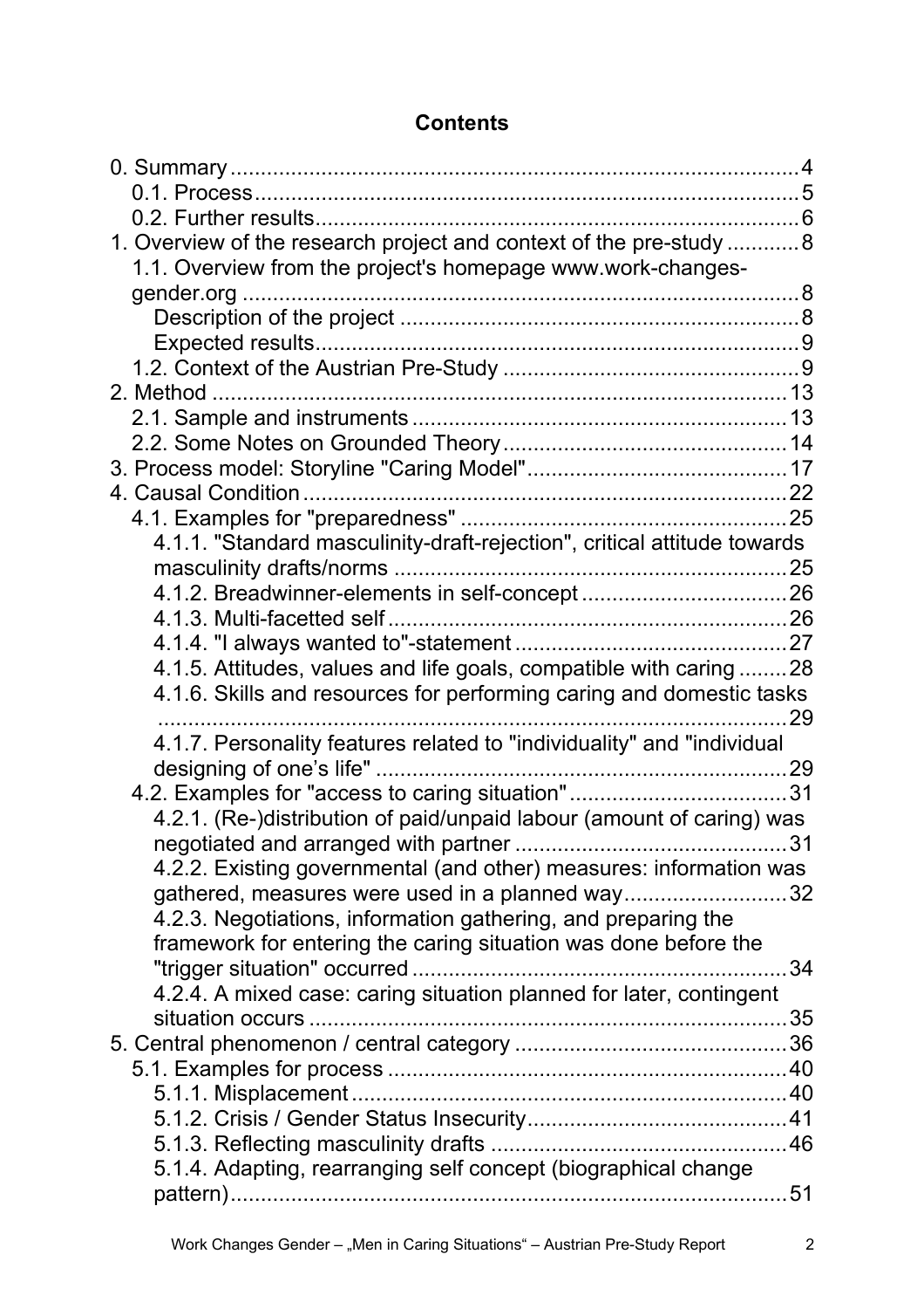# Contents

0. Summary ... 4
   - 0.1. Process ... 5
   - 0.2. Further results ... 6
1. Overview of the research project and context of the pre-study ... 8
   - 1.1. Overview from the project's homepage www.work-changes-gender.org ... 8
     - Description of the project ... 8
     - Expected results ... 9
   - 1.2. Context of the Austrian Pre-Study ... 9
2. Method ... 13
   - 2.1. Sample and instruments ... 13
   - 2.2. Some Notes on Grounded Theory ... 14
3. Process model: Storyline "Caring Model" ... 17
4. Causal Condition ... 22
   - 4.1. Examples for "preparedness" ... 25
     - 4.1.1. "Standard masculinity-draft-rejection", critical attitude towards masculinity drafts/norms ... 25
     - 4.1.2. Breadwinner-elements in self-concept ... 26
     - 4.1.3. Multi-facetted self ... 26
     - 4.1.4. "I always wanted to"-statement ... 27
     - 4.1.5. Attitudes, values and life goals, compatible with caring ... 28
     - 4.1.6. Skills and resources for performing caring and domestic tasks ... 29
     - 4.1.7. Personality features related to "individuality" and "individual designing of one's life" ... 29
   - 4.2. Examples for "access to caring situation" ... 31
     - 4.2.1. (Re-)distribution of paid/unpaid labour (amount of caring) was negotiated and arranged with partner ... 31
     - 4.2.2. Existing governmental (and other) measures: information was gathered, measures were used in a planned way ... 32
     - 4.2.3. Negotiations, information gathering, and preparing the framework for entering the caring situation was done before the "trigger situation" occurred ... 34
     - 4.2.4. A mixed case: caring situation planned for later, contingent situation occurs ... 35
5. Central phenomenon / central category ... 36
   - 5.1. Examples for process ... 40
     - 5.1.1. Misplacement ... 40
     - 5.1.2. Crisis / Gender Status Insecurity ... 41
     - 5.1.3. Reflecting masculinity drafts ... 46
     - 5.1.4. Adapting, rearranging self concept (biographical change pattern) ... 51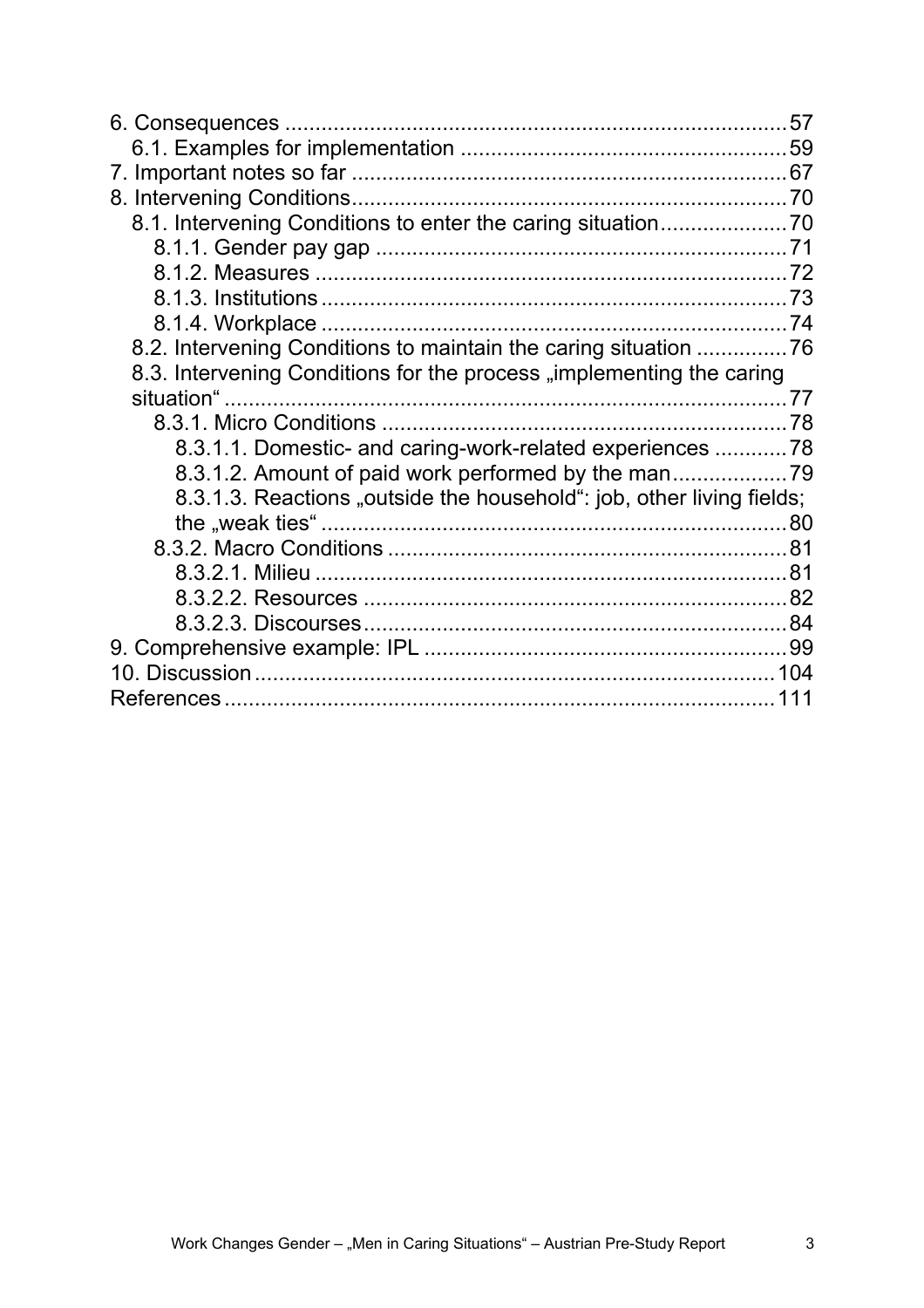6. Consequences ... 57
  6.1. Examples for implementation ... 59
7. Important notes so far ... 67
8. Intervening Conditions ... 70
  8.1. Intervening Conditions to enter the caring situation ... 70
    8.1.1. Gender pay gap ... 71
    8.1.2. Measures ... 72
    8.1.3. Institutions ... 73
    8.1.4. Workplace ... 74
  8.2. Intervening Conditions to maintain the caring situation ... 76
  8.3. Intervening Conditions for the process „implementing the caring situation“ ... 77
    8.3.1. Micro Conditions ... 78
      8.3.1.1. Domestic- and caring-work-related experiences ... 78
      8.3.1.2. Amount of paid work performed by the man ... 79
      8.3.1.3. Reactions „outside the household“: job, other living fields; the „weak ties“ ... 80
    8.3.2. Macro Conditions ... 81
      8.3.2.1. Milieu ... 81
      8.3.2.2. Resources ... 82
      8.3.2.3. Discourses ... 84
9. Comprehensive example: IPL ... 99
10. Discussion ... 104
References ... 111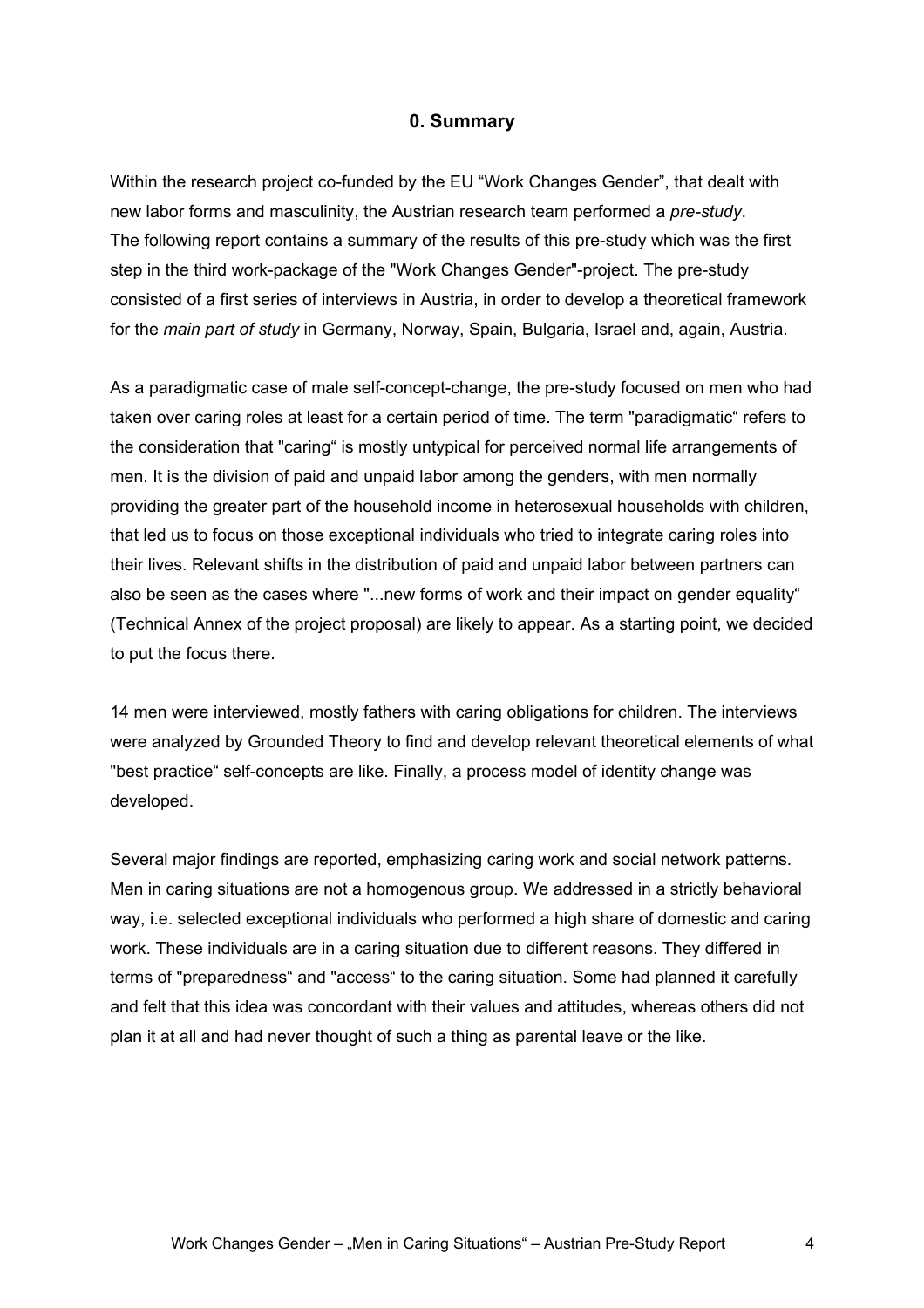## 0. Summary

Within the research project co-funded by the EU "Work Changes Gender", that dealt with new labor forms and masculinity, the Austrian research team performed a *pre-study*. The following report contains a summary of the results of this pre-study which was the first step in the third work-package of the "Work Changes Gender"-project. The pre-study consisted of a first series of interviews in Austria, in order to develop a theoretical framework for the *main part of study* in Germany, Norway, Spain, Bulgaria, Israel and, again, Austria.

As a paradigmatic case of male self-concept-change, the pre-study focused on men who had taken over caring roles at least for a certain period of time. The term "paradigmatic" refers to the consideration that "caring" is mostly untypical for perceived normal life arrangements of men. It is the division of paid and unpaid labor among the genders, with men normally providing the greater part of the household income in heterosexual households with children, that led us to focus on those exceptional individuals who tried to integrate caring roles into their lives. Relevant shifts in the distribution of paid and unpaid labor between partners can also be seen as the cases where "...new forms of work and their impact on gender equality" (Technical Annex of the project proposal) are likely to appear. As a starting point, we decided to put the focus there.

14 men were interviewed, mostly fathers with caring obligations for children. The interviews were analyzed by Grounded Theory to find and develop relevant theoretical elements of what "best practice" self-concepts are like. Finally, a process model of identity change was developed.

Several major findings are reported, emphasizing caring work and social network patterns. Men in caring situations are not a homogenous group. We addressed in a strictly behavioral way, i.e. selected exceptional individuals who performed a high share of domestic and caring work. These individuals are in a caring situation due to different reasons. They differed in terms of "preparedness" and "access" to the caring situation. Some had planned it carefully and felt that this idea was concordant with their values and attitudes, whereas others did not plan it at all and had never thought of such a thing as parental leave or the like.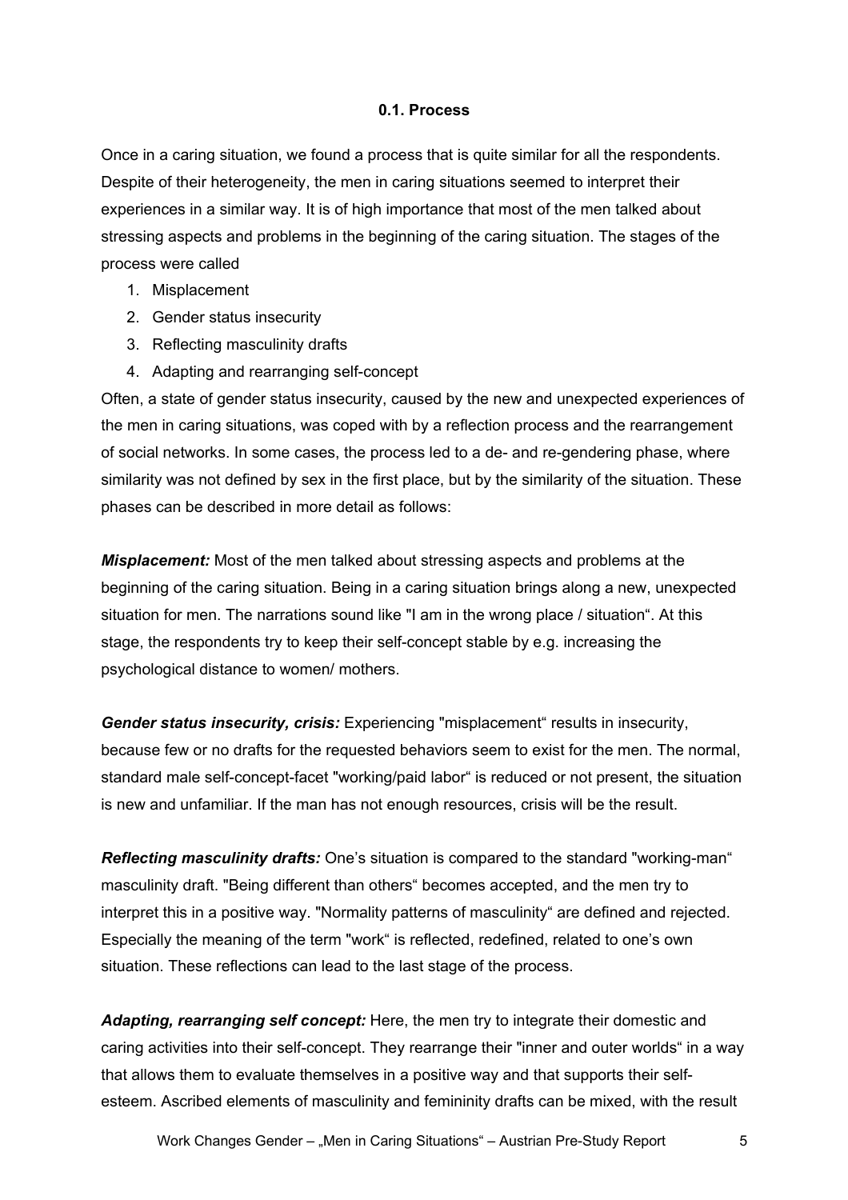### 0.1. Process

Once in a caring situation, we found a process that is quite similar for all the respondents. Despite of their heterogeneity, the men in caring situations seemed to interpret their experiences in a similar way. It is of high importance that most of the men talked about stressing aspects and problems in the beginning of the caring situation. The stages of the process were called

1. Misplacement
2. Gender status insecurity
3. Reflecting masculinity drafts
4. Adapting and rearranging self-concept

Often, a state of gender status insecurity, caused by the new and unexpected experiences of the men in caring situations, was coped with by a reflection process and the rearrangement of social networks. In some cases, the process led to a de- and re-gendering phase, where similarity was not defined by sex in the first place, but by the similarity of the situation. These phases can be described in more detail as follows:

***Misplacement:*** Most of the men talked about stressing aspects and problems at the beginning of the caring situation. Being in a caring situation brings along a new, unexpected situation for men. The narrations sound like "I am in the wrong place / situation". At this stage, the respondents try to keep their self-concept stable by e.g. increasing the psychological distance to women/ mothers.

***Gender status insecurity, crisis:*** Experiencing "misplacement" results in insecurity, because few or no drafts for the requested behaviors seem to exist for the men. The normal, standard male self-concept-facet "working/paid labor" is reduced or not present, the situation is new and unfamiliar. If the man has not enough resources, crisis will be the result.

***Reflecting masculinity drafts:*** One's situation is compared to the standard "working-man" masculinity draft. "Being different than others" becomes accepted, and the men try to interpret this in a positive way. "Normality patterns of masculinity" are defined and rejected. Especially the meaning of the term "work" is reflected, redefined, related to one's own situation. These reflections can lead to the last stage of the process.

***Adapting, rearranging self concept:*** Here, the men try to integrate their domestic and caring activities into their self-concept. They rearrange their "inner and outer worlds" in a way that allows them to evaluate themselves in a positive way and that supports their self-esteem. Ascribed elements of masculinity and femininity drafts can be mixed, with the result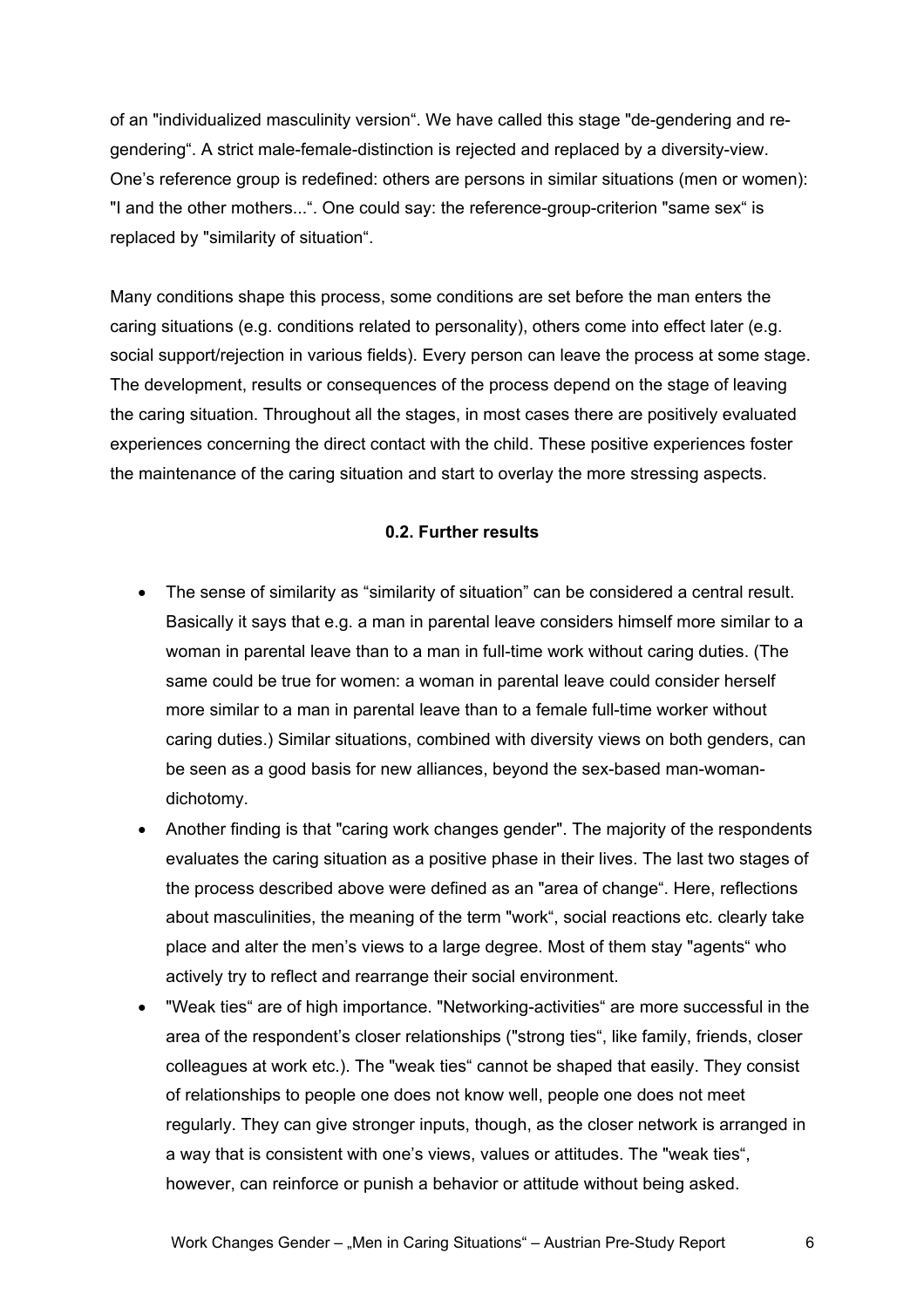of an "individualized masculinity version“. We have called this stage "de-gendering and re-gendering“. A strict male-female-distinction is rejected and replaced by a diversity-view. One's reference group is redefined: others are persons in similar situations (men or women): "I and the other mothers...“. One could say: the reference-group-criterion "same sex“ is replaced by "similarity of situation“.

Many conditions shape this process, some conditions are set before the man enters the caring situations (e.g. conditions related to personality), others come into effect later (e.g. social support/rejection in various fields). Every person can leave the process at some stage. The development, results or consequences of the process depend on the stage of leaving the caring situation. Throughout all the stages, in most cases there are positively evaluated experiences concerning the direct contact with the child. These positive experiences foster the maintenance of the caring situation and start to overlay the more stressing aspects.

### 0.2. Further results

- The sense of similarity as “similarity of situation” can be considered a central result. Basically it says that e.g. a man in parental leave considers himself more similar to a woman in parental leave than to a man in full-time work without caring duties. (The same could be true for women: a woman in parental leave could consider herself more similar to a man in parental leave than to a female full-time worker without caring duties.) Similar situations, combined with diversity views on both genders, can be seen as a good basis for new alliances, beyond the sex-based man-woman-dichotomy.
- Another finding is that "caring work changes gender". The majority of the respondents evaluates the caring situation as a positive phase in their lives. The last two stages of the process described above were defined as an "area of change". Here, reflections about masculinities, the meaning of the term "work", social reactions etc. clearly take place and alter the men's views to a large degree. Most of them stay "agents“ who actively try to reflect and rearrange their social environment.
- "Weak ties“ are of high importance. "Networking-activities“ are more successful in the area of the respondent's closer relationships ("strong ties“, like family, friends, closer colleagues at work etc.). The "weak ties“ cannot be shaped that easily. They consist of relationships to people one does not know well, people one does not meet regularly. They can give stronger inputs, though, as the closer network is arranged in a way that is consistent with one's views, values or attitudes. The "weak ties“, however, can reinforce or punish a behavior or attitude without being asked.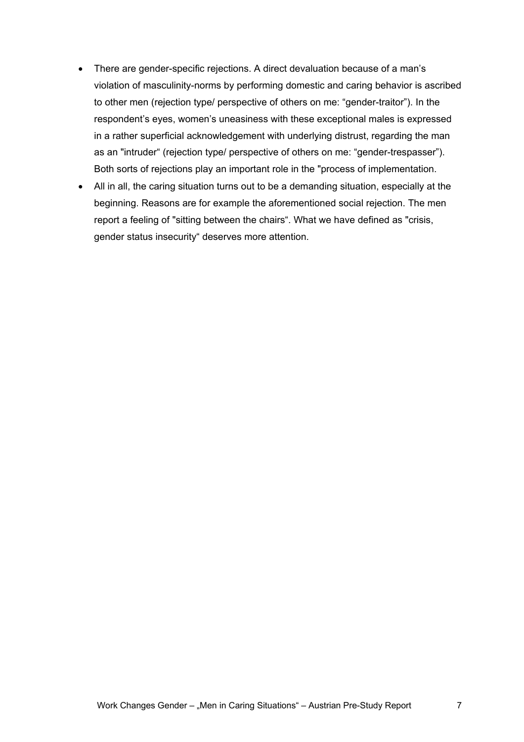- There are gender-specific rejections. A direct devaluation because of a man's violation of masculinity-norms by performing domestic and caring behavior is ascribed to other men (rejection type/ perspective of others on me: "gender-traitor"). In the respondent's eyes, women's uneasiness with these exceptional males is expressed in a rather superficial acknowledgement with underlying distrust, regarding the man as an "intruder" (rejection type/ perspective of others on me: "gender-trespasser"). Both sorts of rejections play an important role in the "process of implementation.
- All in all, the caring situation turns out to be a demanding situation, especially at the beginning. Reasons are for example the aforementioned social rejection. The men report a feeling of "sitting between the chairs". What we have defined as "crisis, gender status insecurity" deserves more attention.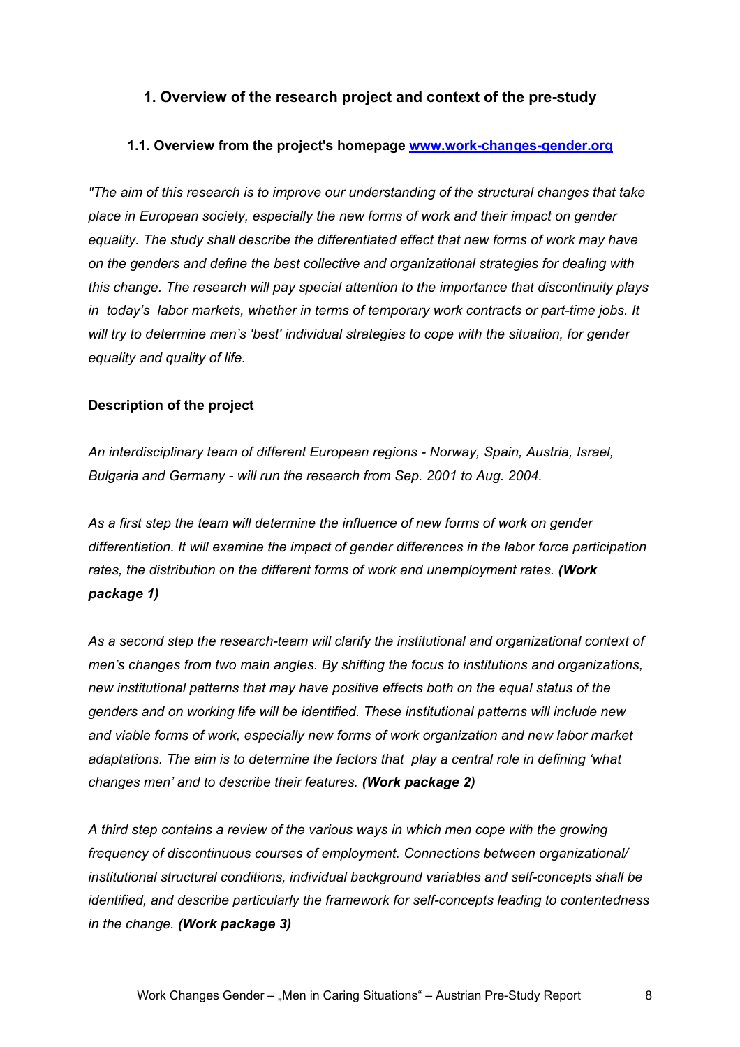## 1. Overview of the research project and context of the pre-study

### 1.1. Overview from the project's homepage [www.work-changes-gender.org](www.work-changes-gender.org)

*"The aim of this research is to improve our understanding of the structural changes that take place in European society, especially the new forms of work and their impact on gender equality. The study shall describe the differentiated effect that new forms of work may have on the genders and define the best collective and organizational strategies for dealing with this change. The research will pay special attention to the importance that discontinuity plays in today's labor markets, whether in terms of temporary work contracts or part-time jobs. It will try to determine men's 'best' individual strategies to cope with the situation, for gender equality and quality of life.*

**Description of the project**

*An interdisciplinary team of different European regions - Norway, Spain, Austria, Israel, Bulgaria and Germany - will run the research from Sep. 2001 to Aug. 2004.*

*As a first step the team will determine the influence of new forms of work on gender differentiation. It will examine the impact of gender differences in the labor force participation rates, the distribution on the different forms of work and unemployment rates.* ***(Work package 1)***

*As a second step the research-team will clarify the institutional and organizational context of men's changes from two main angles. By shifting the focus to institutions and organizations, new institutional patterns that may have positive effects both on the equal status of the genders and on working life will be identified. These institutional patterns will include new and viable forms of work, especially new forms of work organization and new labor market adaptations. The aim is to determine the factors that play a central role in defining 'what changes men' and to describe their features.* ***(Work package 2)***

*A third step contains a review of the various ways in which men cope with the growing frequency of discontinuous courses of employment. Connections between organizational/ institutional structural conditions, individual background variables and self-concepts shall be identified, and describe particularly the framework for self-concepts leading to contentedness in the change.* ***(Work package 3)***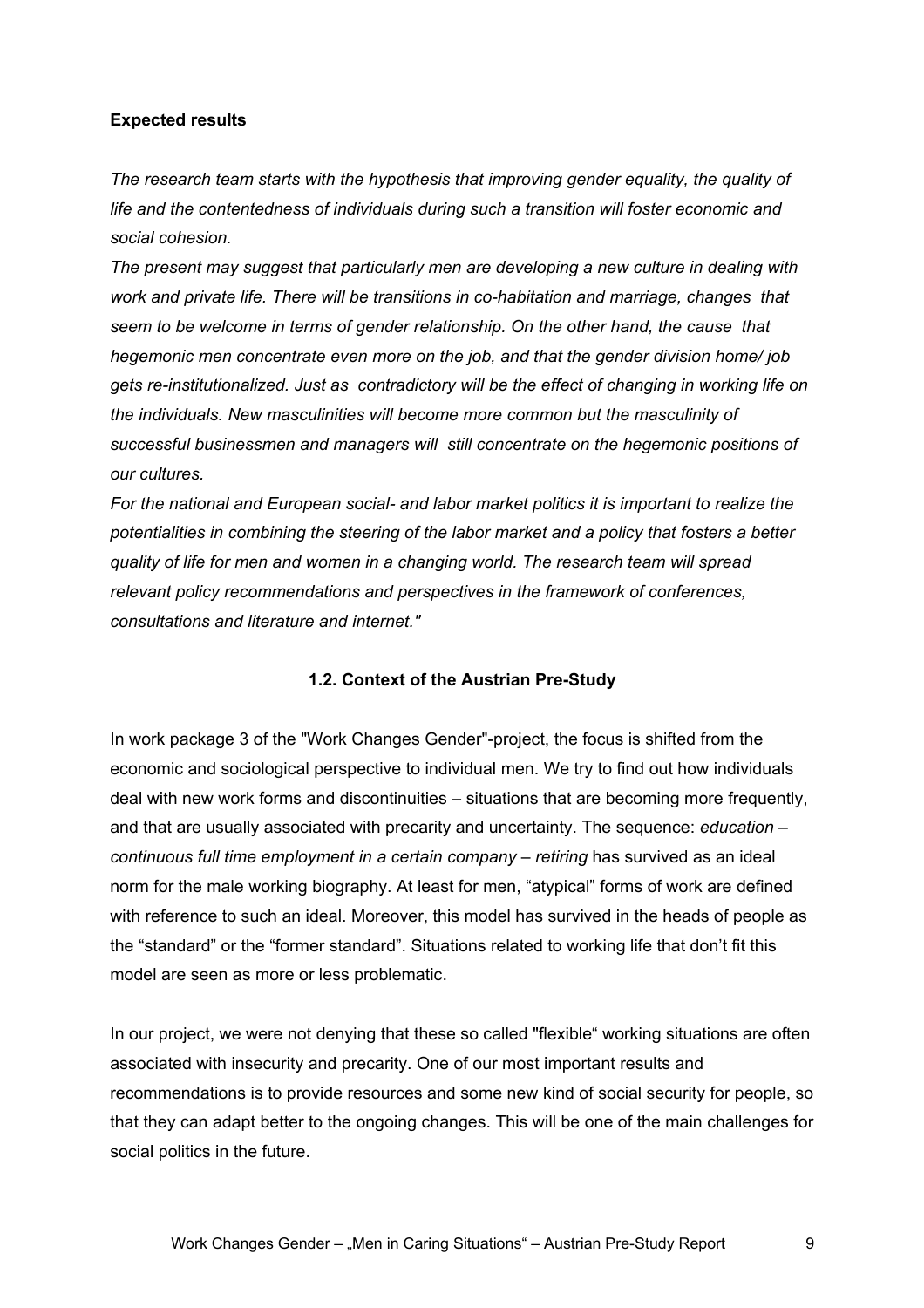**Expected results**

*The research team starts with the hypothesis that improving gender equality, the quality of life and the contentedness of individuals during such a transition will foster economic and social cohesion.*

*The present may suggest that particularly men are developing a new culture in dealing with work and private life. There will be transitions in co-habitation and marriage, changes that seem to be welcome in terms of gender relationship. On the other hand, the cause that hegemonic men concentrate even more on the job, and that the gender division home/ job gets re-institutionalized. Just as contradictory will be the effect of changing in working life on the individuals. New masculinities will become more common but the masculinity of successful businessmen and managers will still concentrate on the hegemonic positions of our cultures.*

*For the national and European social- and labor market politics it is important to realize the potentialities in combining the steering of the labor market and a policy that fosters a better quality of life for men and women in a changing world. The research team will spread relevant policy recommendations and perspectives in the framework of conferences, consultations and literature and internet."*

### 1.2. Context of the Austrian Pre-Study

In work package 3 of the "Work Changes Gender"-project, the focus is shifted from the economic and sociological perspective to individual men. We try to find out how individuals deal with new work forms and discontinuities – situations that are becoming more frequently, and that are usually associated with precarity and uncertainty. The sequence: *education – continuous full time employment in a certain company – retiring* has survived as an ideal norm for the male working biography. At least for men, "atypical" forms of work are defined with reference to such an ideal. Moreover, this model has survived in the heads of people as the "standard" or the "former standard". Situations related to working life that don't fit this model are seen as more or less problematic.

In our project, we were not denying that these so called "flexible" working situations are often associated with insecurity and precarity. One of our most important results and recommendations is to provide resources and some new kind of social security for people, so that they can adapt better to the ongoing changes. This will be one of the main challenges for social politics in the future.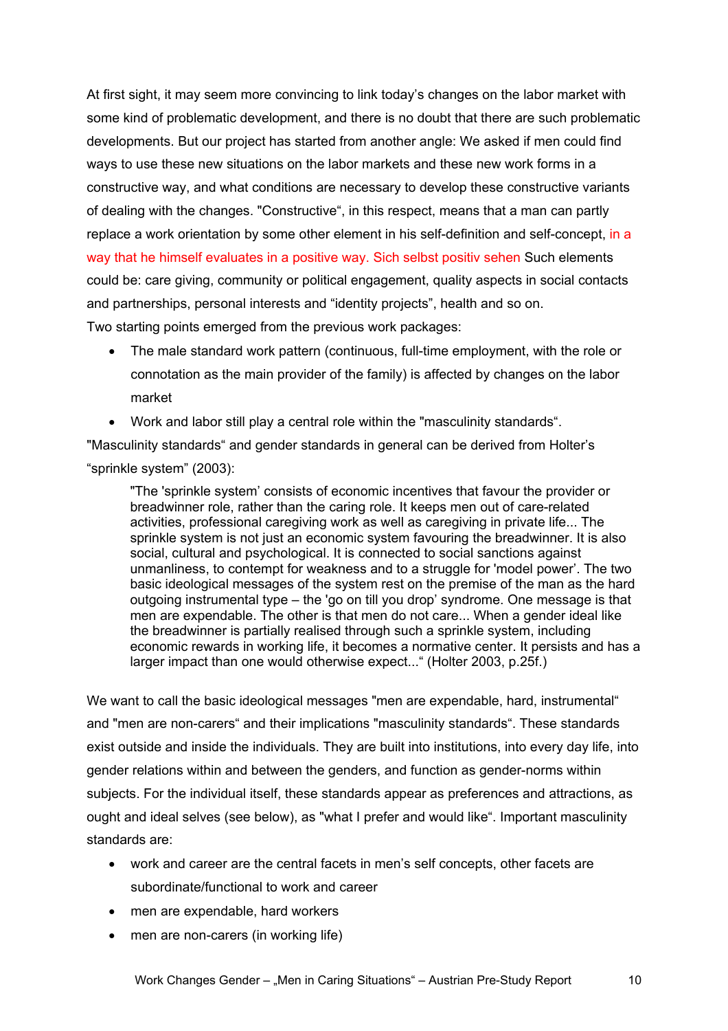At first sight, it may seem more convincing to link today’s changes on the labor market with some kind of problematic development, and there is no doubt that there are such problematic developments. But our project has started from another angle: We asked if men could find ways to use these new situations on the labor markets and these new work forms in a constructive way, and what conditions are necessary to develop these constructive variants of dealing with the changes. "Constructive“, in this respect, means that a man can partly replace a work orientation by some other element in his self-definition and self-concept, in a way that he himself evaluates in a positive way. Sich selbst positiv sehen Such elements could be: care giving, community or political engagement, quality aspects in social contacts and partnerships, personal interests and “identity projects”, health and so on.

Two starting points emerged from the previous work packages:

- The male standard work pattern (continuous, full-time employment, with the role or connotation as the main provider of the family) is affected by changes on the labor market
- Work and labor still play a central role within the "masculinity standards“.

"Masculinity standards“ and gender standards in general can be derived from Holter’s “sprinkle system” (2003):

> "The 'sprinkle system’ consists of economic incentives that favour the provider or breadwinner role, rather than the caring role. It keeps men out of care-related activities, professional caregiving work as well as caregiving in private life... The sprinkle system is not just an economic system favouring the breadwinner. It is also social, cultural and psychological. It is connected to social sanctions against unmanliness, to contempt for weakness and to a struggle for 'model power’. The two basic ideological messages of the system rest on the premise of the man as the hard outgoing instrumental type – the 'go on till you drop’ syndrome. One message is that men are expendable. The other is that men do not care... When a gender ideal like the breadwinner is partially realised through such a sprinkle system, including economic rewards in working life, it becomes a normative center. It persists and has a larger impact than one would otherwise expect...“ (Holter 2003, p.25f.)

We want to call the basic ideological messages "men are expendable, hard, instrumental“ and "men are non-carers“ and their implications "masculinity standards“. These standards exist outside and inside the individuals. They are built into institutions, into every day life, into gender relations within and between the genders, and function as gender-norms within subjects. For the individual itself, these standards appear as preferences and attractions, as ought and ideal selves (see below), as "what I prefer and would like“. Important masculinity standards are:

- work and career are the central facets in men’s self concepts, other facets are subordinate/functional to work and career
- men are expendable, hard workers
- men are non-carers (in working life)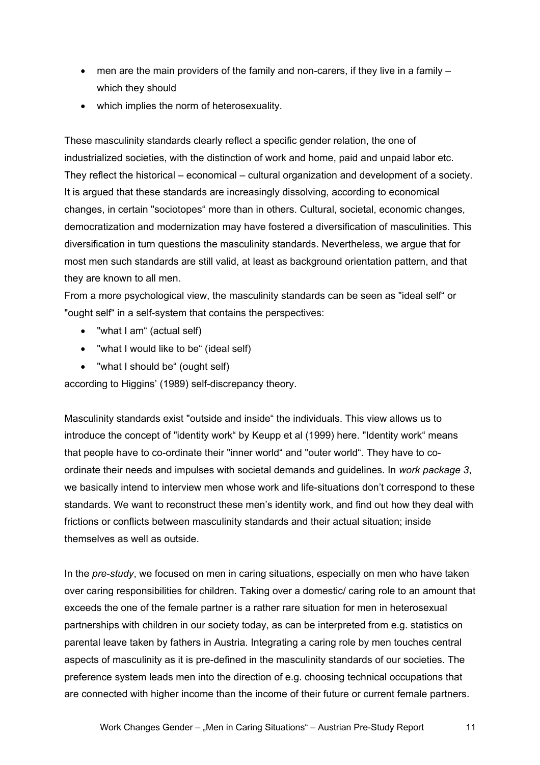- men are the main providers of the family and non-carers, if they live in a family – which they should
- which implies the norm of heterosexuality.

These masculinity standards clearly reflect a specific gender relation, the one of industrialized societies, with the distinction of work and home, paid and unpaid labor etc. They reflect the historical – economical – cultural organization and development of a society. It is argued that these standards are increasingly dissolving, according to economical changes, in certain "sociotopes" more than in others. Cultural, societal, economic changes, democratization and modernization may have fostered a diversification of masculinities. This diversification in turn questions the masculinity standards. Nevertheless, we argue that for most men such standards are still valid, at least as background orientation pattern, and that they are known to all men.

From a more psychological view, the masculinity standards can be seen as "ideal self" or "ought self" in a self-system that contains the perspectives:

- "what I am" (actual self)
- "what I would like to be" (ideal self)
- "what I should be" (ought self)

according to Higgins' (1989) self-discrepancy theory.

Masculinity standards exist "outside and inside" the individuals. This view allows us to introduce the concept of "identity work" by Keupp et al (1999) here. "Identity work" means that people have to co-ordinate their "inner world" and "outer world". They have to co-ordinate their needs and impulses with societal demands and guidelines. In *work package 3*, we basically intend to interview men whose work and life-situations don't correspond to these standards. We want to reconstruct these men's identity work, and find out how they deal with frictions or conflicts between masculinity standards and their actual situation; inside themselves as well as outside.

In the *pre-study*, we focused on men in caring situations, especially on men who have taken over caring responsibilities for children. Taking over a domestic/ caring role to an amount that exceeds the one of the female partner is a rather rare situation for men in heterosexual partnerships with children in our society today, as can be interpreted from e.g. statistics on parental leave taken by fathers in Austria. Integrating a caring role by men touches central aspects of masculinity as it is pre-defined in the masculinity standards of our societies. The preference system leads men into the direction of e.g. choosing technical occupations that are connected with higher income than the income of their future or current female partners.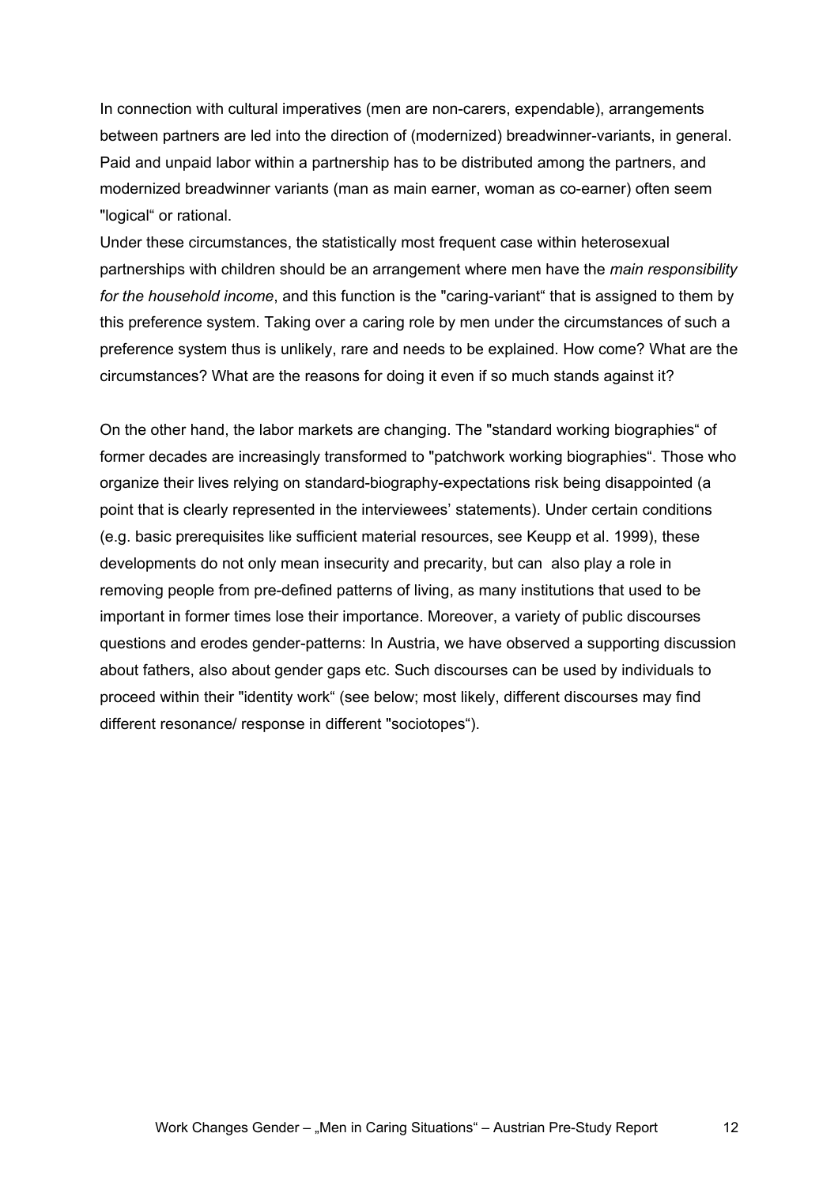In connection with cultural imperatives (men are non-carers, expendable), arrangements between partners are led into the direction of (modernized) breadwinner-variants, in general. Paid and unpaid labor within a partnership has to be distributed among the partners, and modernized breadwinner variants (man as main earner, woman as co-earner) often seem "logical" or rational.

Under these circumstances, the statistically most frequent case within heterosexual partnerships with children should be an arrangement where men have the *main responsibility for the household income*, and this function is the "caring-variant" that is assigned to them by this preference system. Taking over a caring role by men under the circumstances of such a preference system thus is unlikely, rare and needs to be explained. How come? What are the circumstances? What are the reasons for doing it even if so much stands against it?

On the other hand, the labor markets are changing. The "standard working biographies" of former decades are increasingly transformed to "patchwork working biographies". Those who organize their lives relying on standard-biography-expectations risk being disappointed (a point that is clearly represented in the interviewees' statements). Under certain conditions (e.g. basic prerequisites like sufficient material resources, see Keupp et al. 1999), these developments do not only mean insecurity and precarity, but can also play a role in removing people from pre-defined patterns of living, as many institutions that used to be important in former times lose their importance. Moreover, a variety of public discourses questions and erodes gender-patterns: In Austria, we have observed a supporting discussion about fathers, also about gender gaps etc. Such discourses can be used by individuals to proceed within their "identity work" (see below; most likely, different discourses may find different resonance/ response in different "sociotopes").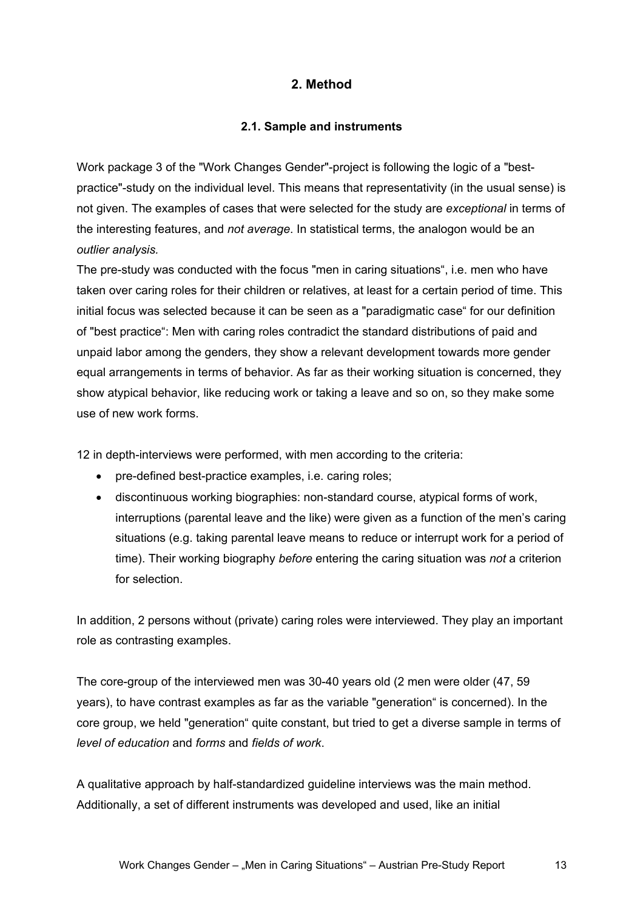## 2. Method

### 2.1. Sample and instruments

Work package 3 of the "Work Changes Gender"-project is following the logic of a "best-practice"-study on the individual level. This means that representativity (in the usual sense) is not given. The examples of cases that were selected for the study are *exceptional* in terms of the interesting features, and *not average*. In statistical terms, the analogon would be an *outlier analysis.*

The pre-study was conducted with the focus "men in caring situations“, i.e. men who have taken over caring roles for their children or relatives, at least for a certain period of time. This initial focus was selected because it can be seen as a "paradigmatic case“ for our definition of "best practice“: Men with caring roles contradict the standard distributions of paid and unpaid labor among the genders, they show a relevant development towards more gender equal arrangements in terms of behavior. As far as their working situation is concerned, they show atypical behavior, like reducing work or taking a leave and so on, so they make some use of new work forms.

12 in depth-interviews were performed, with men according to the criteria:

- pre-defined best-practice examples, i.e. caring roles;
- discontinuous working biographies: non-standard course, atypical forms of work, interruptions (parental leave and the like) were given as a function of the men's caring situations (e.g. taking parental leave means to reduce or interrupt work for a period of time). Their working biography *before* entering the caring situation was *not* a criterion for selection.

In addition, 2 persons without (private) caring roles were interviewed. They play an important role as contrasting examples.

The core-group of the interviewed men was 30-40 years old (2 men were older (47, 59 years), to have contrast examples as far as the variable "generation“ is concerned). In the core group, we held "generation“ quite constant, but tried to get a diverse sample in terms of *level of education* and *forms* and *fields of work*.

A qualitative approach by half-standardized guideline interviews was the main method. Additionally, a set of different instruments was developed and used, like an initial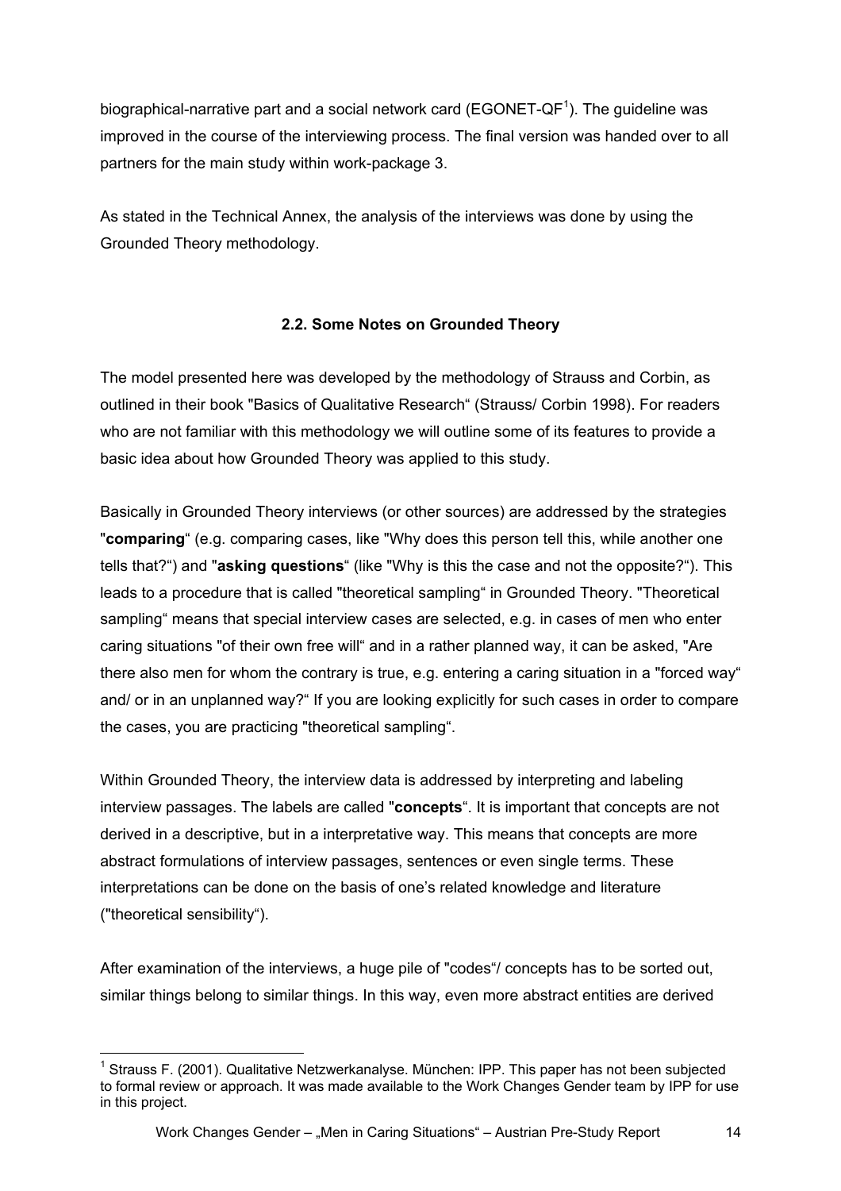biographical-narrative part and a social network card (EGONET-QF[1]). The guideline was improved in the course of the interviewing process. The final version was handed over to all partners for the main study within work-package 3.

As stated in the Technical Annex, the analysis of the interviews was done by using the Grounded Theory methodology.

## 2.2. Some Notes on Grounded Theory

The model presented here was developed by the methodology of Strauss and Corbin, as outlined in their book "Basics of Qualitative Research“ (Strauss/ Corbin 1998). For readers who are not familiar with this methodology we will outline some of its features to provide a basic idea about how Grounded Theory was applied to this study.

Basically in Grounded Theory interviews (or other sources) are addressed by the strategies "**comparing**“ (e.g. comparing cases, like "Why does this person tell this, while another one tells that?“) and "**asking questions**“ (like "Why is this the case and not the opposite?“). This leads to a procedure that is called "theoretical sampling“ in Grounded Theory. "Theoretical sampling“ means that special interview cases are selected, e.g. in cases of men who enter caring situations "of their own free will“ and in a rather planned way, it can be asked, "Are there also men for whom the contrary is true, e.g. entering a caring situation in a "forced way“ and/ or in an unplanned way?“ If you are looking explicitly for such cases in order to compare the cases, you are practicing "theoretical sampling“.

Within Grounded Theory, the interview data is addressed by interpreting and labeling interview passages. The labels are called "**concepts**“. It is important that concepts are not derived in a descriptive, but in a interpretative way. This means that concepts are more abstract formulations of interview passages, sentences or even single terms. These interpretations can be done on the basis of one’s related knowledge and literature ("theoretical sensibility“).

After examination of the interviews, a huge pile of "codes“/ concepts has to be sorted out, similar things belong to similar things. In this way, even more abstract entities are derived

---

[1] Strauss F. (2001). Qualitative Netzwerkanalyse. München: IPP. This paper has not been subjected to formal review or approach. It was made available to the Work Changes Gender team by IPP for use in this project.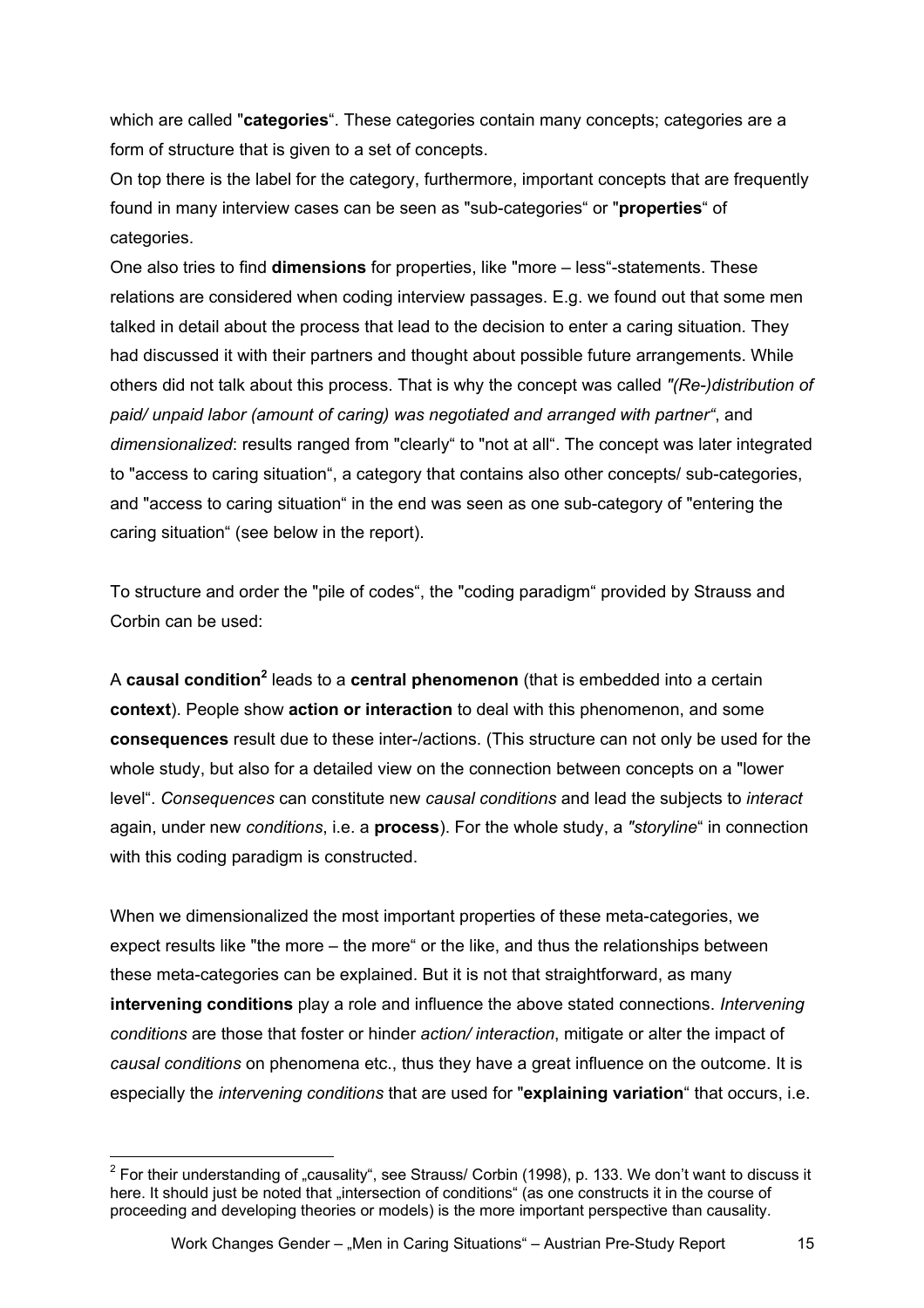which are called "**categories**". These categories contain many concepts; categories are a form of structure that is given to a set of concepts.

On top there is the label for the category, furthermore, important concepts that are frequently found in many interview cases can be seen as "sub-categories" or "**properties**" of categories.

One also tries to find **dimensions** for properties, like "more – less"-statements. These relations are considered when coding interview passages. E.g. we found out that some men talked in detail about the process that lead to the decision to enter a caring situation. They had discussed it with their partners and thought about possible future arrangements. While others did not talk about this process. That is why the concept was called *"(Re-)distribution of paid/ unpaid labor (amount of caring) was negotiated and arranged with partner"*, and *dimensionalized*: results ranged from "clearly" to "not at all". The concept was later integrated to "access to caring situation", a category that contains also other concepts/ sub-categories, and "access to caring situation" in the end was seen as one sub-category of "entering the caring situation" (see below in the report).

To structure and order the "pile of codes", the "coding paradigm" provided by Strauss and Corbin can be used:

A **causal condition**[2] leads to a **central phenomenon** (that is embedded into a certain **context**). People show **action or interaction** to deal with this phenomenon, and some **consequences** result due to these inter-/actions. (This structure can not only be used for the whole study, but also for a detailed view on the connection between concepts on a "lower level". *Consequences* can constitute new *causal conditions* and lead the subjects to *interact* again, under new *conditions*, i.e. a **process**). For the whole study, a *"storyline"* in connection with this coding paradigm is constructed.

When we dimensionalized the most important properties of these meta-categories, we expect results like "the more – the more" or the like, and thus the relationships between these meta-categories can be explained. But it is not that straightforward, as many **intervening conditions** play a role and influence the above stated connections. *Intervening conditions* are those that foster or hinder *action/ interaction*, mitigate or alter the impact of *causal conditions* on phenomena etc., thus they have a great influence on the outcome. It is especially the *intervening conditions* that are used for "**explaining variation**" that occurs, i.e.

[2] For their understanding of „causality", see Strauss/ Corbin (1998), p. 133. We don't want to discuss it here. It should just be noted that „intersection of conditions" (as one constructs it in the course of proceeding and developing theories or models) is the more important perspective than causality.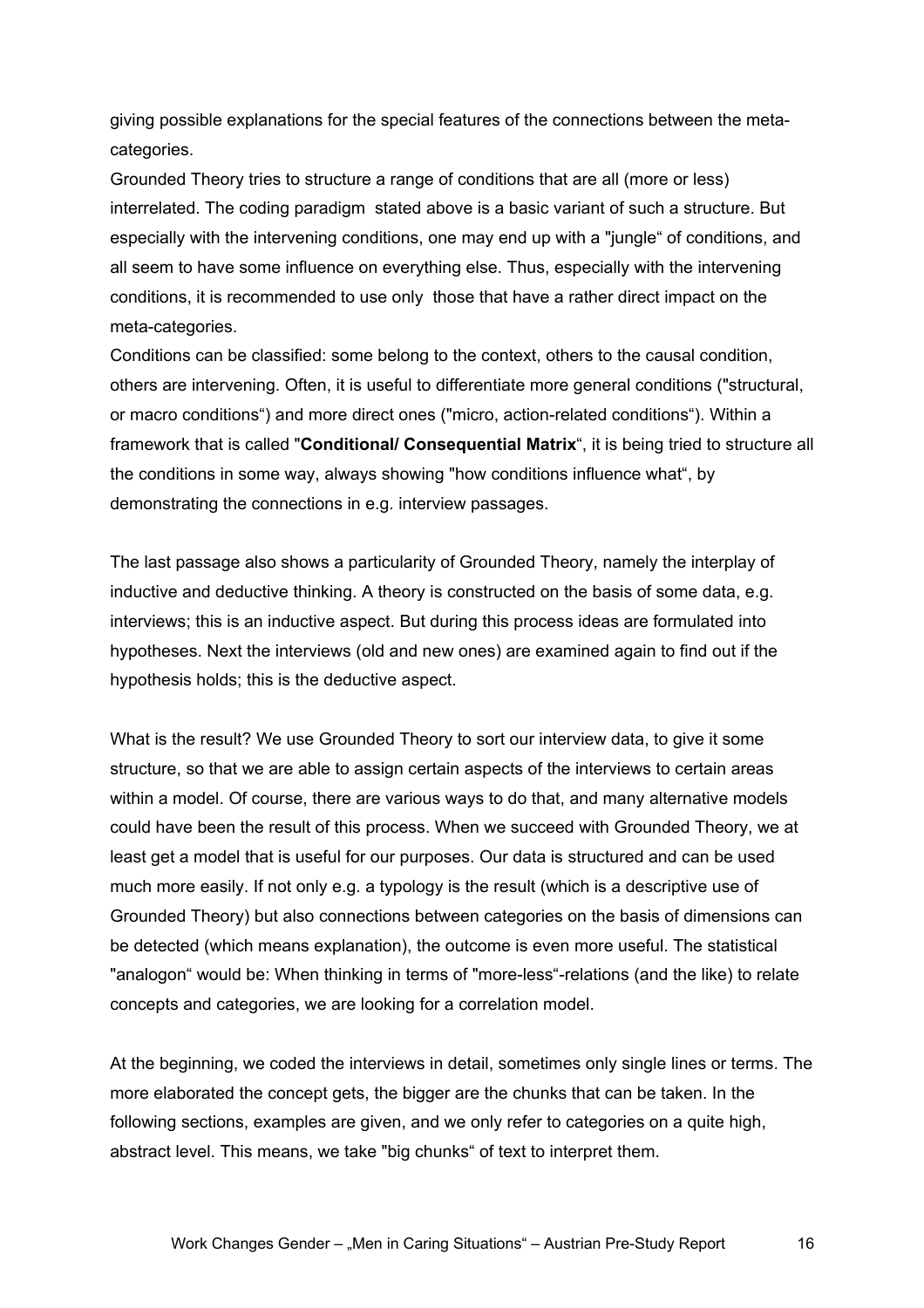giving possible explanations for the special features of the connections between the meta-categories.

Grounded Theory tries to structure a range of conditions that are all (more or less) interrelated. The coding paradigm stated above is a basic variant of such a structure. But especially with the intervening conditions, one may end up with a "jungle" of conditions, and all seem to have some influence on everything else. Thus, especially with the intervening conditions, it is recommended to use only those that have a rather direct impact on the meta-categories.

Conditions can be classified: some belong to the context, others to the causal condition, others are intervening. Often, it is useful to differentiate more general conditions ("structural, or macro conditions") and more direct ones ("micro, action-related conditions"). Within a framework that is called "**Conditional/ Consequential Matrix**", it is being tried to structure all the conditions in some way, always showing "how conditions influence what", by demonstrating the connections in e.g. interview passages.

The last passage also shows a particularity of Grounded Theory, namely the interplay of inductive and deductive thinking. A theory is constructed on the basis of some data, e.g. interviews; this is an inductive aspect. But during this process ideas are formulated into hypotheses. Next the interviews (old and new ones) are examined again to find out if the hypothesis holds; this is the deductive aspect.

What is the result? We use Grounded Theory to sort our interview data, to give it some structure, so that we are able to assign certain aspects of the interviews to certain areas within a model. Of course, there are various ways to do that, and many alternative models could have been the result of this process. When we succeed with Grounded Theory, we at least get a model that is useful for our purposes. Our data is structured and can be used much more easily. If not only e.g. a typology is the result (which is a descriptive use of Grounded Theory) but also connections between categories on the basis of dimensions can be detected (which means explanation), the outcome is even more useful. The statistical "analogon" would be: When thinking in terms of "more-less"-relations (and the like) to relate concepts and categories, we are looking for a correlation model.

At the beginning, we coded the interviews in detail, sometimes only single lines or terms. The more elaborated the concept gets, the bigger are the chunks that can be taken. In the following sections, examples are given, and we only refer to categories on a quite high, abstract level. This means, we take "big chunks" of text to interpret them.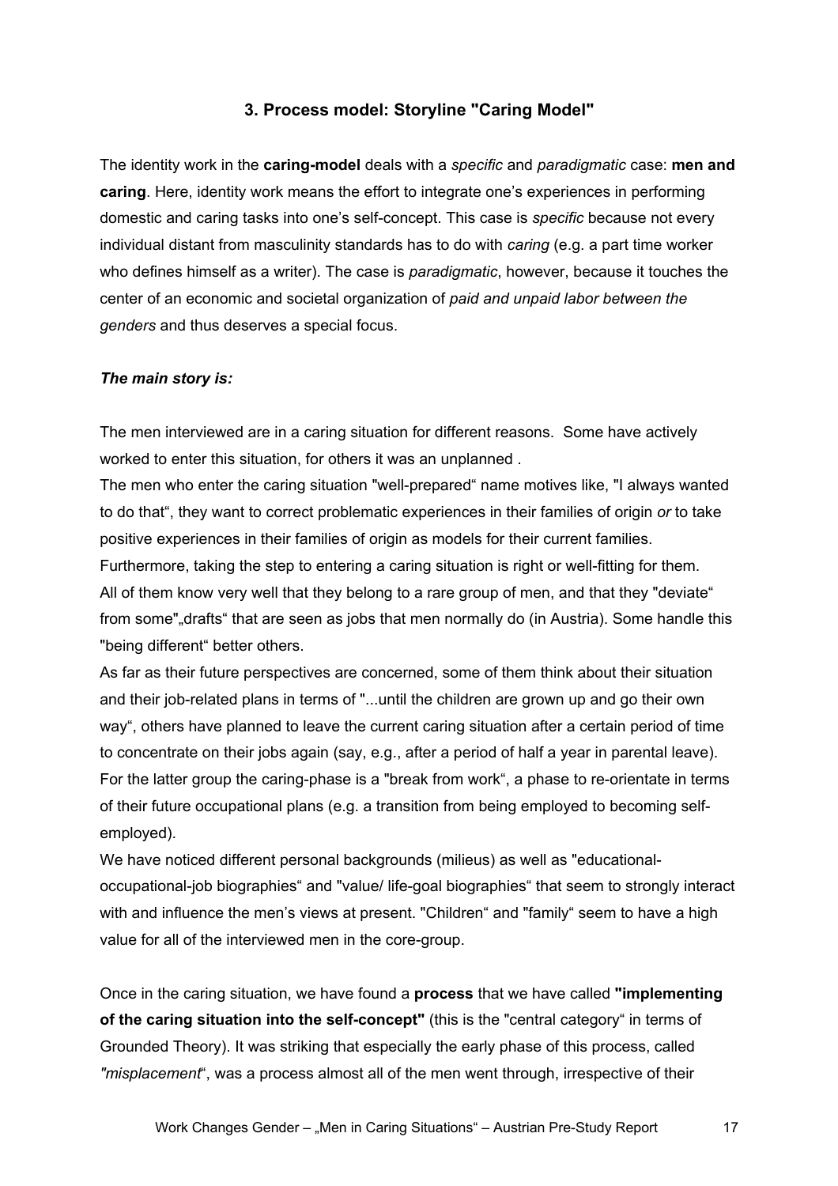### 3. Process model: Storyline "Caring Model"

The identity work in the **caring-model** deals with a *specific* and *paradigmatic* case: **men and caring**. Here, identity work means the effort to integrate one's experiences in performing domestic and caring tasks into one's self-concept. This case is *specific* because not every individual distant from masculinity standards has to do with *caring* (e.g. a part time worker who defines himself as a writer). The case is *paradigmatic*, however, because it touches the center of an economic and societal organization of *paid and unpaid labor between the genders* and thus deserves a special focus.

***The main story is:***

The men interviewed are in a caring situation for different reasons. Some have actively worked to enter this situation, for others it was an unplanned .

The men who enter the caring situation "well-prepared" name motives like, "I always wanted to do that", they want to correct problematic experiences in their families of origin *or* to take positive experiences in their families of origin as models for their current families.

Furthermore, taking the step to entering a caring situation is right or well-fitting for them.

All of them know very well that they belong to a rare group of men, and that they "deviate" from some"„drafts" that are seen as jobs that men normally do (in Austria). Some handle this "being different" better others.

As far as their future perspectives are concerned, some of them think about their situation and their job-related plans in terms of "...until the children are grown up and go their own way", others have planned to leave the current caring situation after a certain period of time to concentrate on their jobs again (say, e.g., after a period of half a year in parental leave). For the latter group the caring-phase is a "break from work", a phase to re-orientate in terms of their future occupational plans (e.g. a transition from being employed to becoming self-employed).

We have noticed different personal backgrounds (milieus) as well as "educational-occupational-job biographies" and "value/ life-goal biographies" that seem to strongly interact with and influence the men's views at present. "Children" and "family" seem to have a high value for all of the interviewed men in the core-group.

Once in the caring situation, we have found a **process** that we have called **"implementing of the caring situation into the self-concept"** (this is the "central category" in terms of Grounded Theory). It was striking that especially the early phase of this process, called *"misplacement*", was a process almost all of the men went through, irrespective of their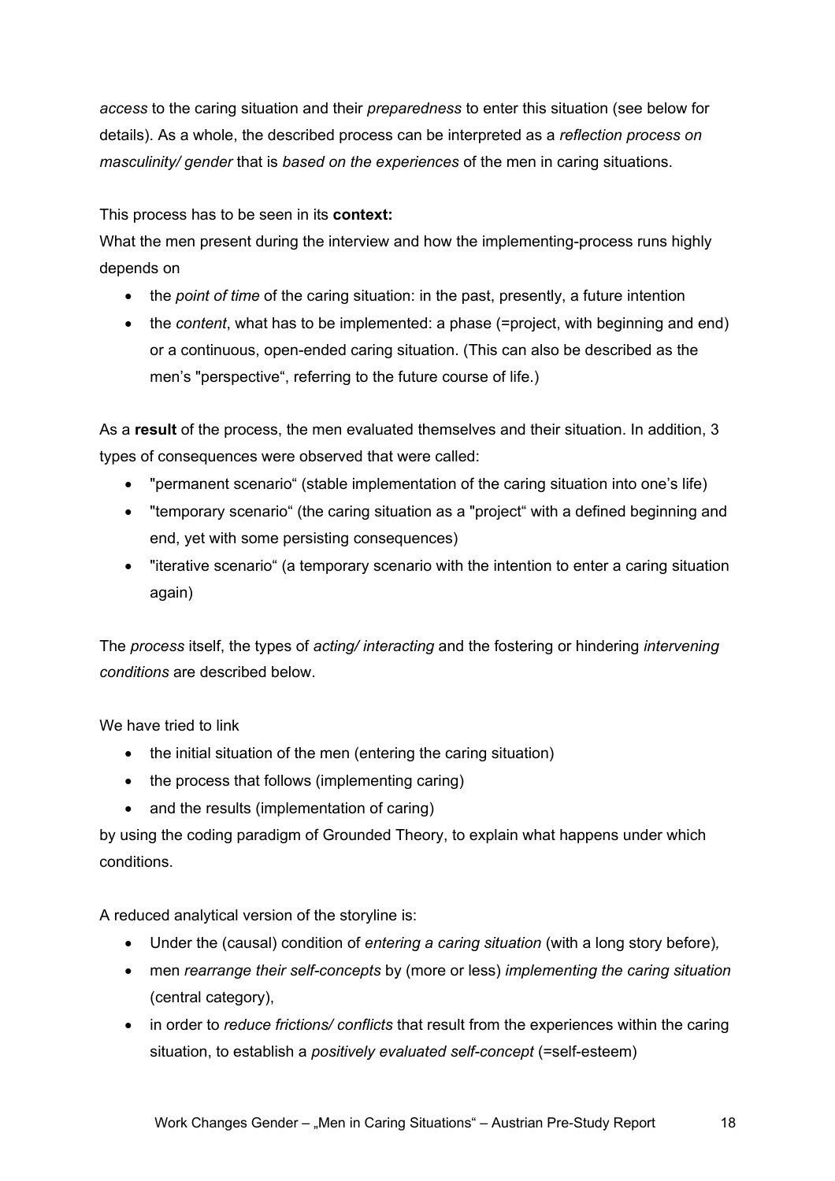*access* to the caring situation and their *preparedness* to enter this situation (see below for details). As a whole, the described process can be interpreted as a *reflection process on masculinity/ gender* that is *based on the experiences* of the men in caring situations.

This process has to be seen in its **context:**
What the men present during the interview and how the implementing-process runs highly depends on

- the *point of time* of the caring situation: in the past, presently, a future intention
- the *content*, what has to be implemented: a phase (=project, with beginning and end) or a continuous, open-ended caring situation. (This can also be described as the men's "perspective", referring to the future course of life.)

As a **result** of the process, the men evaluated themselves and their situation. In addition, 3 types of consequences were observed that were called:

- "permanent scenario" (stable implementation of the caring situation into one's life)
- "temporary scenario" (the caring situation as a "project" with a defined beginning and end, yet with some persisting consequences)
- "iterative scenario" (a temporary scenario with the intention to enter a caring situation again)

The *process* itself, the types of *acting/ interacting* and the fostering or hindering *intervening conditions* are described below.

We have tried to link

- the initial situation of the men (entering the caring situation)
- the process that follows (implementing caring)
- and the results (implementation of caring)

by using the coding paradigm of Grounded Theory, to explain what happens under which conditions.

A reduced analytical version of the storyline is:

- Under the (causal) condition of *entering a caring situation* (with a long story before),
- men *rearrange their self-concepts* by (more or less) *implementing the caring situation* (central category),
- in order to *reduce frictions/ conflicts* that result from the experiences within the caring situation, to establish a *positively evaluated self-concept* (=self-esteem)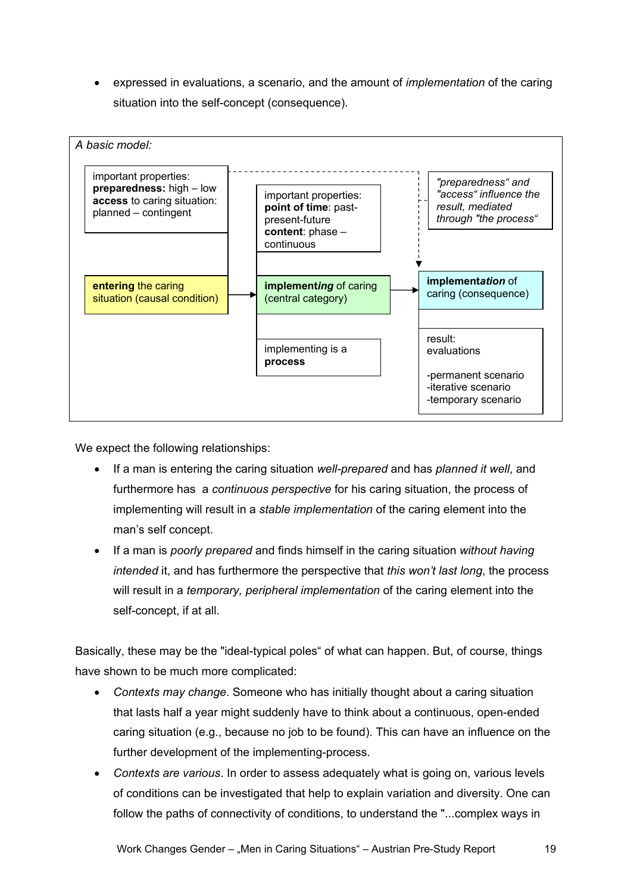- expressed in evaluations, a scenario, and the amount of *implementation* of the caring situation into the self-concept (consequence).

*A basic model:*

important properties:
**preparedness:** high – low
**access** to caring situation: planned – contingent

**entering** the caring situation (causal condition)

important properties:
**point of time**: past-present-future
**content**: phase – continuous

**implement*ing*** of caring (central category)

implementing is a **process**

*"preparedness" and "access" influence the result, mediated through "the process"*

**implement*ation*** of caring (consequence)

result:
evaluations

-permanent scenario
-iterative scenario
-temporary scenario

We expect the following relationships:

- If a man is entering the caring situation *well-prepared* and has *planned it well*, and furthermore has a *continuous perspective* for his caring situation, the process of implementing will result in a *stable implementation* of the caring element into the man's self concept.
- If a man is *poorly prepared* and finds himself in the caring situation *without having intended* it, and has furthermore the perspective that *this won't last long*, the process will result in a *temporary, peripheral implementation* of the caring element into the self-concept, if at all.

Basically, these may be the "ideal-typical poles" of what can happen. But, of course, things have shown to be much more complicated:

- *Contexts may change*. Someone who has initially thought about a caring situation that lasts half a year might suddenly have to think about a continuous, open-ended caring situation (e.g., because no job to be found). This can have an influence on the further development of the implementing-process.
- *Contexts are various*. In order to assess adequately what is going on, various levels of conditions can be investigated that help to explain variation and diversity. One can follow the paths of connectivity of conditions, to understand the "...complex ways in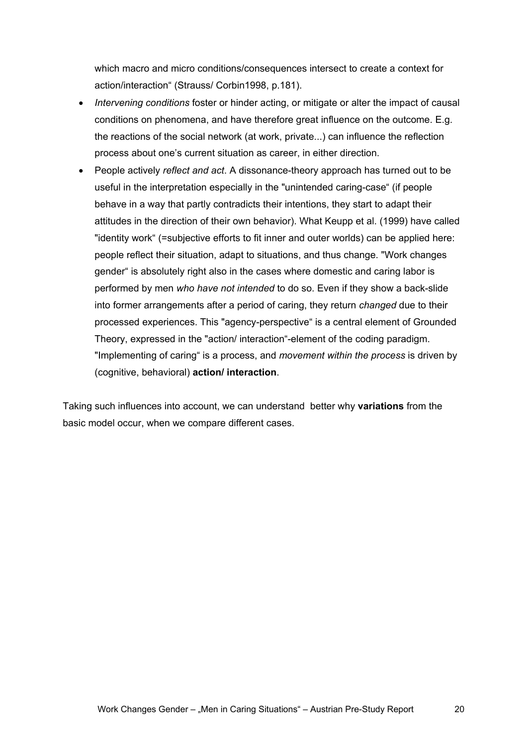which macro and micro conditions/consequences intersect to create a context for action/interaction" (Strauss/ Corbin1998, p.181).

- *Intervening conditions* foster or hinder acting, or mitigate or alter the impact of causal conditions on phenomena, and have therefore great influence on the outcome. E.g. the reactions of the social network (at work, private...) can influence the reflection process about one's current situation as career, in either direction.
- People actively *reflect and act*. A dissonance-theory approach has turned out to be useful in the interpretation especially in the "unintended caring-case" (if people behave in a way that partly contradicts their intentions, they start to adapt their attitudes in the direction of their own behavior). What Keupp et al. (1999) have called "identity work" (=subjective efforts to fit inner and outer worlds) can be applied here: people reflect their situation, adapt to situations, and thus change. "Work changes gender" is absolutely right also in the cases where domestic and caring labor is performed by men *who have not intended* to do so. Even if they show a back-slide into former arrangements after a period of caring, they return *changed* due to their processed experiences. This "agency-perspective" is a central element of Grounded Theory, expressed in the "action/ interaction"-element of the coding paradigm. "Implementing of caring" is a process, and *movement within the process* is driven by (cognitive, behavioral) **action/ interaction**.

Taking such influences into account, we can understand better why **variations** from the basic model occur, when we compare different cases.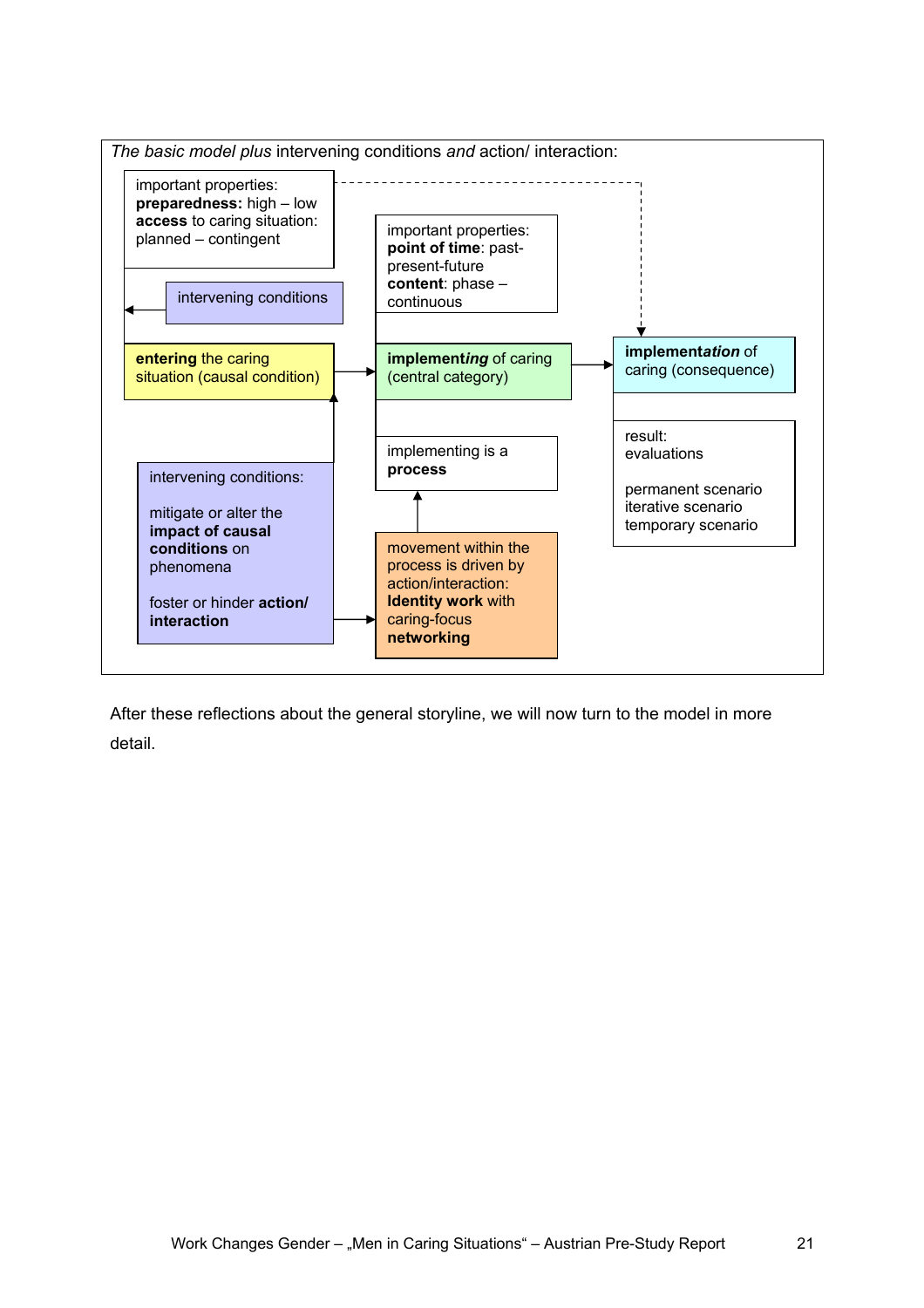*The basic model plus* intervening conditions *and* action/ interaction:

important properties:
**preparedness:** high – low
**access** to caring situation:
planned – contingent

intervening conditions

**entering** the caring situation (causal condition)

intervening conditions:

mitigate or alter the **impact of causal conditions** on phenomena

foster or hinder **action/ interaction**

important properties:
**point of time**: past-present-future
**content**: phase – continuous

**implement*ing*** of caring (central category)

implementing is a **process**

movement within the process is driven by action/interaction:
**Identity work** with caring-focus
**networking**

**implement*ation*** of caring (consequence)

result:
evaluations

permanent scenario
iterative scenario
temporary scenario

After these reflections about the general storyline, we will now turn to the model in more detail.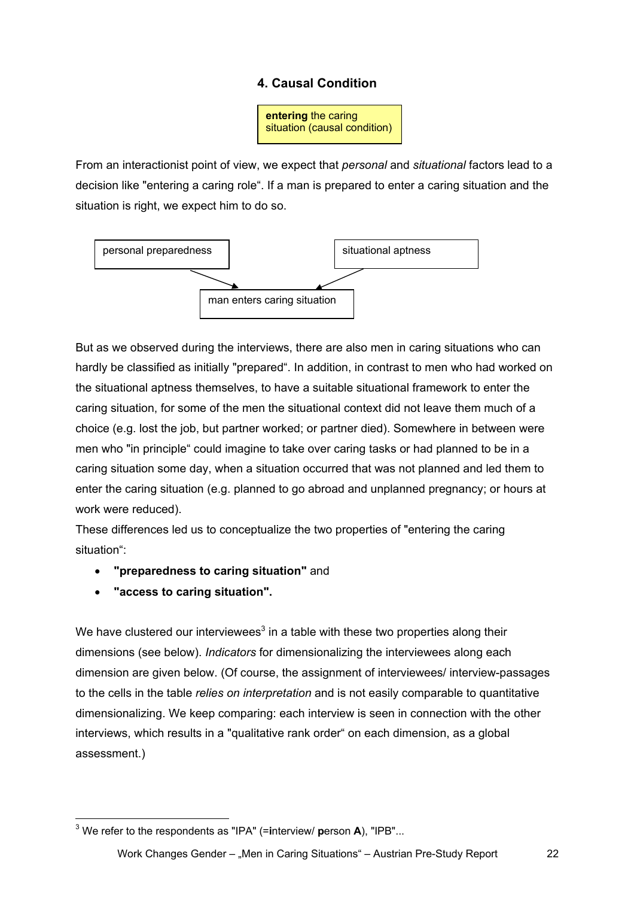## 4. Causal Condition

**entering** the caring situation (causal condition)

From an interactionist point of view, we expect that *personal* and *situational* factors lead to a decision like "entering a caring role". If a man is prepared to enter a caring situation and the situation is right, we expect him to do so.

personal preparedness → man enters caring situation ← situational aptness

But as we observed during the interviews, there are also men in caring situations who can hardly be classified as initially "prepared". In addition, in contrast to men who had worked on the situational aptness themselves, to have a suitable situational framework to enter the caring situation, for some of the men the situational context did not leave them much of a choice (e.g. lost the job, but partner worked; or partner died). Somewhere in between were men who "in principle" could imagine to take over caring tasks or had planned to be in a caring situation some day, when a situation occurred that was not planned and led them to enter the caring situation (e.g. planned to go abroad and unplanned pregnancy; or hours at work were reduced).

These differences led us to conceptualize the two properties of "entering the caring situation":

- **"preparedness to caring situation"** and
- **"access to caring situation".**

We have clustered our interviewees[3] in a table with these two properties along their dimensions (see below). *Indicators* for dimensionalizing the interviewees along each dimension are given below. (Of course, the assignment of interviewees/ interview-passages to the cells in the table *relies on interpretation* and is not easily comparable to quantitative dimensionalizing. We keep comparing: each interview is seen in connection with the other interviews, which results in a "qualitative rank order" on each dimension, as a global assessment.)

---

[3] We refer to the respondents as "IPA" (=**i**nterview/ **p**erson **A**), "IPB"...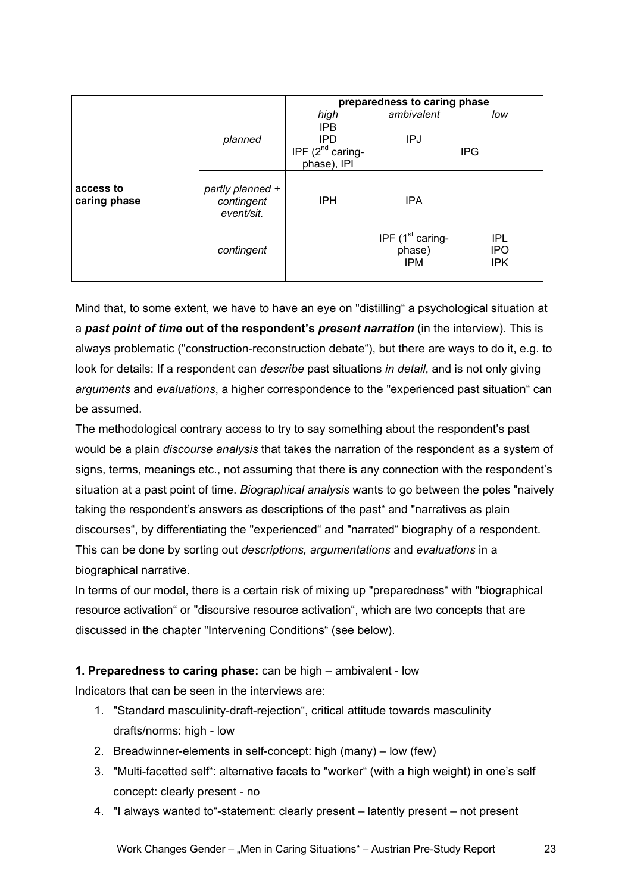| | | preparedness to caring phase | | |
|---|---|---|---|---|
| | | *high* | *ambivalent* | *low* |
| access to caring phase | *planned* | IPB<br>IPD<br>IPF (2nd caring-phase), IPI | IPJ | IPG |
| | *partly planned + contingent event/sit.* | IPH | IPA | |
| | *contingent* | | IPF (1st caring-phase)<br>IPM | IPL<br>IPO<br>IPK |

Mind that, to some extent, we have to have an eye on "distilling" a psychological situation at a ***past point of time*** **out of the respondent's** ***present narration*** (in the interview). This is always problematic ("construction-reconstruction debate"), but there are ways to do it, e.g. to look for details: If a respondent can *describe* past situations *in detail*, and is not only giving *arguments* and *evaluations*, a higher correspondence to the "experienced past situation" can be assumed.

The methodological contrary access to try to say something about the respondent's past would be a plain *discourse analysis* that takes the narration of the respondent as a system of signs, terms, meanings etc., not assuming that there is any connection with the respondent's situation at a past point of time. *Biographical analysis* wants to go between the poles "naively taking the respondent's answers as descriptions of the past" and "narratives as plain discourses", by differentiating the "experienced" and "narrated" biography of a respondent. This can be done by sorting out *descriptions, argumentations* and *evaluations* in a biographical narrative.

In terms of our model, there is a certain risk of mixing up "preparedness" with "biographical resource activation" or "discursive resource activation", which are two concepts that are discussed in the chapter "Intervening Conditions" (see below).

**1. Preparedness to caring phase:** can be high – ambivalent - low

Indicators that can be seen in the interviews are:

1. "Standard masculinity-draft-rejection", critical attitude towards masculinity drafts/norms: high - low
2. Breadwinner-elements in self-concept: high (many) – low (few)
3. "Multi-facetted self": alternative facets to "worker" (with a high weight) in one's self concept: clearly present - no
4. "I always wanted to"-statement: clearly present – latently present – not present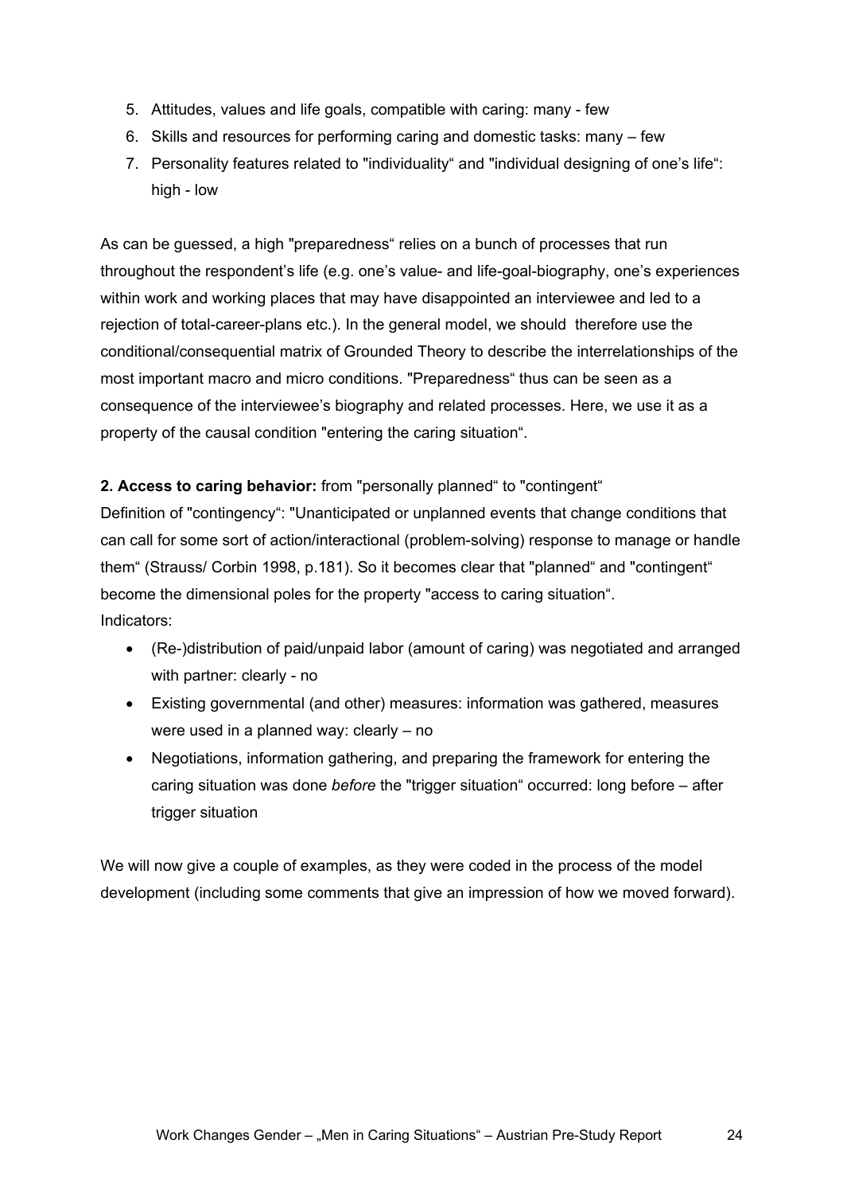5. Attitudes, values and life goals, compatible with caring: many - few
6. Skills and resources for performing caring and domestic tasks: many – few
7. Personality features related to "individuality" and "individual designing of one's life": high - low

As can be guessed, a high "preparedness" relies on a bunch of processes that run throughout the respondent's life (e.g. one's value- and life-goal-biography, one's experiences within work and working places that may have disappointed an interviewee and led to a rejection of total-career-plans etc.). In the general model, we should therefore use the conditional/consequential matrix of Grounded Theory to describe the interrelationships of the most important macro and micro conditions. "Preparedness" thus can be seen as a consequence of the interviewee's biography and related processes. Here, we use it as a property of the causal condition "entering the caring situation".

**2. Access to caring behavior:** from "personally planned" to "contingent"

Definition of "contingency": "Unanticipated or unplanned events that change conditions that can call for some sort of action/interactional (problem-solving) response to manage or handle them" (Strauss/ Corbin 1998, p.181). So it becomes clear that "planned" and "contingent" become the dimensional poles for the property "access to caring situation".

Indicators:

- (Re-)distribution of paid/unpaid labor (amount of caring) was negotiated and arranged with partner: clearly - no
- Existing governmental (and other) measures: information was gathered, measures were used in a planned way: clearly – no
- Negotiations, information gathering, and preparing the framework for entering the caring situation was done *before* the "trigger situation" occurred: long before – after trigger situation

We will now give a couple of examples, as they were coded in the process of the model development (including some comments that give an impression of how we moved forward).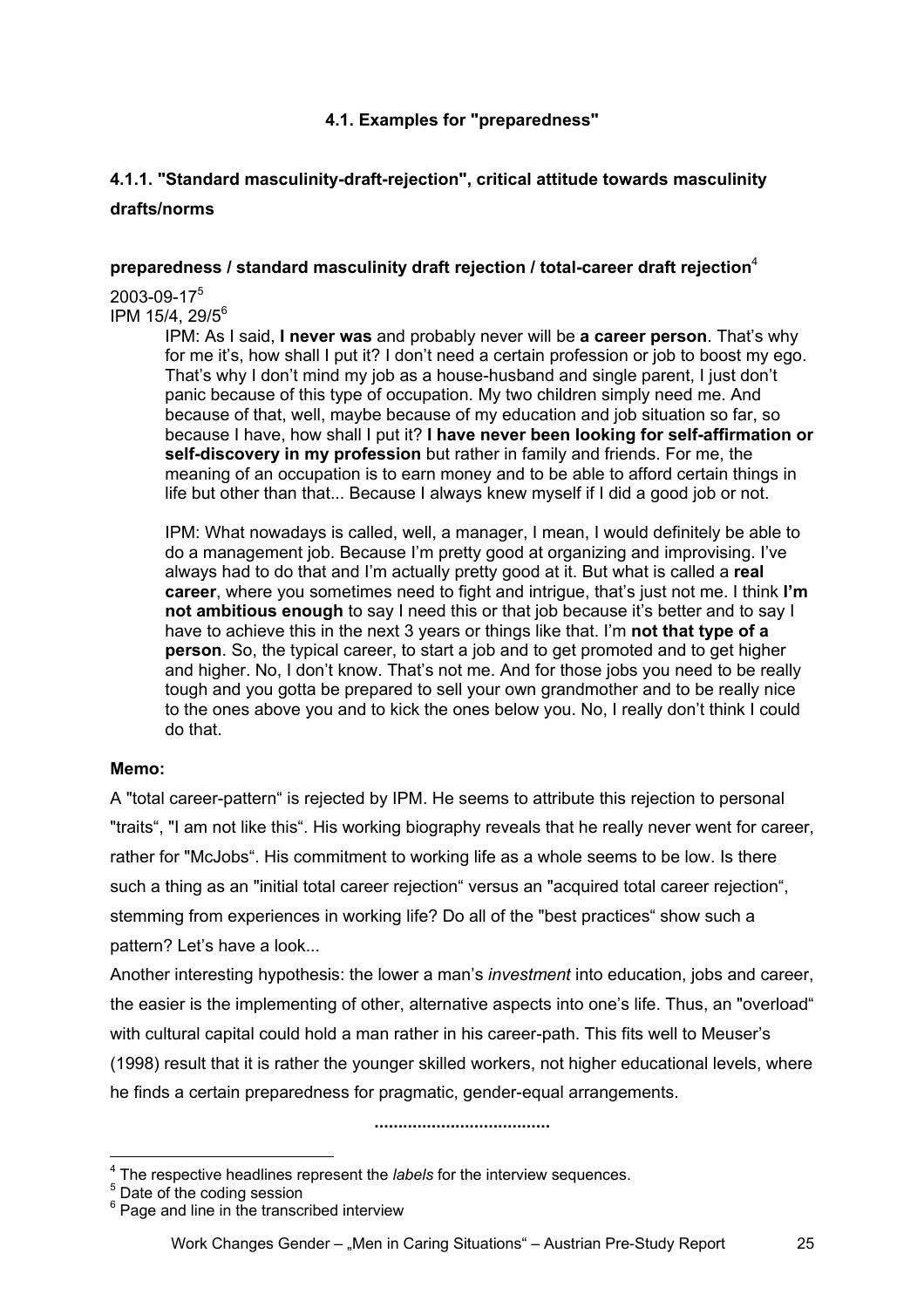### 4.1. Examples for "preparedness"

#### 4.1.1. "Standard masculinity-draft-rejection", critical attitude towards masculinity drafts/norms

**preparedness / standard masculinity draft rejection / total-career draft rejection**[4]

2003-09-17[5]
IPM 15/4, 29/5[6]

> IPM: As I said, **I never was** and probably never will be **a career person**. That's why for me it's, how shall I put it? I don't need a certain profession or job to boost my ego. That's why I don't mind my job as a house-husband and single parent, I just don't panic because of this type of occupation. My two children simply need me. And because of that, well, maybe because of my education and job situation so far, so because I have, how shall I put it? **I have never been looking for self-affirmation or self-discovery in my profession** but rather in family and friends. For me, the meaning of an occupation is to earn money and to be able to afford certain things in life but other than that... Because I always knew myself if I did a good job or not.
>
> IPM: What nowadays is called, well, a manager, I mean, I would definitely be able to do a management job. Because I'm pretty good at organizing and improvising. I've always had to do that and I'm actually pretty good at it. But what is called a **real career**, where you sometimes need to fight and intrigue, that's just not me. I think **I'm not ambitious enough** to say I need this or that job because it's better and to say I have to achieve this in the next 3 years or things like that. I'm **not that type of a person**. So, the typical career, to start a job and to get promoted and to get higher and higher. No, I don't know. That's not me. And for those jobs you need to be really tough and you gotta be prepared to sell your own grandmother and to be really nice to the ones above you and to kick the ones below you. No, I really don't think I could do that.

**Memo:**

A "total career-pattern“ is rejected by IPM. He seems to attribute this rejection to personal "traits“, "I am not like this“. His working biography reveals that he really never went for career, rather for "McJobs“. His commitment to working life as a whole seems to be low. Is there such a thing as an "initial total career rejection“ versus an "acquired total career rejection“, stemming from experiences in working life? Do all of the "best practices“ show such a pattern? Let's have a look...

Another interesting hypothesis: the lower a man's *investment* into education, jobs and career, the easier is the implementing of other, alternative aspects into one's life. Thus, an "overload“ with cultural capital could hold a man rather in his career-path. This fits well to Meuser's (1998) result that it is rather the younger skilled workers, not higher educational levels, where he finds a certain preparedness for pragmatic, gender-equal arrangements.

....................................

---

[4] The respective headlines represent the *labels* for the interview sequences.

[5] Date of the coding session

[6] Page and line in the transcribed interview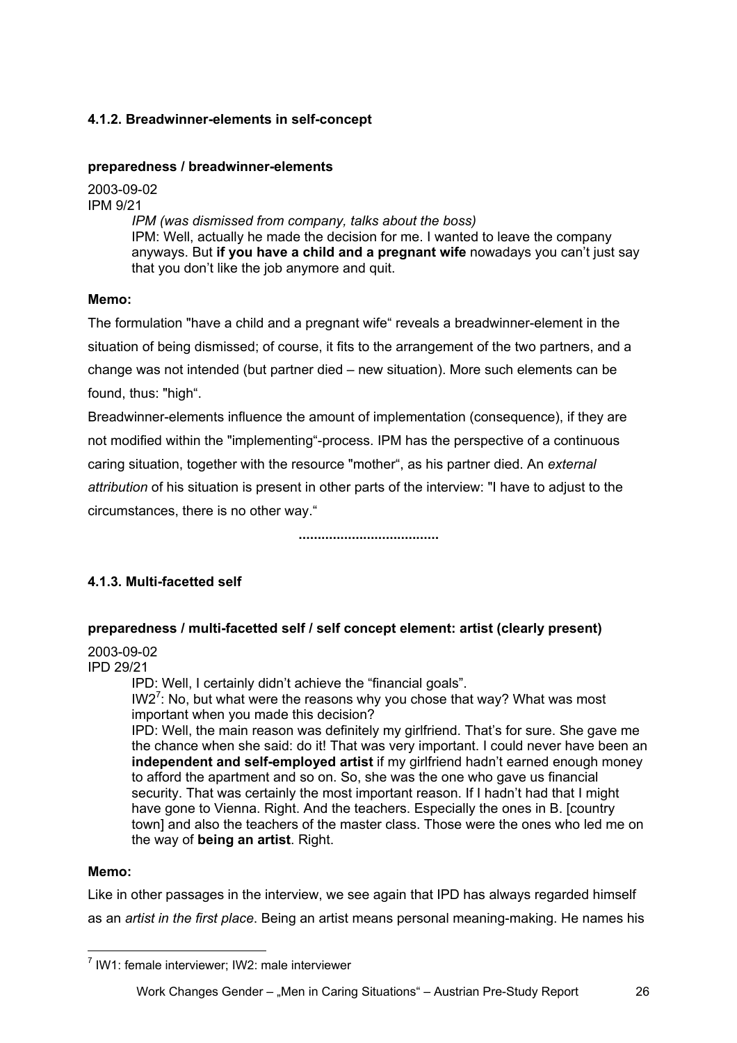#### 4.1.2. Breadwinner-elements in self-concept

**preparedness / breadwinner-elements**

2003-09-02
IPM 9/21

> *IPM (was dismissed from company, talks about the boss)*
> IPM: Well, actually he made the decision for me. I wanted to leave the company anyways. But **if you have a child and a pregnant wife** nowadays you can't just say that you don't like the job anymore and quit.

**Memo:**

The formulation "have a child and a pregnant wife" reveals a breadwinner-element in the situation of being dismissed; of course, it fits to the arrangement of the two partners, and a change was not intended (but partner died – new situation). More such elements can be found, thus: "high".

Breadwinner-elements influence the amount of implementation (consequence), if they are not modified within the "implementing"-process. IPM has the perspective of a continuous caring situation, together with the resource "mother", as his partner died. An *external attribution* of his situation is present in other parts of the interview: "I have to adjust to the circumstances, there is no other way."

....................................

#### 4.1.3. Multi-facetted self

**preparedness / multi-facetted self / self concept element: artist (clearly present)**

2003-09-02
IPD 29/21

> IPD: Well, I certainly didn't achieve the "financial goals".
> IW2[7]: No, but what were the reasons why you chose that way? What was most important when you made this decision?
> IPD: Well, the main reason was definitely my girlfriend. That's for sure. She gave me the chance when she said: do it! That was very important. I could never have been an **independent and self-employed artist** if my girlfriend hadn't earned enough money to afford the apartment and so on. So, she was the one who gave us financial security. That was certainly the most important reason. If I hadn't had that I might have gone to Vienna. Right. And the teachers. Especially the ones in B. [country town] and also the teachers of the master class. Those were the ones who led me on the way of **being an artist**. Right.

**Memo:**

Like in other passages in the interview, we see again that IPD has always regarded himself as an *artist in the first place*. Being an artist means personal meaning-making. He names his

[7] IW1: female interviewer; IW2: male interviewer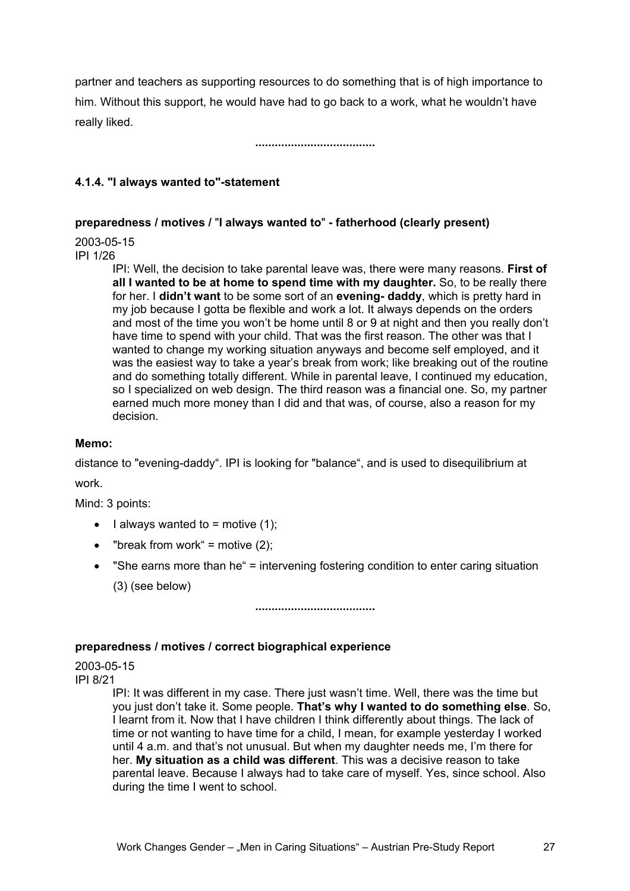partner and teachers as supporting resources to do something that is of high importance to him. Without this support, he would have had to go back to a work, what he wouldn't have really liked.

....................................

### 4.1.4. "I always wanted to"-statement

**preparedness / motives / "I always wanted to" - fatherhood (clearly present)**

2003-05-15
IPI 1/26

> IPI: Well, the decision to take parental leave was, there were many reasons. **First of all I wanted to be at home to spend time with my daughter.** So, to be really there for her. I **didn't want** to be some sort of an **evening- daddy**, which is pretty hard in my job because I gotta be flexible and work a lot. It always depends on the orders and most of the time you won't be home until 8 or 9 at night and then you really don't have time to spend with your child. That was the first reason. The other was that I wanted to change my working situation anyways and become self employed, and it was the easiest way to take a year's break from work; like breaking out of the routine and do something totally different. While in parental leave, I continued my education, so I specialized on web design. The third reason was a financial one. So, my partner earned much more money than I did and that was, of course, also a reason for my decision.

**Memo:**

distance to "evening-daddy". IPI is looking for "balance", and is used to disequilibrium at work.

Mind: 3 points:

- I always wanted to = motive (1);
- "break from work" = motive (2);
- "She earns more than he" = intervening fostering condition to enter caring situation (3) (see below)

....................................

**preparedness / motives / correct biographical experience**

2003-05-15
IPI 8/21

> IPI: It was different in my case. There just wasn't time. Well, there was the time but you just don't take it. Some people. **That's why I wanted to do something else**. So, I learnt from it. Now that I have children I think differently about things. The lack of time or not wanting to have time for a child, I mean, for example yesterday I worked until 4 a.m. and that's not unusual. But when my daughter needs me, I'm there for her. **My situation as a child was different**. This was a decisive reason to take parental leave. Because I always had to take care of myself. Yes, since school. Also during the time I went to school.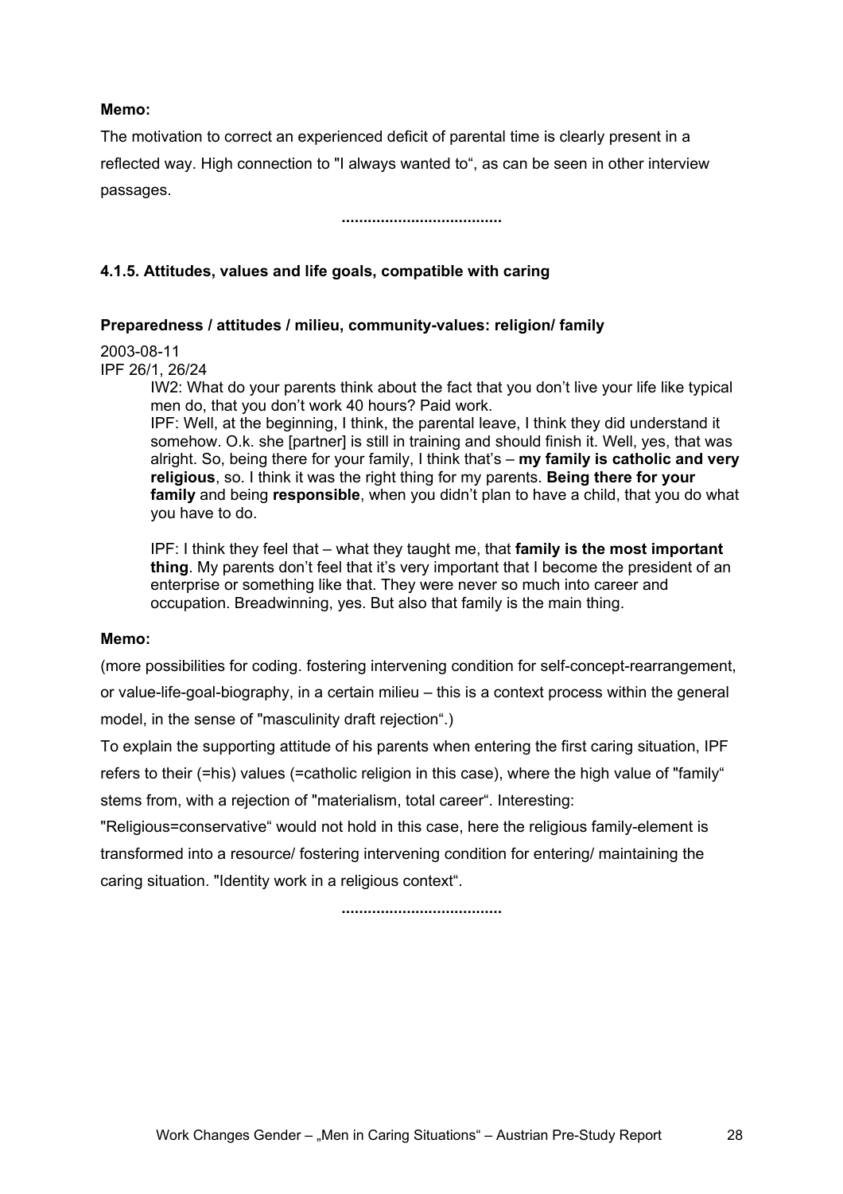**Memo:**

The motivation to correct an experienced deficit of parental time is clearly present in a reflected way. High connection to "I always wanted to", as can be seen in other interview passages.

.....................................

### 4.1.5. Attitudes, values and life goals, compatible with caring

**Preparedness / attitudes / milieu, community-values: religion/ family**

2003-08-11
IPF 26/1, 26/24

> IW2: What do your parents think about the fact that you don't live your life like typical men do, that you don't work 40 hours? Paid work.
> IPF: Well, at the beginning, I think, the parental leave, I think they did understand it somehow. O.k. she [partner] is still in training and should finish it. Well, yes, that was alright. So, being there for your family, I think that's – **my family is catholic and very religious**, so. I think it was the right thing for my parents. **Being there for your family** and being **responsible**, when you didn't plan to have a child, that you do what you have to do.
>
> IPF: I think they feel that – what they taught me, that **family is the most important thing**. My parents don't feel that it's very important that I become the president of an enterprise or something like that. They were never so much into career and occupation. Breadwinning, yes. But also that family is the main thing.

**Memo:**

(more possibilities for coding. fostering intervening condition for self-concept-rearrangement, or value-life-goal-biography, in a certain milieu – this is a context process within the general model, in the sense of "masculinity draft rejection".)

To explain the supporting attitude of his parents when entering the first caring situation, IPF refers to their (=his) values (=catholic religion in this case), where the high value of "family" stems from, with a rejection of "materialism, total career". Interesting: "Religious=conservative" would not hold in this case, here the religious family-element is transformed into a resource/ fostering intervening condition for entering/ maintaining the caring situation. "Identity work in a religious context".

.....................................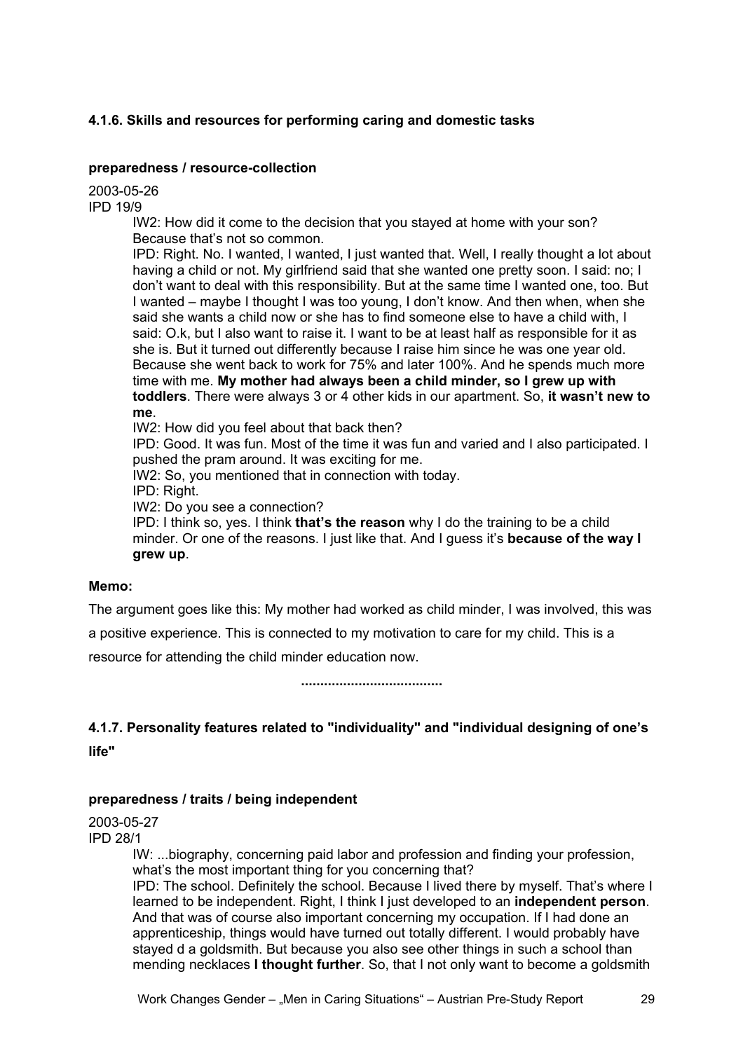### 4.1.6. Skills and resources for performing caring and domestic tasks

**preparedness / resource-collection**

2003-05-26
IPD 19/9

> IW2: How did it come to the decision that you stayed at home with your son? Because that's not so common.
> IPD: Right. No. I wanted, I wanted, I just wanted that. Well, I really thought a lot about having a child or not. My girlfriend said that she wanted one pretty soon. I said: no; I don't want to deal with this responsibility. But at the same time I wanted one, too. But I wanted – maybe I thought I was too young, I don't know. And then when, when she said she wants a child now or she has to find someone else to have a child with, I said: O.k, but I also want to raise it. I want to be at least half as responsible for it as she is. But it turned out differently because I raise him since he was one year old. Because she went back to work for 75% and later 100%. And he spends much more time with me. **My mother had always been a child minder, so I grew up with toddlers**. There were always 3 or 4 other kids in our apartment. So, **it wasn't new to me**.
> IW2: How did you feel about that back then?
> IPD: Good. It was fun. Most of the time it was fun and varied and I also participated. I pushed the pram around. It was exciting for me.
> IW2: So, you mentioned that in connection with today.
> IPD: Right.
> IW2: Do you see a connection?
> IPD: I think so, yes. I think **that's the reason** why I do the training to be a child minder. Or one of the reasons. I just like that. And I guess it's **because of the way I grew up**.

**Memo:**

The argument goes like this: My mother had worked as child minder, I was involved, this was a positive experience. This is connected to my motivation to care for my child. This is a resource for attending the child minder education now.

.....................................

### 4.1.7. Personality features related to "individuality" and "individual designing of one's life"

**preparedness / traits / being independent**

2003-05-27
IPD 28/1

> IW: ...biography, concerning paid labor and profession and finding your profession, what's the most important thing for you concerning that?
> IPD: The school. Definitely the school. Because I lived there by myself. That's where I learned to be independent. Right, I think I just developed to an **independent person**. And that was of course also important concerning my occupation. If I had done an apprenticeship, things would have turned out totally different. I would probably have stayed d a goldsmith. But because you also see other things in such a school than mending necklaces **I thought further**. So, that I not only want to become a goldsmith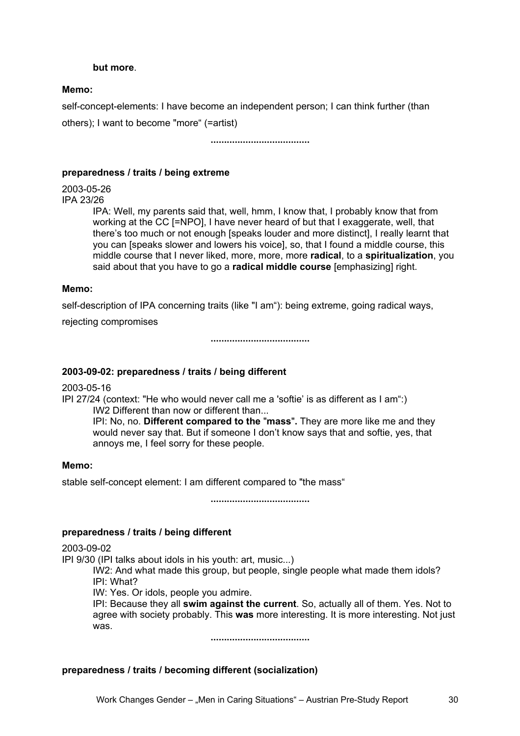**but more**.

**Memo:**

self-concept-elements: I have become an independent person; I can think further (than others); I want to become "more" (=artist)

.....................................

**preparedness / traits / being extreme**

2003-05-26
IPA 23/26

> IPA: Well, my parents said that, well, hmm, I know that, I probably know that from working at the CC [=NPO], I have never heard of but that I exaggerate, well, that there's too much or not enough [speaks louder and more distinct], I really learnt that you can [speaks slower and lowers his voice], so, that I found a middle course, this middle course that I never liked, more, more, more **radical**, to a **spiritualization**, you said about that you have to go a **radical middle course** [emphasizing] right.

**Memo:**

self-description of IPA concerning traits (like "I am"): being extreme, going radical ways, rejecting compromises

.....................................

**2003-09-02: preparedness / traits / being different**

2003-05-16
IPI 27/24 (context: "He who would never call me a 'softie' is as different as I am":)

> IW2 Different than now or different than...
> IPI: No, no. **Different compared to the "mass".** They are more like me and they would never say that. But if someone I don't know says that and softie, yes, that annoys me, I feel sorry for these people.

**Memo:**

stable self-concept element: I am different compared to "the mass"

.....................................

**preparedness / traits / being different**

2003-09-02
IPI 9/30 (IPI talks about idols in his youth: art, music...)

> IW2: And what made this group, but people, single people what made them idols?
> IPI: What?
> IW: Yes. Or idols, people you admire.
> IPI: Because they all **swim against the current**. So, actually all of them. Yes. Not to agree with society probably. This **was** more interesting. It is more interesting. Not just was.

.....................................

**preparedness / traits / becoming different (socialization)**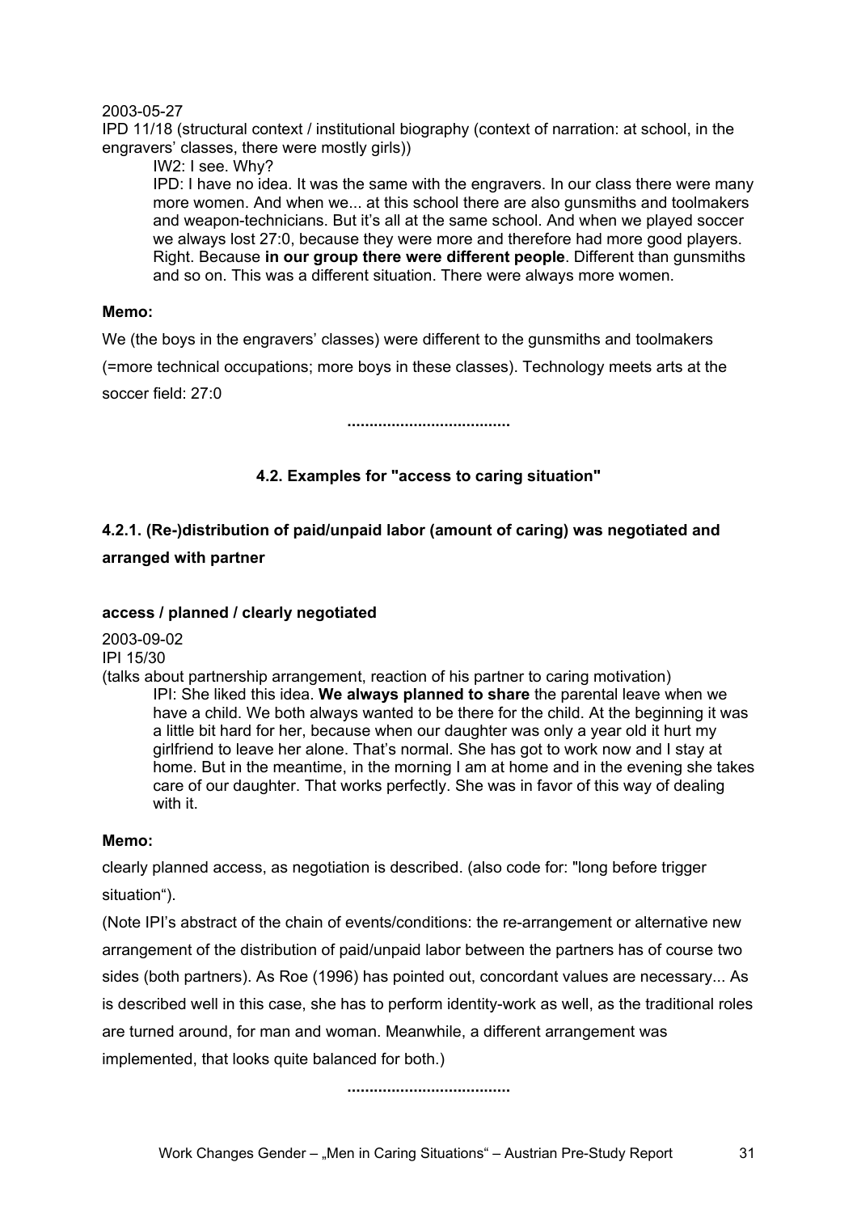2003-05-27

IPD 11/18 (structural context / institutional biography (context of narration: at school, in the engravers' classes, there were mostly girls))

> IW2: I see. Why?
>
> IPD: I have no idea. It was the same with the engravers. In our class there were many more women. And when we... at this school there are also gunsmiths and toolmakers and weapon-technicians. But it's all at the same school. And when we played soccer we always lost 27:0, because they were more and therefore had more good players. Right. Because **in our group there were different people**. Different than gunsmiths and so on. This was a different situation. There were always more women.

**Memo:**

We (the boys in the engravers' classes) were different to the gunsmiths and toolmakers (=more technical occupations; more boys in these classes). Technology meets arts at the soccer field: 27:0

....................................

### 4.2. Examples for "access to caring situation"

#### 4.2.1. (Re-)distribution of paid/unpaid labor (amount of caring) was negotiated and arranged with partner

**access / planned / clearly negotiated**

2003-09-02

IPI 15/30

(talks about partnership arrangement, reaction of his partner to caring motivation)

> IPI: She liked this idea. **We always planned to share** the parental leave when we have a child. We both always wanted to be there for the child. At the beginning it was a little bit hard for her, because when our daughter was only a year old it hurt my girlfriend to leave her alone. That's normal. She has got to work now and I stay at home. But in the meantime, in the morning I am at home and in the evening she takes care of our daughter. That works perfectly. She was in favor of this way of dealing with it.

**Memo:**

clearly planned access, as negotiation is described. (also code for: "long before trigger situation").

(Note IPI's abstract of the chain of events/conditions: the re-arrangement or alternative new arrangement of the distribution of paid/unpaid labor between the partners has of course two sides (both partners). As Roe (1996) has pointed out, concordant values are necessary... As is described well in this case, she has to perform identity-work as well, as the traditional roles are turned around, for man and woman. Meanwhile, a different arrangement was implemented, that looks quite balanced for both.)

....................................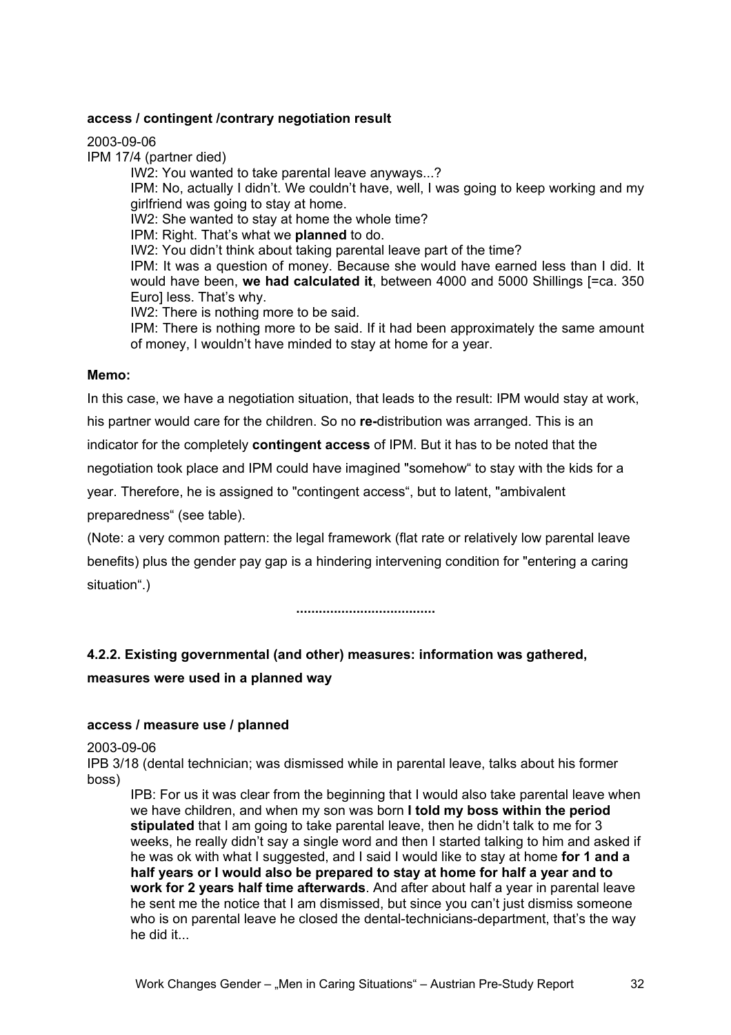**access / contingent /contrary negotiation result**

2003-09-06

IPM 17/4 (partner died)

> IW2: You wanted to take parental leave anyways...?
>
> IPM: No, actually I didn't. We couldn't have, well, I was going to keep working and my girlfriend was going to stay at home.
>
> IW2: She wanted to stay at home the whole time?
>
> IPM: Right. That's what we **planned** to do.
>
> IW2: You didn't think about taking parental leave part of the time?
>
> IPM: It was a question of money. Because she would have earned less than I did. It would have been, **we had calculated it**, between 4000 and 5000 Shillings [=ca. 350 Euro] less. That's why.
>
> IW2: There is nothing more to be said.
>
> IPM: There is nothing more to be said. If it had been approximately the same amount of money, I wouldn't have minded to stay at home for a year.

**Memo:**

In this case, we have a negotiation situation, that leads to the result: IPM would stay at work, his partner would care for the children. So no **re-**distribution was arranged. This is an indicator for the completely **contingent access** of IPM. But it has to be noted that the negotiation took place and IPM could have imagined "somehow" to stay with the kids for a year. Therefore, he is assigned to "contingent access", but to latent, "ambivalent preparedness" (see table).

(Note: a very common pattern: the legal framework (flat rate or relatively low parental leave benefits) plus the gender pay gap is a hindering intervening condition for "entering a caring situation".)

....................................

### 4.2.2. Existing governmental (and other) measures: information was gathered, measures were used in a planned way

**access / measure use / planned**

2003-09-06

IPB 3/18 (dental technician; was dismissed while in parental leave, talks about his former boss)

> IPB: For us it was clear from the beginning that I would also take parental leave when we have children, and when my son was born **I told my boss within the period stipulated** that I am going to take parental leave, then he didn't talk to me for 3 weeks, he really didn't say a single word and then I started talking to him and asked if he was ok with what I suggested, and I said I would like to stay at home **for 1 and a half years or I would also be prepared to stay at home for half a year and to work for 2 years half time afterwards**. And after about half a year in parental leave he sent me the notice that I am dismissed, but since you can't just dismiss someone who is on parental leave he closed the dental-technicians-department, that's the way he did it...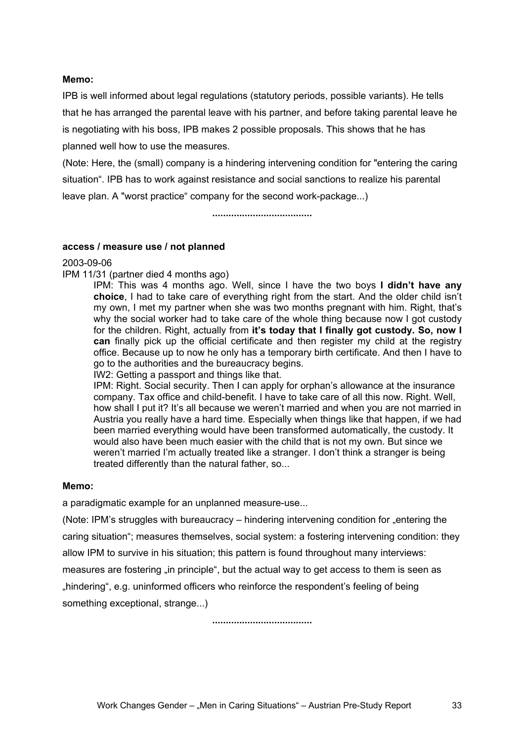**Memo:**

IPB is well informed about legal regulations (statutory periods, possible variants). He tells that he has arranged the parental leave with his partner, and before taking parental leave he is negotiating with his boss, IPB makes 2 possible proposals. This shows that he has planned well how to use the measures.

(Note: Here, the (small) company is a hindering intervening condition for "entering the caring situation". IPB has to work against resistance and social sanctions to realize his parental leave plan. A "worst practice" company for the second work-package...)

.....................................

**access / measure use / not planned**

2003-09-06

IPM 11/31 (partner died 4 months ago)

> IPM: This was 4 months ago. Well, since I have the two boys **I didn't have any choice**, I had to take care of everything right from the start. And the older child isn't my own, I met my partner when she was two months pregnant with him. Right, that's why the social worker had to take care of the whole thing because now I got custody for the children. Right, actually from **it's today that I finally got custody. So, now I can** finally pick up the official certificate and then register my child at the registry office. Because up to now he only has a temporary birth certificate. And then I have to go to the authorities and the bureaucracy begins.
>
> IW2: Getting a passport and things like that.
>
> IPM: Right. Social security. Then I can apply for orphan's allowance at the insurance company. Tax office and child-benefit. I have to take care of all this now. Right. Well, how shall I put it? It's all because we weren't married and when you are not married in Austria you really have a hard time. Especially when things like that happen, if we had been married everything would have been transformed automatically, the custody. It would also have been much easier with the child that is not my own. But since we weren't married I'm actually treated like a stranger. I don't think a stranger is being treated differently than the natural father, so...

**Memo:**

a paradigmatic example for an unplanned measure-use...

(Note: IPM's struggles with bureaucracy – hindering intervening condition for „entering the caring situation"; measures themselves, social system: a fostering intervening condition: they allow IPM to survive in his situation; this pattern is found throughout many interviews: measures are fostering „in principle", but the actual way to get access to them is seen as „hindering", e.g. uninformed officers who reinforce the respondent's feeling of being something exceptional, strange...)

.....................................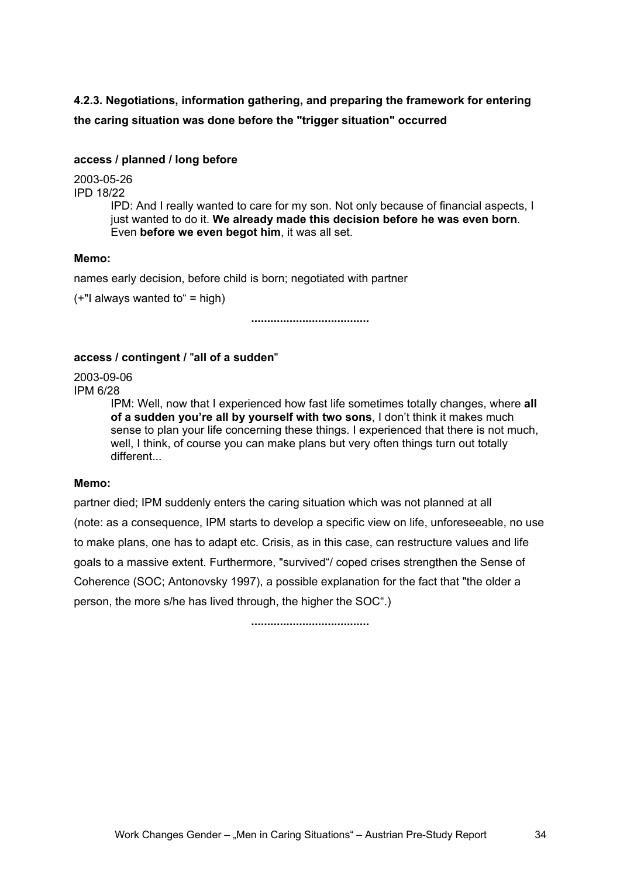### 4.2.3. Negotiations, information gathering, and preparing the framework for entering the caring situation was done before the "trigger situation" occurred

**access / planned / long before**

2003-05-26
IPD 18/22

> IPD: And I really wanted to care for my son. Not only because of financial aspects, I just wanted to do it. **We already made this decision before he was even born**. Even **before we even begot him**, it was all set.

**Memo:**

names early decision, before child is born; negotiated with partner

(+"I always wanted to" = high)

....................................

**access / contingent / "all of a sudden"**

2003-09-06
IPM 6/28

> IPM: Well, now that I experienced how fast life sometimes totally changes, where **all of a sudden you're all by yourself with two sons**, I don't think it makes much sense to plan your life concerning these things. I experienced that there is not much, well, I think, of course you can make plans but very often things turn out totally different...

**Memo:**

partner died; IPM suddenly enters the caring situation which was not planned at all (note: as a consequence, IPM starts to develop a specific view on life, unforeseeable, no use to make plans, one has to adapt etc. Crisis, as in this case, can restructure values and life goals to a massive extent. Furthermore, "survived"/ coped crises strengthen the Sense of Coherence (SOC; Antonovsky 1997), a possible explanation for the fact that "the older a person, the more s/he has lived through, the higher the SOC".)

....................................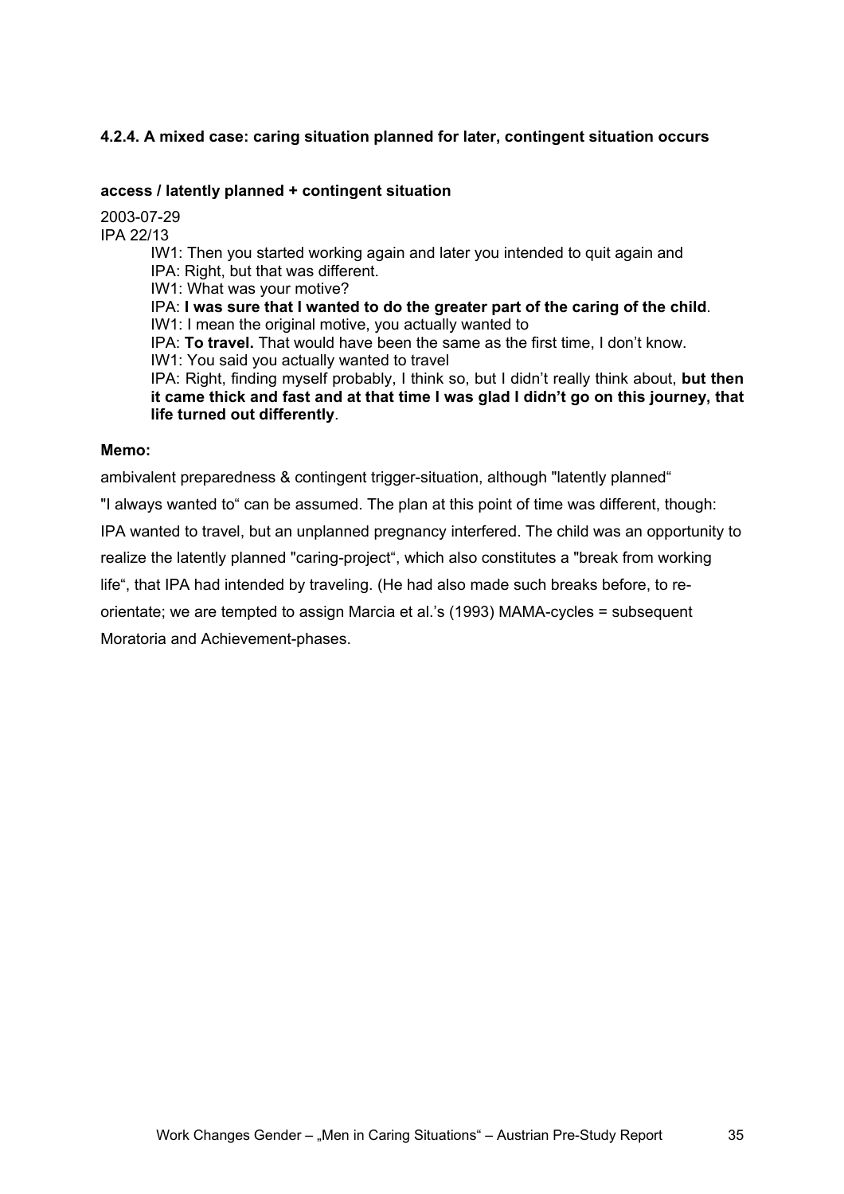#### 4.2.4. A mixed case: caring situation planned for later, contingent situation occurs

**access / latently planned + contingent situation**

2003-07-29
IPA 22/13

> IW1: Then you started working again and later you intended to quit again and
> IPA: Right, but that was different.
> IW1: What was your motive?
> IPA: **I was sure that I wanted to do the greater part of the caring of the child**.
> IW1: I mean the original motive, you actually wanted to
> IPA: **To travel.** That would have been the same as the first time, I don't know.
> IW1: You said you actually wanted to travel
> IPA: Right, finding myself probably, I think so, but I didn't really think about, **but then it came thick and fast and at that time I was glad I didn't go on this journey, that life turned out differently**.

**Memo:**

ambivalent preparedness & contingent trigger-situation, although "latently planned" "I always wanted to" can be assumed. The plan at this point of time was different, though: IPA wanted to travel, but an unplanned pregnancy interfered. The child was an opportunity to realize the latently planned "caring-project", which also constitutes a "break from working life", that IPA had intended by traveling. (He had also made such breaks before, to re-orientate; we are tempted to assign Marcia et al.'s (1993) MAMA-cycles = subsequent Moratoria and Achievement-phases.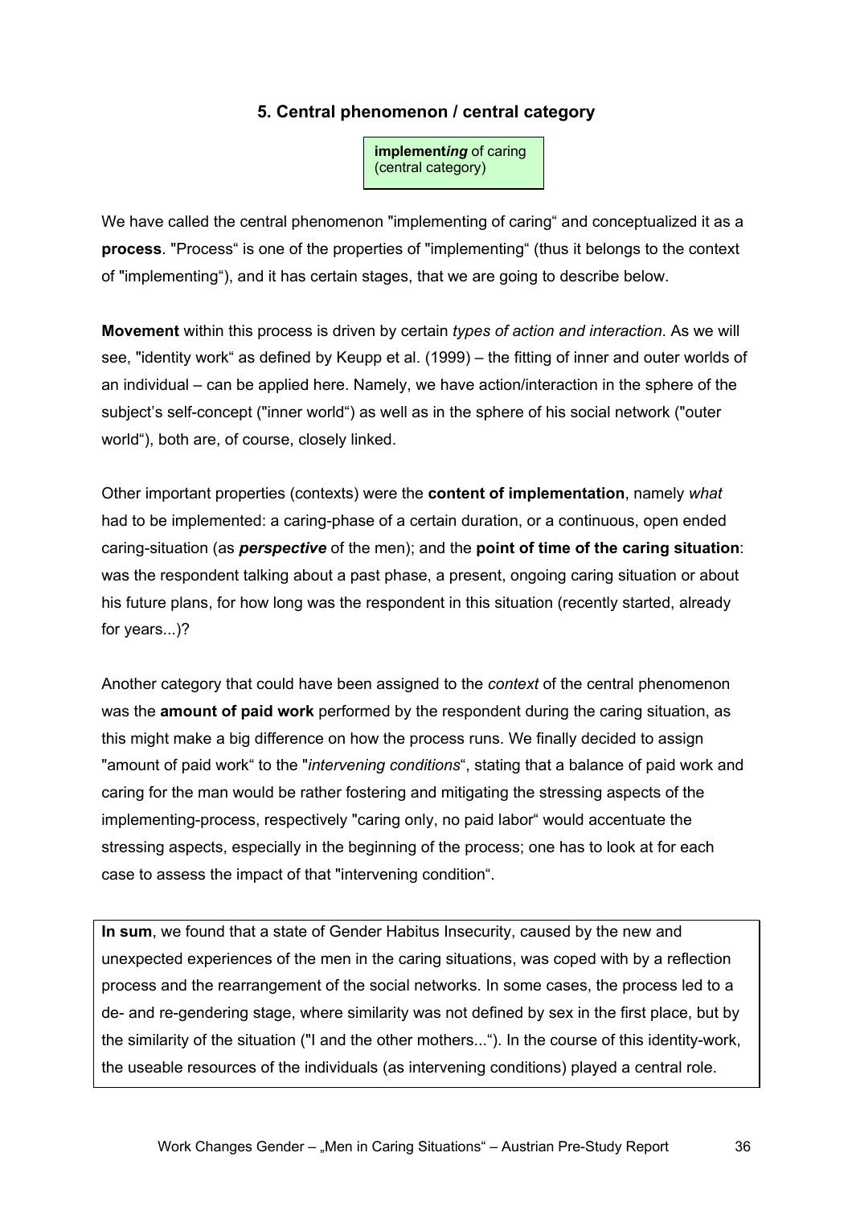## 5. Central phenomenon / central category

**implement*ing*** of caring
(central category)

We have called the central phenomenon "implementing of caring" and conceptualized it as a **process**. "Process" is one of the properties of "implementing" (thus it belongs to the context of "implementing"), and it has certain stages, that we are going to describe below.

**Movement** within this process is driven by certain *types of action and interaction*. As we will see, "identity work" as defined by Keupp et al. (1999) – the fitting of inner and outer worlds of an individual – can be applied here. Namely, we have action/interaction in the sphere of the subject's self-concept ("inner world") as well as in the sphere of his social network ("outer world"), both are, of course, closely linked.

Other important properties (contexts) were the **content of implementation**, namely *what* had to be implemented: a caring-phase of a certain duration, or a continuous, open ended caring-situation (as ***perspective*** of the men); and the **point of time of the caring situation**: was the respondent talking about a past phase, a present, ongoing caring situation or about his future plans, for how long was the respondent in this situation (recently started, already for years...)?

Another category that could have been assigned to the *context* of the central phenomenon was the **amount of paid work** performed by the respondent during the caring situation, as this might make a big difference on how the process runs. We finally decided to assign "amount of paid work" to the "*intervening conditions*", stating that a balance of paid work and caring for the man would be rather fostering and mitigating the stressing aspects of the implementing-process, respectively "caring only, no paid labor" would accentuate the stressing aspects, especially in the beginning of the process; one has to look at for each case to assess the impact of that "intervening condition".

**In sum**, we found that a state of Gender Habitus Insecurity, caused by the new and unexpected experiences of the men in the caring situations, was coped with by a reflection process and the rearrangement of the social networks. In some cases, the process led to a de- and re-gendering stage, where similarity was not defined by sex in the first place, but by the similarity of the situation ("I and the other mothers..."). In the course of this identity-work, the useable resources of the individuals (as intervening conditions) played a central role.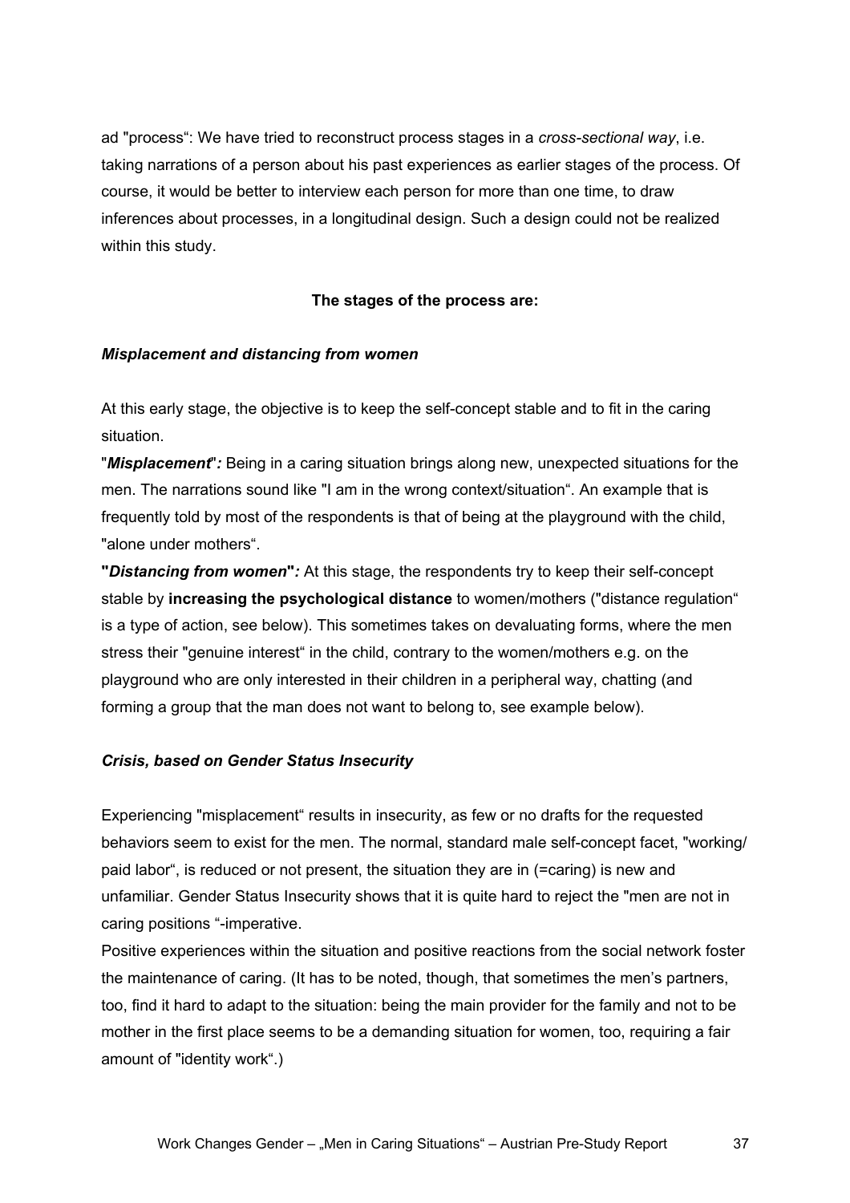ad "process": We have tried to reconstruct process stages in a *cross-sectional way*, i.e. taking narrations of a person about his past experiences as earlier stages of the process. Of course, it would be better to interview each person for more than one time, to draw inferences about processes, in a longitudinal design. Such a design could not be realized within this study.

**The stages of the process are:**

### *Misplacement and distancing from women*

At this early stage, the objective is to keep the self-concept stable and to fit in the caring situation.

"***Misplacement***"*:* Being in a caring situation brings along new, unexpected situations for the men. The narrations sound like "I am in the wrong context/situation". An example that is frequently told by most of the respondents is that of being at the playground with the child, "alone under mothers".

**"*Distancing from women*"***:* At this stage, the respondents try to keep their self-concept stable by **increasing the psychological distance** to women/mothers ("distance regulation" is a type of action, see below). This sometimes takes on devaluating forms, where the men stress their "genuine interest" in the child, contrary to the women/mothers e.g. on the playground who are only interested in their children in a peripheral way, chatting (and forming a group that the man does not want to belong to, see example below).

### *Crisis, based on Gender Status Insecurity*

Experiencing "misplacement" results in insecurity, as few or no drafts for the requested behaviors seem to exist for the men. The normal, standard male self-concept facet, "working/ paid labor", is reduced or not present, the situation they are in (=caring) is new and unfamiliar. Gender Status Insecurity shows that it is quite hard to reject the "men are not in caring positions "-imperative.

Positive experiences within the situation and positive reactions from the social network foster the maintenance of caring. (It has to be noted, though, that sometimes the men's partners, too, find it hard to adapt to the situation: being the main provider for the family and not to be mother in the first place seems to be a demanding situation for women, too, requiring a fair amount of "identity work".)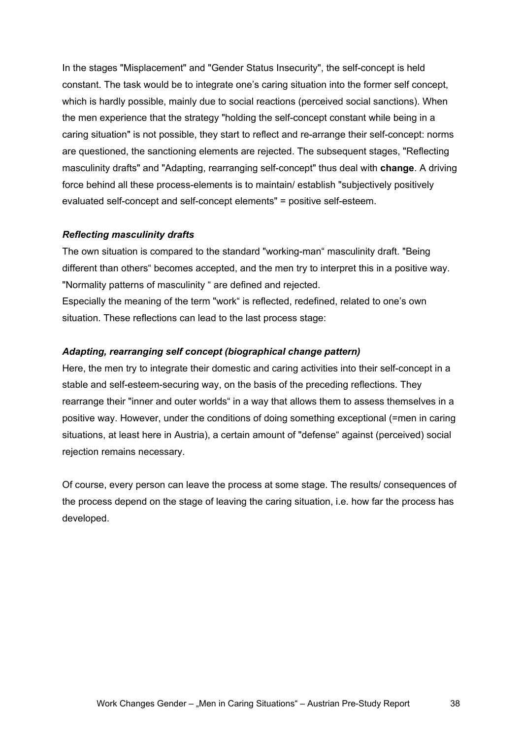In the stages "Misplacement" and "Gender Status Insecurity", the self-concept is held constant. The task would be to integrate one's caring situation into the former self concept, which is hardly possible, mainly due to social reactions (perceived social sanctions). When the men experience that the strategy "holding the self-concept constant while being in a caring situation" is not possible, they start to reflect and re-arrange their self-concept: norms are questioned, the sanctioning elements are rejected. The subsequent stages, "Reflecting masculinity drafts" and "Adapting, rearranging self-concept" thus deal with **change**. A driving force behind all these process-elements is to maintain/ establish "subjectively positively evaluated self-concept and self-concept elements" = positive self-esteem.

***Reflecting masculinity drafts***

The own situation is compared to the standard "working-man" masculinity draft. "Being different than others" becomes accepted, and the men try to interpret this in a positive way. "Normality patterns of masculinity " are defined and rejected.
Especially the meaning of the term "work" is reflected, redefined, related to one's own situation. These reflections can lead to the last process stage:

***Adapting, rearranging self concept (biographical change pattern)***

Here, the men try to integrate their domestic and caring activities into their self-concept in a stable and self-esteem-securing way, on the basis of the preceding reflections. They rearrange their "inner and outer worlds" in a way that allows them to assess themselves in a positive way. However, under the conditions of doing something exceptional (=men in caring situations, at least here in Austria), a certain amount of "defense" against (perceived) social rejection remains necessary.

Of course, every person can leave the process at some stage. The results/ consequences of the process depend on the stage of leaving the caring situation, i.e. how far the process has developed.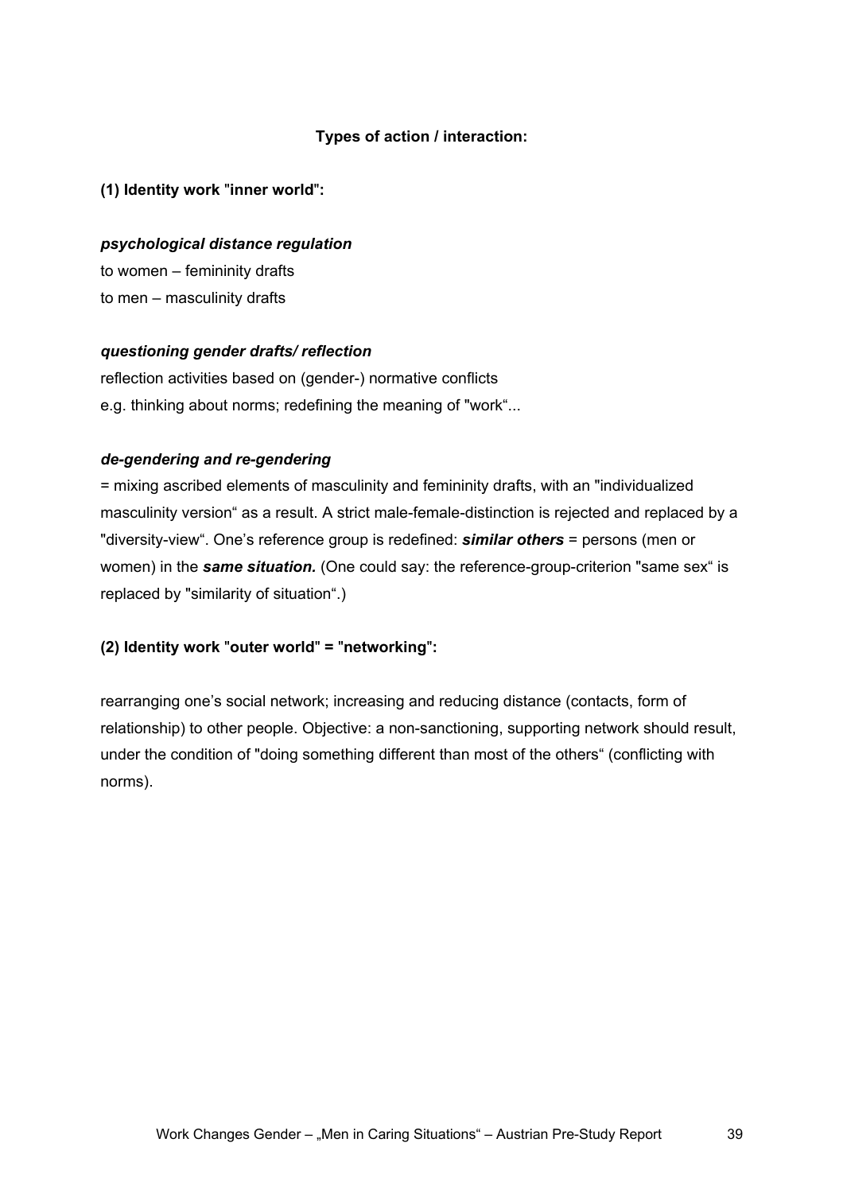**Types of action / interaction:**

**(1) Identity work "inner world":**

***psychological distance regulation***

to women – femininity drafts
to men – masculinity drafts

***questioning gender drafts/ reflection***

reflection activities based on (gender-) normative conflicts
e.g. thinking about norms; redefining the meaning of "work"...

***de-gendering and re-gendering***

= mixing ascribed elements of masculinity and femininity drafts, with an "individualized masculinity version" as a result. A strict male-female-distinction is rejected and replaced by a "diversity-view". One's reference group is redefined: ***similar others*** = persons (men or women) in the ***same situation.*** (One could say: the reference-group-criterion "same sex" is replaced by "similarity of situation".)

**(2) Identity work "outer world" = "networking":**

rearranging one's social network; increasing and reducing distance (contacts, form of relationship) to other people. Objective: a non-sanctioning, supporting network should result, under the condition of "doing something different than most of the others" (conflicting with norms).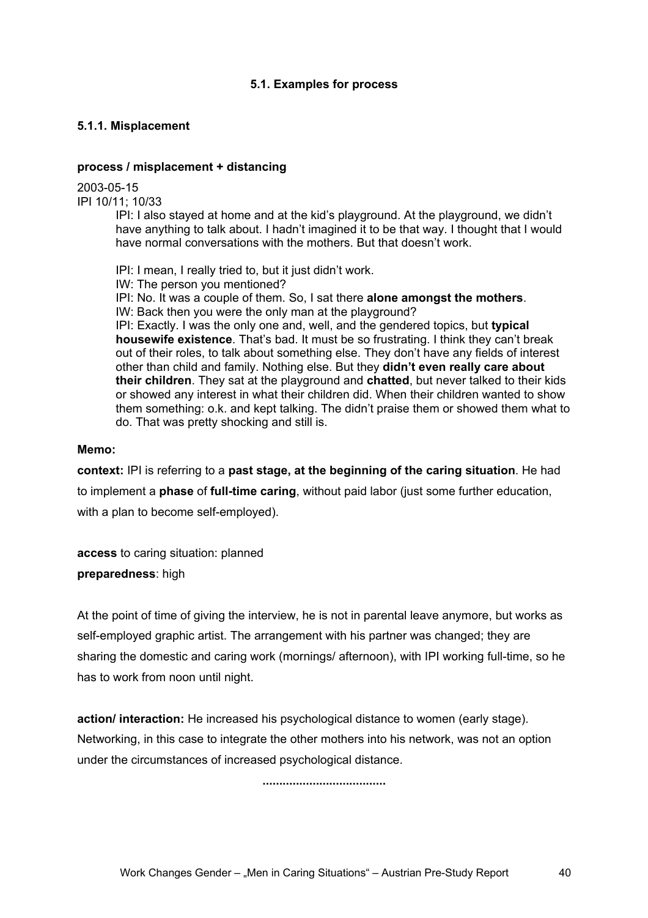### 5.1. Examples for process

#### 5.1.1. Misplacement

**process / misplacement + distancing**

2003-05-15
IPI 10/11; 10/33

> IPI: I also stayed at home and at the kid's playground. At the playground, we didn't have anything to talk about. I hadn't imagined it to be that way. I thought that I would have normal conversations with the mothers. But that doesn't work.
>
> IPI: I mean, I really tried to, but it just didn't work.
> IW: The person you mentioned?
> IPI: No. It was a couple of them. So, I sat there **alone amongst the mothers**.
> IW: Back then you were the only man at the playground?
> IPI: Exactly. I was the only one and, well, and the gendered topics, but **typical housewife existence**. That's bad. It must be so frustrating. I think they can't break out of their roles, to talk about something else. They don't have any fields of interest other than child and family. Nothing else. But they **didn't even really care about their children**. They sat at the playground and **chatted**, but never talked to their kids or showed any interest in what their children did. When their children wanted to show them something: o.k. and kept talking. The didn't praise them or showed them what to do. That was pretty shocking and still is.

**Memo:**

**context:** IPI is referring to a **past stage, at the beginning of the caring situation**. He had to implement a **phase** of **full-time caring**, without paid labor (just some further education, with a plan to become self-employed).

**access** to caring situation: planned
**preparedness**: high

At the point of time of giving the interview, he is not in parental leave anymore, but works as self-employed graphic artist. The arrangement with his partner was changed; they are sharing the domestic and caring work (mornings/ afternoon), with IPI working full-time, so he has to work from noon until night.

**action/ interaction:** He increased his psychological distance to women (early stage). Networking, in this case to integrate the other mothers into his network, was not an option under the circumstances of increased psychological distance.

**....................................**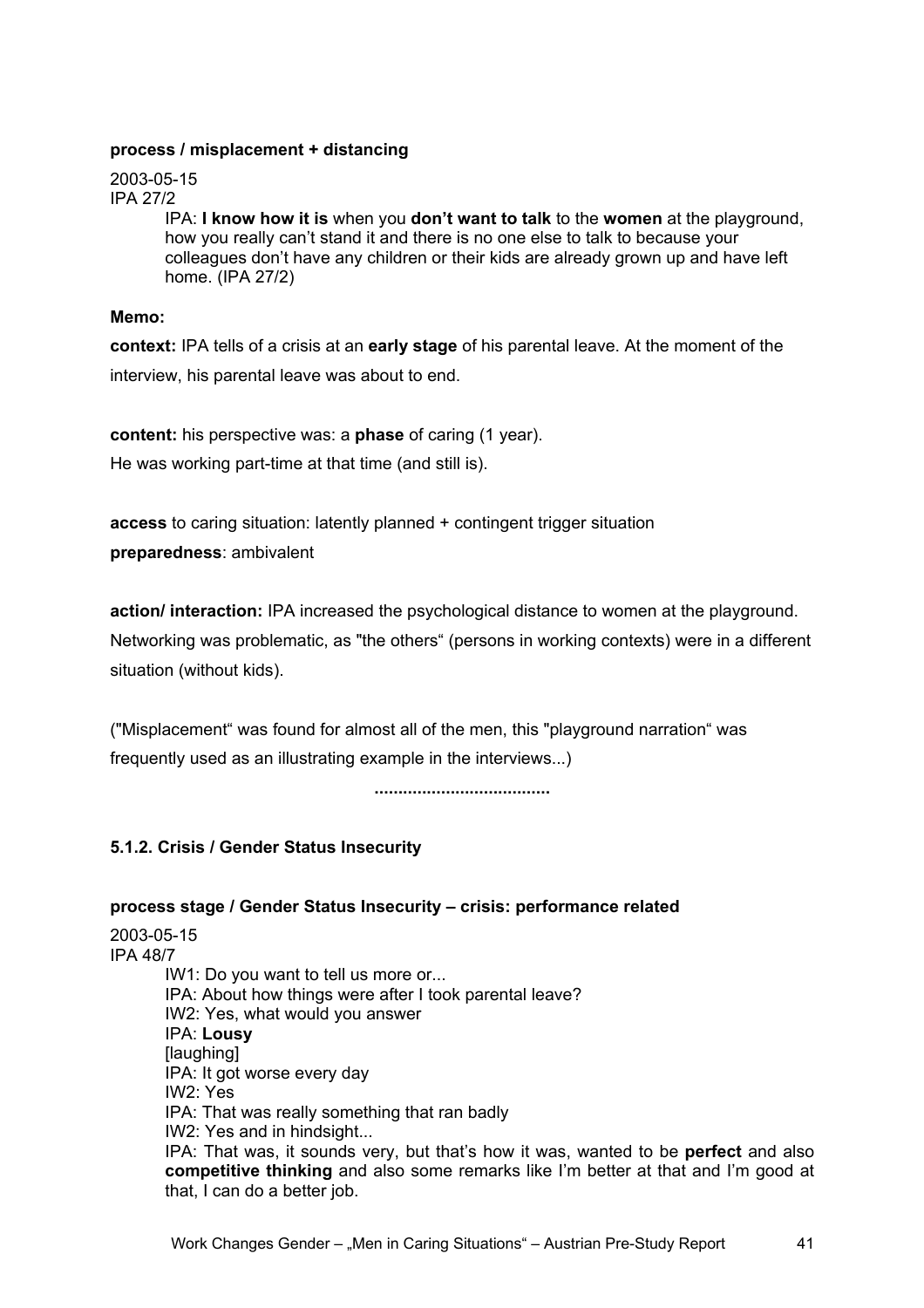**process / misplacement + distancing**

2003-05-15
IPA 27/2

> IPA: **I know how it is** when you **don't want to talk** to the **women** at the playground, how you really can't stand it and there is no one else to talk to because your colleagues don't have any children or their kids are already grown up and have left home. (IPA 27/2)

**Memo:**

**context:** IPA tells of a crisis at an **early stage** of his parental leave. At the moment of the interview, his parental leave was about to end.

**content:** his perspective was: a **phase** of caring (1 year).
He was working part-time at that time (and still is).

**access** to caring situation: latently planned + contingent trigger situation
**preparedness**: ambivalent

**action/ interaction:** IPA increased the psychological distance to women at the playground. Networking was problematic, as "the others" (persons in working contexts) were in a different situation (without kids).

("Misplacement" was found for almost all of the men, this "playground narration" was frequently used as an illustrating example in the interviews...)

**....................................**

### 5.1.2. Crisis / Gender Status Insecurity

**process stage / Gender Status Insecurity – crisis: performance related**

2003-05-15
IPA 48/7

> IW1: Do you want to tell us more or...
> IPA: About how things were after I took parental leave?
> IW2: Yes, what would you answer
> IPA: **Lousy**
> [laughing]
> IPA: It got worse every day
> IW2: Yes
> IPA: That was really something that ran badly
> IW2: Yes and in hindsight...
> IPA: That was, it sounds very, but that's how it was, wanted to be **perfect** and also **competitive thinking** and also some remarks like I'm better at that and I'm good at that, I can do a better job.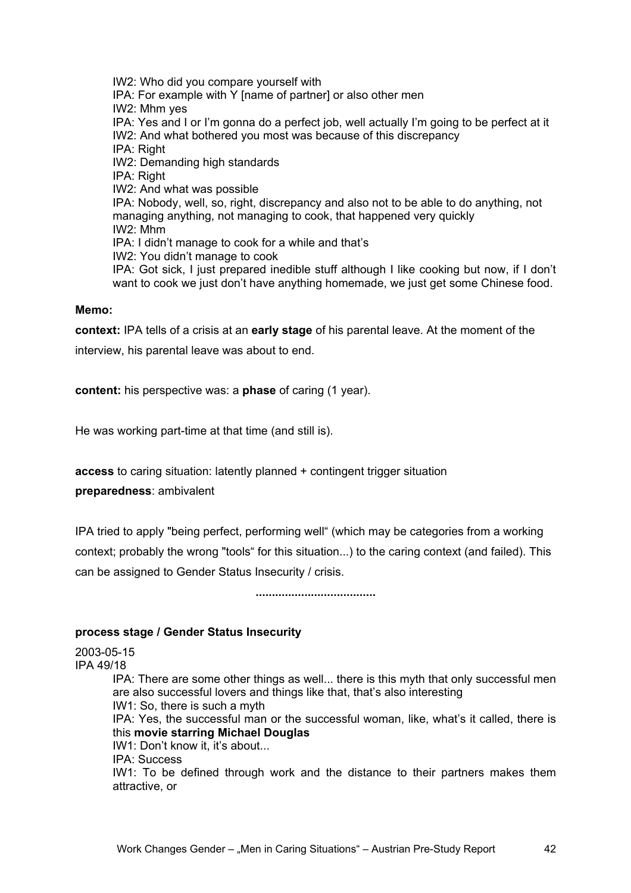IW2: Who did you compare yourself with
IPA: For example with Y [name of partner] or also other men
IW2: Mhm yes
IPA: Yes and I or I'm gonna do a perfect job, well actually I'm going to be perfect at it
IW2: And what bothered you most was because of this discrepancy
IPA: Right
IW2: Demanding high standards
IPA: Right
IW2: And what was possible
IPA: Nobody, well, so, right, discrepancy and also not to be able to do anything, not managing anything, not managing to cook, that happened very quickly
IW2: Mhm
IPA: I didn't manage to cook for a while and that's
IW2: You didn't manage to cook
IPA: Got sick, I just prepared inedible stuff although I like cooking but now, if I don't want to cook we just don't have anything homemade, we just get some Chinese food.

**Memo:**

**context:** IPA tells of a crisis at an **early stage** of his parental leave. At the moment of the interview, his parental leave was about to end.

**content:** his perspective was: a **phase** of caring (1 year).

He was working part-time at that time (and still is).

**access** to caring situation: latently planned + contingent trigger situation
**preparedness**: ambivalent

IPA tried to apply "being perfect, performing well" (which may be categories from a working context; probably the wrong "tools" for this situation...) to the caring context (and failed). This can be assigned to Gender Status Insecurity / crisis.

....................................

**process stage / Gender Status Insecurity**

2003-05-15
IPA 49/18

IPA: There are some other things as well... there is this myth that only successful men are also successful lovers and things like that, that's also interesting
IW1: So, there is such a myth
IPA: Yes, the successful man or the successful woman, like, what's it called, there is this **movie starring Michael Douglas**
IW1: Don't know it, it's about...
IPA: Success
IW1: To be defined through work and the distance to their partners makes them attractive, or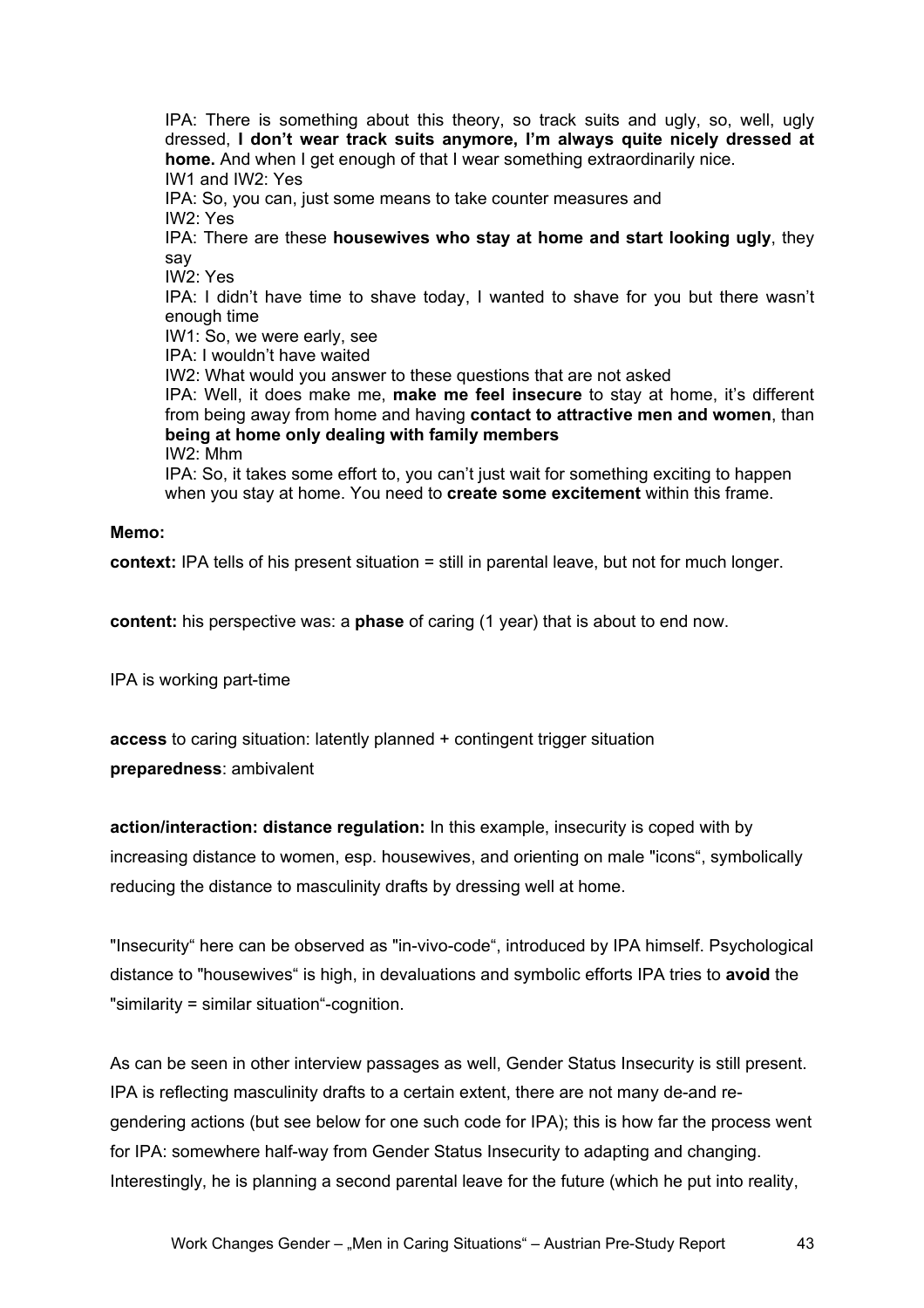IPA: There is something about this theory, so track suits and ugly, so, well, ugly dressed, **I don't wear track suits anymore, I'm always quite nicely dressed at home.** And when I get enough of that I wear something extraordinarily nice.
IW1 and IW2: Yes
IPA: So, you can, just some means to take counter measures and
IW2: Yes
IPA: There are these **housewives who stay at home and start looking ugly**, they say
IW2: Yes
IPA: I didn't have time to shave today, I wanted to shave for you but there wasn't enough time
IW1: So, we were early, see
IPA: I wouldn't have waited
IW2: What would you answer to these questions that are not asked
IPA: Well, it does make me, **make me feel insecure** to stay at home, it's different from being away from home and having **contact to attractive men and women**, than **being at home only dealing with family members**
IW2: Mhm
IPA: So, it takes some effort to, you can't just wait for something exciting to happen when you stay at home. You need to **create some excitement** within this frame.

**Memo:**

**context:** IPA tells of his present situation = still in parental leave, but not for much longer.

**content:** his perspective was: a **phase** of caring (1 year) that is about to end now.

IPA is working part-time

**access** to caring situation: latently planned + contingent trigger situation
**preparedness**: ambivalent

**action/interaction: distance regulation:** In this example, insecurity is coped with by increasing distance to women, esp. housewives, and orienting on male "icons", symbolically reducing the distance to masculinity drafts by dressing well at home.

"Insecurity" here can be observed as "in-vivo-code", introduced by IPA himself. Psychological distance to "housewives" is high, in devaluations and symbolic efforts IPA tries to **avoid** the "similarity = similar situation"-cognition.

As can be seen in other interview passages as well, Gender Status Insecurity is still present. IPA is reflecting masculinity drafts to a certain extent, there are not many de-and re-gendering actions (but see below for one such code for IPA); this is how far the process went for IPA: somewhere half-way from Gender Status Insecurity to adapting and changing. Interestingly, he is planning a second parental leave for the future (which he put into reality,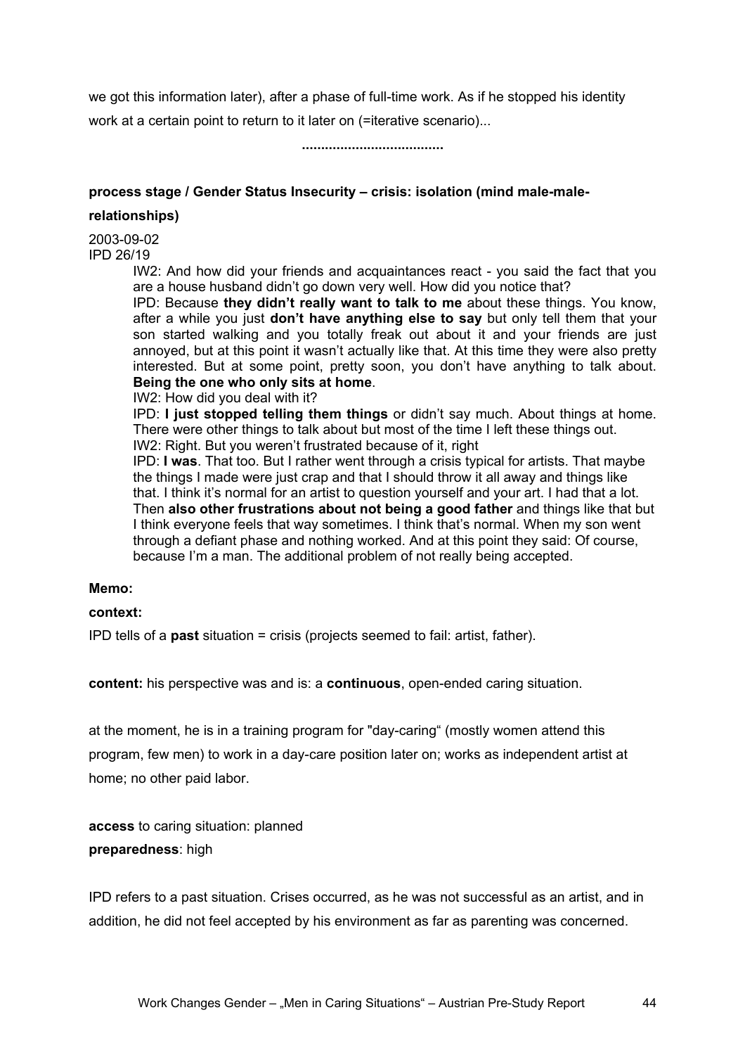we got this information later), after a phase of full-time work. As if he stopped his identity work at a certain point to return to it later on (=iterative scenario)...

.....................................

**process stage / Gender Status Insecurity – crisis: isolation (mind male-male-relationships)**

2003-09-02
IPD 26/19

> IW2: And how did your friends and acquaintances react - you said the fact that you are a house husband didn't go down very well. How did you notice that?
> IPD: Because **they didn't really want to talk to me** about these things. You know, after a while you just **don't have anything else to say** but only tell them that your son started walking and you totally freak out about it and your friends are just annoyed, but at this point it wasn't actually like that. At this time they were also pretty interested. But at some point, pretty soon, you don't have anything to talk about. **Being the one who only sits at home**.
> IW2: How did you deal with it?
> IPD: **I just stopped telling them things** or didn't say much. About things at home. There were other things to talk about but most of the time I left these things out.
> IW2: Right. But you weren't frustrated because of it, right
> IPD: **I was**. That too. But I rather went through a crisis typical for artists. That maybe the things I made were just crap and that I should throw it all away and things like that. I think it's normal for an artist to question yourself and your art. I had that a lot. Then **also other frustrations about not being a good father** and things like that but I think everyone feels that way sometimes. I think that's normal. When my son went through a defiant phase and nothing worked. And at this point they said: Of course, because I'm a man. The additional problem of not really being accepted.

**Memo:**

**context:**

IPD tells of a **past** situation = crisis (projects seemed to fail: artist, father).

**content:** his perspective was and is: a **continuous**, open-ended caring situation.

at the moment, he is in a training program for "day-caring" (mostly women attend this program, few men) to work in a day-care position later on; works as independent artist at home; no other paid labor.

**access** to caring situation: planned
**preparedness**: high

IPD refers to a past situation. Crises occurred, as he was not successful as an artist, and in addition, he did not feel accepted by his environment as far as parenting was concerned.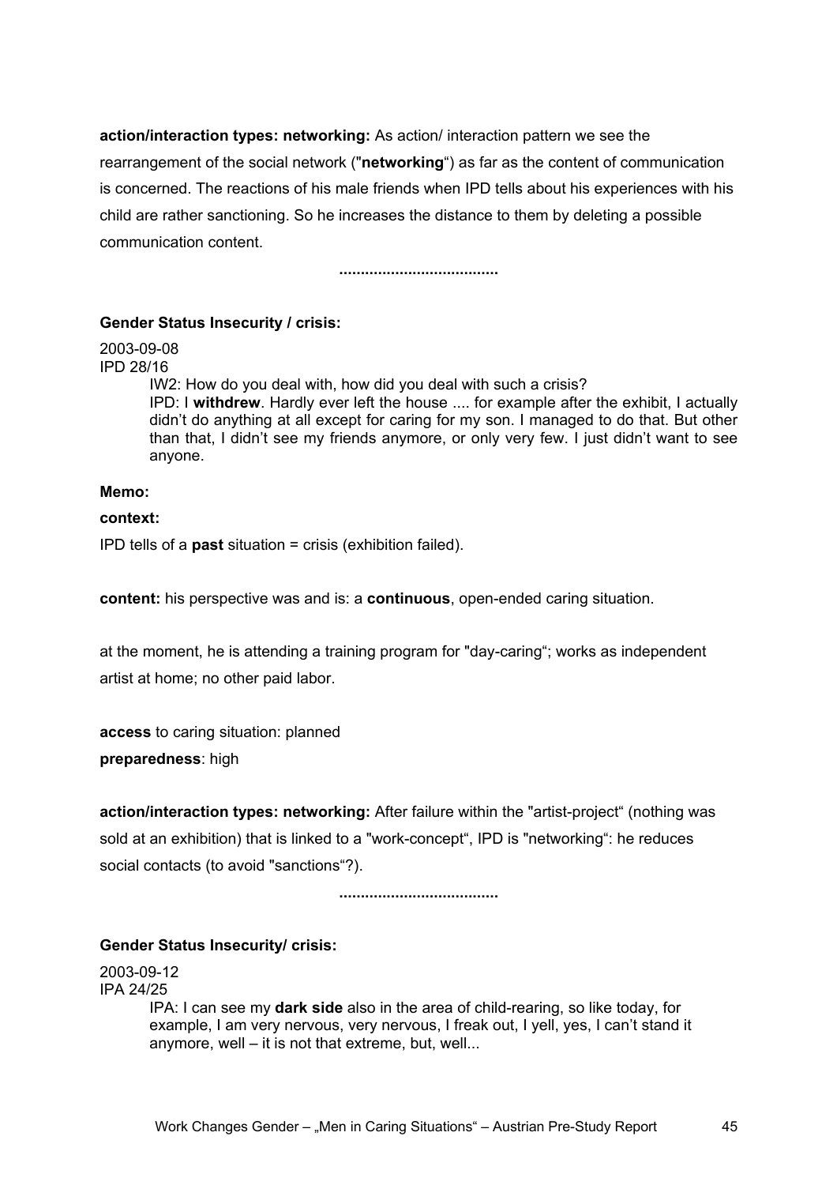**action/interaction types: networking:** As action/ interaction pattern we see the rearrangement of the social network ("**networking**") as far as the content of communication is concerned. The reactions of his male friends when IPD tells about his experiences with his child are rather sanctioning. So he increases the distance to them by deleting a possible communication content.

....................................

**Gender Status Insecurity / crisis:**

2003-09-08
IPD 28/16

> IW2: How do you deal with, how did you deal with such a crisis?
> IPD: I **withdrew**. Hardly ever left the house .... for example after the exhibit, I actually didn't do anything at all except for caring for my son. I managed to do that. But other than that, I didn't see my friends anymore, or only very few. I just didn't want to see anyone.

**Memo:**

**context:**

IPD tells of a **past** situation = crisis (exhibition failed).

**content:** his perspective was and is: a **continuous**, open-ended caring situation.

at the moment, he is attending a training program for "day-caring"; works as independent artist at home; no other paid labor.

**access** to caring situation: planned

**preparedness**: high

**action/interaction types: networking:** After failure within the "artist-project" (nothing was sold at an exhibition) that is linked to a "work-concept", IPD is "networking": he reduces social contacts (to avoid "sanctions"?).

....................................

**Gender Status Insecurity/ crisis:**

2003-09-12
IPA 24/25

> IPA: I can see my **dark side** also in the area of child-rearing, so like today, for example, I am very nervous, very nervous, I freak out, I yell, yes, I can't stand it anymore, well – it is not that extreme, but, well...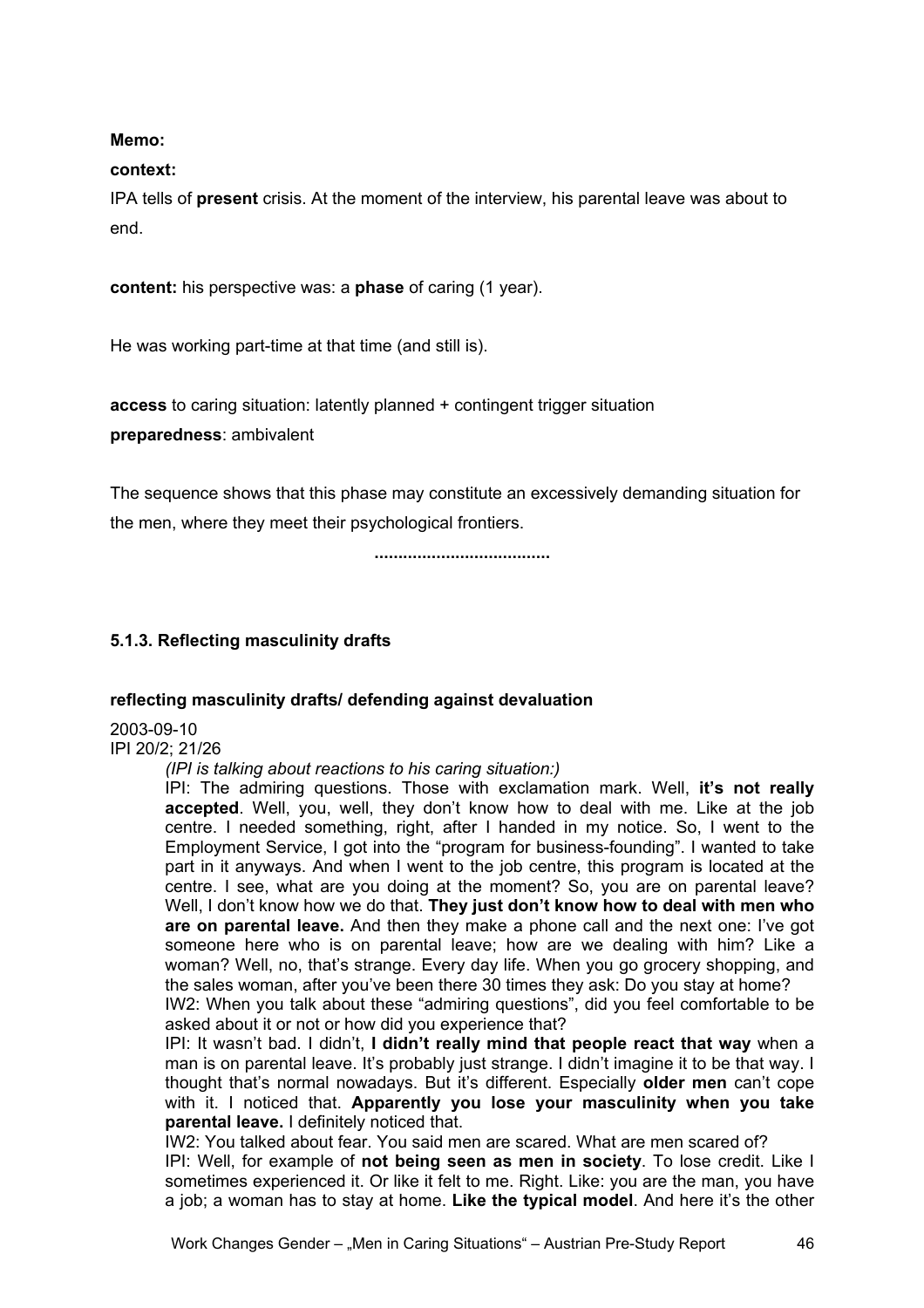**Memo:**

**context:**

IPA tells of **present** crisis. At the moment of the interview, his parental leave was about to end.

**content:** his perspective was: a **phase** of caring (1 year).

He was working part-time at that time (and still is).

**access** to caring situation: latently planned + contingent trigger situation

**preparedness**: ambivalent

The sequence shows that this phase may constitute an excessively demanding situation for the men, where they meet their psychological frontiers.

.....................................

### 5.1.3. Reflecting masculinity drafts

#### reflecting masculinity drafts/ defending against devaluation

2003-09-10
IPI 20/2; 21/26

> *(IPI is talking about reactions to his caring situation:)*
>
> IPI: The admiring questions. Those with exclamation mark. Well, **it's not really accepted**. Well, you, well, they don't know how to deal with me. Like at the job centre. I needed something, right, after I handed in my notice. So, I went to the Employment Service, I got into the "program for business-founding". I wanted to take part in it anyways. And when I went to the job centre, this program is located at the centre. I see, what are you doing at the moment? So, you are on parental leave? Well, I don't know how we do that. **They just don't know how to deal with men who are on parental leave.** And then they make a phone call and the next one: I've got someone here who is on parental leave; how are we dealing with him? Like a woman? Well, no, that's strange. Every day life. When you go grocery shopping, and the sales woman, after you've been there 30 times they ask: Do you stay at home?
>
> IW2: When you talk about these "admiring questions", did you feel comfortable to be asked about it or not or how did you experience that?
>
> IPI: It wasn't bad. I didn't, **I didn't really mind that people react that way** when a man is on parental leave. It's probably just strange. I didn't imagine it to be that way. I thought that's normal nowadays. But it's different. Especially **older men** can't cope with it. I noticed that. **Apparently you lose your masculinity when you take parental leave.** I definitely noticed that.
>
> IW2: You talked about fear. You said men are scared. What are men scared of?
>
> IPI: Well, for example of **not being seen as men in society**. To lose credit. Like I sometimes experienced it. Or like it felt to me. Right. Like: you are the man, you have a job; a woman has to stay at home. **Like the typical model**. And here it's the other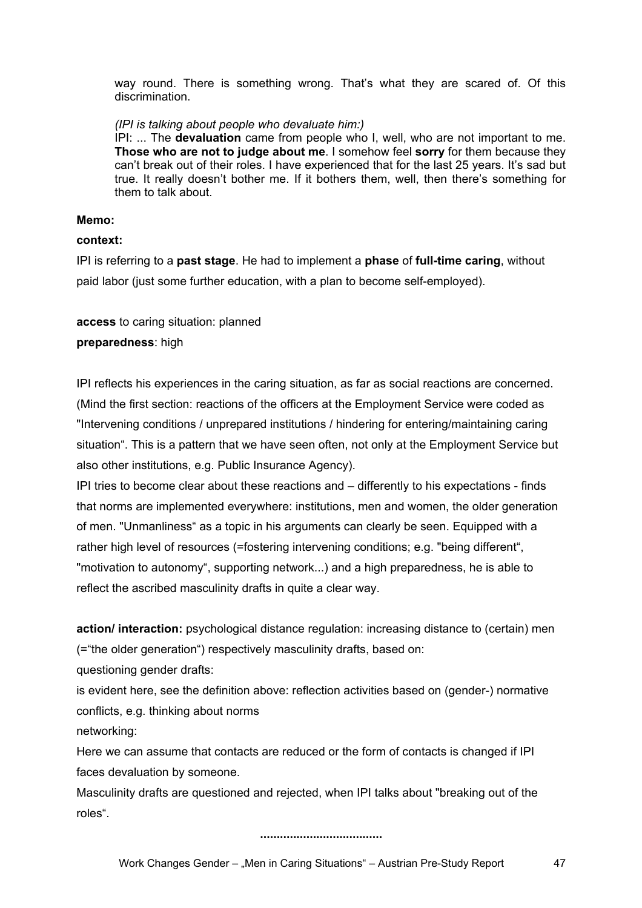way round. There is something wrong. That's what they are scared of. Of this discrimination.

*(IPI is talking about people who devaluate him:)*
IPI: ... The **devaluation** came from people who I, well, who are not important to me. **Those who are not to judge about me**. I somehow feel **sorry** for them because they can't break out of their roles. I have experienced that for the last 25 years. It's sad but true. It really doesn't bother me. If it bothers them, well, then there's something for them to talk about.

**Memo:**

**context:**

IPI is referring to a **past stage**. He had to implement a **phase** of **full-time caring**, without paid labor (just some further education, with a plan to become self-employed).

**access** to caring situation: planned

**preparedness**: high

IPI reflects his experiences in the caring situation, as far as social reactions are concerned. (Mind the first section: reactions of the officers at the Employment Service were coded as "Intervening conditions / unprepared institutions / hindering for entering/maintaining caring situation". This is a pattern that we have seen often, not only at the Employment Service but also other institutions, e.g. Public Insurance Agency).

IPI tries to become clear about these reactions and – differently to his expectations - finds that norms are implemented everywhere: institutions, men and women, the older generation of men. "Unmanliness" as a topic in his arguments can clearly be seen. Equipped with a rather high level of resources (=fostering intervening conditions; e.g. "being different", "motivation to autonomy", supporting network...) and a high preparedness, he is able to reflect the ascribed masculinity drafts in quite a clear way.

**action/ interaction:** psychological distance regulation: increasing distance to (certain) men (="the older generation") respectively masculinity drafts, based on:

questioning gender drafts:

is evident here, see the definition above: reflection activities based on (gender-) normative conflicts, e.g. thinking about norms

networking:

Here we can assume that contacts are reduced or the form of contacts is changed if IPI faces devaluation by someone.

Masculinity drafts are questioned and rejected, when IPI talks about "breaking out of the roles".

**.....................................**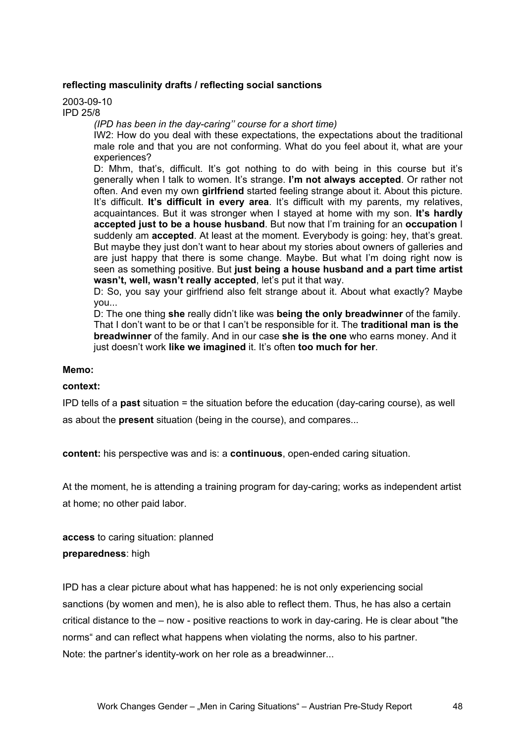**reflecting masculinity drafts / reflecting social sanctions**

2003-09-10
IPD 25/8

> *(IPD has been in the day-caring'' course for a short time)*
>
> IW2: How do you deal with these expectations, the expectations about the traditional male role and that you are not conforming. What do you feel about it, what are your experiences?
>
> D: Mhm, that's, difficult. It's got nothing to do with being in this course but it's generally when I talk to women. It's strange. **I'm not always accepted**. Or rather not often. And even my own **girlfriend** started feeling strange about it. About this picture. It's difficult. **It's difficult in every area**. It's difficult with my parents, my relatives, acquaintances. But it was stronger when I stayed at home with my son. **It's hardly accepted just to be a house husband**. But now that I'm training for an **occupation** I suddenly am **accepted**. At least at the moment. Everybody is going: hey, that's great. But maybe they just don't want to hear about my stories about owners of galleries and are just happy that there is some change. Maybe. But what I'm doing right now is seen as something positive. But **just being a house husband and a part time artist wasn't, well, wasn't really accepted**, let's put it that way.
>
> D: So, you say your girlfriend also felt strange about it. About what exactly? Maybe you...
>
> D: The one thing **she** really didn't like was **being the only breadwinner** of the family. That I don't want to be or that I can't be responsible for it. The **traditional man is the breadwinner** of the family. And in our case **she is the one** who earns money. And it just doesn't work **like we imagined** it. It's often **too much for her**.

**Memo:**

**context:**

IPD tells of a **past** situation = the situation before the education (day-caring course), as well as about the **present** situation (being in the course), and compares...

**content:** his perspective was and is: a **continuous**, open-ended caring situation.

At the moment, he is attending a training program for day-caring; works as independent artist at home; no other paid labor.

**access** to caring situation: planned
**preparedness**: high

IPD has a clear picture about what has happened: he is not only experiencing social sanctions (by women and men), he is also able to reflect them. Thus, he has also a certain critical distance to the – now - positive reactions to work in day-caring. He is clear about "the norms" and can reflect what happens when violating the norms, also to his partner.
Note: the partner's identity-work on her role as a breadwinner...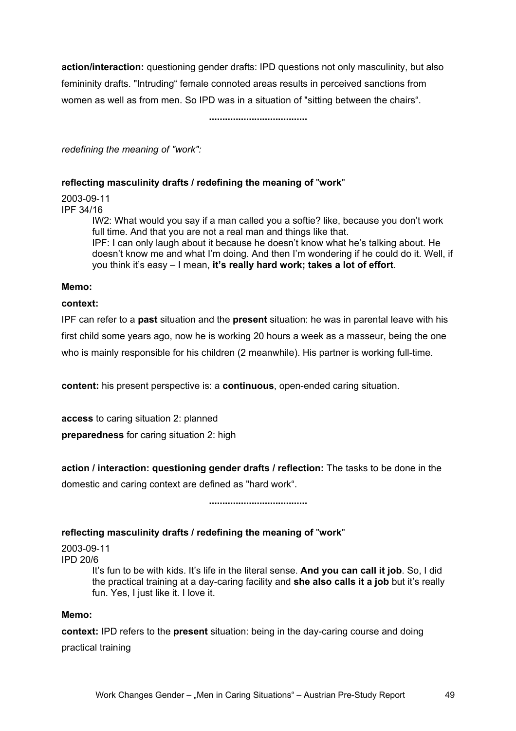**action/interaction:** questioning gender drafts: IPD questions not only masculinity, but also femininity drafts. "Intruding" female connoted areas results in perceived sanctions from women as well as from men. So IPD was in a situation of "sitting between the chairs".

....................................

*redefining the meaning of "work":*

**reflecting masculinity drafts / redefining the meaning of "work"**

2003-09-11
IPF 34/16

> IW2: What would you say if a man called you a softie? like, because you don't work full time. And that you are not a real man and things like that.
> IPF: I can only laugh about it because he doesn't know what he's talking about. He doesn't know me and what I'm doing. And then I'm wondering if he could do it. Well, if you think it's easy – I mean, **it's really hard work; takes a lot of effort**.

**Memo:**

**context:**

IPF can refer to a **past** situation and the **present** situation: he was in parental leave with his first child some years ago, now he is working 20 hours a week as a masseur, being the one who is mainly responsible for his children (2 meanwhile). His partner is working full-time.

**content:** his present perspective is: a **continuous**, open-ended caring situation.

**access** to caring situation 2: planned

**preparedness** for caring situation 2: high

**action / interaction: questioning gender drafts / reflection:** The tasks to be done in the domestic and caring context are defined as "hard work".

....................................

**reflecting masculinity drafts / redefining the meaning of "work"**

2003-09-11
IPD 20/6

> It's fun to be with kids. It's life in the literal sense. **And you can call it job**. So, I did the practical training at a day-caring facility and **she also calls it a job** but it's really fun. Yes, I just like it. I love it.

**Memo:**

**context:** IPD refers to the **present** situation: being in the day-caring course and doing practical training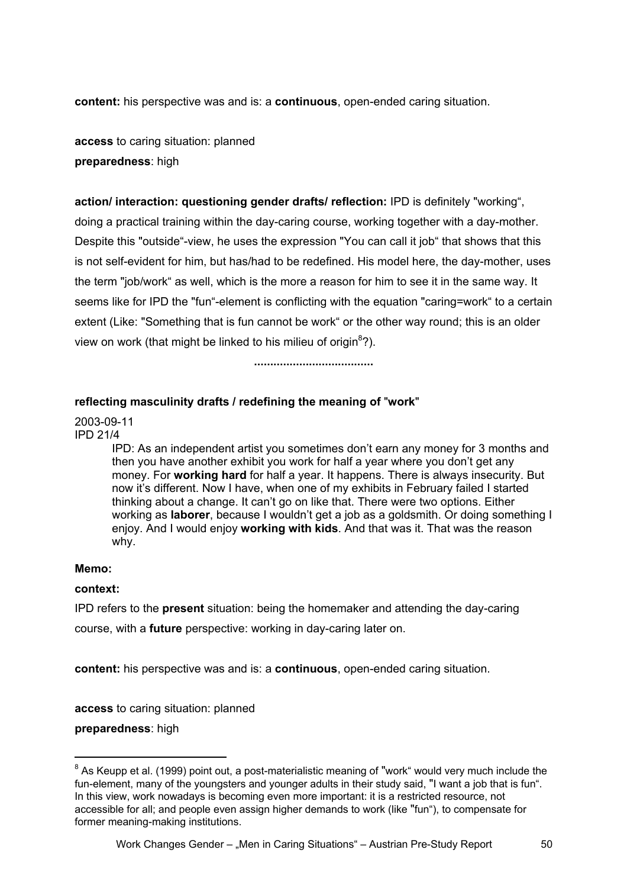**content:** his perspective was and is: a **continuous**, open-ended caring situation.

**access** to caring situation: planned
**preparedness**: high

**action/ interaction: questioning gender drafts/ reflection:** IPD is definitely "working", doing a practical training within the day-caring course, working together with a day-mother. Despite this "outside"-view, he uses the expression "You can call it job" that shows that this is not self-evident for him, but has/had to be redefined. His model here, the day-mother, uses the term "job/work" as well, which is the more a reason for him to see it in the same way. It seems like for IPD the "fun"-element is conflicting with the equation "caring=work" to a certain extent (Like: "Something that is fun cannot be work" or the other way round; this is an older view on work (that might be linked to his milieu of origin[8]?).

.....................................

**reflecting masculinity drafts / redefining the meaning of "work"**

2003-09-11
IPD 21/4

> IPD: As an independent artist you sometimes don't earn any money for 3 months and then you have another exhibit you work for half a year where you don't get any money. For **working hard** for half a year. It happens. There is always insecurity. But now it's different. Now I have, when one of my exhibits in February failed I started thinking about a change. It can't go on like that. There were two options. Either working as **laborer**, because I wouldn't get a job as a goldsmith. Or doing something I enjoy. And I would enjoy **working with kids**. And that was it. That was the reason why.

**Memo:**

**context:**

IPD refers to the **present** situation: being the homemaker and attending the day-caring course, with a **future** perspective: working in day-caring later on.

**content:** his perspective was and is: a **continuous**, open-ended caring situation.

**access** to caring situation: planned

**preparedness**: high

---

[8] As Keupp et al. (1999) point out, a post-materialistic meaning of "work" would very much include the fun-element, many of the youngsters and younger adults in their study said, "I want a job that is fun". In this view, work nowadays is becoming even more important: it is a restricted resource, not accessible for all; and people even assign higher demands to work (like "fun"), to compensate for former meaning-making institutions.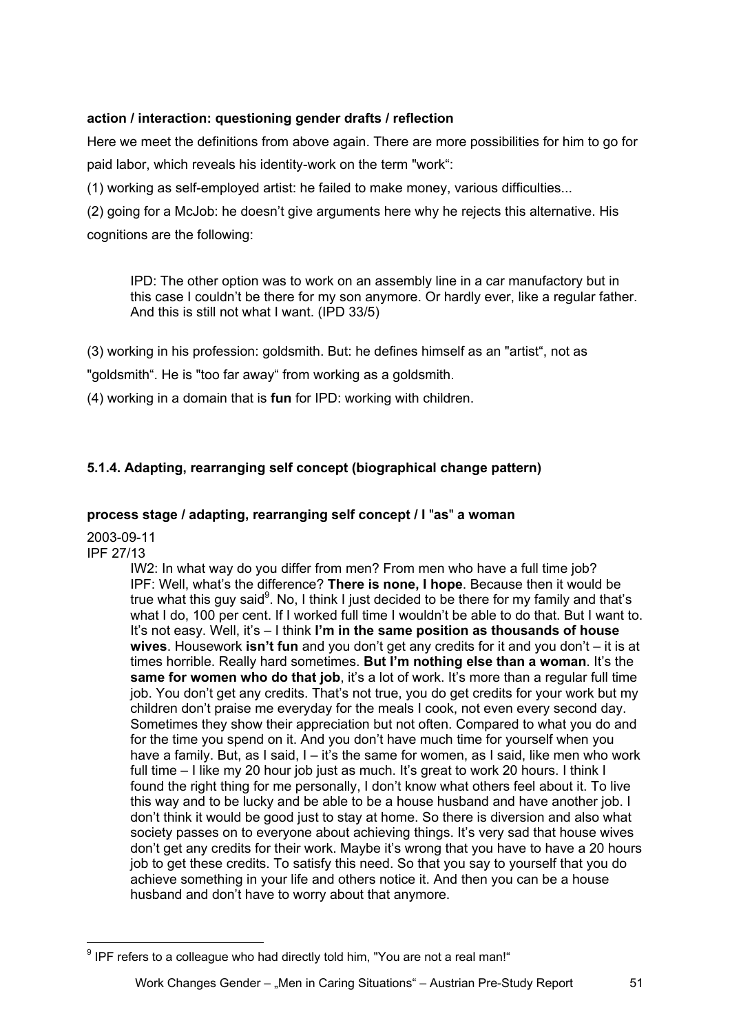**action / interaction: questioning gender drafts / reflection**

Here we meet the definitions from above again. There are more possibilities for him to go for paid labor, which reveals his identity-work on the term "work":

(1) working as self-employed artist: he failed to make money, various difficulties...

(2) going for a McJob: he doesn't give arguments here why he rejects this alternative. His cognitions are the following:

> IPD: The other option was to work on an assembly line in a car manufactory but in this case I couldn't be there for my son anymore. Or hardly ever, like a regular father. And this is still not what I want. (IPD 33/5)

(3) working in his profession: goldsmith. But: he defines himself as an "artist", not as "goldsmith". He is "too far away" from working as a goldsmith.

(4) working in a domain that is **fun** for IPD: working with children.

### 5.1.4. Adapting, rearranging self concept (biographical change pattern)

**process stage / adapting, rearranging self concept / I "as" a woman**

2003-09-11
IPF 27/13

> IW2: In what way do you differ from men? From men who have a full time job?
> IPF: Well, what's the difference? **There is none, I hope**. Because then it would be true what this guy said[9]. No, I think I just decided to be there for my family and that's what I do, 100 per cent. If I worked full time I wouldn't be able to do that. But I want to. It's not easy. Well, it's – I think **I'm in the same position as thousands of house wives**. Housework **isn't fun** and you don't get any credits for it and you don't – it is at times horrible. Really hard sometimes. **But I'm nothing else than a woman**. It's the **same for women who do that job**, it's a lot of work. It's more than a regular full time job. You don't get any credits. That's not true, you do get credits for your work but my children don't praise me everyday for the meals I cook, not even every second day. Sometimes they show their appreciation but not often. Compared to what you do and for the time you spend on it. And you don't have much time for yourself when you have a family. But, as I said, I – it's the same for women, as I said, like men who work full time – I like my 20 hour job just as much. It's great to work 20 hours. I think I found the right thing for me personally, I don't know what others feel about it. To live this way and to be lucky and be able to be a house husband and have another job. I don't think it would be good just to stay at home. So there is diversion and also what society passes on to everyone about achieving things. It's very sad that house wives don't get any credits for their work. Maybe it's wrong that you have to have a 20 hours job to get these credits. To satisfy this need. So that you say to yourself that you do achieve something in your life and others notice it. And then you can be a house husband and don't have to worry about that anymore.

[9] IPF refers to a colleague who had directly told him, "You are not a real man!"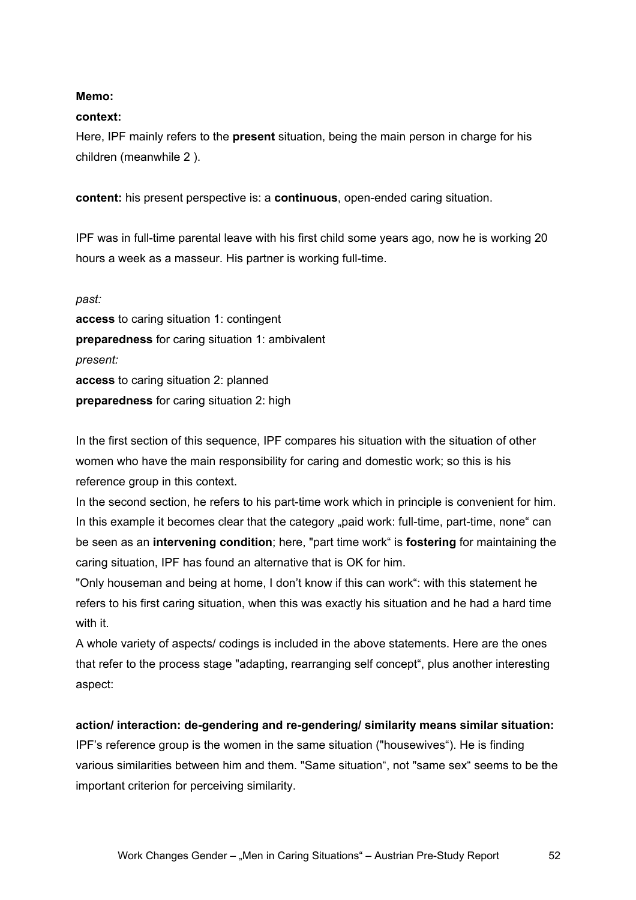**Memo:**

**context:**

Here, IPF mainly refers to the **present** situation, being the main person in charge for his children (meanwhile 2 ).

**content:** his present perspective is: a **continuous**, open-ended caring situation.

IPF was in full-time parental leave with his first child some years ago, now he is working 20 hours a week as a masseur. His partner is working full-time.

*past:*

**access** to caring situation 1: contingent

**preparedness** for caring situation 1: ambivalent

*present:*

**access** to caring situation 2: planned

**preparedness** for caring situation 2: high

In the first section of this sequence, IPF compares his situation with the situation of other women who have the main responsibility for caring and domestic work; so this is his reference group in this context.

In the second section, he refers to his part-time work which in principle is convenient for him. In this example it becomes clear that the category „paid work: full-time, part-time, none" can be seen as an **intervening condition**; here, "part time work" is **fostering** for maintaining the caring situation, IPF has found an alternative that is OK for him.

"Only houseman and being at home, I don't know if this can work": with this statement he refers to his first caring situation, when this was exactly his situation and he had a hard time with it.

A whole variety of aspects/ codings is included in the above statements. Here are the ones that refer to the process stage "adapting, rearranging self concept", plus another interesting aspect:

**action/ interaction: de-gendering and re-gendering/ similarity means similar situation:**

IPF's reference group is the women in the same situation ("housewives"). He is finding various similarities between him and them. "Same situation", not "same sex" seems to be the important criterion for perceiving similarity.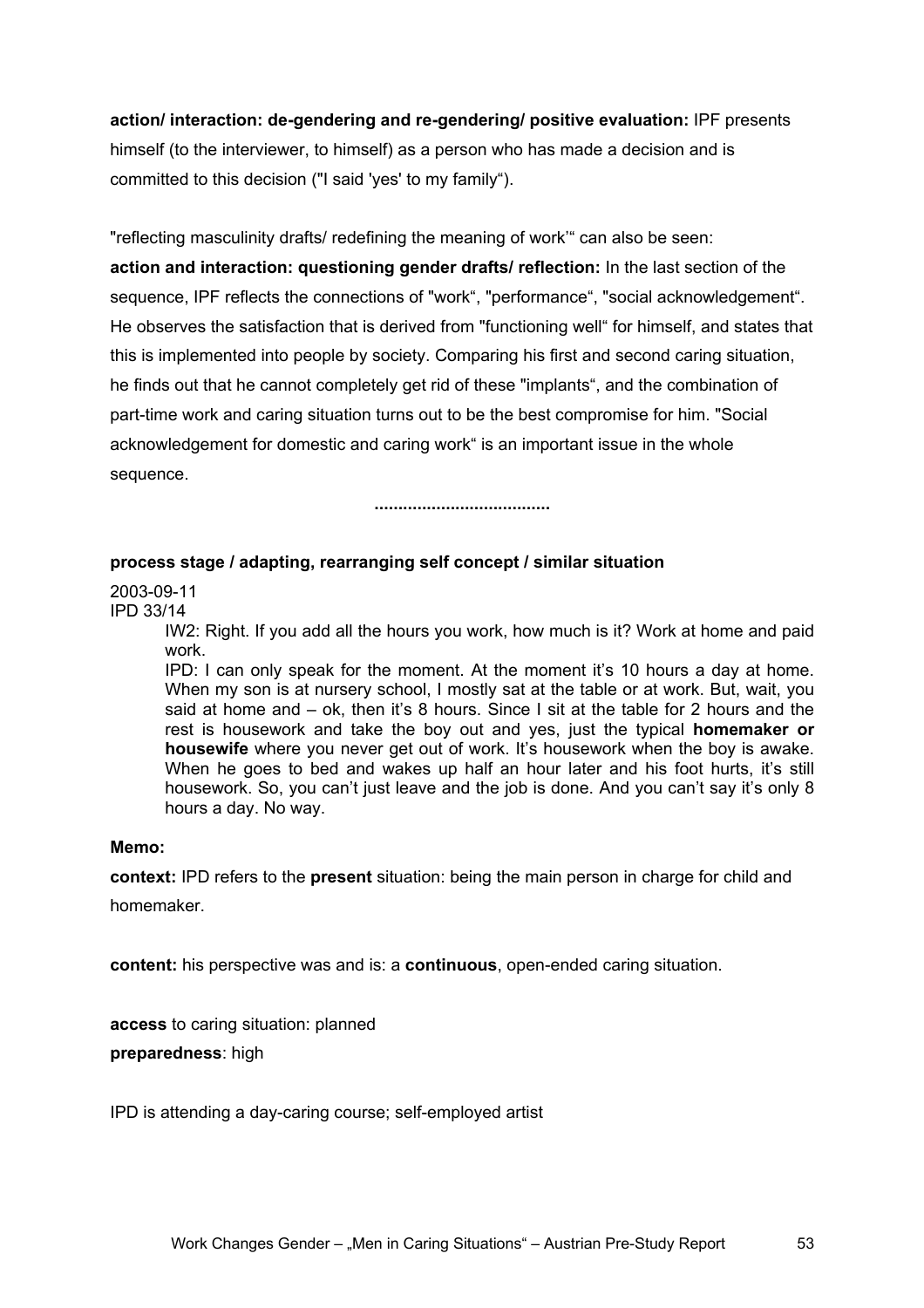**action/ interaction: de-gendering and re-gendering/ positive evaluation:** IPF presents himself (to the interviewer, to himself) as a person who has made a decision and is committed to this decision ("I said 'yes' to my family").

"reflecting masculinity drafts/ redefining the meaning of work'" can also be seen:

**action and interaction: questioning gender drafts/ reflection:** In the last section of the sequence, IPF reflects the connections of "work", "performance", "social acknowledgement". He observes the satisfaction that is derived from "functioning well" for himself, and states that this is implemented into people by society. Comparing his first and second caring situation, he finds out that he cannot completely get rid of these "implants", and the combination of part-time work and caring situation turns out to be the best compromise for him. "Social acknowledgement for domestic and caring work" is an important issue in the whole sequence.

**....................................**

**process stage / adapting, rearranging self concept / similar situation**

2003-09-11
IPD 33/14

> IW2: Right. If you add all the hours you work, how much is it? Work at home and paid work.
>
> IPD: I can only speak for the moment. At the moment it's 10 hours a day at home. When my son is at nursery school, I mostly sat at the table or at work. But, wait, you said at home and – ok, then it's 8 hours. Since I sit at the table for 2 hours and the rest is housework and take the boy out and yes, just the typical **homemaker or housewife** where you never get out of work. It's housework when the boy is awake. When he goes to bed and wakes up half an hour later and his foot hurts, it's still housework. So, you can't just leave and the job is done. And you can't say it's only 8 hours a day. No way.

**Memo:**

**context:** IPD refers to the **present** situation: being the main person in charge for child and homemaker.

**content:** his perspective was and is: a **continuous**, open-ended caring situation.

**access** to caring situation: planned

**preparedness**: high

IPD is attending a day-caring course; self-employed artist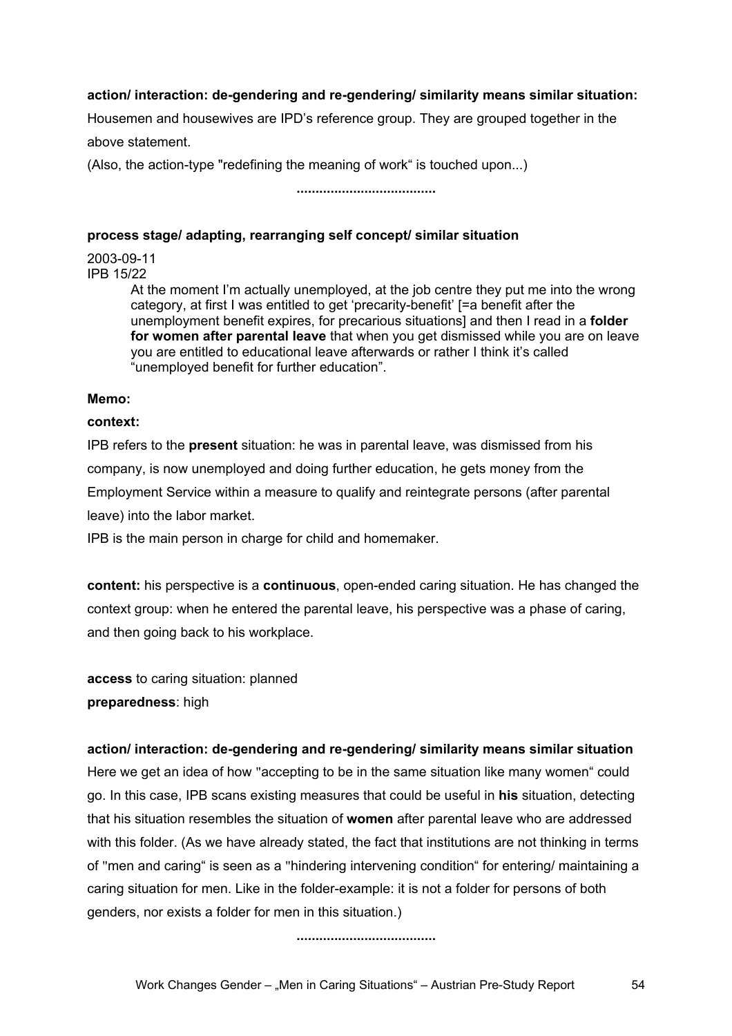**action/ interaction: de-gendering and re-gendering/ similarity means similar situation:**

Housemen and housewives are IPD's reference group. They are grouped together in the above statement.

(Also, the action-type "redefining the meaning of work" is touched upon...)

....................................

**process stage/ adapting, rearranging self concept/ similar situation**

2003-09-11
IPB 15/22

> At the moment I'm actually unemployed, at the job centre they put me into the wrong category, at first I was entitled to get 'precarity-benefit' [=a benefit after the unemployment benefit expires, for precarious situations] and then I read in a **folder for women after parental leave** that when you get dismissed while you are on leave you are entitled to educational leave afterwards or rather I think it's called "unemployed benefit for further education".

**Memo:**

**context:**

IPB refers to the **present** situation: he was in parental leave, was dismissed from his company, is now unemployed and doing further education, he gets money from the Employment Service within a measure to qualify and reintegrate persons (after parental leave) into the labor market.

IPB is the main person in charge for child and homemaker.

**content:** his perspective is a **continuous**, open-ended caring situation. He has changed the context group: when he entered the parental leave, his perspective was a phase of caring, and then going back to his workplace.

**access** to caring situation: planned

**preparedness**: high

**action/ interaction: de-gendering and re-gendering/ similarity means similar situation**

Here we get an idea of how "accepting to be in the same situation like many women" could go. In this case, IPB scans existing measures that could be useful in **his** situation, detecting that his situation resembles the situation of **women** after parental leave who are addressed with this folder. (As we have already stated, the fact that institutions are not thinking in terms of "men and caring" is seen as a "hindering intervening condition" for entering/ maintaining a caring situation for men. Like in the folder-example: it is not a folder for persons of both genders, nor exists a folder for men in this situation.)

....................................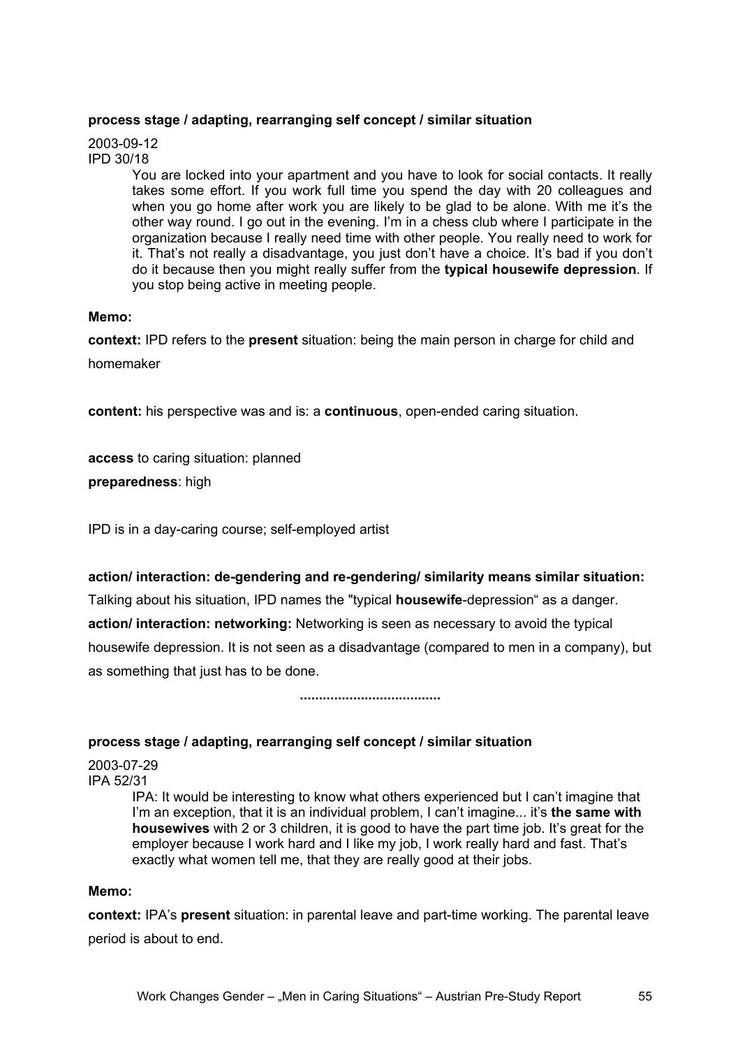**process stage / adapting, rearranging self concept / similar situation**

2003-09-12
IPD 30/18

> You are locked into your apartment and you have to look for social contacts. It really takes some effort. If you work full time you spend the day with 20 colleagues and when you go home after work you are likely to be glad to be alone. With me it's the other way round. I go out in the evening. I'm in a chess club where I participate in the organization because I really need time with other people. You really need to work for it. That's not really a disadvantage, you just don't have a choice. It's bad if you don't do it because then you might really suffer from the **typical housewife depression**. If you stop being active in meeting people.

**Memo:**

**context:** IPD refers to the **present** situation: being the main person in charge for child and homemaker

**content:** his perspective was and is: a **continuous**, open-ended caring situation.

**access** to caring situation: planned

**preparedness**: high

IPD is in a day-caring course; self-employed artist

**action/ interaction: de-gendering and re-gendering/ similarity means similar situation:**
Talking about his situation, IPD names the "typical **housewife**-depression" as a danger.

**action/ interaction: networking:** Networking is seen as necessary to avoid the typical housewife depression. It is not seen as a disadvantage (compared to men in a company), but as something that just has to be done.

....................................

**process stage / adapting, rearranging self concept / similar situation**

2003-07-29
IPA 52/31

> IPA: It would be interesting to know what others experienced but I can't imagine that I'm an exception, that it is an individual problem, I can't imagine... it's **the same with housewives** with 2 or 3 children, it is good to have the part time job. It's great for the employer because I work hard and I like my job, I work really hard and fast. That's exactly what women tell me, that they are really good at their jobs.

**Memo:**

**context:** IPA's **present** situation: in parental leave and part-time working. The parental leave period is about to end.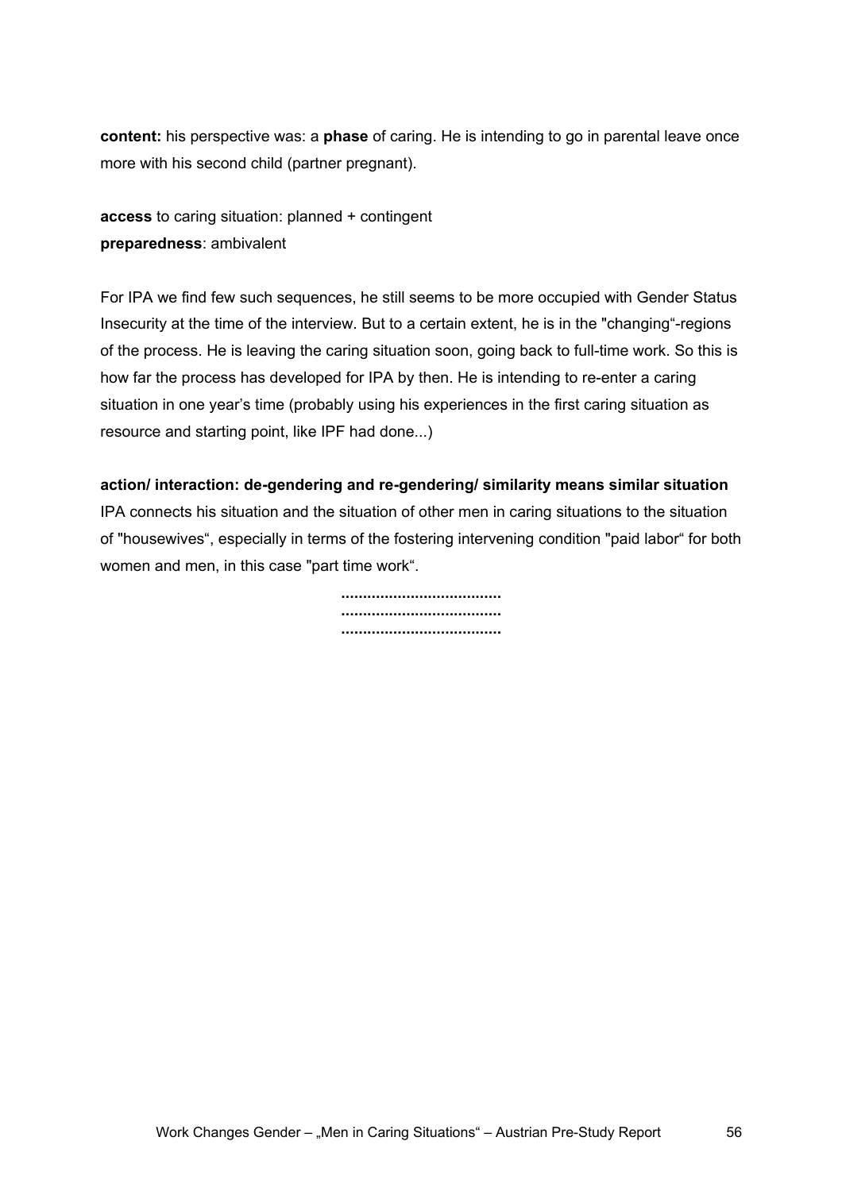**content:** his perspective was: a **phase** of caring. He is intending to go in parental leave once more with his second child (partner pregnant).

**access** to caring situation: planned + contingent
**preparedness**: ambivalent

For IPA we find few such sequences, he still seems to be more occupied with Gender Status Insecurity at the time of the interview. But to a certain extent, he is in the "changing"-regions of the process. He is leaving the caring situation soon, going back to full-time work. So this is how far the process has developed for IPA by then. He is intending to re-enter a caring situation in one year's time (probably using his experiences in the first caring situation as resource and starting point, like IPF had done...)

**action/ interaction: de-gendering and re-gendering/ similarity means similar situation**
IPA connects his situation and the situation of other men in caring situations to the situation of "housewives", especially in terms of the fostering intervening condition "paid labor" for both women and men, in this case "part time work".

**....................................**
**....................................**
**....................................**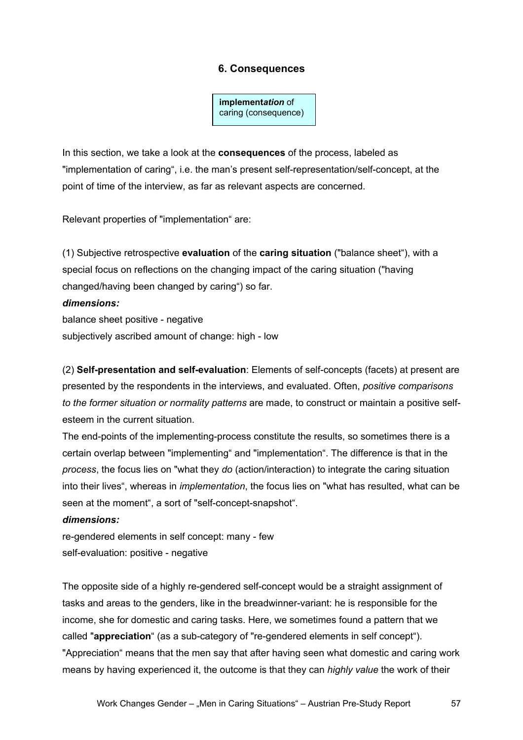## 6. Consequences

**implement*ation*** of caring (consequence)

In this section, we take a look at the **consequences** of the process, labeled as "implementation of caring", i.e. the man's present self-representation/self-concept, at the point of time of the interview, as far as relevant aspects are concerned.

Relevant properties of "implementation" are:

(1) Subjective retrospective **evaluation** of the **caring situation** ("balance sheet"), with a special focus on reflections on the changing impact of the caring situation ("having changed/having been changed by caring") so far.

***dimensions:***

balance sheet positive - negative
subjectively ascribed amount of change: high - low

(2) **Self-presentation and self-evaluation**: Elements of self-concepts (facets) at present are presented by the respondents in the interviews, and evaluated. Often, *positive comparisons to the former situation or normality patterns* are made, to construct or maintain a positive self-esteem in the current situation.

The end-points of the implementing-process constitute the results, so sometimes there is a certain overlap between "implementing" and "implementation". The difference is that in the *process*, the focus lies on "what they *do* (action/interaction) to integrate the caring situation into their lives", whereas in *implementation*, the focus lies on "what has resulted, what can be seen at the moment", a sort of "self-concept-snapshot".

***dimensions:***

re-gendered elements in self concept: many - few
self-evaluation: positive - negative

The opposite side of a highly re-gendered self-concept would be a straight assignment of tasks and areas to the genders, like in the breadwinner-variant: he is responsible for the income, she for domestic and caring tasks. Here, we sometimes found a pattern that we called "**appreciation**" (as a sub-category of "re-gendered elements in self concept"). "Appreciation" means that the men say that after having seen what domestic and caring work means by having experienced it, the outcome is that they can *highly value* the work of their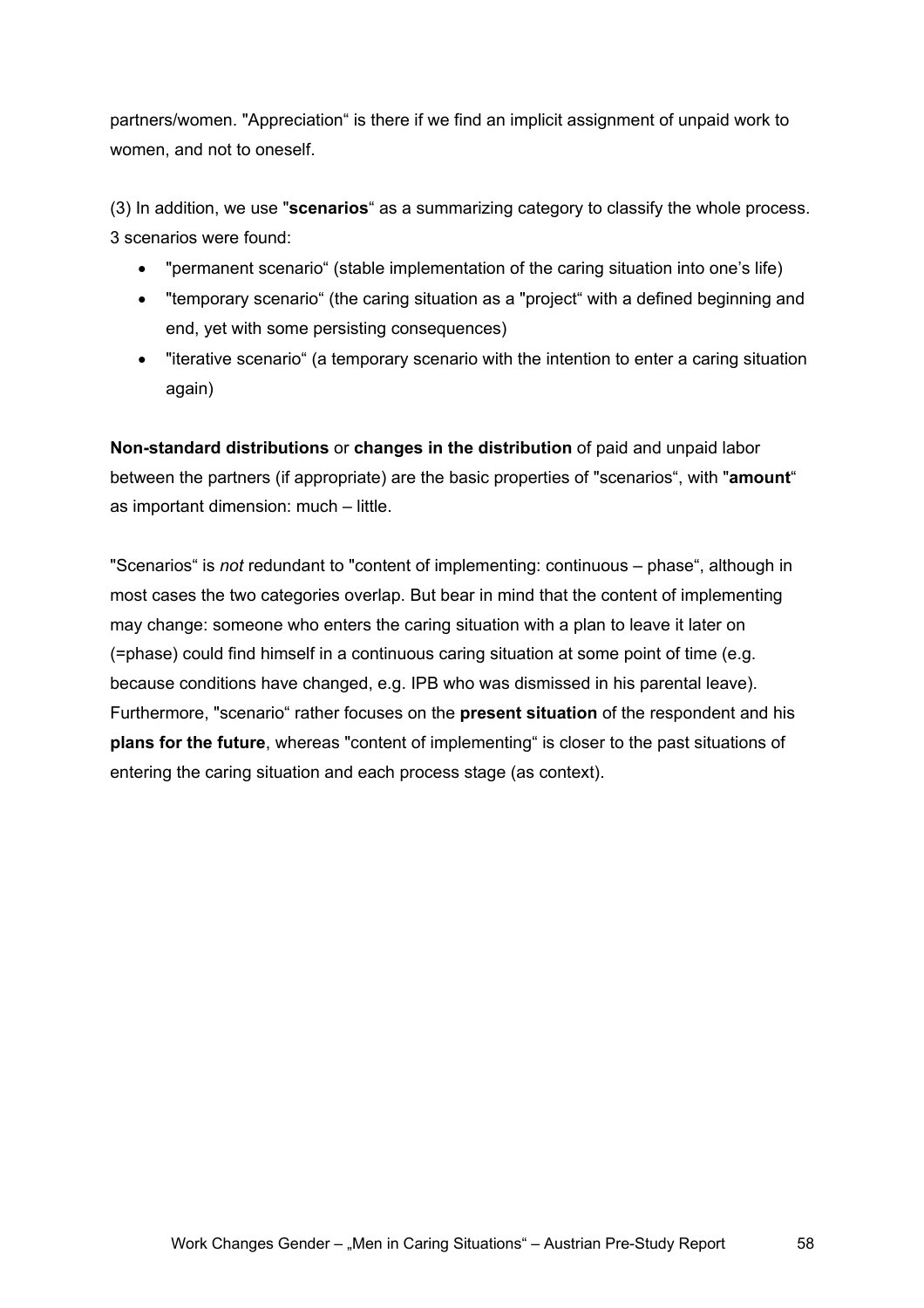partners/women. "Appreciation“ is there if we find an implicit assignment of unpaid work to women, and not to oneself.

(3) In addition, we use "**scenarios**“ as a summarizing category to classify the whole process. 3 scenarios were found:

- "permanent scenario“ (stable implementation of the caring situation into one's life)
- "temporary scenario“ (the caring situation as a "project“ with a defined beginning and end, yet with some persisting consequences)
- "iterative scenario“ (a temporary scenario with the intention to enter a caring situation again)

**Non-standard distributions** or **changes in the distribution** of paid and unpaid labor between the partners (if appropriate) are the basic properties of "scenarios“, with "**amount**“ as important dimension: much – little.

"Scenarios“ is *not* redundant to "content of implementing: continuous – phase“, although in most cases the two categories overlap. But bear in mind that the content of implementing may change: someone who enters the caring situation with a plan to leave it later on (=phase) could find himself in a continuous caring situation at some point of time (e.g. because conditions have changed, e.g. IPB who was dismissed in his parental leave). Furthermore, "scenario“ rather focuses on the **present situation** of the respondent and his **plans for the future**, whereas "content of implementing“ is closer to the past situations of entering the caring situation and each process stage (as context).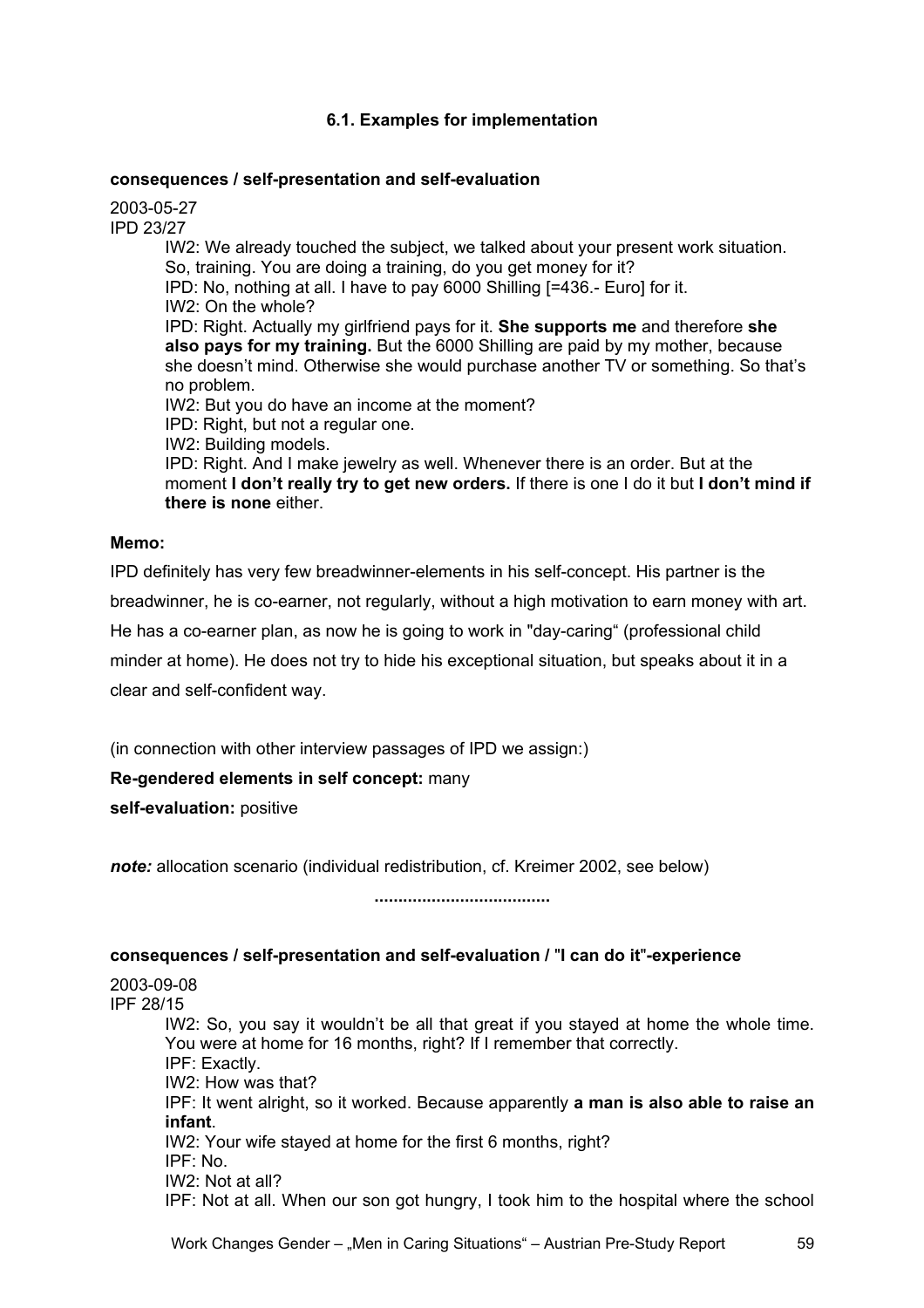### 6.1. Examples for implementation

**consequences / self-presentation and self-evaluation**

2003-05-27
IPD 23/27

> IW2: We already touched the subject, we talked about your present work situation. So, training. You are doing a training, do you get money for it?
> IPD: No, nothing at all. I have to pay 6000 Shilling [=436.- Euro] for it.
> IW2: On the whole?
> IPD: Right. Actually my girlfriend pays for it. **She supports me** and therefore **she also pays for my training.** But the 6000 Shilling are paid by my mother, because she doesn't mind. Otherwise she would purchase another TV or something. So that's no problem.
> IW2: But you do have an income at the moment?
> IPD: Right, but not a regular one.
> IW2: Building models.
> IPD: Right. And I make jewelry as well. Whenever there is an order. But at the moment **I don't really try to get new orders.** If there is one I do it but **I don't mind if there is none** either.

**Memo:**

IPD definitely has very few breadwinner-elements in his self-concept. His partner is the breadwinner, he is co-earner, not regularly, without a high motivation to earn money with art. He has a co-earner plan, as now he is going to work in "day-caring" (professional child minder at home). He does not try to hide his exceptional situation, but speaks about it in a clear and self-confident way.

(in connection with other interview passages of IPD we assign:)

**Re-gendered elements in self concept:** many

**self-evaluation:** positive

***note:*** allocation scenario (individual redistribution, cf. Kreimer 2002, see below)

**.....................................**

**consequences / self-presentation and self-evaluation / "I can do it"-experience**

2003-09-08
IPF 28/15

> IW2: So, you say it wouldn't be all that great if you stayed at home the whole time. You were at home for 16 months, right? If I remember that correctly.
> IPF: Exactly.
> IW2: How was that?
> IPF: It went alright, so it worked. Because apparently **a man is also able to raise an infant**.
> IW2: Your wife stayed at home for the first 6 months, right?
> IPF: No.
> IW2: Not at all?
> IPF: Not at all. When our son got hungry, I took him to the hospital where the school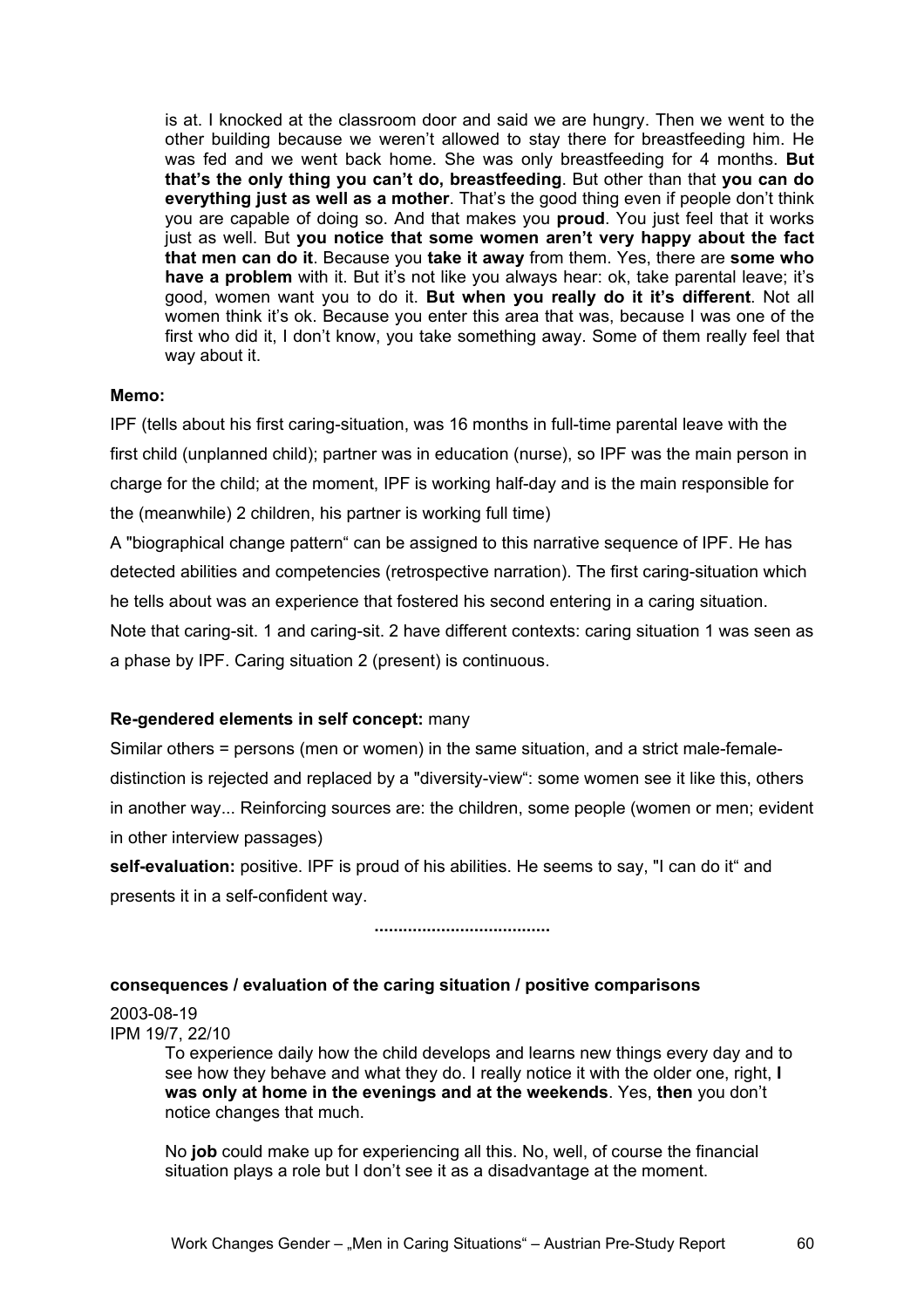> is at. I knocked at the classroom door and said we are hungry. Then we went to the other building because we weren't allowed to stay there for breastfeeding him. He was fed and we went back home. She was only breastfeeding for 4 months. **But that's the only thing you can't do, breastfeeding**. But other than that **you can do everything just as well as a mother**. That's the good thing even if people don't think you are capable of doing so. And that makes you **proud**. You just feel that it works just as well. But **you notice that some women aren't very happy about the fact that men can do it**. Because you **take it away** from them. Yes, there are **some who have a problem** with it. But it's not like you always hear: ok, take parental leave; it's good, women want you to do it. **But when you really do it it's different**. Not all women think it's ok. Because you enter this area that was, because I was one of the first who did it, I don't know, you take something away. Some of them really feel that way about it.

**Memo:**

IPF (tells about his first caring-situation, was 16 months in full-time parental leave with the first child (unplanned child); partner was in education (nurse), so IPF was the main person in charge for the child; at the moment, IPF is working half-day and is the main responsible for the (meanwhile) 2 children, his partner is working full time)

A "biographical change pattern" can be assigned to this narrative sequence of IPF. He has detected abilities and competencies (retrospective narration). The first caring-situation which he tells about was an experience that fostered his second entering in a caring situation. Note that caring-sit. 1 and caring-sit. 2 have different contexts: caring situation 1 was seen as a phase by IPF. Caring situation 2 (present) is continuous.

**Re-gendered elements in self concept:** many

Similar others = persons (men or women) in the same situation, and a strict male-female-distinction is rejected and replaced by a "diversity-view": some women see it like this, others in another way... Reinforcing sources are: the children, some people (women or men; evident in other interview passages)

**self-evaluation:** positive. IPF is proud of his abilities. He seems to say, "I can do it" and presents it in a self-confident way.

....................................

**consequences / evaluation of the caring situation / positive comparisons**

2003-08-19
IPM 19/7, 22/10

> To experience daily how the child develops and learns new things every day and to see how they behave and what they do. I really notice it with the older one, right, **I was only at home in the evenings and at the weekends**. Yes, **then** you don't notice changes that much.
>
> No **job** could make up for experiencing all this. No, well, of course the financial situation plays a role but I don't see it as a disadvantage at the moment.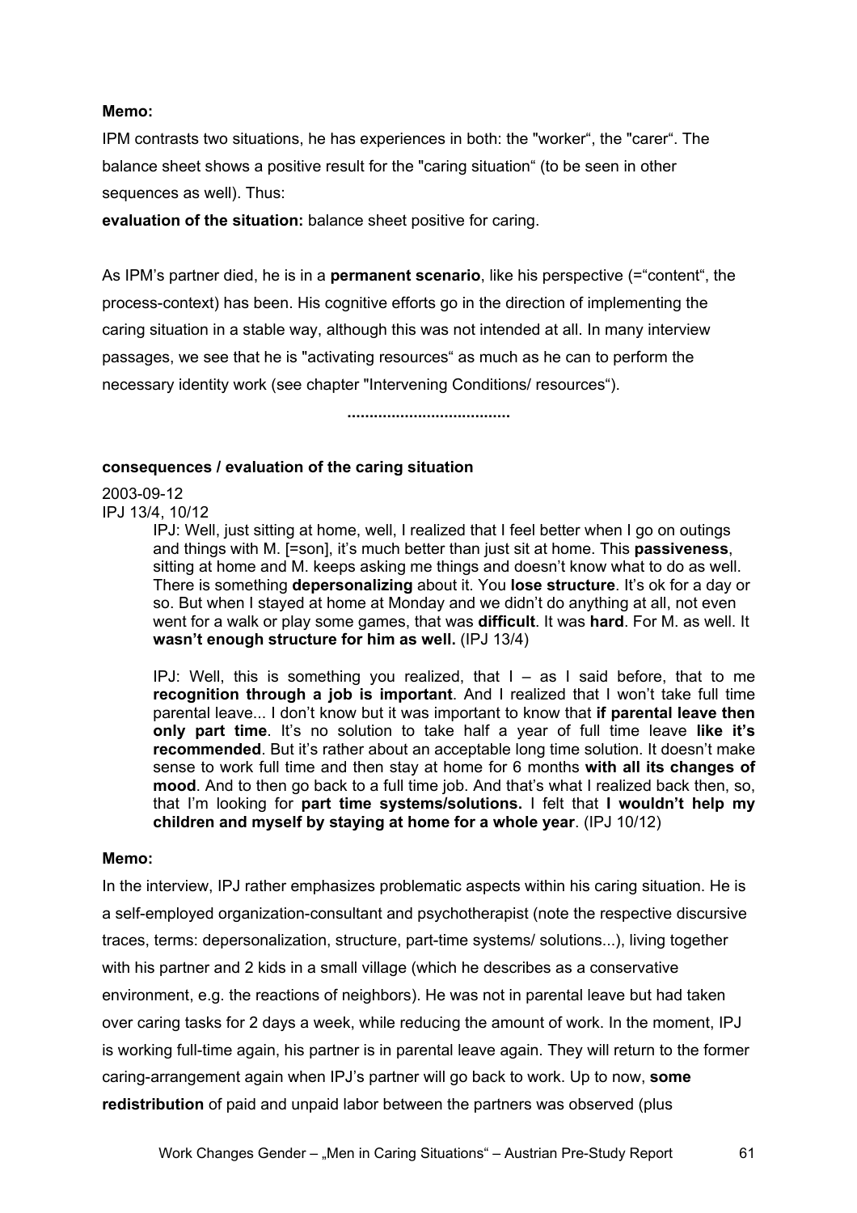**Memo:**

IPM contrasts two situations, he has experiences in both: the "worker", the "carer". The balance sheet shows a positive result for the "caring situation" (to be seen in other sequences as well). Thus:

**evaluation of the situation:** balance sheet positive for caring.

As IPM's partner died, he is in a **permanent scenario**, like his perspective (="content", the process-context) has been. His cognitive efforts go in the direction of implementing the caring situation in a stable way, although this was not intended at all. In many interview passages, we see that he is "activating resources" as much as he can to perform the necessary identity work (see chapter "Intervening Conditions/ resources").

.....................................

**consequences / evaluation of the caring situation**

2003-09-12
IPJ 13/4, 10/12

> IPJ: Well, just sitting at home, well, I realized that I feel better when I go on outings and things with M. [=son], it's much better than just sit at home. This **passiveness**, sitting at home and M. keeps asking me things and doesn't know what to do as well. There is something **depersonalizing** about it. You **lose structure**. It's ok for a day or so. But when I stayed at home at Monday and we didn't do anything at all, not even went for a walk or play some games, that was **difficult**. It was **hard**. For M. as well. It **wasn't enough structure for him as well.** (IPJ 13/4)
>
> IPJ: Well, this is something you realized, that I – as I said before, that to me **recognition through a job is important**. And I realized that I won't take full time parental leave... I don't know but it was important to know that **if parental leave then only part time**. It's no solution to take half a year of full time leave **like it's recommended**. But it's rather about an acceptable long time solution. It doesn't make sense to work full time and then stay at home for 6 months **with all its changes of mood**. And to then go back to a full time job. And that's what I realized back then, so, that I'm looking for **part time systems/solutions.** I felt that **I wouldn't help my children and myself by staying at home for a whole year**. (IPJ 10/12)

**Memo:**

In the interview, IPJ rather emphasizes problematic aspects within his caring situation. He is a self-employed organization-consultant and psychotherapist (note the respective discursive traces, terms: depersonalization, structure, part-time systems/ solutions...), living together with his partner and 2 kids in a small village (which he describes as a conservative environment, e.g. the reactions of neighbors). He was not in parental leave but had taken over caring tasks for 2 days a week, while reducing the amount of work. In the moment, IPJ is working full-time again, his partner is in parental leave again. They will return to the former caring-arrangement again when IPJ's partner will go back to work. Up to now, **some redistribution** of paid and unpaid labor between the partners was observed (plus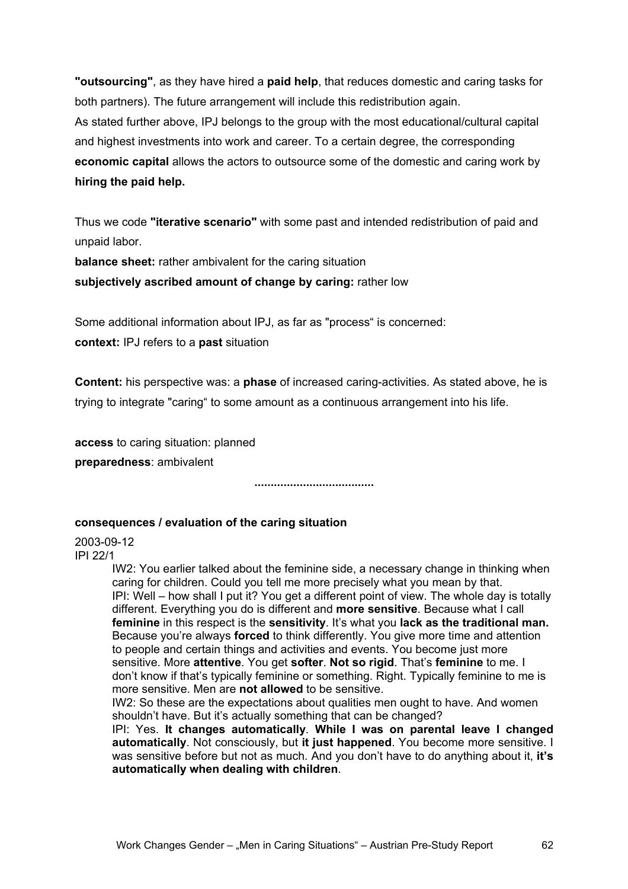**"outsourcing"**, as they have hired a **paid help**, that reduces domestic and caring tasks for both partners). The future arrangement will include this redistribution again.
As stated further above, IPJ belongs to the group with the most educational/cultural capital and highest investments into work and career. To a certain degree, the corresponding **economic capital** allows the actors to outsource some of the domestic and caring work by **hiring the paid help.**

Thus we code **"iterative scenario"** with some past and intended redistribution of paid and unpaid labor.
**balance sheet:** rather ambivalent for the caring situation
**subjectively ascribed amount of change by caring:** rather low

Some additional information about IPJ, as far as "process" is concerned:
**context:** IPJ refers to a **past** situation

**Content:** his perspective was: a **phase** of increased caring-activities. As stated above, he is trying to integrate "caring" to some amount as a continuous arrangement into his life.

**access** to caring situation: planned
**preparedness**: ambivalent

....................................

**consequences / evaluation of the caring situation**

2003-09-12
IPI 22/1

> IW2: You earlier talked about the feminine side, a necessary change in thinking when caring for children. Could you tell me more precisely what you mean by that.
> IPI: Well – how shall I put it? You get a different point of view. The whole day is totally different. Everything you do is different and **more sensitive**. Because what I call **feminine** in this respect is the **sensitivity**. It's what you **lack as the traditional man.** Because you're always **forced** to think differently. You give more time and attention to people and certain things and activities and events. You become just more sensitive. More **attentive**. You get **softer**. **Not so rigid**. That's **feminine** to me. I don't know if that's typically feminine or something. Right. Typically feminine to me is more sensitive. Men are **not allowed** to be sensitive.
> IW2: So these are the expectations about qualities men ought to have. And women shouldn't have. But it's actually something that can be changed?
> IPI: Yes. **It changes automatically**. **While I was on parental leave I changed automatically**. Not consciously, but **it just happened**. You become more sensitive. I was sensitive before but not as much. And you don't have to do anything about it, **it's automatically when dealing with children**.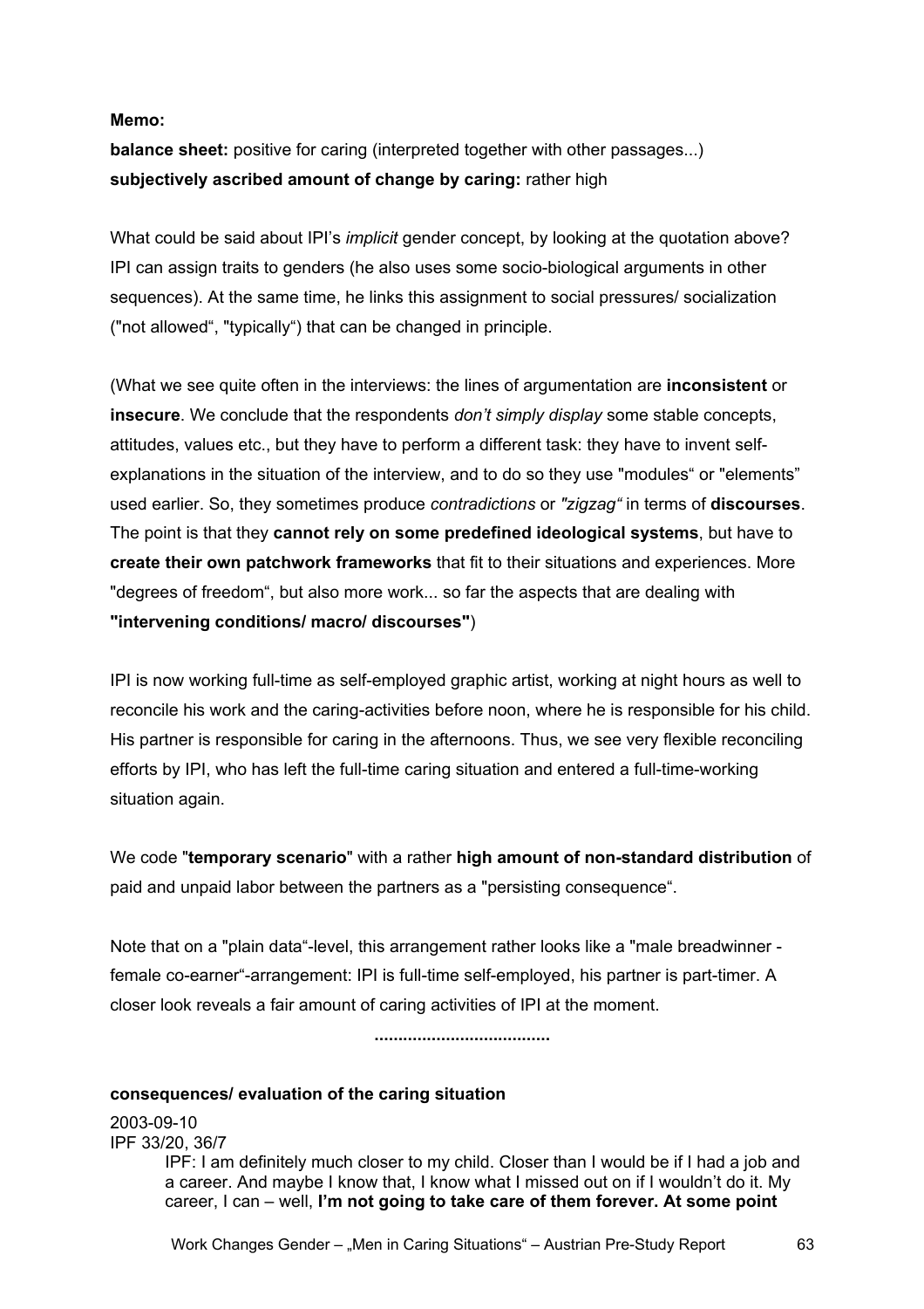**Memo:**

**balance sheet:** positive for caring (interpreted together with other passages...)
**subjectively ascribed amount of change by caring:** rather high

What could be said about IPI's *implicit* gender concept, by looking at the quotation above? IPI can assign traits to genders (he also uses some socio-biological arguments in other sequences). At the same time, he links this assignment to social pressures/ socialization ("not allowed", "typically") that can be changed in principle.

(What we see quite often in the interviews: the lines of argumentation are **inconsistent** or **insecure**. We conclude that the respondents *don't simply display* some stable concepts, attitudes, values etc., but they have to perform a different task: they have to invent self-explanations in the situation of the interview, and to do so they use "modules" or "elements" used earlier. So, they sometimes produce *contradictions* or *"zigzag"* in terms of **discourses**. The point is that they **cannot rely on some predefined ideological systems**, but have to **create their own patchwork frameworks** that fit to their situations and experiences. More "degrees of freedom", but also more work... so far the aspects that are dealing with **"intervening conditions/ macro/ discourses"**)

IPI is now working full-time as self-employed graphic artist, working at night hours as well to reconcile his work and the caring-activities before noon, where he is responsible for his child. His partner is responsible for caring in the afternoons. Thus, we see very flexible reconciling efforts by IPI, who has left the full-time caring situation and entered a full-time-working situation again.

We code "**temporary scenario**" with a rather **high amount of non-standard distribution** of paid and unpaid labor between the partners as a "persisting consequence".

Note that on a "plain data"-level, this arrangement rather looks like a "male breadwinner - female co-earner"-arrangement: IPI is full-time self-employed, his partner is part-timer. A closer look reveals a fair amount of caring activities of IPI at the moment.

.....................................

**consequences/ evaluation of the caring situation**

2003-09-10
IPF 33/20, 36/7

> IPF: I am definitely much closer to my child. Closer than I would be if I had a job and a career. And maybe I know that, I know what I missed out on if I wouldn't do it. My career, I can – well, **I'm not going to take care of them forever. At some point**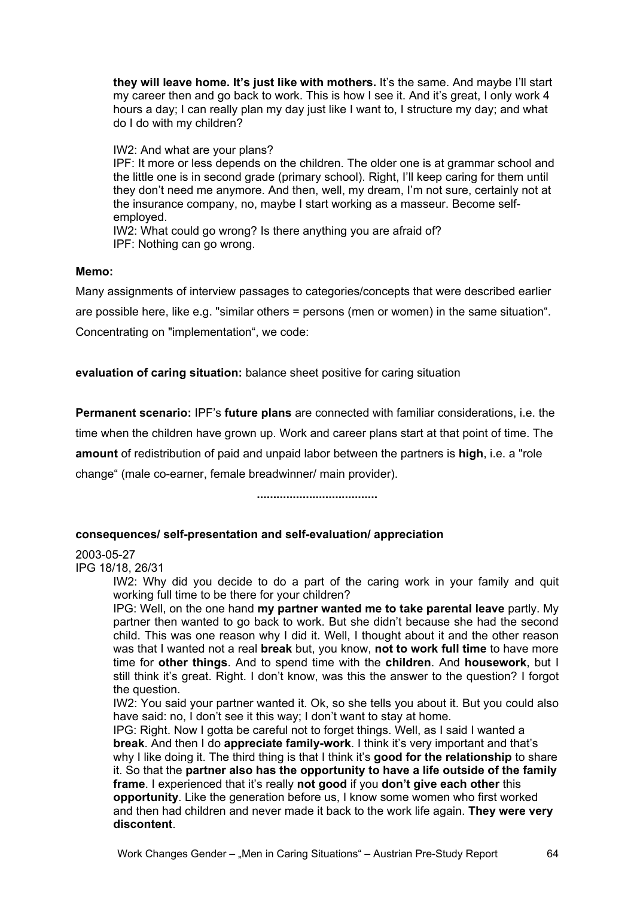> **they will leave home. It's just like with mothers.** It's the same. And maybe I'll start my career then and go back to work. This is how I see it. And it's great, I only work 4 hours a day; I can really plan my day just like I want to, I structure my day; and what do I do with my children?
>
> IW2: And what are your plans?
> IPF: It more or less depends on the children. The older one is at grammar school and the little one is in second grade (primary school). Right, I'll keep caring for them until they don't need me anymore. And then, well, my dream, I'm not sure, certainly not at the insurance company, no, maybe I start working as a masseur. Become self-employed.
> IW2: What could go wrong? Is there anything you are afraid of?
> IPF: Nothing can go wrong.

**Memo:**

Many assignments of interview passages to categories/concepts that were described earlier are possible here, like e.g. "similar others = persons (men or women) in the same situation". Concentrating on "implementation", we code:

**evaluation of caring situation:** balance sheet positive for caring situation

**Permanent scenario:** IPF's **future plans** are connected with familiar considerations, i.e. the time when the children have grown up. Work and career plans start at that point of time. The **amount** of redistribution of paid and unpaid labor between the partners is **high**, i.e. a "role change" (male co-earner, female breadwinner/ main provider).

....................................

**consequences/ self-presentation and self-evaluation/ appreciation**

2003-05-27
IPG 18/18, 26/31

> IW2: Why did you decide to do a part of the caring work in your family and quit working full time to be there for your children?
> IPG: Well, on the one hand **my partner wanted me to take parental leave** partly. My partner then wanted to go back to work. But she didn't because she had the second child. This was one reason why I did it. Well, I thought about it and the other reason was that I wanted not a real **break** but, you know, **not to work full time** to have more time for **other things**. And to spend time with the **children**. And **housework**, but I still think it's great. Right. I don't know, was this the answer to the question? I forgot the question.
> IW2: You said your partner wanted it. Ok, so she tells you about it. But you could also have said: no, I don't see it this way; I don't want to stay at home.
> IPG: Right. Now I gotta be careful not to forget things. Well, as I said I wanted a **break**. And then I do **appreciate family-work**. I think it's very important and that's why I like doing it. The third thing is that I think it's **good for the relationship** to share it. So that the **partner also has the opportunity to have a life outside of the family frame**. I experienced that it's really **not good** if you **don't give each other** this **opportunity**. Like the generation before us, I know some women who first worked and then had children and never made it back to the work life again. **They were very discontent**.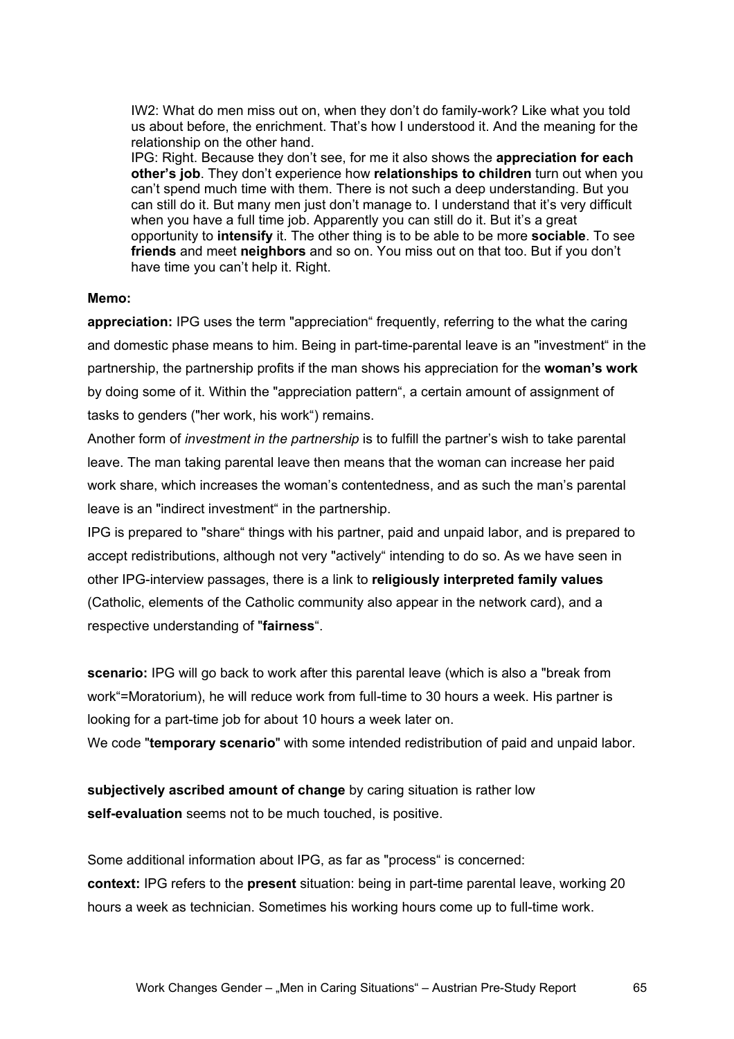> IW2: What do men miss out on, when they don't do family-work? Like what you told us about before, the enrichment. That's how I understood it. And the meaning for the relationship on the other hand.
> IPG: Right. Because they don't see, for me it also shows the **appreciation for each other's job**. They don't experience how **relationships to children** turn out when you can't spend much time with them. There is not such a deep understanding. But you can still do it. But many men just don't manage to. I understand that it's very difficult when you have a full time job. Apparently you can still do it. But it's a great opportunity to **intensify** it. The other thing is to be able to be more **sociable**. To see **friends** and meet **neighbors** and so on. You miss out on that too. But if you don't have time you can't help it. Right.

**Memo:**

**appreciation:** IPG uses the term "appreciation“ frequently, referring to the what the caring and domestic phase means to him. Being in part-time-parental leave is an "investment“ in the partnership, the partnership profits if the man shows his appreciation for the **woman's work** by doing some of it. Within the "appreciation pattern“, a certain amount of assignment of tasks to genders ("her work, his work“) remains.

Another form of *investment in the partnership* is to fulfill the partner's wish to take parental leave. The man taking parental leave then means that the woman can increase her paid work share, which increases the woman's contentedness, and as such the man's parental leave is an "indirect investment“ in the partnership.

IPG is prepared to "share“ things with his partner, paid and unpaid labor, and is prepared to accept redistributions, although not very "actively“ intending to do so. As we have seen in other IPG-interview passages, there is a link to **religiously interpreted family values** (Catholic, elements of the Catholic community also appear in the network card), and a respective understanding of "**fairness**“.

**scenario:** IPG will go back to work after this parental leave (which is also a "break from work“=Moratorium), he will reduce work from full-time to 30 hours a week. His partner is looking for a part-time job for about 10 hours a week later on.

We code "**temporary scenario**" with some intended redistribution of paid and unpaid labor.

**subjectively ascribed amount of change** by caring situation is rather low

**self-evaluation** seems not to be much touched, is positive.

Some additional information about IPG, as far as "process“ is concerned:

**context:** IPG refers to the **present** situation: being in part-time parental leave, working 20 hours a week as technician. Sometimes his working hours come up to full-time work.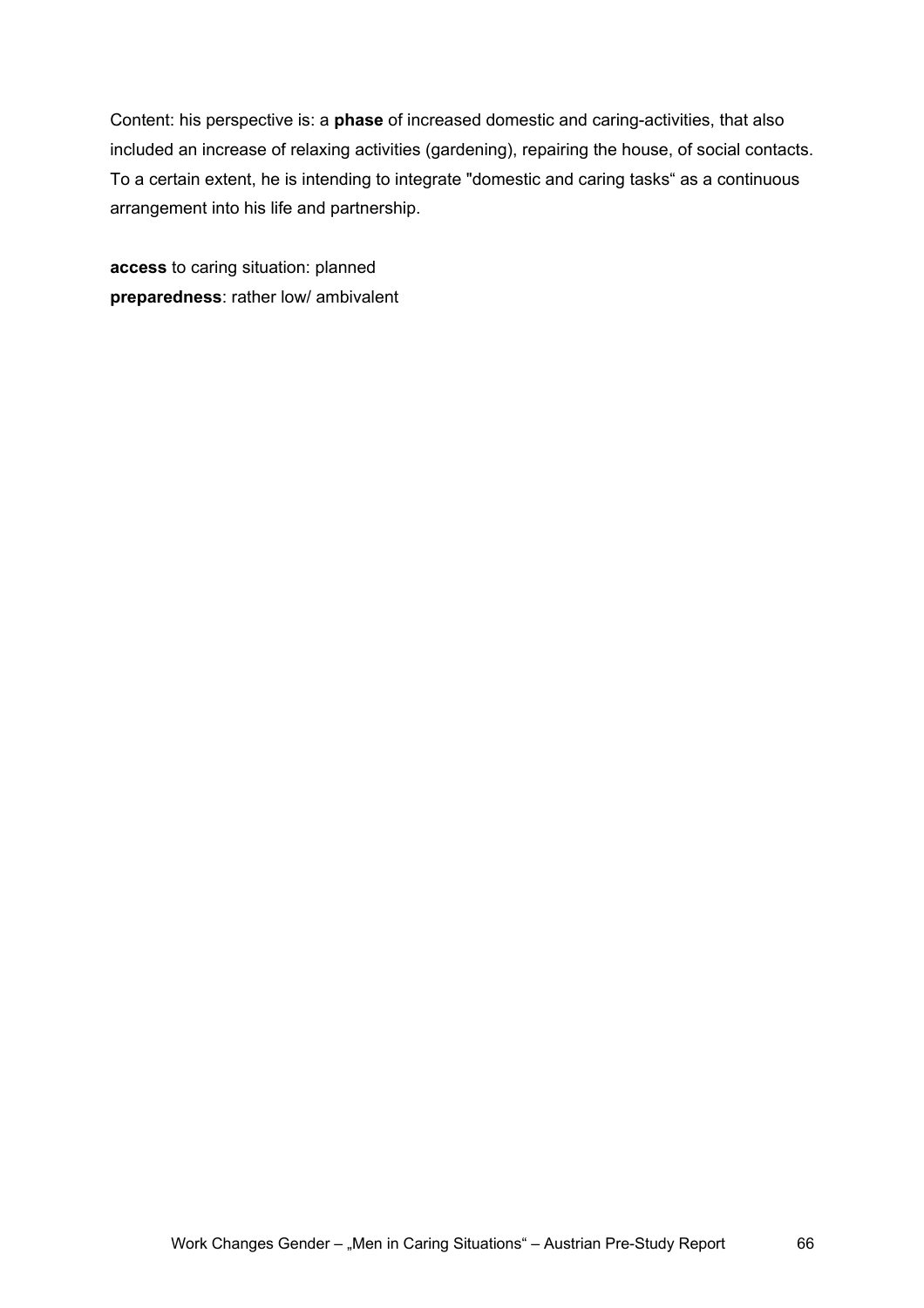Content: his perspective is: a **phase** of increased domestic and caring-activities, that also included an increase of relaxing activities (gardening), repairing the house, of social contacts. To a certain extent, he is intending to integrate "domestic and caring tasks“ as a continuous arrangement into his life and partnership.

**access** to caring situation: planned
**preparedness**: rather low/ ambivalent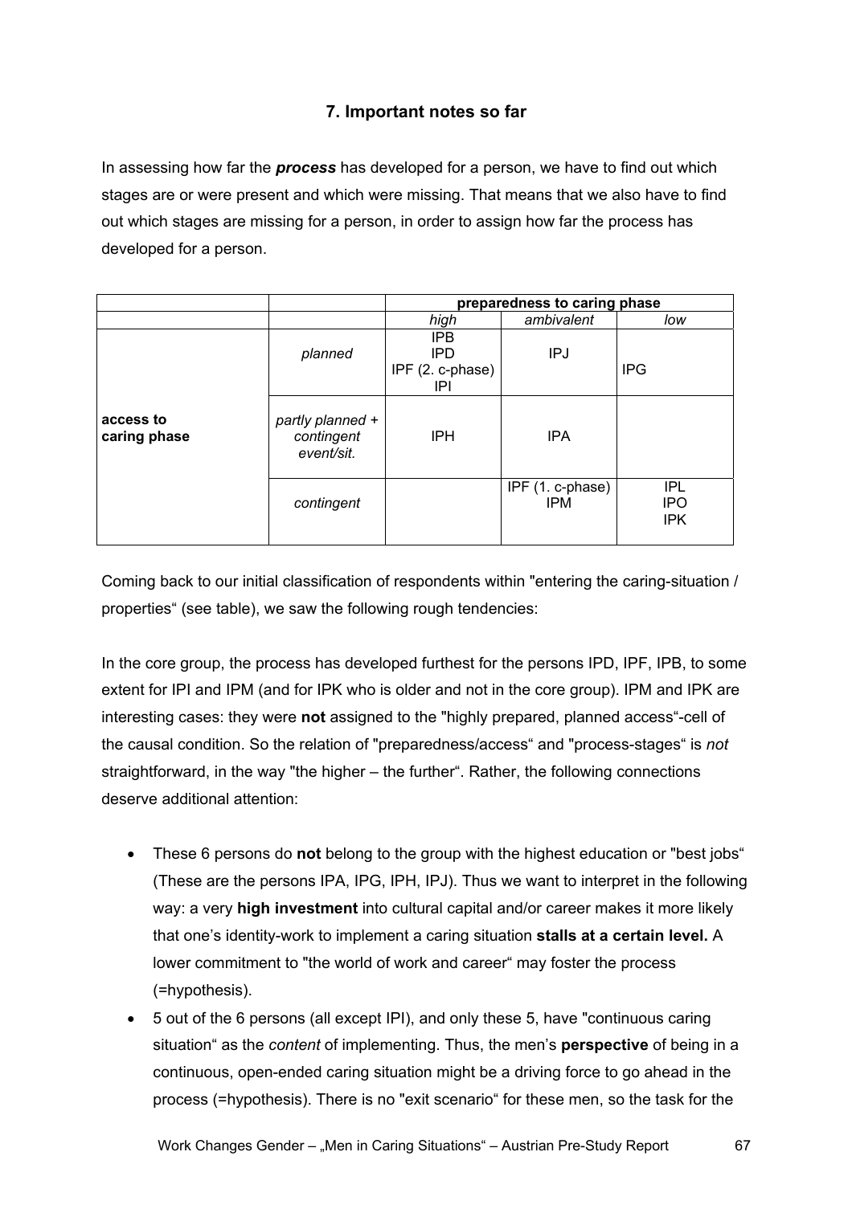### 7. Important notes so far

In assessing how far the ***process*** has developed for a person, we have to find out which stages are or were present and which were missing. That means that we also have to find out which stages are missing for a person, in order to assign how far the process has developed for a person.

| | | preparedness to caring phase | | |
|---|---|---|---|---|
| | | *high* | *ambivalent* | *low* |
| **access to caring phase** | *planned* | IPB<br>IPD<br>IPF (2. c-phase)<br>IPI | IPJ | IPG |
| | *partly planned + contingent event/sit.* | IPH | IPA | |
| | *contingent* | | IPF (1. c-phase)<br>IPM | IPL<br>IPO<br>IPK |

Coming back to our initial classification of respondents within "entering the caring-situation / properties" (see table), we saw the following rough tendencies:

In the core group, the process has developed furthest for the persons IPD, IPF, IPB, to some extent for IPI and IPM (and for IPK who is older and not in the core group). IPM and IPK are interesting cases: they were **not** assigned to the "highly prepared, planned access"-cell of the causal condition. So the relation of "preparedness/access" and "process-stages" is *not* straightforward, in the way "the higher – the further". Rather, the following connections deserve additional attention:

- These 6 persons do **not** belong to the group with the highest education or "best jobs" (These are the persons IPA, IPG, IPH, IPJ). Thus we want to interpret in the following way: a very **high investment** into cultural capital and/or career makes it more likely that one's identity-work to implement a caring situation **stalls at a certain level.** A lower commitment to "the world of work and career" may foster the process (=hypothesis).
- 5 out of the 6 persons (all except IPI), and only these 5, have "continuous caring situation" as the *content* of implementing. Thus, the men's **perspective** of being in a continuous, open-ended caring situation might be a driving force to go ahead in the process (=hypothesis). There is no "exit scenario" for these men, so the task for the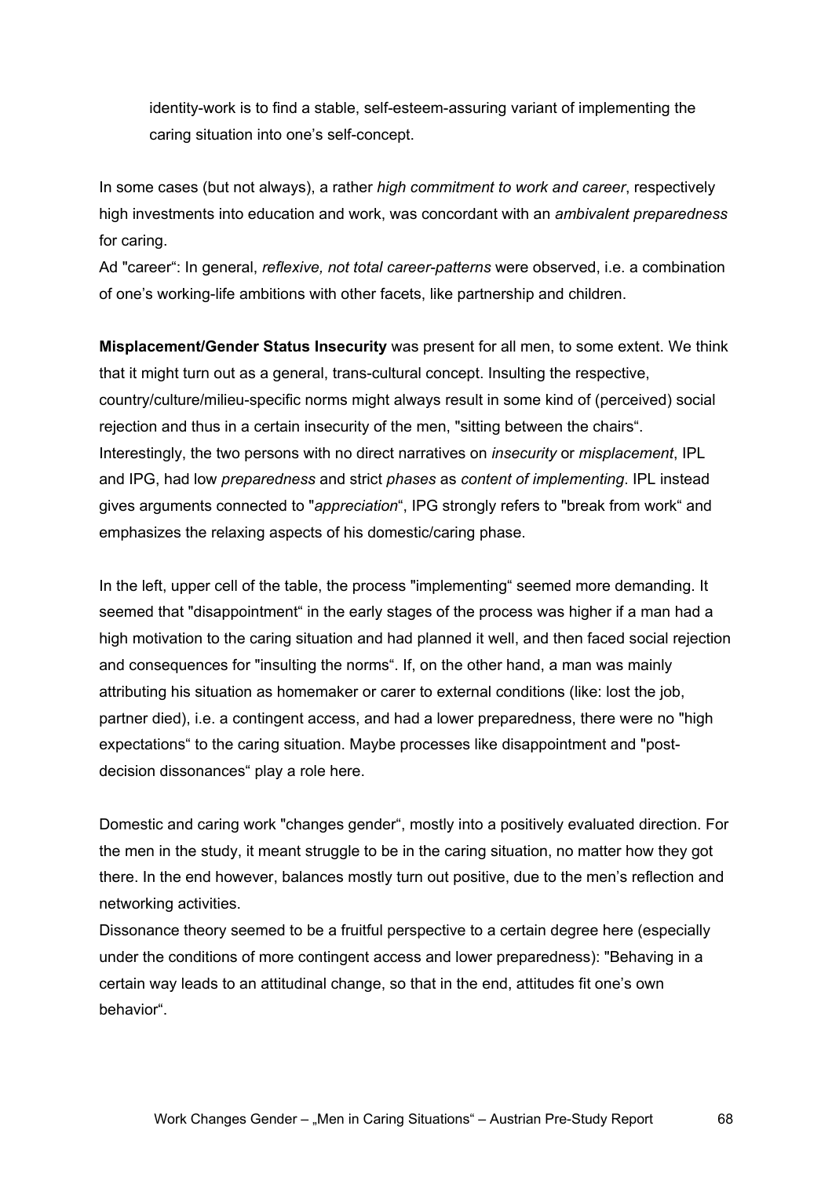identity-work is to find a stable, self-esteem-assuring variant of implementing the caring situation into one's self-concept.

In some cases (but not always), a rather *high commitment to work and career*, respectively high investments into education and work, was concordant with an *ambivalent preparedness* for caring.

Ad "career": In general, *reflexive, not total career-patterns* were observed, i.e. a combination of one's working-life ambitions with other facets, like partnership and children.

**Misplacement/Gender Status Insecurity** was present for all men, to some extent. We think that it might turn out as a general, trans-cultural concept. Insulting the respective, country/culture/milieu-specific norms might always result in some kind of (perceived) social rejection and thus in a certain insecurity of the men, "sitting between the chairs". Interestingly, the two persons with no direct narratives on *insecurity* or *misplacement*, IPL and IPG, had low *preparedness* and strict *phases* as *content of implementing*. IPL instead gives arguments connected to "*appreciation*", IPG strongly refers to "break from work" and emphasizes the relaxing aspects of his domestic/caring phase.

In the left, upper cell of the table, the process "implementing" seemed more demanding. It seemed that "disappointment" in the early stages of the process was higher if a man had a high motivation to the caring situation and had planned it well, and then faced social rejection and consequences for "insulting the norms". If, on the other hand, a man was mainly attributing his situation as homemaker or carer to external conditions (like: lost the job, partner died), i.e. a contingent access, and had a lower preparedness, there were no "high expectations" to the caring situation. Maybe processes like disappointment and "post-decision dissonances" play a role here.

Domestic and caring work "changes gender", mostly into a positively evaluated direction. For the men in the study, it meant struggle to be in the caring situation, no matter how they got there. In the end however, balances mostly turn out positive, due to the men's reflection and networking activities.

Dissonance theory seemed to be a fruitful perspective to a certain degree here (especially under the conditions of more contingent access and lower preparedness): "Behaving in a certain way leads to an attitudinal change, so that in the end, attitudes fit one's own behavior".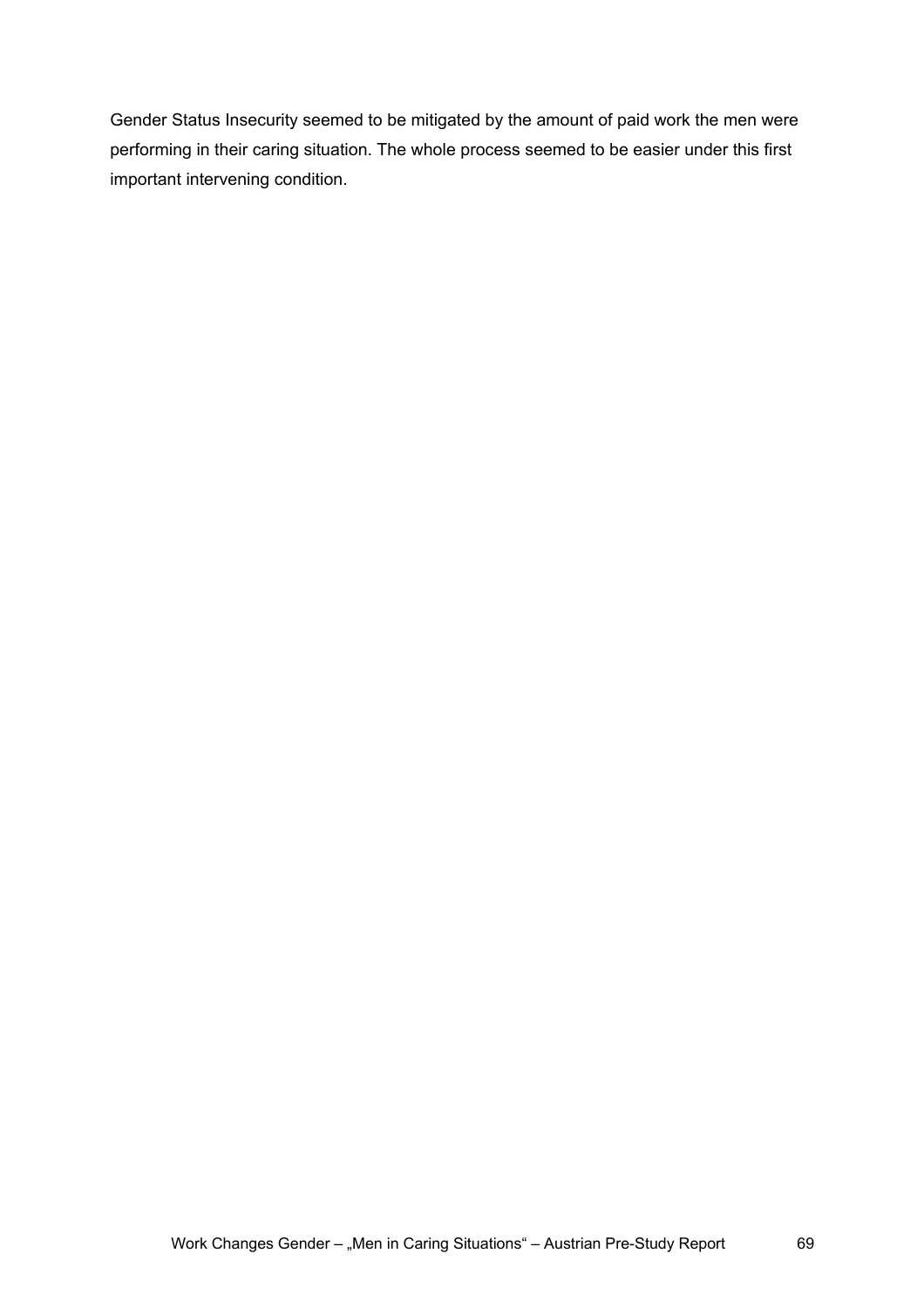Gender Status Insecurity seemed to be mitigated by the amount of paid work the men were performing in their caring situation. The whole process seemed to be easier under this first important intervening condition.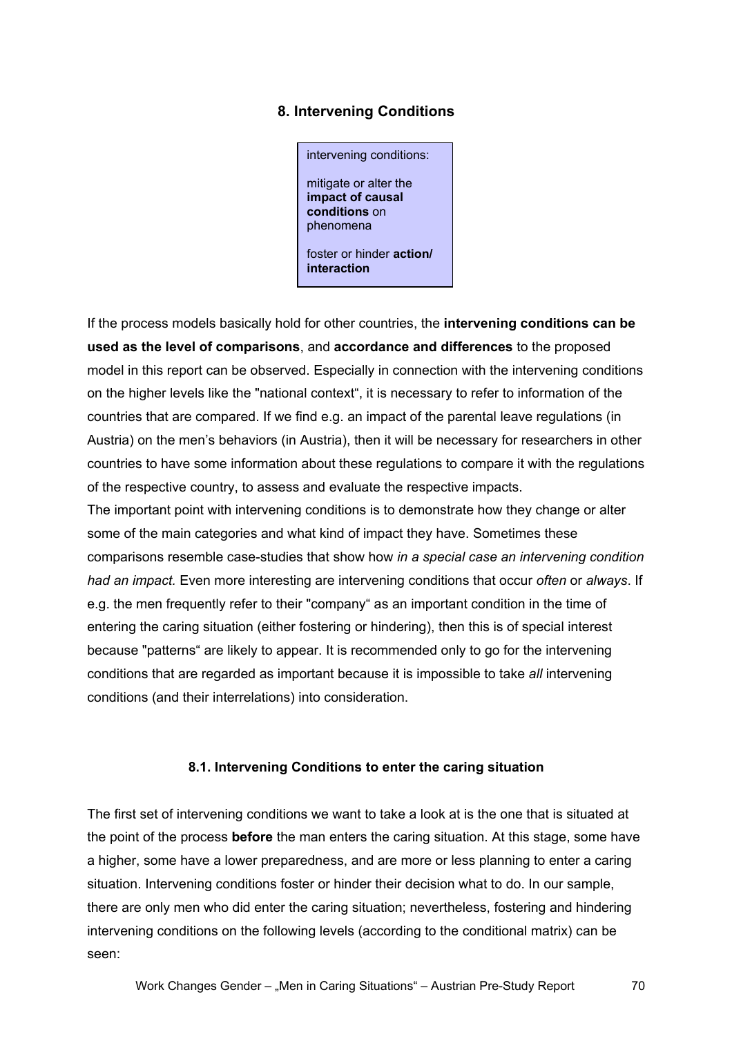## 8. Intervening Conditions

intervening conditions:

mitigate or alter the **impact of causal conditions** on phenomena

foster or hinder **action/ interaction**

If the process models basically hold for other countries, the **intervening conditions can be used as the level of comparisons**, and **accordance and differences** to the proposed model in this report can be observed. Especially in connection with the intervening conditions on the higher levels like the "national context“, it is necessary to refer to information of the countries that are compared. If we find e.g. an impact of the parental leave regulations (in Austria) on the men’s behaviors (in Austria), then it will be necessary for researchers in other countries to have some information about these regulations to compare it with the regulations of the respective country, to assess and evaluate the respective impacts.

The important point with intervening conditions is to demonstrate how they change or alter some of the main categories and what kind of impact they have. Sometimes these comparisons resemble case-studies that show how *in a special case an intervening condition had an impact.* Even more interesting are intervening conditions that occur *often* or *always*. If e.g. the men frequently refer to their "company“ as an important condition in the time of entering the caring situation (either fostering or hindering), then this is of special interest because "patterns“ are likely to appear. It is recommended only to go for the intervening conditions that are regarded as important because it is impossible to take *all* intervening conditions (and their interrelations) into consideration.

### 8.1. Intervening Conditions to enter the caring situation

The first set of intervening conditions we want to take a look at is the one that is situated at the point of the process **before** the man enters the caring situation. At this stage, some have a higher, some have a lower preparedness, and are more or less planning to enter a caring situation. Intervening conditions foster or hinder their decision what to do. In our sample, there are only men who did enter the caring situation; nevertheless, fostering and hindering intervening conditions on the following levels (according to the conditional matrix) can be seen: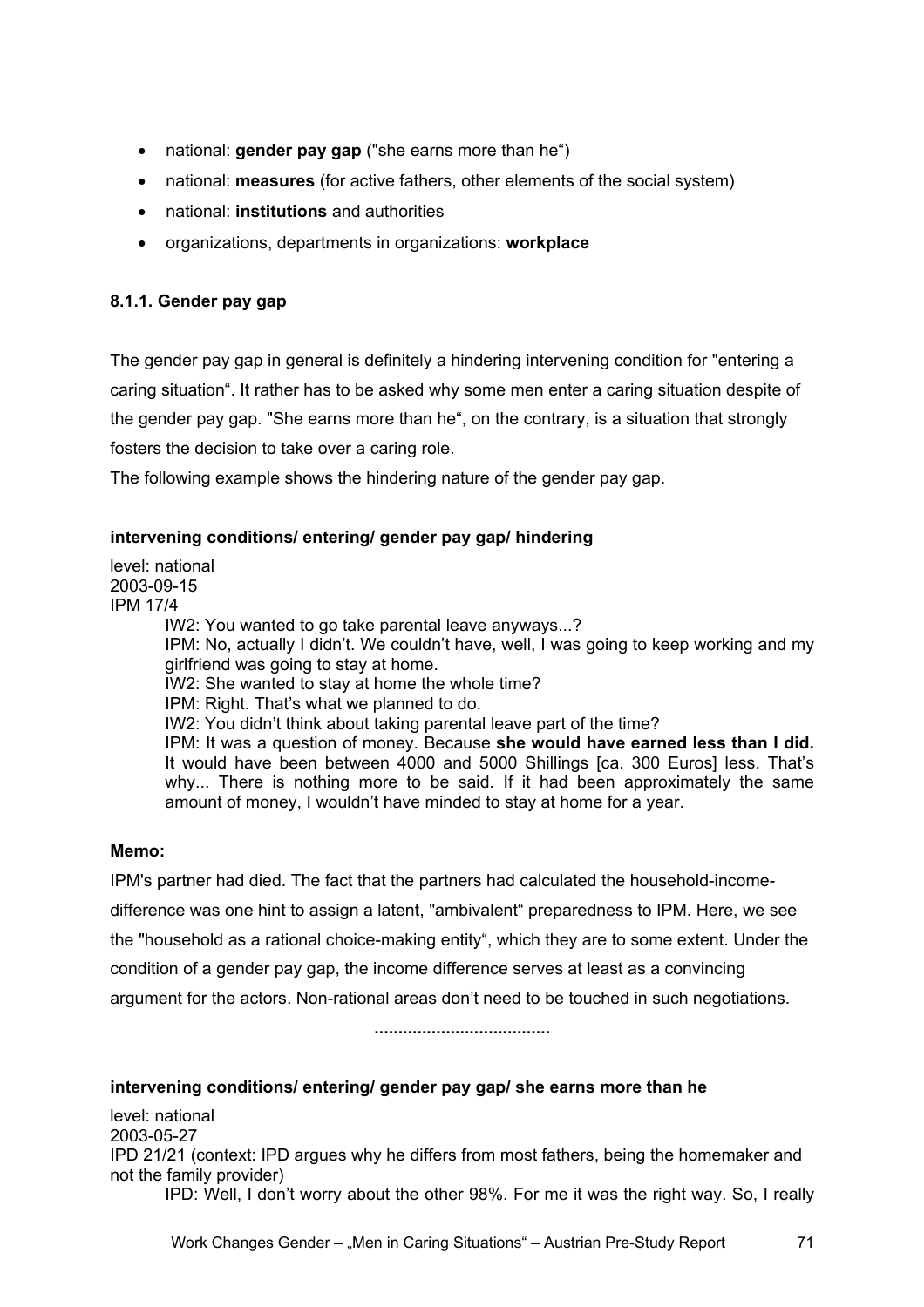- national: **gender pay gap** ("she earns more than he“)
- national: **measures** (for active fathers, other elements of the social system)
- national: **institutions** and authorities
- organizations, departments in organizations: **workplace**

### 8.1.1. Gender pay gap

The gender pay gap in general is definitely a hindering intervening condition for "entering a caring situation“. It rather has to be asked why some men enter a caring situation despite of the gender pay gap. "She earns more than he“, on the contrary, is a situation that strongly fosters the decision to take over a caring role.

The following example shows the hindering nature of the gender pay gap.

**intervening conditions/ entering/ gender pay gap/ hindering**

level: national
2003-09-15
IPM 17/4

> IW2: You wanted to go take parental leave anyways...?
> IPM: No, actually I didn't. We couldn't have, well, I was going to keep working and my girlfriend was going to stay at home.
> IW2: She wanted to stay at home the whole time?
> IPM: Right. That's what we planned to do.
> IW2: You didn't think about taking parental leave part of the time?
> IPM: It was a question of money. Because **she would have earned less than I did.** It would have been between 4000 and 5000 Shillings [ca. 300 Euros] less. That's why... There is nothing more to be said. If it had been approximately the same amount of money, I wouldn't have minded to stay at home for a year.

**Memo:**

IPM's partner had died. The fact that the partners had calculated the household-income-difference was one hint to assign a latent, "ambivalent“ preparedness to IPM. Here, we see the "household as a rational choice-making entity“, which they are to some extent. Under the condition of a gender pay gap, the income difference serves at least as a convincing argument for the actors. Non-rational areas don't need to be touched in such negotiations.

....................................

**intervening conditions/ entering/ gender pay gap/ she earns more than he**

level: national
2003-05-27
IPD 21/21 (context: IPD argues why he differs from most fathers, being the homemaker and not the family provider)

> IPD: Well, I don't worry about the other 98%. For me it was the right way. So, I really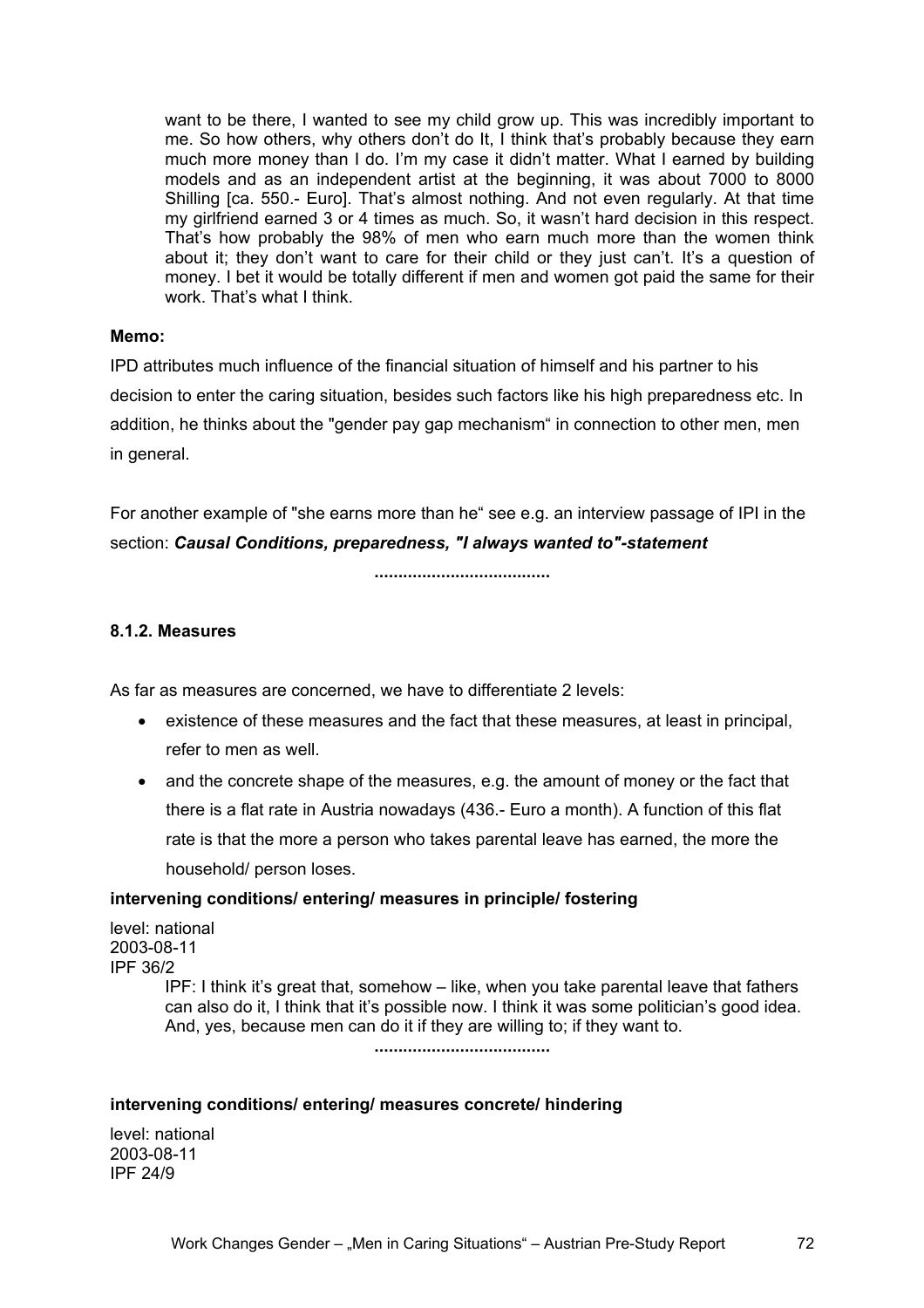want to be there, I wanted to see my child grow up. This was incredibly important to me. So how others, why others don't do It, I think that's probably because they earn much more money than I do. I'm my case it didn't matter. What I earned by building models and as an independent artist at the beginning, it was about 7000 to 8000 Shilling [ca. 550.- Euro]. That's almost nothing. And not even regularly. At that time my girlfriend earned 3 or 4 times as much. So, it wasn't hard decision in this respect. That's how probably the 98% of men who earn much more than the women think about it; they don't want to care for their child or they just can't. It's a question of money. I bet it would be totally different if men and women got paid the same for their work. That's what I think.

**Memo:**

IPD attributes much influence of the financial situation of himself and his partner to his decision to enter the caring situation, besides such factors like his high preparedness etc. In addition, he thinks about the "gender pay gap mechanism" in connection to other men, men in general.

For another example of "she earns more than he" see e.g. an interview passage of IPI in the section: ***Causal Conditions, preparedness, "I always wanted to"-statement***

....................................

### 8.1.2. Measures

As far as measures are concerned, we have to differentiate 2 levels:

- existence of these measures and the fact that these measures, at least in principal, refer to men as well.
- and the concrete shape of the measures, e.g. the amount of money or the fact that there is a flat rate in Austria nowadays (436.- Euro a month). A function of this flat rate is that the more a person who takes parental leave has earned, the more the household/ person loses.

**intervening conditions/ entering/ measures in principle/ fostering**

level: national
2003-08-11
IPF 36/2

IPF: I think it's great that, somehow – like, when you take parental leave that fathers can also do it, I think that it's possible now. I think it was some politician's good idea. And, yes, because men can do it if they are willing to; if they want to.

....................................

**intervening conditions/ entering/ measures concrete/ hindering**

level: national
2003-08-11
IPF 24/9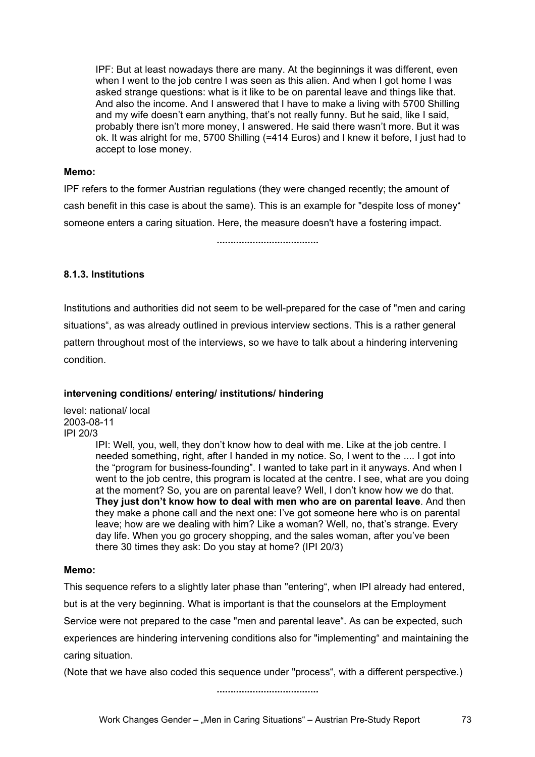IPF: But at least nowadays there are many. At the beginnings it was different, even when I went to the job centre I was seen as this alien. And when I got home I was asked strange questions: what is it like to be on parental leave and things like that. And also the income. And I answered that I have to make a living with 5700 Shilling and my wife doesn't earn anything, that's not really funny. But he said, like I said, probably there isn't more money, I answered. He said there wasn't more. But it was ok. It was alright for me, 5700 Shilling (=414 Euros) and I knew it before, I just had to accept to lose money.

**Memo:**

IPF refers to the former Austrian regulations (they were changed recently; the amount of cash benefit in this case is about the same). This is an example for "despite loss of money" someone enters a caring situation. Here, the measure doesn't have a fostering impact.

.....................................

### 8.1.3. Institutions

Institutions and authorities did not seem to be well-prepared for the case of "men and caring situations", as was already outlined in previous interview sections. This is a rather general pattern throughout most of the interviews, so we have to talk about a hindering intervening condition.

**intervening conditions/ entering/ institutions/ hindering**

level: national/ local
2003-08-11
IPI 20/3

IPI: Well, you, well, they don't know how to deal with me. Like at the job centre. I needed something, right, after I handed in my notice. So, I went to the .... I got into the "program for business-founding". I wanted to take part in it anyways. And when I went to the job centre, this program is located at the centre. I see, what are you doing at the moment? So, you are on parental leave? Well, I don't know how we do that. **They just don't know how to deal with men who are on parental leave**. And then they make a phone call and the next one: I've got someone here who is on parental leave; how are we dealing with him? Like a woman? Well, no, that's strange. Every day life. When you go grocery shopping, and the sales woman, after you've been there 30 times they ask: Do you stay at home? (IPI 20/3)

**Memo:**

This sequence refers to a slightly later phase than "entering", when IPI already had entered, but is at the very beginning. What is important is that the counselors at the Employment Service were not prepared to the case "men and parental leave". As can be expected, such experiences are hindering intervening conditions also for "implementing" and maintaining the caring situation.

(Note that we have also coded this sequence under "process", with a different perspective.)

.....................................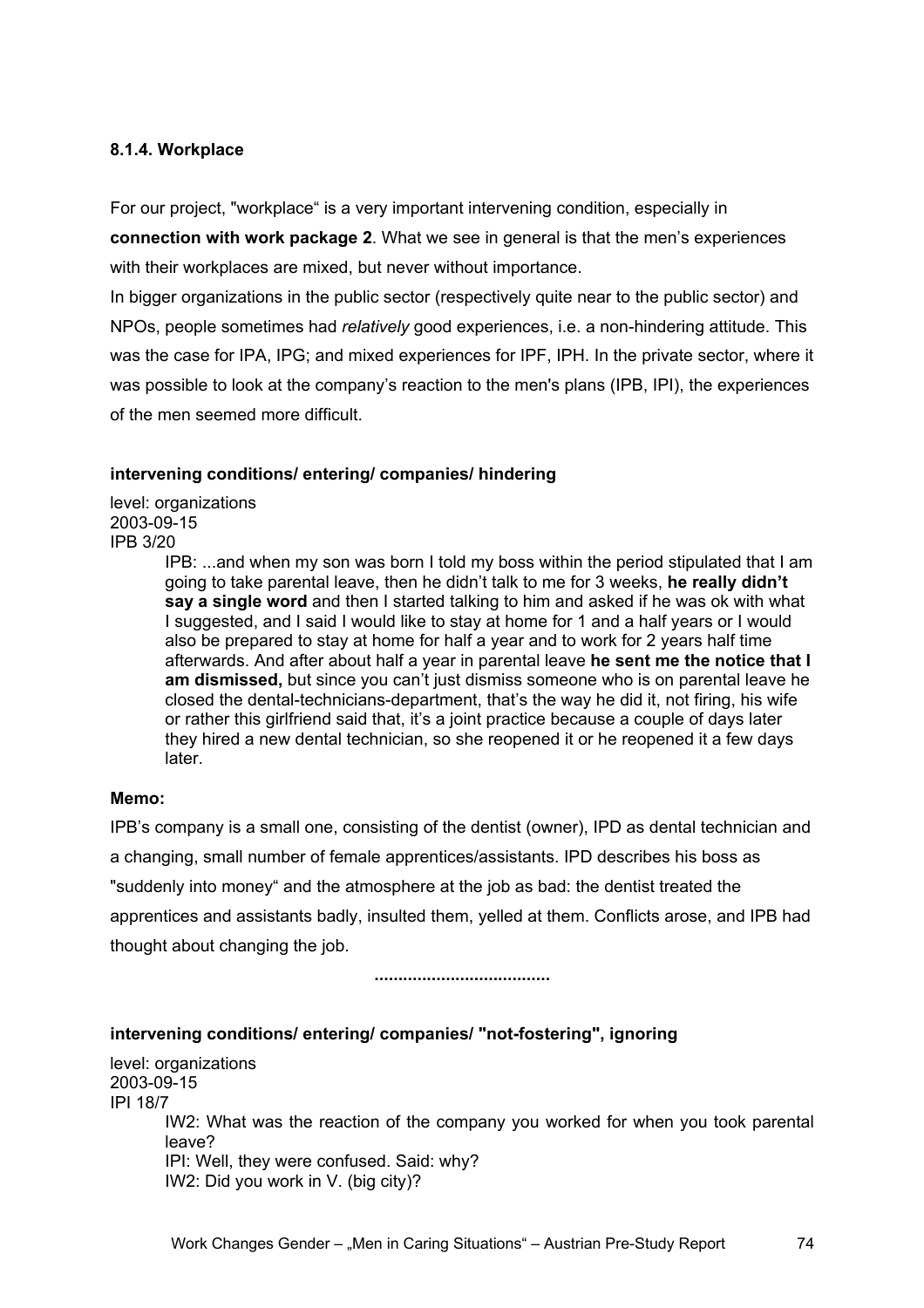### 8.1.4. Workplace

For our project, "workplace" is a very important intervening condition, especially in **connection with work package 2**. What we see in general is that the men's experiences with their workplaces are mixed, but never without importance.

In bigger organizations in the public sector (respectively quite near to the public sector) and NPOs, people sometimes had *relatively* good experiences, i.e. a non-hindering attitude. This was the case for IPA, IPG; and mixed experiences for IPF, IPH. In the private sector, where it was possible to look at the company's reaction to the men's plans (IPB, IPI), the experiences of the men seemed more difficult.

**intervening conditions/ entering/ companies/ hindering**

level: organizations
2003-09-15
IPB 3/20

> IPB: ...and when my son was born I told my boss within the period stipulated that I am going to take parental leave, then he didn't talk to me for 3 weeks, **he really didn't say a single word** and then I started talking to him and asked if he was ok with what I suggested, and I said I would like to stay at home for 1 and a half years or I would also be prepared to stay at home for half a year and to work for 2 years half time afterwards. And after about half a year in parental leave **he sent me the notice that I am dismissed,** but since you can't just dismiss someone who is on parental leave he closed the dental-technicians-department, that's the way he did it, not firing, his wife or rather this girlfriend said that, it's a joint practice because a couple of days later they hired a new dental technician, so she reopened it or he reopened it a few days later.

**Memo:**

IPB's company is a small one, consisting of the dentist (owner), IPD as dental technician and a changing, small number of female apprentices/assistants. IPD describes his boss as "suddenly into money" and the atmosphere at the job as bad: the dentist treated the apprentices and assistants badly, insulted them, yelled at them. Conflicts arose, and IPB had thought about changing the job.

....................................

**intervening conditions/ entering/ companies/ "not-fostering", ignoring**

level: organizations
2003-09-15
IPI 18/7

> IW2: What was the reaction of the company you worked for when you took parental leave?
> IPI: Well, they were confused. Said: why?
> IW2: Did you work in V. (big city)?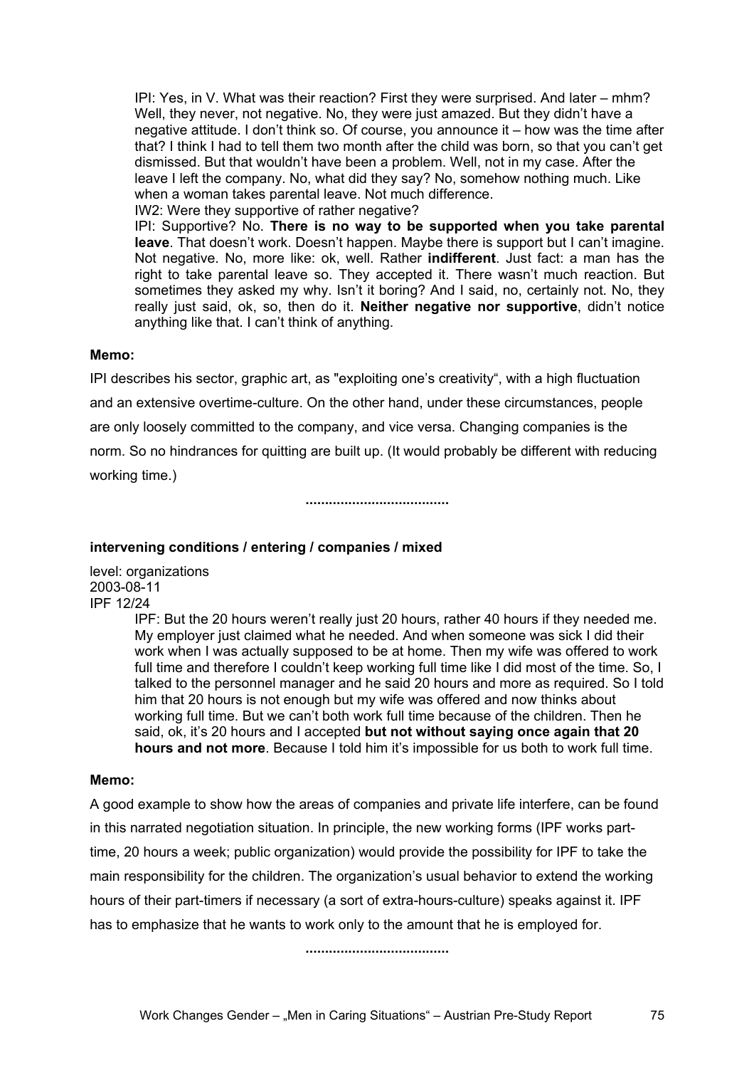> IPI: Yes, in V. What was their reaction? First they were surprised. And later – mhm? Well, they never, not negative. No, they were just amazed. But they didn't have a negative attitude. I don't think so. Of course, you announce it – how was the time after that? I think I had to tell them two month after the child was born, so that you can't get dismissed. But that wouldn't have been a problem. Well, not in my case. After the leave I left the company. No, what did they say? No, somehow nothing much. Like when a woman takes parental leave. Not much difference.
> IW2: Were they supportive of rather negative?
> IPI: Supportive? No. **There is no way to be supported when you take parental leave**. That doesn't work. Doesn't happen. Maybe there is support but I can't imagine. Not negative. No, more like: ok, well. Rather **indifferent**. Just fact: a man has the right to take parental leave so. They accepted it. There wasn't much reaction. But sometimes they asked my why. Isn't it boring? And I said, no, certainly not. No, they really just said, ok, so, then do it. **Neither negative nor supportive**, didn't notice anything like that. I can't think of anything.

**Memo:**

IPI describes his sector, graphic art, as "exploiting one's creativity", with a high fluctuation and an extensive overtime-culture. On the other hand, under these circumstances, people are only loosely committed to the company, and vice versa. Changing companies is the norm. So no hindrances for quitting are built up. (It would probably be different with reducing working time.)

....................................

**intervening conditions / entering / companies / mixed**

level: organizations
2003-08-11
IPF 12/24

> IPF: But the 20 hours weren't really just 20 hours, rather 40 hours if they needed me. My employer just claimed what he needed. And when someone was sick I did their work when I was actually supposed to be at home. Then my wife was offered to work full time and therefore I couldn't keep working full time like I did most of the time. So, I talked to the personnel manager and he said 20 hours and more as required. So I told him that 20 hours is not enough but my wife was offered and now thinks about working full time. But we can't both work full time because of the children. Then he said, ok, it's 20 hours and I accepted **but not without saying once again that 20 hours and not more**. Because I told him it's impossible for us both to work full time.

**Memo:**

A good example to show how the areas of companies and private life interfere, can be found in this narrated negotiation situation. In principle, the new working forms (IPF works part-time, 20 hours a week; public organization) would provide the possibility for IPF to take the main responsibility for the children. The organization's usual behavior to extend the working hours of their part-timers if necessary (a sort of extra-hours-culture) speaks against it. IPF has to emphasize that he wants to work only to the amount that he is employed for.

....................................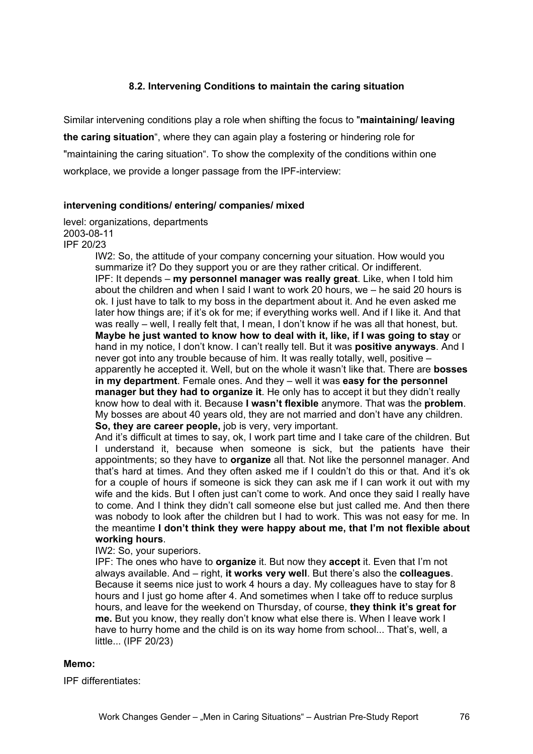### 8.2. Intervening Conditions to maintain the caring situation

Similar intervening conditions play a role when shifting the focus to "**maintaining/ leaving the caring situation**", where they can again play a fostering or hindering role for "maintaining the caring situation". To show the complexity of the conditions within one workplace, we provide a longer passage from the IPF-interview:

**intervening conditions/ entering/ companies/ mixed**

level: organizations, departments
2003-08-11
IPF 20/23

> IW2: So, the attitude of your company concerning your situation. How would you summarize it? Do they support you or are they rather critical. Or indifferent.
> IPF: It depends – **my personnel manager was really great**. Like, when I told him about the children and when I said I want to work 20 hours, we – he said 20 hours is ok. I just have to talk to my boss in the department about it. And he even asked me later how things are; if it's ok for me; if everything works well. And if I like it. And that was really – well, I really felt that, I mean, I don't know if he was all that honest, but. **Maybe he just wanted to know how to deal with it, like, if I was going to stay** or hand in my notice, I don't know. I can't really tell. But it was **positive anyways**. And I never got into any trouble because of him. It was really totally, well, positive – apparently he accepted it. Well, but on the whole it wasn't like that. There are **bosses in my department**. Female ones. And they – well it was **easy for the personnel manager but they had to organize it**. He only has to accept it but they didn't really know how to deal with it. Because **I wasn't flexible** anymore. That was the **problem**. My bosses are about 40 years old, they are not married and don't have any children. **So, they are career people,** job is very, very important.
> And it's difficult at times to say, ok, I work part time and I take care of the children. But I understand it, because when someone is sick, but the patients have their appointments; so they have to **organize** all that. Not like the personnel manager. And that's hard at times. And they often asked me if I couldn't do this or that. And it's ok for a couple of hours if someone is sick they can ask me if I can work it out with my wife and the kids. But I often just can't come to work. And once they said I really have to come. And I think they didn't call someone else but just called me. And then there was nobody to look after the children but I had to work. This was not easy for me. In the meantime **I don't think they were happy about me, that I'm not flexible about working hours**.
> IW2: So, your superiors.
> IPF: The ones who have to **organize** it. But now they **accept** it. Even that I'm not always available. And – right, **it works very well**. But there's also the **colleagues**. Because it seems nice just to work 4 hours a day. My colleagues have to stay for 8 hours and I just go home after 4. And sometimes when I take off to reduce surplus hours, and leave for the weekend on Thursday, of course, **they think it's great for me.** But you know, they really don't know what else there is. When I leave work I have to hurry home and the child is on its way home from school... That's, well, a little... (IPF 20/23)

**Memo:**

IPF differentiates: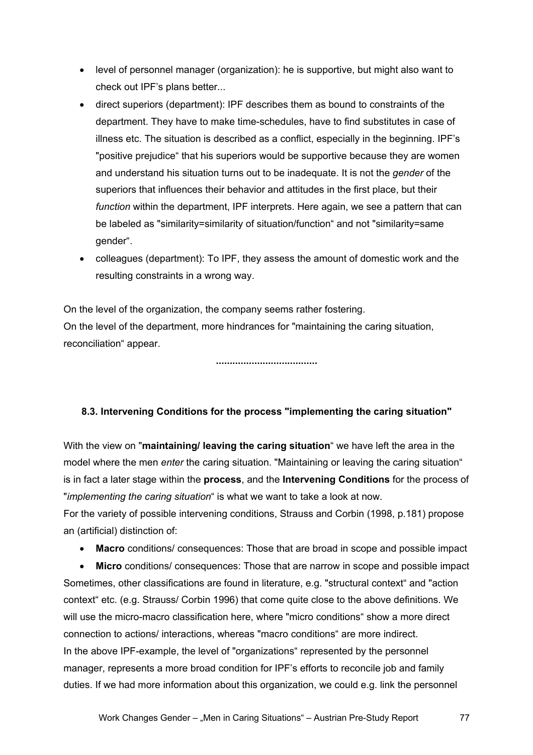- level of personnel manager (organization): he is supportive, but might also want to check out IPF's plans better...
- direct superiors (department): IPF describes them as bound to constraints of the department. They have to make time-schedules, have to find substitutes in case of illness etc. The situation is described as a conflict, especially in the beginning. IPF's "positive prejudice" that his superiors would be supportive because they are women and understand his situation turns out to be inadequate. It is not the *gender* of the superiors that influences their behavior and attitudes in the first place, but their *function* within the department, IPF interprets. Here again, we see a pattern that can be labeled as "similarity=similarity of situation/function" and not "similarity=same gender".
- colleagues (department): To IPF, they assess the amount of domestic work and the resulting constraints in a wrong way.

On the level of the organization, the company seems rather fostering.
On the level of the department, more hindrances for "maintaining the caring situation, reconciliation" appear.

**....................................**

### 8.3. Intervening Conditions for the process "implementing the caring situation"

With the view on "**maintaining/ leaving the caring situation**" we have left the area in the model where the men *enter* the caring situation. "Maintaining or leaving the caring situation" is in fact a later stage within the **process**, and the **Intervening Conditions** for the process of "*implementing the caring situation*" is what we want to take a look at now.
For the variety of possible intervening conditions, Strauss and Corbin (1998, p.181) propose an (artificial) distinction of:

- **Macro** conditions/ consequences: Those that are broad in scope and possible impact
- **Micro** conditions/ consequences: Those that are narrow in scope and possible impact

Sometimes, other classifications are found in literature, e.g. "structural context" and "action context" etc. (e.g. Strauss/ Corbin 1996) that come quite close to the above definitions. We will use the micro-macro classification here, where "micro conditions" show a more direct connection to actions/ interactions, whereas "macro conditions" are more indirect.
In the above IPF-example, the level of "organizations" represented by the personnel manager, represents a more broad condition for IPF's efforts to reconcile job and family duties. If we had more information about this organization, we could e.g. link the personnel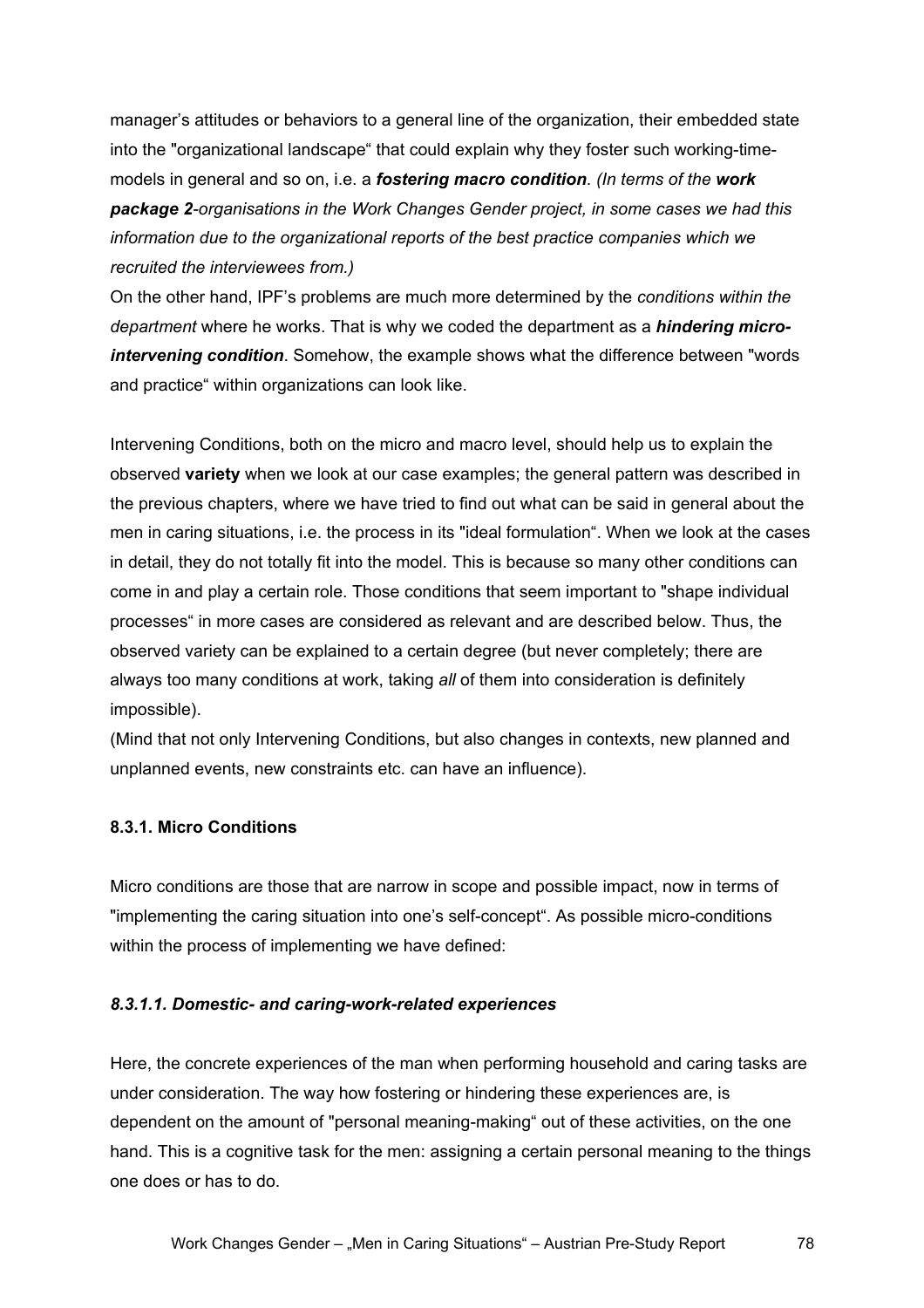manager's attitudes or behaviors to a general line of the organization, their embedded state into the "organizational landscape" that could explain why they foster such working-time-models in general and so on, i.e. a ***fostering macro condition***. *(In terms of the **work package 2**-organisations in the Work Changes Gender project, in some cases we had this information due to the organizational reports of the best practice companies which we recruited the interviewees from.)*

On the other hand, IPF's problems are much more determined by the *conditions within the department* where he works. That is why we coded the department as a ***hindering micro-intervening condition***. Somehow, the example shows what the difference between "words and practice" within organizations can look like.

Intervening Conditions, both on the micro and macro level, should help us to explain the observed **variety** when we look at our case examples; the general pattern was described in the previous chapters, where we have tried to find out what can be said in general about the men in caring situations, i.e. the process in its "ideal formulation". When we look at the cases in detail, they do not totally fit into the model. This is because so many other conditions can come in and play a certain role. Those conditions that seem important to "shape individual processes" in more cases are considered as relevant and are described below. Thus, the observed variety can be explained to a certain degree (but never completely; there are always too many conditions at work, taking *all* of them into consideration is definitely impossible).

(Mind that not only Intervening Conditions, but also changes in contexts, new planned and unplanned events, new constraints etc. can have an influence).

### 8.3.1. Micro Conditions

Micro conditions are those that are narrow in scope and possible impact, now in terms of "implementing the caring situation into one's self-concept". As possible micro-conditions within the process of implementing we have defined:

#### *8.3.1.1. Domestic- and caring-work-related experiences*

Here, the concrete experiences of the man when performing household and caring tasks are under consideration. The way how fostering or hindering these experiences are, is dependent on the amount of "personal meaning-making" out of these activities, on the one hand. This is a cognitive task for the men: assigning a certain personal meaning to the things one does or has to do.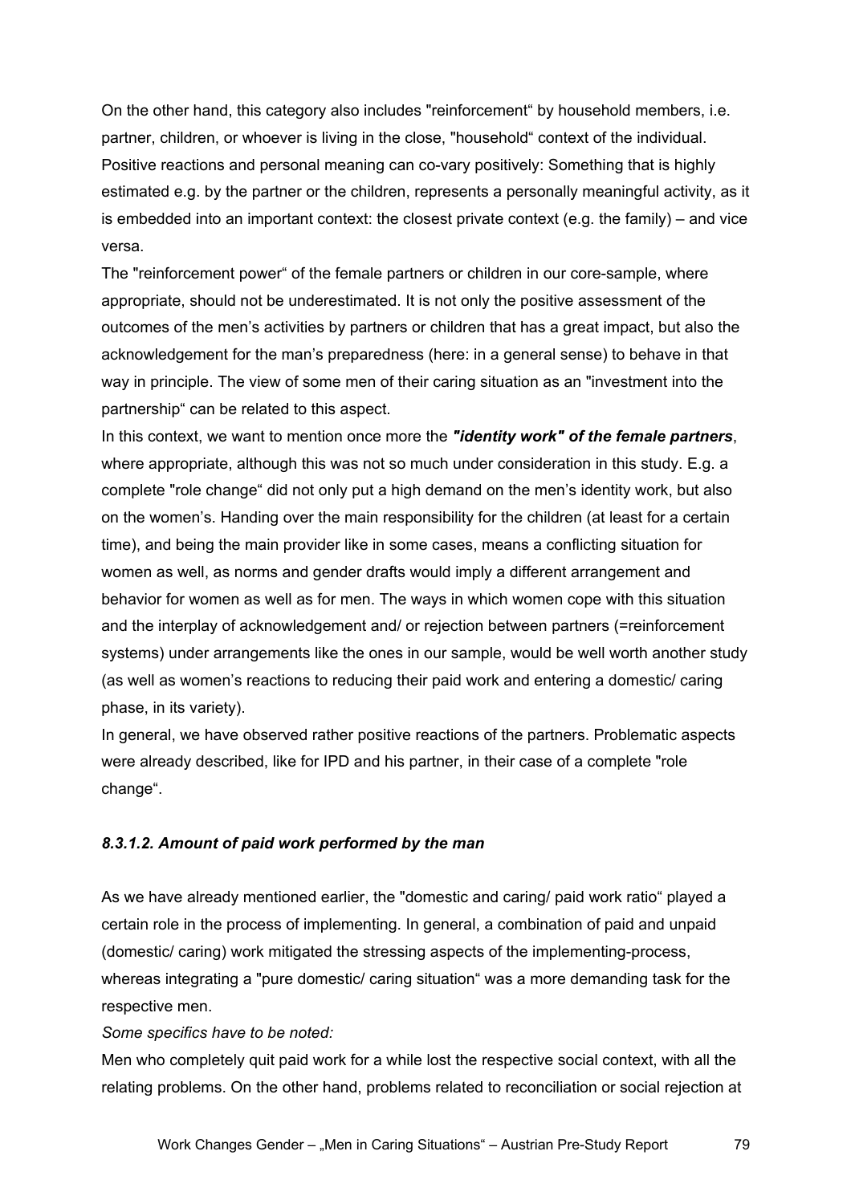On the other hand, this category also includes "reinforcement“ by household members, i.e. partner, children, or whoever is living in the close, "household“ context of the individual. Positive reactions and personal meaning can co-vary positively: Something that is highly estimated e.g. by the partner or the children, represents a personally meaningful activity, as it is embedded into an important context: the closest private context (e.g. the family) – and vice versa.

The "reinforcement power“ of the female partners or children in our core-sample, where appropriate, should not be underestimated. It is not only the positive assessment of the outcomes of the men's activities by partners or children that has a great impact, but also the acknowledgement for the man's preparedness (here: in a general sense) to behave in that way in principle. The view of some men of their caring situation as an "investment into the partnership“ can be related to this aspect.

In this context, we want to mention once more the ***"identity work" of the female partners***, where appropriate, although this was not so much under consideration in this study. E.g. a complete "role change“ did not only put a high demand on the men's identity work, but also on the women's. Handing over the main responsibility for the children (at least for a certain time), and being the main provider like in some cases, means a conflicting situation for women as well, as norms and gender drafts would imply a different arrangement and behavior for women as well as for men. The ways in which women cope with this situation and the interplay of acknowledgement and/ or rejection between partners (=reinforcement systems) under arrangements like the ones in our sample, would be well worth another study (as well as women's reactions to reducing their paid work and entering a domestic/ caring phase, in its variety).

In general, we have observed rather positive reactions of the partners. Problematic aspects were already described, like for IPD and his partner, in their case of a complete "role change“.

#### *8.3.1.2. Amount of paid work performed by the man*

As we have already mentioned earlier, the "domestic and caring/ paid work ratio“ played a certain role in the process of implementing. In general, a combination of paid and unpaid (domestic/ caring) work mitigated the stressing aspects of the implementing-process, whereas integrating a "pure domestic/ caring situation“ was a more demanding task for the respective men.

*Some specifics have to be noted:*

Men who completely quit paid work for a while lost the respective social context, with all the relating problems. On the other hand, problems related to reconciliation or social rejection at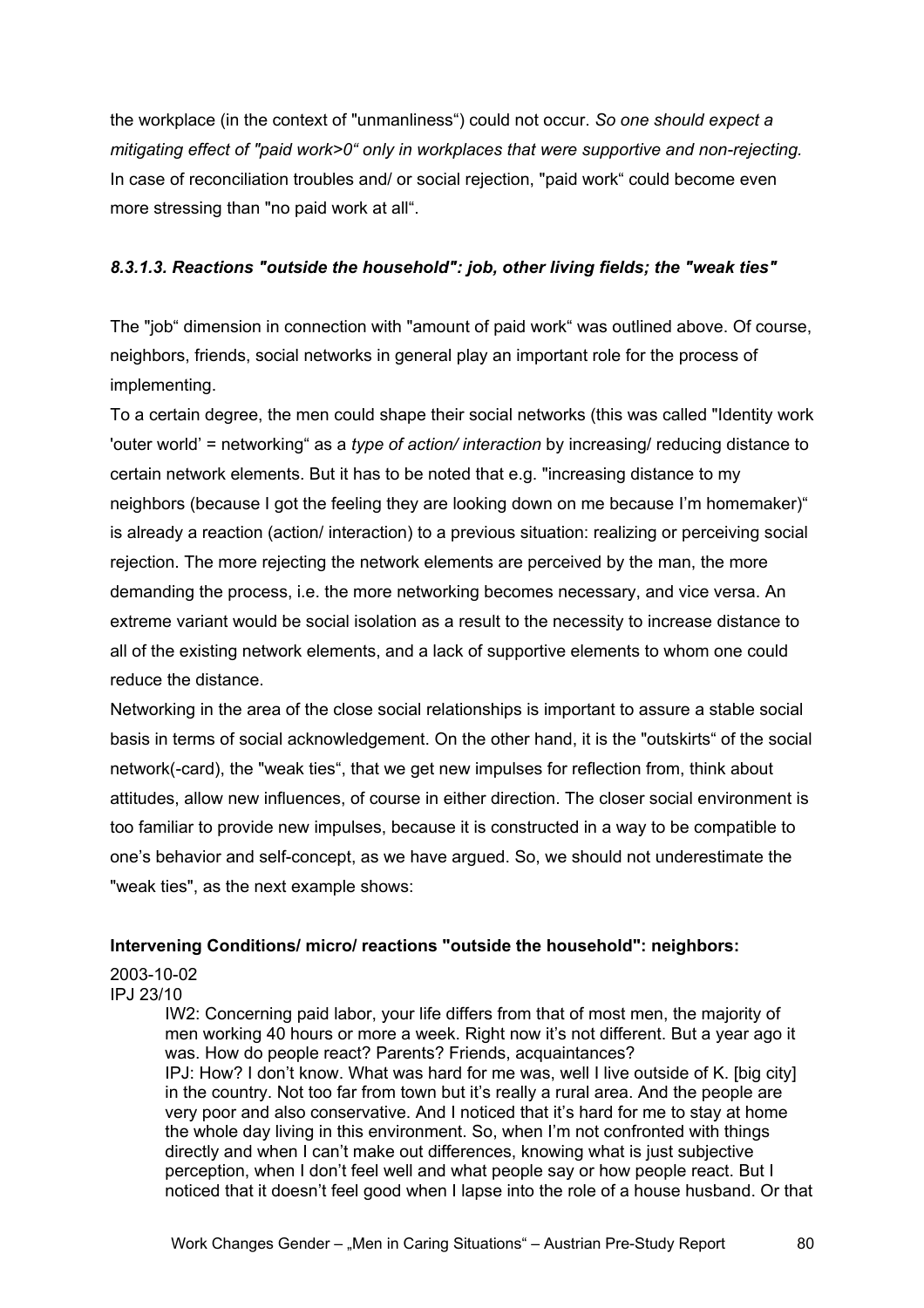the workplace (in the context of "unmanliness") could not occur. *So one should expect a mitigating effect of "paid work>0" only in workplaces that were supportive and non-rejecting.* In case of reconciliation troubles and/ or social rejection, "paid work" could become even more stressing than "no paid work at all".

#### *8.3.1.3. Reactions "outside the household": job, other living fields; the "weak ties"*

The "job" dimension in connection with "amount of paid work" was outlined above. Of course, neighbors, friends, social networks in general play an important role for the process of implementing.

To a certain degree, the men could shape their social networks (this was called "Identity work 'outer world' = networking" as a *type of action/ interaction* by increasing/ reducing distance to certain network elements. But it has to be noted that e.g. "increasing distance to my neighbors (because I got the feeling they are looking down on me because I'm homemaker)" is already a reaction (action/ interaction) to a previous situation: realizing or perceiving social rejection. The more rejecting the network elements are perceived by the man, the more demanding the process, i.e. the more networking becomes necessary, and vice versa. An extreme variant would be social isolation as a result to the necessity to increase distance to all of the existing network elements, and a lack of supportive elements to whom one could reduce the distance.

Networking in the area of the close social relationships is important to assure a stable social basis in terms of social acknowledgement. On the other hand, it is the "outskirts" of the social network(-card), the "weak ties", that we get new impulses for reflection from, think about attitudes, allow new influences, of course in either direction. The closer social environment is too familiar to provide new impulses, because it is constructed in a way to be compatible to one's behavior and self-concept, as we have argued. So, we should not underestimate the "weak ties", as the next example shows:

**Intervening Conditions/ micro/ reactions "outside the household": neighbors:**

2003-10-02
IPJ 23/10

> IW2: Concerning paid labor, your life differs from that of most men, the majority of men working 40 hours or more a week. Right now it's not different. But a year ago it was. How do people react? Parents? Friends, acquaintances?
> IPJ: How? I don't know. What was hard for me was, well I live outside of K. [big city] in the country. Not too far from town but it's really a rural area. And the people are very poor and also conservative. And I noticed that it's hard for me to stay at home the whole day living in this environment. So, when I'm not confronted with things directly and when I can't make out differences, knowing what is just subjective perception, when I don't feel well and what people say or how people react. But I noticed that it doesn't feel good when I lapse into the role of a house husband. Or that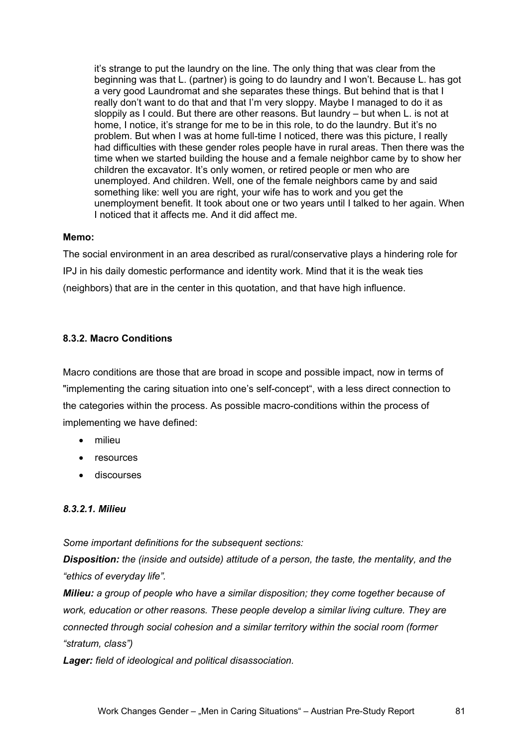it's strange to put the laundry on the line. The only thing that was clear from the beginning was that L. (partner) is going to do laundry and I won't. Because L. has got a very good Laundromat and she separates these things. But behind that is that I really don't want to do that and that I'm very sloppy. Maybe I managed to do it as sloppily as I could. But there are other reasons. But laundry – but when L. is not at home, I notice, it's strange for me to be in this role, to do the laundry. But it's no problem. But when I was at home full-time I noticed, there was this picture, I really had difficulties with these gender roles people have in rural areas. Then there was the time when we started building the house and a female neighbor came by to show her children the excavator. It's only women, or retired people or men who are unemployed. And children. Well, one of the female neighbors came by and said something like: well you are right, your wife has to work and you get the unemployment benefit. It took about one or two years until I talked to her again. When I noticed that it affects me. And it did affect me.

**Memo:**

The social environment in an area described as rural/conservative plays a hindering role for IPJ in his daily domestic performance and identity work. Mind that it is the weak ties (neighbors) that are in the center in this quotation, and that have high influence.

### 8.3.2. Macro Conditions

Macro conditions are those that are broad in scope and possible impact, now in terms of "implementing the caring situation into one's self-concept", with a less direct connection to the categories within the process. As possible macro-conditions within the process of implementing we have defined:

- milieu
- resources
- discourses

#### *8.3.2.1. Milieu*

*Some important definitions for the subsequent sections:*

***Disposition:*** *the (inside and outside) attitude of a person, the taste, the mentality, and the "ethics of everyday life".*

***Milieu:*** *a group of people who have a similar disposition; they come together because of work, education or other reasons. These people develop a similar living culture. They are connected through social cohesion and a similar territory within the social room (former "stratum, class")*

***Lager:*** *field of ideological and political disassociation.*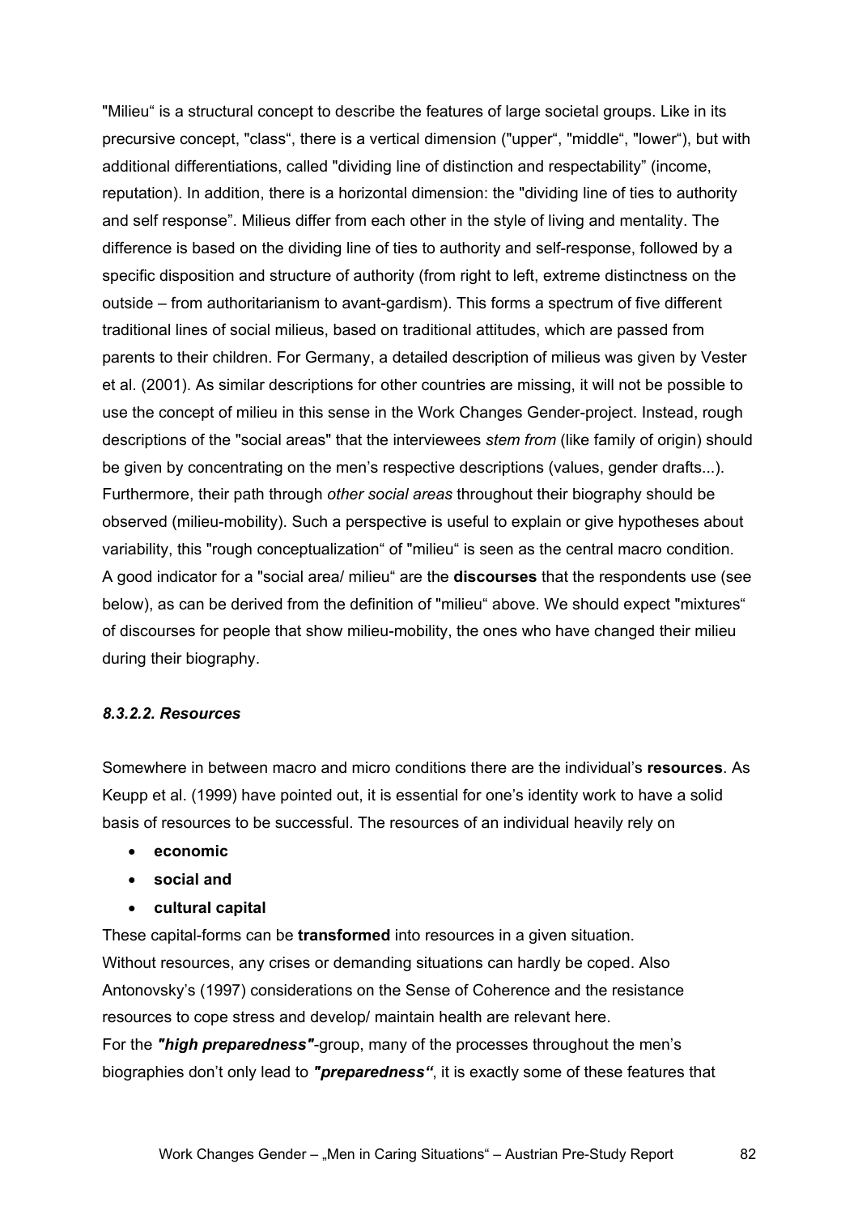"Milieu" is a structural concept to describe the features of large societal groups. Like in its precursive concept, "class", there is a vertical dimension ("upper", "middle", "lower"), but with additional differentiations, called "dividing line of distinction and respectability" (income, reputation). In addition, there is a horizontal dimension: the "dividing line of ties to authority and self response". Milieus differ from each other in the style of living and mentality. The difference is based on the dividing line of ties to authority and self-response, followed by a specific disposition and structure of authority (from right to left, extreme distinctness on the outside – from authoritarianism to avant-gardism). This forms a spectrum of five different traditional lines of social milieus, based on traditional attitudes, which are passed from parents to their children. For Germany, a detailed description of milieus was given by Vester et al. (2001). As similar descriptions for other countries are missing, it will not be possible to use the concept of milieu in this sense in the Work Changes Gender-project. Instead, rough descriptions of the "social areas" that the interviewees *stem from* (like family of origin) should be given by concentrating on the men's respective descriptions (values, gender drafts...). Furthermore, their path through *other social areas* throughout their biography should be observed (milieu-mobility). Such a perspective is useful to explain or give hypotheses about variability, this "rough conceptualization" of "milieu" is seen as the central macro condition. A good indicator for a "social area/ milieu" are the **discourses** that the respondents use (see below), as can be derived from the definition of "milieu" above. We should expect "mixtures" of discourses for people that show milieu-mobility, the ones who have changed their milieu during their biography.

#### *8.3.2.2. Resources*

Somewhere in between macro and micro conditions there are the individual's **resources**. As Keupp et al. (1999) have pointed out, it is essential for one's identity work to have a solid basis of resources to be successful. The resources of an individual heavily rely on

- **economic**
- **social and**
- **cultural capital**

These capital-forms can be **transformed** into resources in a given situation.
Without resources, any crises or demanding situations can hardly be coped. Also Antonovsky's (1997) considerations on the Sense of Coherence and the resistance resources to cope stress and develop/ maintain health are relevant here.
For the ***"high preparedness"***-group, many of the processes throughout the men's biographies don't only lead to ***"preparedness"***, it is exactly some of these features that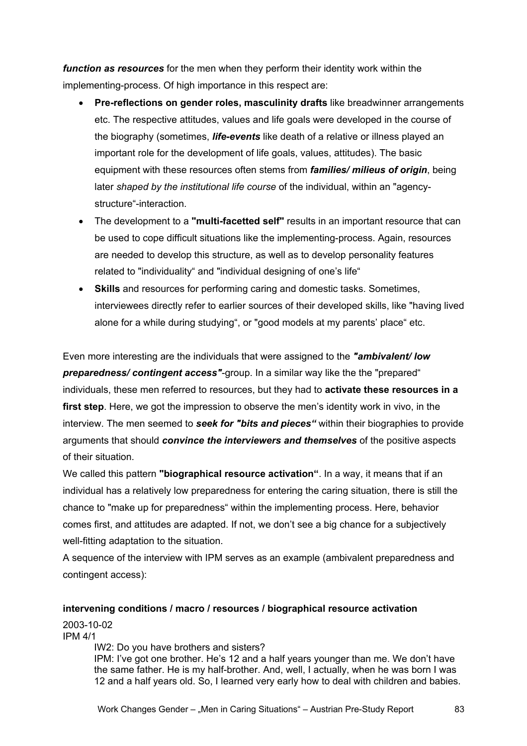***function as resources*** for the men when they perform their identity work within the implementing-process. Of high importance in this respect are:

- **Pre-reflections on gender roles, masculinity drafts** like breadwinner arrangements etc. The respective attitudes, values and life goals were developed in the course of the biography (sometimes, ***life-events*** like death of a relative or illness played an important role for the development of life goals, values, attitudes). The basic equipment with these resources often stems from ***families/ milieus of origin***, being later *shaped by the institutional life course* of the individual, within an "agency-structure"-interaction.
- The development to a **"multi-facetted self"** results in an important resource that can be used to cope difficult situations like the implementing-process. Again, resources are needed to develop this structure, as well as to develop personality features related to "individuality" and "individual designing of one's life"
- **Skills** and resources for performing caring and domestic tasks. Sometimes, interviewees directly refer to earlier sources of their developed skills, like "having lived alone for a while during studying", or "good models at my parents' place" etc.

Even more interesting are the individuals that were assigned to the ***"ambivalent/ low preparedness/ contingent access"***-group. In a similar way like the the "prepared" individuals, these men referred to resources, but they had to **activate these resources in a first step**. Here, we got the impression to observe the men's identity work in vivo, in the interview. The men seemed to ***seek for "bits and pieces"*** within their biographies to provide arguments that should ***convince the interviewers and themselves*** of the positive aspects of their situation.

We called this pattern **"biographical resource activation"**. In a way, it means that if an individual has a relatively low preparedness for entering the caring situation, there is still the chance to "make up for preparedness" within the implementing process. Here, behavior comes first, and attitudes are adapted. If not, we don't see a big chance for a subjectively well-fitting adaptation to the situation.

A sequence of the interview with IPM serves as an example (ambivalent preparedness and contingent access):

**intervening conditions / macro / resources / biographical resource activation**

2003-10-02
IPM 4/1

> IW2: Do you have brothers and sisters?
> IPM: I've got one brother. He's 12 and a half years younger than me. We don't have the same father. He is my half-brother. And, well, I actually, when he was born I was 12 and a half years old. So, I learned very early how to deal with children and babies.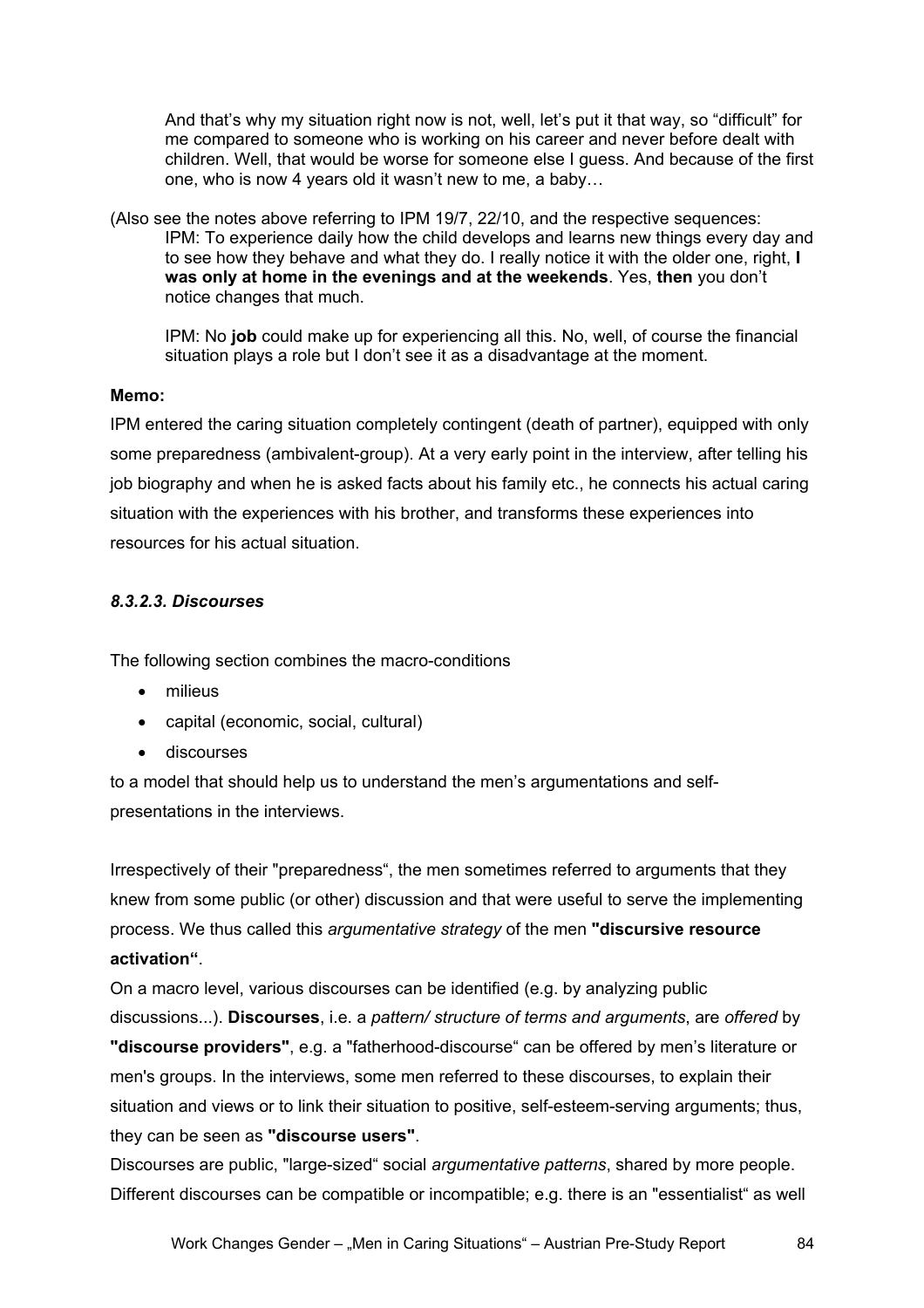> And that's why my situation right now is not, well, let's put it that way, so "difficult" for me compared to someone who is working on his career and never before dealt with children. Well, that would be worse for someone else I guess. And because of the first one, who is now 4 years old it wasn't new to me, a baby…

(Also see the notes above referring to IPM 19/7, 22/10, and the respective sequences:

> IPM: To experience daily how the child develops and learns new things every day and to see how they behave and what they do. I really notice it with the older one, right, **I was only at home in the evenings and at the weekends**. Yes, **then** you don't notice changes that much.
>
> IPM: No **job** could make up for experiencing all this. No, well, of course the financial situation plays a role but I don't see it as a disadvantage at the moment.

**Memo:**

IPM entered the caring situation completely contingent (death of partner), equipped with only some preparedness (ambivalent-group). At a very early point in the interview, after telling his job biography and when he is asked facts about his family etc., he connects his actual caring situation with the experiences with his brother, and transforms these experiences into resources for his actual situation.

#### *8.3.2.3. Discourses*

The following section combines the macro-conditions

- milieus
- capital (economic, social, cultural)
- discourses

to a model that should help us to understand the men's argumentations and self-presentations in the interviews.

Irrespectively of their "preparedness", the men sometimes referred to arguments that they knew from some public (or other) discussion and that were useful to serve the implementing process. We thus called this *argumentative strategy* of the men **"discursive resource activation"**.

On a macro level, various discourses can be identified (e.g. by analyzing public discussions...). **Discourses**, i.e. a *pattern/ structure of terms and arguments*, are *offered* by **"discourse providers"**, e.g. a "fatherhood-discourse" can be offered by men's literature or men's groups. In the interviews, some men referred to these discourses, to explain their situation and views or to link their situation to positive, self-esteem-serving arguments; thus, they can be seen as **"discourse users"**.

Discourses are public, "large-sized" social *argumentative patterns*, shared by more people. Different discourses can be compatible or incompatible; e.g. there is an "essentialist" as well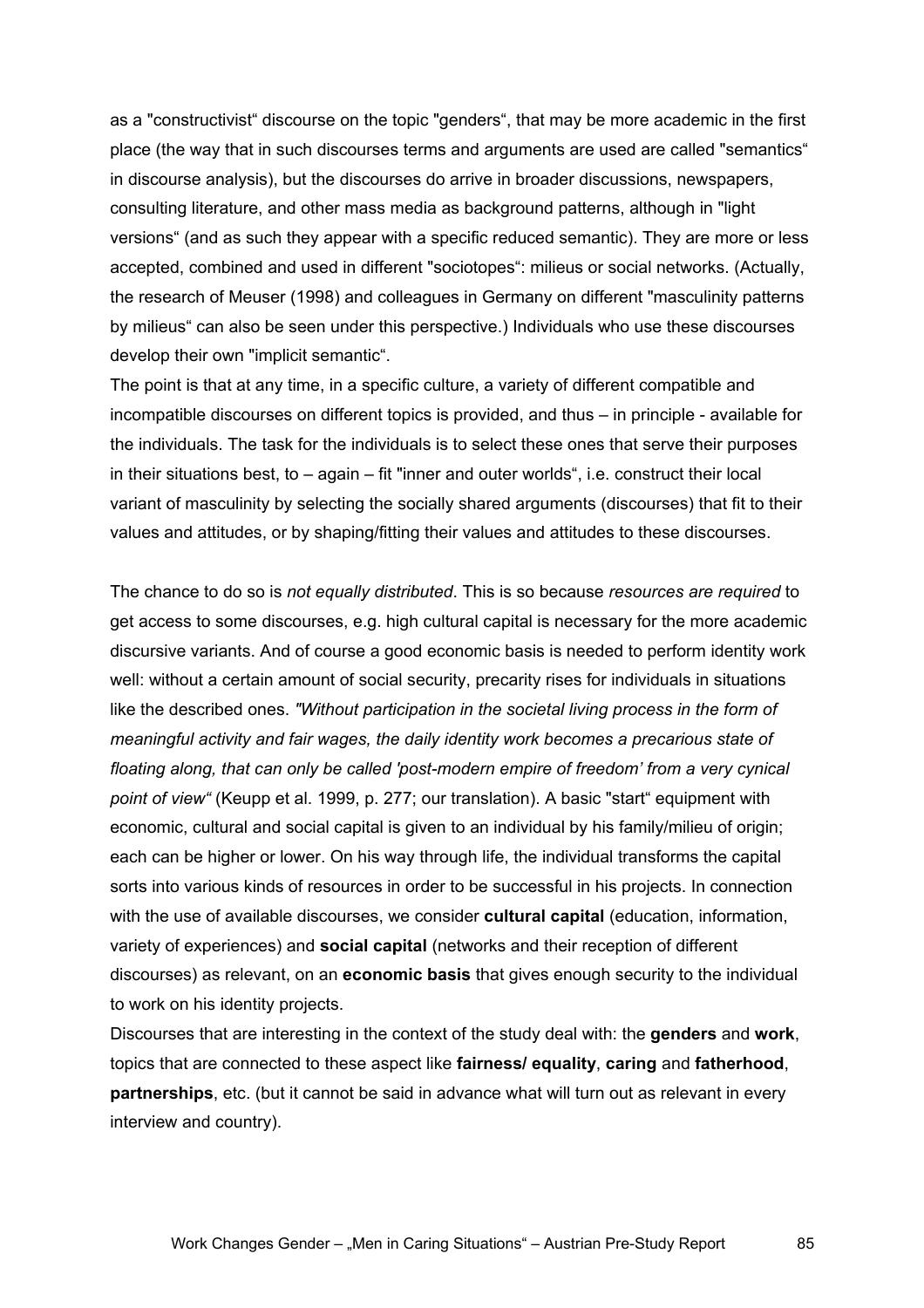as a "constructivist" discourse on the topic "genders", that may be more academic in the first place (the way that in such discourses terms and arguments are used are called "semantics" in discourse analysis), but the discourses do arrive in broader discussions, newspapers, consulting literature, and other mass media as background patterns, although in "light versions" (and as such they appear with a specific reduced semantic). They are more or less accepted, combined and used in different "sociotopes": milieus or social networks. (Actually, the research of Meuser (1998) and colleagues in Germany on different "masculinity patterns by milieus" can also be seen under this perspective.) Individuals who use these discourses develop their own "implicit semantic".

The point is that at any time, in a specific culture, a variety of different compatible and incompatible discourses on different topics is provided, and thus – in principle - available for the individuals. The task for the individuals is to select these ones that serve their purposes in their situations best, to – again – fit "inner and outer worlds", i.e. construct their local variant of masculinity by selecting the socially shared arguments (discourses) that fit to their values and attitudes, or by shaping/fitting their values and attitudes to these discourses.

The chance to do so is *not equally distributed*. This is so because *resources are required* to get access to some discourses, e.g. high cultural capital is necessary for the more academic discursive variants. And of course a good economic basis is needed to perform identity work well: without a certain amount of social security, precarity rises for individuals in situations like the described ones. *"Without participation in the societal living process in the form of meaningful activity and fair wages, the daily identity work becomes a precarious state of floating along, that can only be called 'post-modern empire of freedom' from a very cynical point of view"* (Keupp et al. 1999, p. 277; our translation). A basic "start" equipment with economic, cultural and social capital is given to an individual by his family/milieu of origin; each can be higher or lower. On his way through life, the individual transforms the capital sorts into various kinds of resources in order to be successful in his projects. In connection with the use of available discourses, we consider **cultural capital** (education, information, variety of experiences) and **social capital** (networks and their reception of different discourses) as relevant, on an **economic basis** that gives enough security to the individual to work on his identity projects.

Discourses that are interesting in the context of the study deal with: the **genders** and **work**, topics that are connected to these aspect like **fairness/ equality**, **caring** and **fatherhood**, **partnerships**, etc. (but it cannot be said in advance what will turn out as relevant in every interview and country).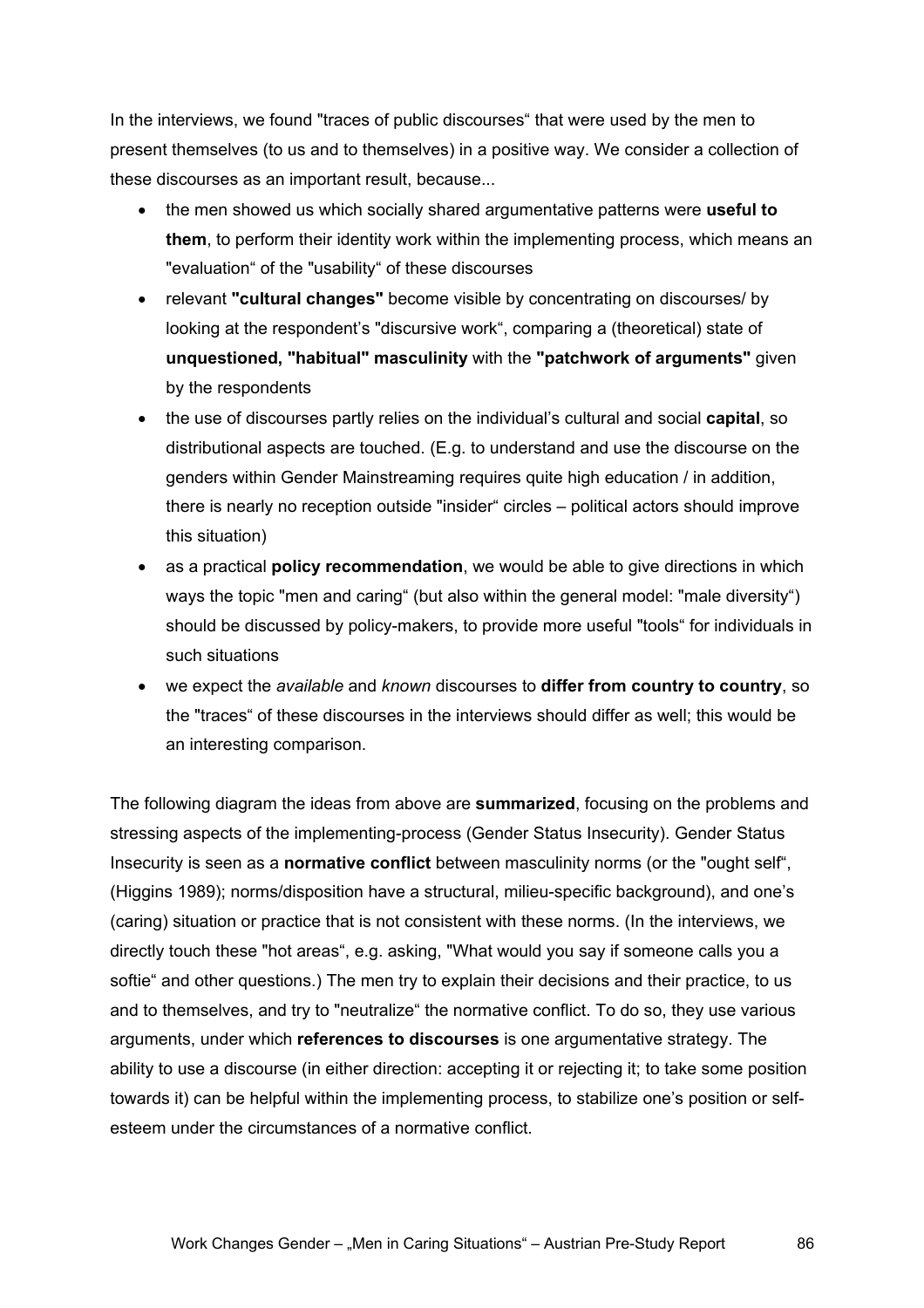In the interviews, we found "traces of public discourses" that were used by the men to present themselves (to us and to themselves) in a positive way. We consider a collection of these discourses as an important result, because...

- the men showed us which socially shared argumentative patterns were **useful to them**, to perform their identity work within the implementing process, which means an "evaluation" of the "usability" of these discourses
- relevant **"cultural changes"** become visible by concentrating on discourses/ by looking at the respondent's "discursive work", comparing a (theoretical) state of **unquestioned, "habitual" masculinity** with the **"patchwork of arguments"** given by the respondents
- the use of discourses partly relies on the individual's cultural and social **capital**, so distributional aspects are touched. (E.g. to understand and use the discourse on the genders within Gender Mainstreaming requires quite high education / in addition, there is nearly no reception outside "insider" circles – political actors should improve this situation)
- as a practical **policy recommendation**, we would be able to give directions in which ways the topic "men and caring" (but also within the general model: "male diversity") should be discussed by policy-makers, to provide more useful "tools" for individuals in such situations
- we expect the *available* and *known* discourses to **differ from country to country**, so the "traces" of these discourses in the interviews should differ as well; this would be an interesting comparison.

The following diagram the ideas from above are **summarized**, focusing on the problems and stressing aspects of the implementing-process (Gender Status Insecurity). Gender Status Insecurity is seen as a **normative conflict** between masculinity norms (or the "ought self", (Higgins 1989); norms/disposition have a structural, milieu-specific background), and one's (caring) situation or practice that is not consistent with these norms. (In the interviews, we directly touch these "hot areas", e.g. asking, "What would you say if someone calls you a softie" and other questions.) The men try to explain their decisions and their practice, to us and to themselves, and try to "neutralize" the normative conflict. To do so, they use various arguments, under which **references to discourses** is one argumentative strategy. The ability to use a discourse (in either direction: accepting it or rejecting it; to take some position towards it) can be helpful within the implementing process, to stabilize one's position or self-esteem under the circumstances of a normative conflict.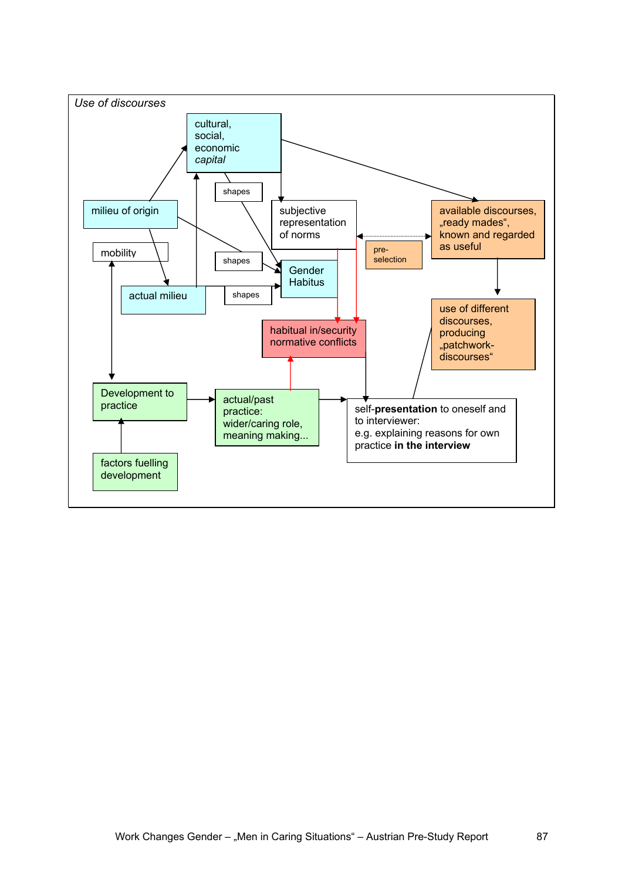*Use of discourses*

cultural, social, economic *capital*

milieu of origin

mobility

actual milieu

shapes

shapes

shapes

subjective representation of norms

Gender Habitus

pre-selection

available discourses, „ready mades“, known and regarded as useful

use of different discourses, producing „patchwork-discourses“

habitual in/security normative conflicts

Development to practice

actual/past practice: wider/caring role, meaning making...

self-**presentation** to oneself and to interviewer: e.g. explaining reasons for own practice **in the interview**

factors fuelling development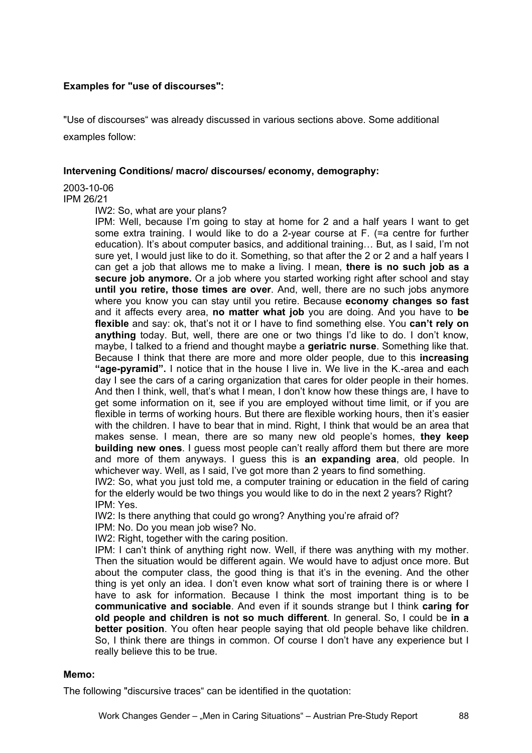**Examples for "use of discourses":**

"Use of discourses" was already discussed in various sections above. Some additional examples follow:

**Intervening Conditions/ macro/ discourses/ economy, demography:**

2003-10-06
IPM 26/21

> IW2: So, what are your plans?
>
> IPM: Well, because I'm going to stay at home for 2 and a half years I want to get some extra training. I would like to do a 2-year course at F. (=a centre for further education). It's about computer basics, and additional training… But, as I said, I'm not sure yet, I would just like to do it. Something, so that after the 2 or 2 and a half years I can get a job that allows me to make a living. I mean, **there is no such job as a secure job anymore.** Or a job where you started working right after school and stay **until you retire, those times are over**. And, well, there are no such jobs anymore where you know you can stay until you retire. Because **economy changes so fast** and it affects every area, **no matter what job** you are doing. And you have to **be flexible** and say: ok, that's not it or I have to find something else. You **can't rely on anything** today. But, well, there are one or two things I'd like to do. I don't know, maybe, I talked to a friend and thought maybe a **geriatric nurse**. Something like that. Because I think that there are more and more older people, due to this **increasing "age-pyramid".** I notice that in the house I live in. We live in the K.-area and each day I see the cars of a caring organization that cares for older people in their homes. And then I think, well, that's what I mean, I don't know how these things are, I have to get some information on it, see if you are employed without time limit, or if you are flexible in terms of working hours. But there are flexible working hours, then it's easier with the children. I have to bear that in mind. Right, I think that would be an area that makes sense. I mean, there are so many new old people's homes, **they keep building new ones**. I guess most people can't really afford them but there are more and more of them anyways. I guess this is **an expanding area**, old people. In whichever way. Well, as I said, I've got more than 2 years to find something.
>
> IW2: So, what you just told me, a computer training or education in the field of caring for the elderly would be two things you would like to do in the next 2 years? Right?
>
> IPM: Yes.
>
> IW2: Is there anything that could go wrong? Anything you're afraid of?
>
> IPM: No. Do you mean job wise? No.
>
> IW2: Right, together with the caring position.
>
> IPM: I can't think of anything right now. Well, if there was anything with my mother. Then the situation would be different again. We would have to adjust once more. But about the computer class, the good thing is that it's in the evening. And the other thing is yet only an idea. I don't even know what sort of training there is or where I have to ask for information. Because I think the most important thing is to be **communicative and sociable**. And even if it sounds strange but I think **caring for old people and children is not so much different**. In general. So, I could be **in a better position**. You often hear people saying that old people behave like children. So, I think there are things in common. Of course I don't have any experience but I really believe this to be true.

**Memo:**

The following "discursive traces" can be identified in the quotation: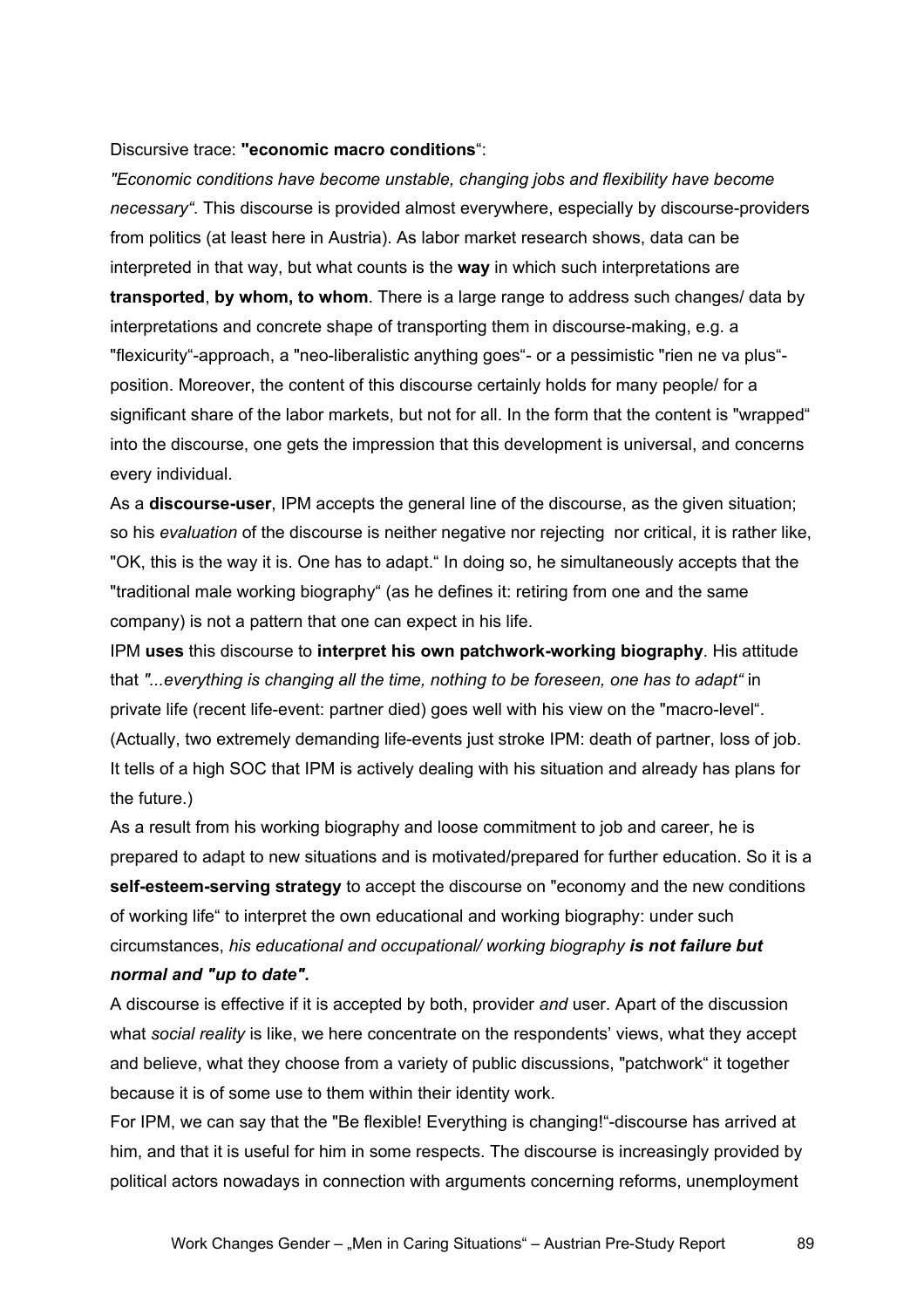Discursive trace: **"economic macro conditions**":

*"Economic conditions have become unstable, changing jobs and flexibility have become necessary".* This discourse is provided almost everywhere, especially by discourse-providers from politics (at least here in Austria). As labor market research shows, data can be interpreted in that way, but what counts is the **way** in which such interpretations are **transported**, **by whom, to whom**. There is a large range to address such changes/ data by interpretations and concrete shape of transporting them in discourse-making, e.g. a "flexicurity"-approach, a "neo-liberalistic anything goes"- or a pessimistic "rien ne va plus"-position. Moreover, the content of this discourse certainly holds for many people/ for a significant share of the labor markets, but not for all. In the form that the content is "wrapped" into the discourse, one gets the impression that this development is universal, and concerns every individual.

As a **discourse-user**, IPM accepts the general line of the discourse, as the given situation; so his *evaluation* of the discourse is neither negative nor rejecting nor critical, it is rather like, "OK, this is the way it is. One has to adapt." In doing so, he simultaneously accepts that the "traditional male working biography" (as he defines it: retiring from one and the same company) is not a pattern that one can expect in his life.

IPM **uses** this discourse to **interpret his own patchwork-working biography**. His attitude that *"...everything is changing all the time, nothing to be foreseen, one has to adapt"* in private life (recent life-event: partner died) goes well with his view on the "macro-level". (Actually, two extremely demanding life-events just stroke IPM: death of partner, loss of job. It tells of a high SOC that IPM is actively dealing with his situation and already has plans for the future.)

As a result from his working biography and loose commitment to job and career, he is prepared to adapt to new situations and is motivated/prepared for further education. So it is a **self-esteem-serving strategy** to accept the discourse on "economy and the new conditions of working life" to interpret the own educational and working biography: under such circumstances, *his educational and occupational/ working biography* ***is not failure but normal and "up to date".***

A discourse is effective if it is accepted by both, provider *and* user. Apart of the discussion what *social reality* is like, we here concentrate on the respondents' views, what they accept and believe, what they choose from a variety of public discussions, "patchwork" it together because it is of some use to them within their identity work.

For IPM, we can say that the "Be flexible! Everything is changing!"-discourse has arrived at him, and that it is useful for him in some respects. The discourse is increasingly provided by political actors nowadays in connection with arguments concerning reforms, unemployment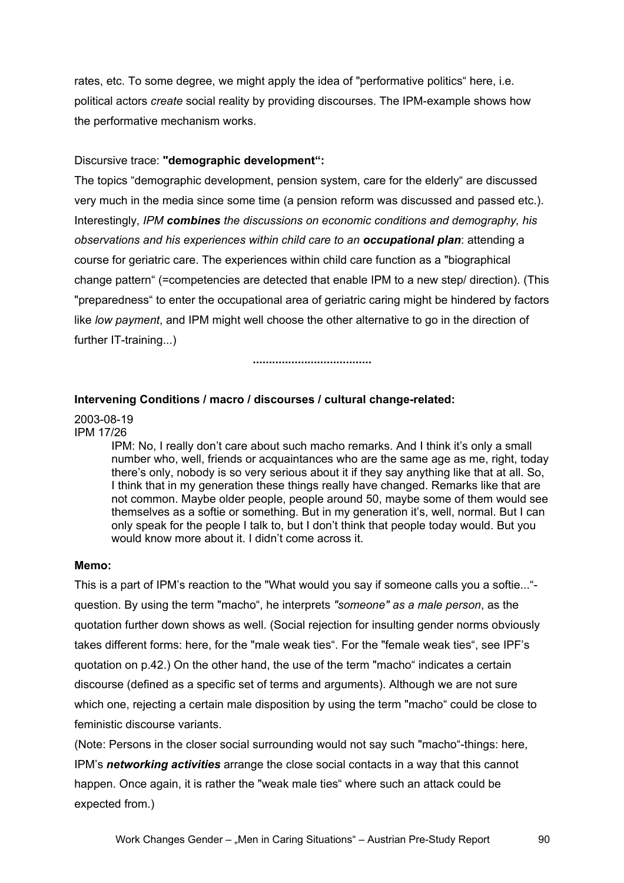rates, etc. To some degree, we might apply the idea of "performative politics" here, i.e. political actors *create* social reality by providing discourses. The IPM-example shows how the performative mechanism works.

Discursive trace: **"demographic development":**

The topics "demographic development, pension system, care for the elderly" are discussed very much in the media since some time (a pension reform was discussed and passed etc.). Interestingly, *IPM **combines** the discussions on economic conditions and demography, his observations and his experiences within child care to an **occupational plan***: attending a course for geriatric care. The experiences within child care function as a "biographical change pattern" (=competencies are detected that enable IPM to a new step/ direction). (This "preparedness" to enter the occupational area of geriatric caring might be hindered by factors like *low payment*, and IPM might well choose the other alternative to go in the direction of further IT-training...)

....................................

**Intervening Conditions / macro / discourses / cultural change-related:**

2003-08-19
IPM 17/26

> IPM: No, I really don't care about such macho remarks. And I think it's only a small number who, well, friends or acquaintances who are the same age as me, right, today there's only, nobody is so very serious about it if they say anything like that at all. So, I think that in my generation these things really have changed. Remarks like that are not common. Maybe older people, people around 50, maybe some of them would see themselves as a softie or something. But in my generation it's, well, normal. But I can only speak for the people I talk to, but I don't think that people today would. But you would know more about it. I didn't come across it.

**Memo:**

This is a part of IPM's reaction to the "What would you say if someone calls you a softie..."-question. By using the term "macho", he interprets *"someone" as a male person*, as the quotation further down shows as well. (Social rejection for insulting gender norms obviously takes different forms: here, for the "male weak ties". For the "female weak ties", see IPF's quotation on p.42.) On the other hand, the use of the term "macho" indicates a certain discourse (defined as a specific set of terms and arguments). Although we are not sure which one, rejecting a certain male disposition by using the term "macho" could be close to feministic discourse variants.

(Note: Persons in the closer social surrounding would not say such "macho"-things: here, IPM's ***networking activities*** arrange the close social contacts in a way that this cannot happen. Once again, it is rather the "weak male ties" where such an attack could be expected from.)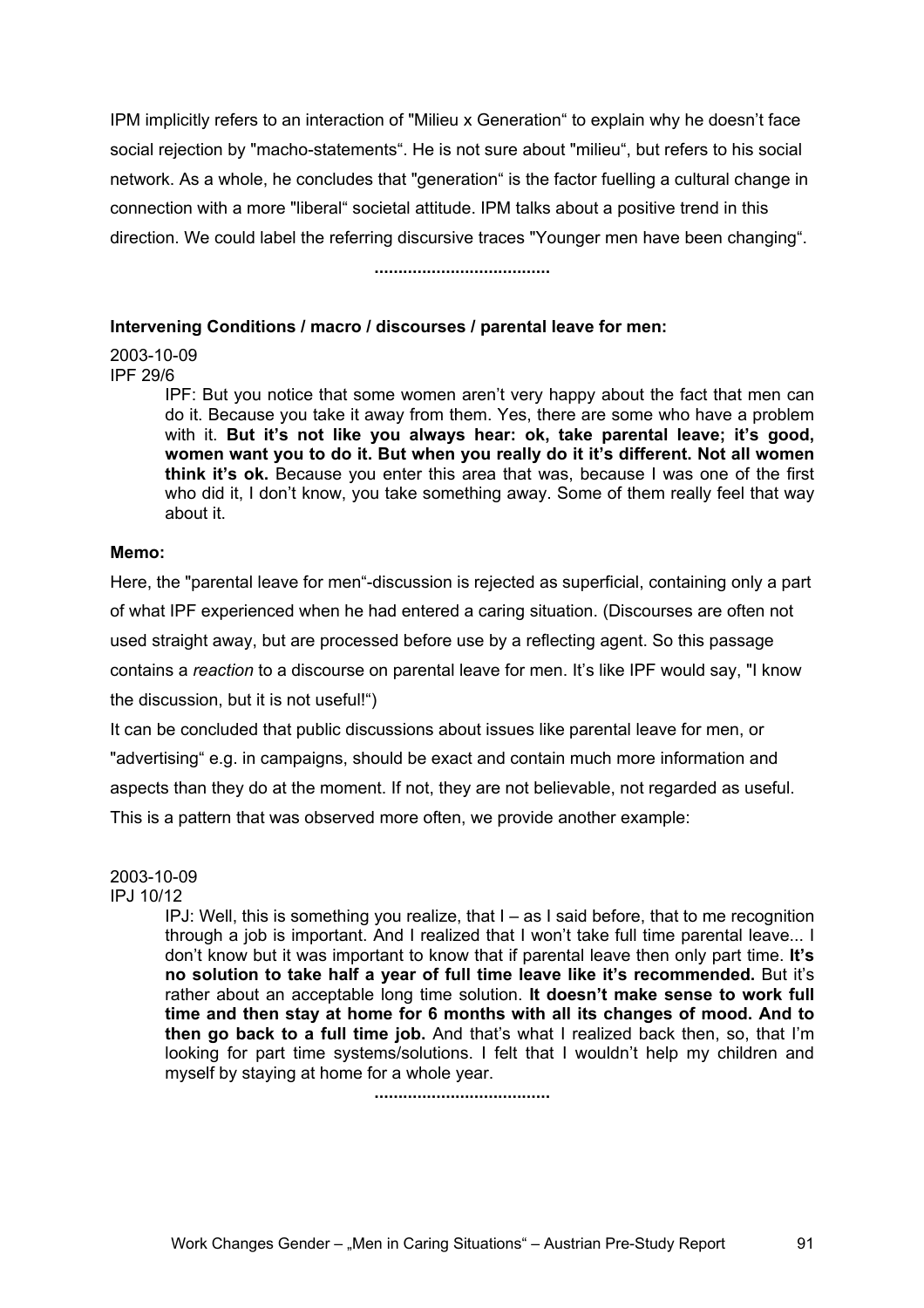IPM implicitly refers to an interaction of "Milieu x Generation" to explain why he doesn't face social rejection by "macho-statements". He is not sure about "milieu", but refers to his social network. As a whole, he concludes that "generation" is the factor fuelling a cultural change in connection with a more "liberal" societal attitude. IPM talks about a positive trend in this direction. We could label the referring discursive traces "Younger men have been changing".

....................................

**Intervening Conditions / macro / discourses / parental leave for men:**

2003-10-09
IPF 29/6

> IPF: But you notice that some women aren't very happy about the fact that men can do it. Because you take it away from them. Yes, there are some who have a problem with it. **But it's not like you always hear: ok, take parental leave; it's good, women want you to do it. But when you really do it it's different. Not all women think it's ok.** Because you enter this area that was, because I was one of the first who did it, I don't know, you take something away. Some of them really feel that way about it.

**Memo:**

Here, the "parental leave for men"-discussion is rejected as superficial, containing only a part of what IPF experienced when he had entered a caring situation. (Discourses are often not used straight away, but are processed before use by a reflecting agent. So this passage contains a *reaction* to a discourse on parental leave for men. It's like IPF would say, "I know the discussion, but it is not useful!")

It can be concluded that public discussions about issues like parental leave for men, or "advertising" e.g. in campaigns, should be exact and contain much more information and aspects than they do at the moment. If not, they are not believable, not regarded as useful. This is a pattern that was observed more often, we provide another example:

2003-10-09
IPJ 10/12

> IPJ: Well, this is something you realize, that I – as I said before, that to me recognition through a job is important. And I realized that I won't take full time parental leave... I don't know but it was important to know that if parental leave then only part time. **It's no solution to take half a year of full time leave like it's recommended.** But it's rather about an acceptable long time solution. **It doesn't make sense to work full time and then stay at home for 6 months with all its changes of mood. And to then go back to a full time job.** And that's what I realized back then, so, that I'm looking for part time systems/solutions. I felt that I wouldn't help my children and myself by staying at home for a whole year.

....................................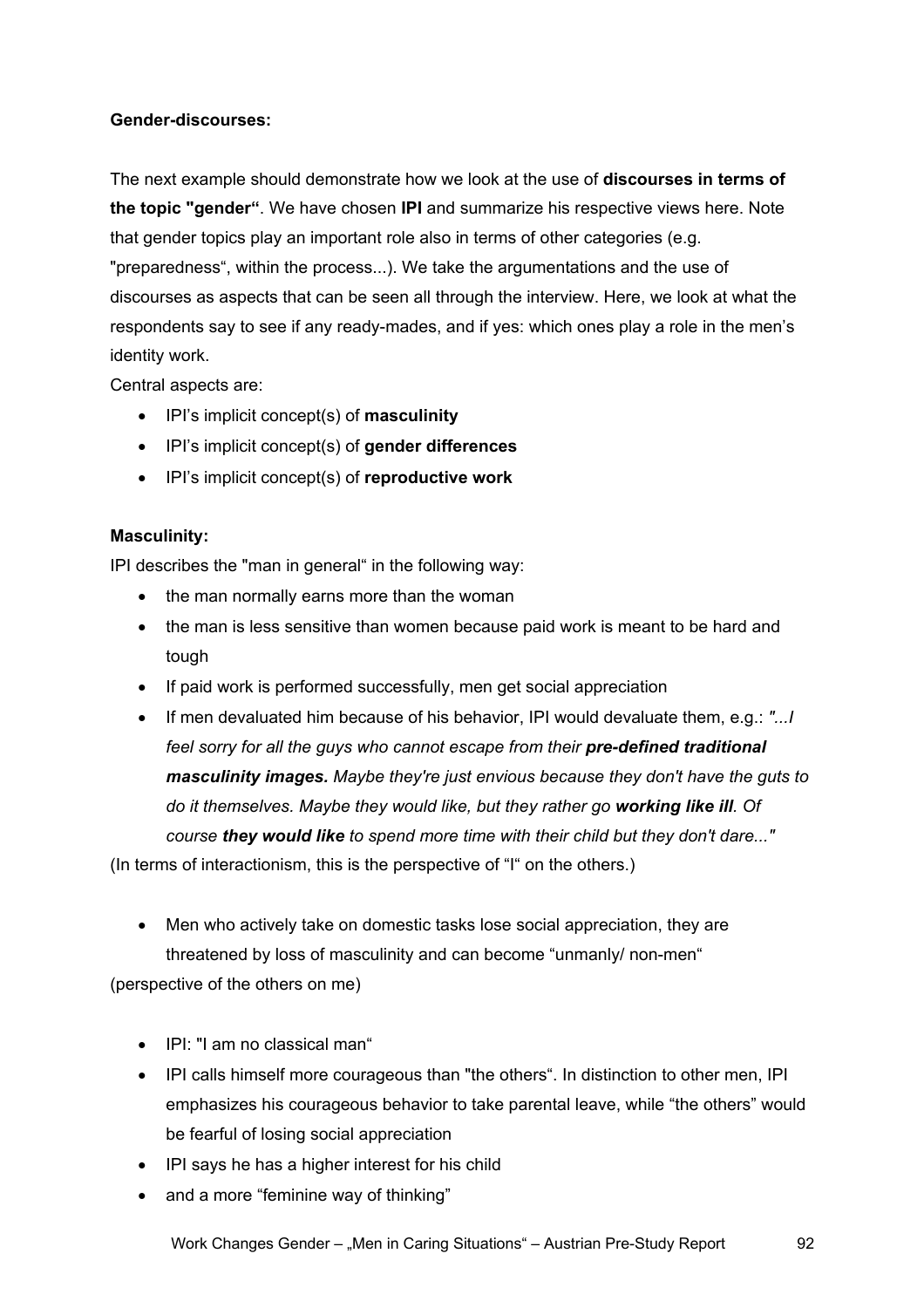**Gender-discourses:**

The next example should demonstrate how we look at the use of **discourses in terms of the topic "gender"**. We have chosen **IPI** and summarize his respective views here. Note that gender topics play an important role also in terms of other categories (e.g. "preparedness", within the process...). We take the argumentations and the use of discourses as aspects that can be seen all through the interview. Here, we look at what the respondents say to see if any ready-mades, and if yes: which ones play a role in the men's identity work.

Central aspects are:

- IPI's implicit concept(s) of **masculinity**
- IPI's implicit concept(s) of **gender differences**
- IPI's implicit concept(s) of **reproductive work**

**Masculinity:**

IPI describes the "man in general" in the following way:

- the man normally earns more than the woman
- the man is less sensitive than women because paid work is meant to be hard and tough
- If paid work is performed successfully, men get social appreciation
- If men devaluated him because of his behavior, IPI would devaluate them, e.g.: *"...I feel sorry for all the guys who cannot escape from their **pre-defined traditional masculinity images.** Maybe they're just envious because they don't have the guts to do it themselves. Maybe they would like, but they rather go **working like ill**. Of course **they would like** to spend more time with their child but they don't dare..."*

(In terms of interactionism, this is the perspective of "I" on the others.)

- Men who actively take on domestic tasks lose social appreciation, they are threatened by loss of masculinity and can become "unmanly/ non-men"

(perspective of the others on me)

- IPI: "I am no classical man"
- IPI calls himself more courageous than "the others". In distinction to other men, IPI emphasizes his courageous behavior to take parental leave, while "the others" would be fearful of losing social appreciation
- IPI says he has a higher interest for his child
- and a more "feminine way of thinking"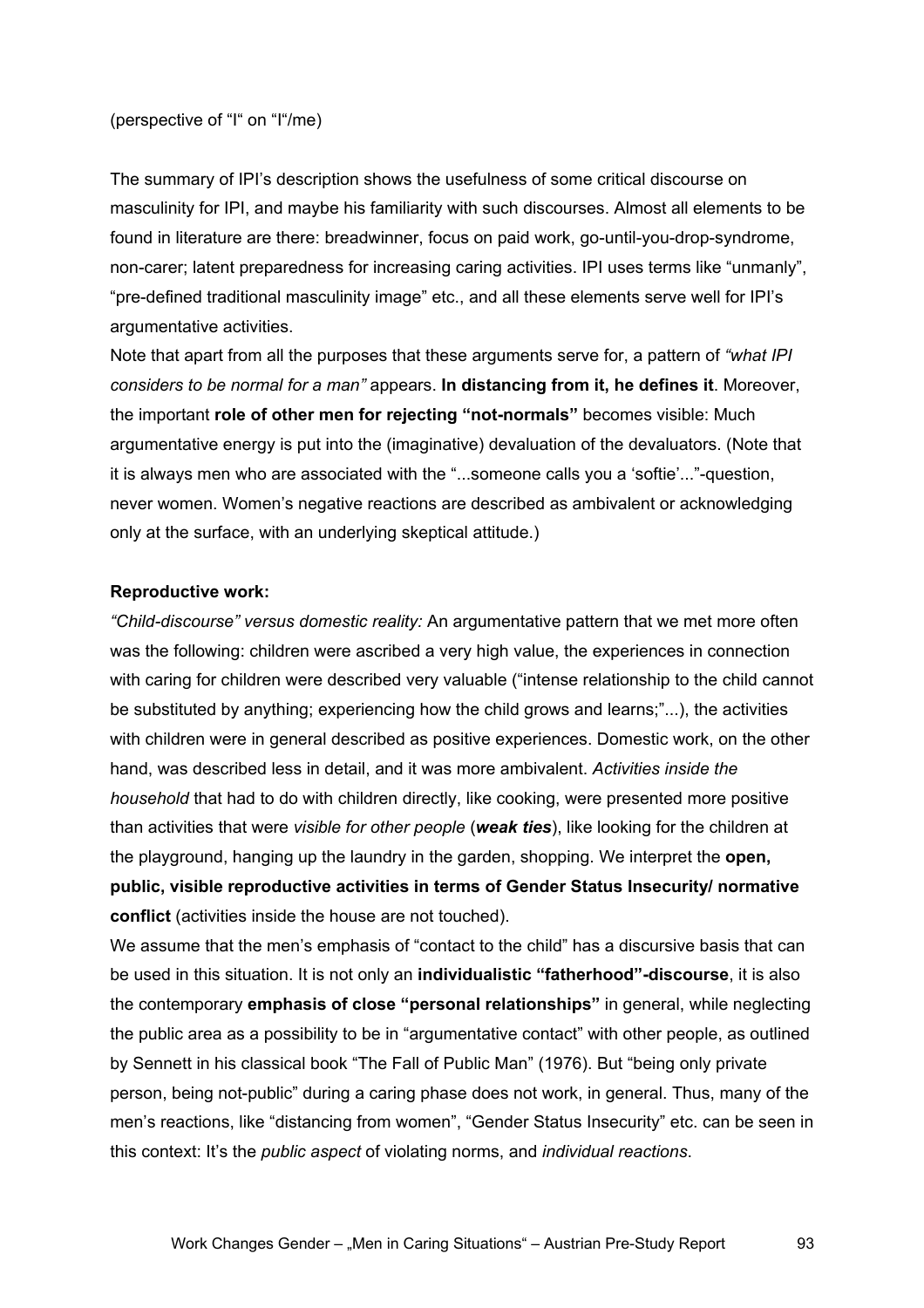(perspective of "I" on "I"/me)

The summary of IPI's description shows the usefulness of some critical discourse on masculinity for IPI, and maybe his familiarity with such discourses. Almost all elements to be found in literature are there: breadwinner, focus on paid work, go-until-you-drop-syndrome, non-carer; latent preparedness for increasing caring activities. IPI uses terms like "unmanly", "pre-defined traditional masculinity image" etc., and all these elements serve well for IPI's argumentative activities.

Note that apart from all the purposes that these arguments serve for, a pattern of *"what IPI considers to be normal for a man"* appears. **In distancing from it, he defines it**. Moreover, the important **role of other men for rejecting "not-normals"** becomes visible: Much argumentative energy is put into the (imaginative) devaluation of the devaluators. (Note that it is always men who are associated with the "...someone calls you a 'softie'..."-question, never women. Women's negative reactions are described as ambivalent or acknowledging only at the surface, with an underlying skeptical attitude.)

**Reproductive work:**

*"Child-discourse" versus domestic reality:* An argumentative pattern that we met more often was the following: children were ascribed a very high value, the experiences in connection with caring for children were described very valuable ("intense relationship to the child cannot be substituted by anything; experiencing how the child grows and learns;"...), the activities with children were in general described as positive experiences. Domestic work, on the other hand, was described less in detail, and it was more ambivalent. *Activities inside the household* that had to do with children directly, like cooking, were presented more positive than activities that were *visible for other people* (***weak ties***), like looking for the children at the playground, hanging up the laundry in the garden, shopping. We interpret the **open, public, visible reproductive activities in terms of Gender Status Insecurity/ normative conflict** (activities inside the house are not touched).

We assume that the men's emphasis of "contact to the child" has a discursive basis that can be used in this situation. It is not only an **individualistic "fatherhood"-discourse**, it is also the contemporary **emphasis of close "personal relationships"** in general, while neglecting the public area as a possibility to be in "argumentative contact" with other people, as outlined by Sennett in his classical book "The Fall of Public Man" (1976). But "being only private person, being not-public" during a caring phase does not work, in general. Thus, many of the men's reactions, like "distancing from women", "Gender Status Insecurity" etc. can be seen in this context: It's the *public aspect* of violating norms, and *individual reactions*.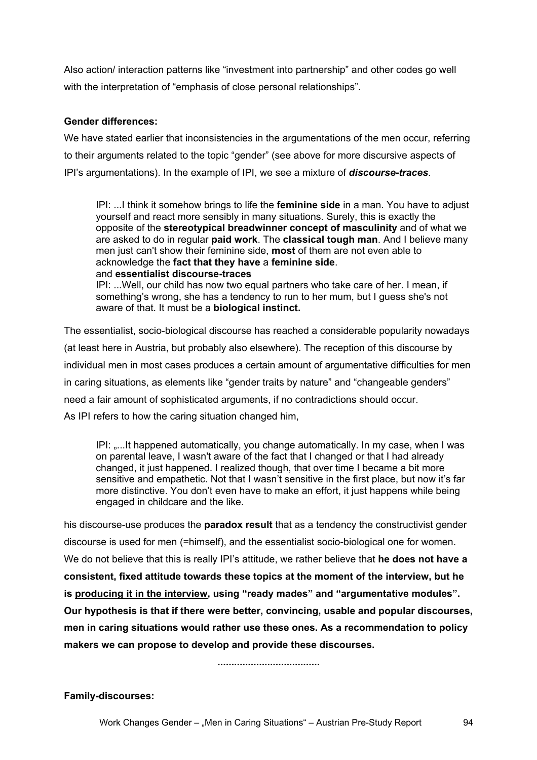Also action/ interaction patterns like "investment into partnership" and other codes go well with the interpretation of "emphasis of close personal relationships".

**Gender differences:**

We have stated earlier that inconsistencies in the argumentations of the men occur, referring to their arguments related to the topic "gender" (see above for more discursive aspects of IPI's argumentations). In the example of IPI, we see a mixture of ***discourse-traces***.

> IPI: ...I think it somehow brings to life the **feminine side** in a man. You have to adjust yourself and react more sensibly in many situations. Surely, this is exactly the opposite of the **stereotypical breadwinner concept of masculinity** and of what we are asked to do in regular **paid work**. The **classical tough man**. And I believe many men just can't show their feminine side, **most** of them are not even able to acknowledge the **fact that they have** a **feminine side**.
> and **essentialist discourse-traces**
> IPI: ...Well, our child has now two equal partners who take care of her. I mean, if something's wrong, she has a tendency to run to her mum, but I guess she's not aware of that. It must be a **biological instinct.**

The essentialist, socio-biological discourse has reached a considerable popularity nowadays (at least here in Austria, but probably also elsewhere). The reception of this discourse by individual men in most cases produces a certain amount of argumentative difficulties for men in caring situations, as elements like "gender traits by nature" and "changeable genders" need a fair amount of sophisticated arguments, if no contradictions should occur.
As IPI refers to how the caring situation changed him,

> IPI: „...It happened automatically, you change automatically. In my case, when I was on parental leave, I wasn't aware of the fact that I changed or that I had already changed, it just happened. I realized though, that over time I became a bit more sensitive and empathetic. Not that I wasn't sensitive in the first place, but now it's far more distinctive. You don't even have to make an effort, it just happens while being engaged in childcare and the like.

his discourse-use produces the **paradox result** that as a tendency the constructivist gender discourse is used for men (=himself), and the essentialist socio-biological one for women. We do not believe that this is really IPI's attitude, we rather believe that **he does not have a consistent, fixed attitude towards these topics at the moment of the interview, but he is <u>producing it in the interview</u>, using "ready mades" and "argumentative modules". Our hypothesis is that if there were better, convincing, usable and popular discourses, men in caring situations would rather use these ones. As a recommendation to policy makers we can propose to develop and provide these discourses.**

**....................................**

**Family-discourses:**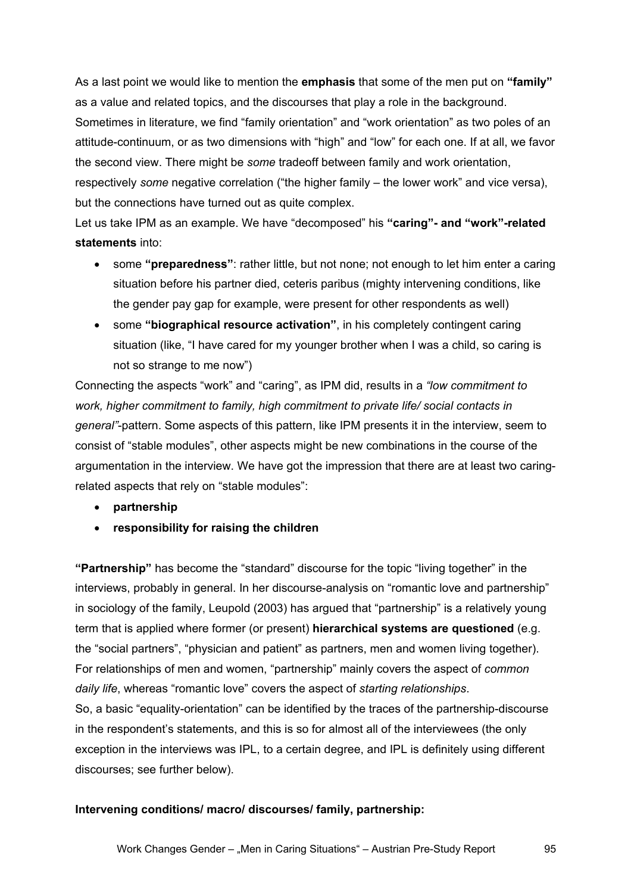As a last point we would like to mention the **emphasis** that some of the men put on **"family"** as a value and related topics, and the discourses that play a role in the background. Sometimes in literature, we find "family orientation" and "work orientation" as two poles of an attitude-continuum, or as two dimensions with "high" and "low" for each one. If at all, we favor the second view. There might be *some* tradeoff between family and work orientation, respectively *some* negative correlation ("the higher family – the lower work" and vice versa), but the connections have turned out as quite complex.

Let us take IPM as an example. We have "decomposed" his **"caring"- and "work"-related statements** into:

- some **"preparedness"**: rather little, but not none; not enough to let him enter a caring situation before his partner died, ceteris paribus (mighty intervening conditions, like the gender pay gap for example, were present for other respondents as well)
- some **"biographical resource activation"**, in his completely contingent caring situation (like, "I have cared for my younger brother when I was a child, so caring is not so strange to me now")

Connecting the aspects "work" and "caring", as IPM did, results in a *"low commitment to work, higher commitment to family, high commitment to private life/ social contacts in general"*-pattern. Some aspects of this pattern, like IPM presents it in the interview, seem to consist of "stable modules", other aspects might be new combinations in the course of the argumentation in the interview. We have got the impression that there are at least two caring-related aspects that rely on "stable modules":

- **partnership**
- **responsibility for raising the children**

**"Partnership"** has become the "standard" discourse for the topic "living together" in the interviews, probably in general. In her discourse-analysis on "romantic love and partnership" in sociology of the family, Leupold (2003) has argued that "partnership" is a relatively young term that is applied where former (or present) **hierarchical systems are questioned** (e.g. the "social partners", "physician and patient" as partners, men and women living together). For relationships of men and women, "partnership" mainly covers the aspect of *common daily life*, whereas "romantic love" covers the aspect of *starting relationships*.

So, a basic "equality-orientation" can be identified by the traces of the partnership-discourse in the respondent's statements, and this is so for almost all of the interviewees (the only exception in the interviews was IPL, to a certain degree, and IPL is definitely using different discourses; see further below).

**Intervening conditions/ macro/ discourses/ family, partnership:**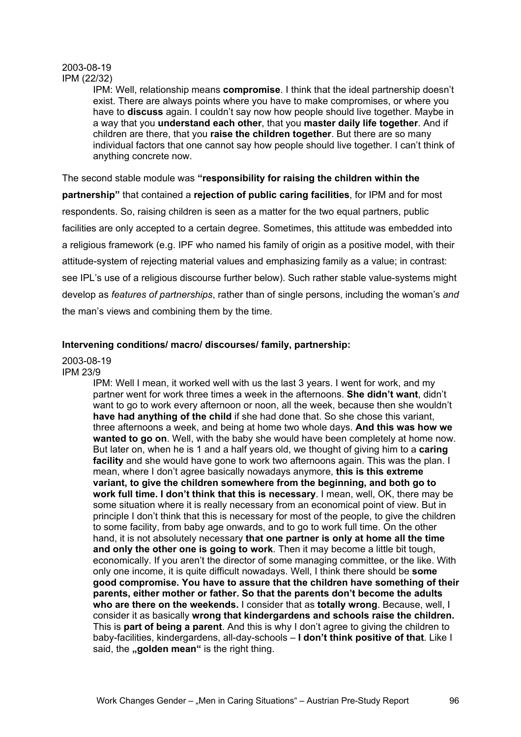2003-08-19
IPM (22/32)

> IPM: Well, relationship means **compromise**. I think that the ideal partnership doesn't exist. There are always points where you have to make compromises, or where you have to **discuss** again. I couldn't say now how people should live together. Maybe in a way that you **understand each other**, that you **master daily life together**. And if children are there, that you **raise the children together**. But there are so many individual factors that one cannot say how people should live together. I can't think of anything concrete now.

The second stable module was **"responsibility for raising the children within the partnership"** that contained a **rejection of public caring facilities**, for IPM and for most respondents. So, raising children is seen as a matter for the two equal partners, public facilities are only accepted to a certain degree. Sometimes, this attitude was embedded into a religious framework (e.g. IPF who named his family of origin as a positive model, with their attitude-system of rejecting material values and emphasizing family as a value; in contrast: see IPL's use of a religious discourse further below). Such rather stable value-systems might develop as *features of partnerships*, rather than of single persons, including the woman's *and* the man's views and combining them by the time.

**Intervening conditions/ macro/ discourses/ family, partnership:**

2003-08-19
IPM 23/9

> IPM: Well I mean, it worked well with us the last 3 years. I went for work, and my partner went for work three times a week in the afternoons. **She didn't want**, didn't want to go to work every afternoon or noon, all the week, because then she wouldn't **have had anything of the child** if she had done that. So she chose this variant, three afternoons a week, and being at home two whole days. **And this was how we wanted to go on**. Well, with the baby she would have been completely at home now. But later on, when he is 1 and a half years old, we thought of giving him to a **caring facility** and she would have gone to work two afternoons again. This was the plan. I mean, where I don't agree basically nowadays anymore, **this is this extreme variant, to give the children somewhere from the beginning, and both go to work full time. I don't think that this is necessary**. I mean, well, OK, there may be some situation where it is really necessary from an economical point of view. But in principle I don't think that this is necessary for most of the people, to give the children to some facility, from baby age onwards, and to go to work full time. On the other hand, it is not absolutely necessary **that one partner is only at home all the time and only the other one is going to work**. Then it may become a little bit tough, economically. If you aren't the director of some managing committee, or the like. With only one income, it is quite difficult nowadays. Well, I think there should be **some good compromise. You have to assure that the children have something of their parents, either mother or father. So that the parents don't become the adults who are there on the weekends.** I consider that as **totally wrong**. Because, well, I consider it as basically **wrong that kindergardens and schools raise the children.** This is **part of being a parent**. And this is why I don't agree to giving the children to baby-facilities, kindergardens, all-day-schools – **I don't think positive of that**. Like I said, the **„golden mean"** is the right thing.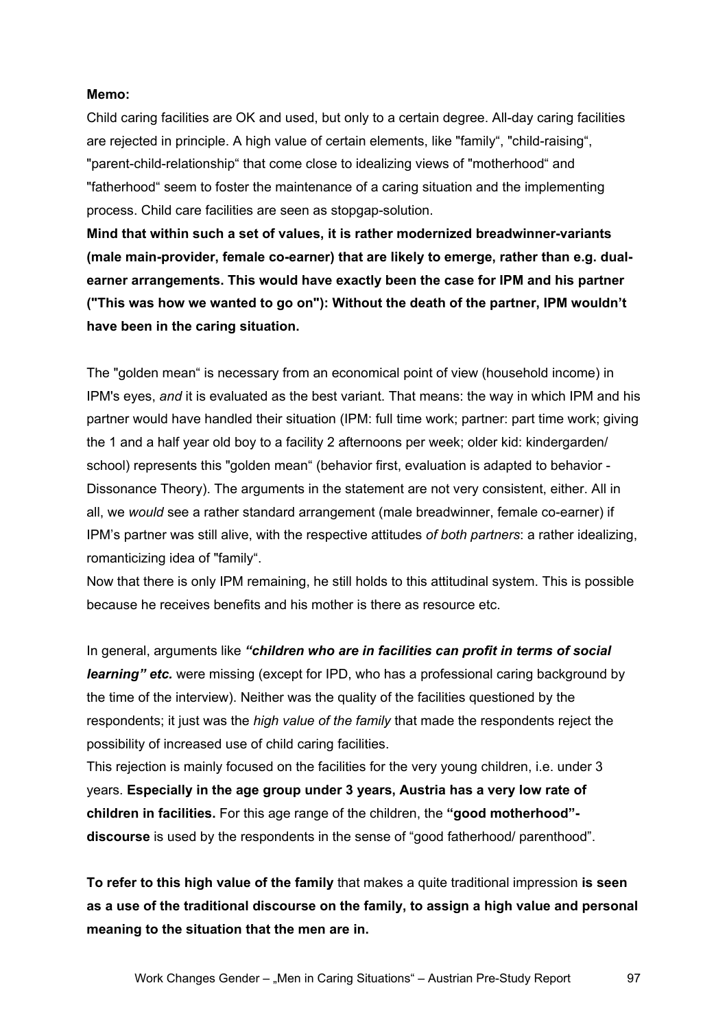**Memo:**

Child caring facilities are OK and used, but only to a certain degree. All-day caring facilities are rejected in principle. A high value of certain elements, like "family", "child-raising", "parent-child-relationship" that come close to idealizing views of "motherhood" and "fatherhood" seem to foster the maintenance of a caring situation and the implementing process. Child care facilities are seen as stopgap-solution.

**Mind that within such a set of values, it is rather modernized breadwinner-variants (male main-provider, female co-earner) that are likely to emerge, rather than e.g. dual-earner arrangements. This would have exactly been the case for IPM and his partner ("This was how we wanted to go on"): Without the death of the partner, IPM wouldn't have been in the caring situation.**

The "golden mean" is necessary from an economical point of view (household income) in IPM's eyes, *and* it is evaluated as the best variant. That means: the way in which IPM and his partner would have handled their situation (IPM: full time work; partner: part time work; giving the 1 and a half year old boy to a facility 2 afternoons per week; older kid: kindergarden/ school) represents this "golden mean" (behavior first, evaluation is adapted to behavior - Dissonance Theory). The arguments in the statement are not very consistent, either. All in all, we *would* see a rather standard arrangement (male breadwinner, female co-earner) if IPM's partner was still alive, with the respective attitudes *of both partners*: a rather idealizing, romanticizing idea of "family".

Now that there is only IPM remaining, he still holds to this attitudinal system. This is possible because he receives benefits and his mother is there as resource etc.

In general, arguments like ***"children who are in facilities can profit in terms of social learning" etc.*** were missing (except for IPD, who has a professional caring background by the time of the interview). Neither was the quality of the facilities questioned by the respondents; it just was the *high value of the family* that made the respondents reject the possibility of increased use of child caring facilities.

This rejection is mainly focused on the facilities for the very young children, i.e. under 3 years. **Especially in the age group under 3 years, Austria has a very low rate of children in facilities.** For this age range of the children, the **"good motherhood"-discourse** is used by the respondents in the sense of "good fatherhood/ parenthood".

**To refer to this high value of the family** that makes a quite traditional impression **is seen as a use of the traditional discourse on the family, to assign a high value and personal meaning to the situation that the men are in.**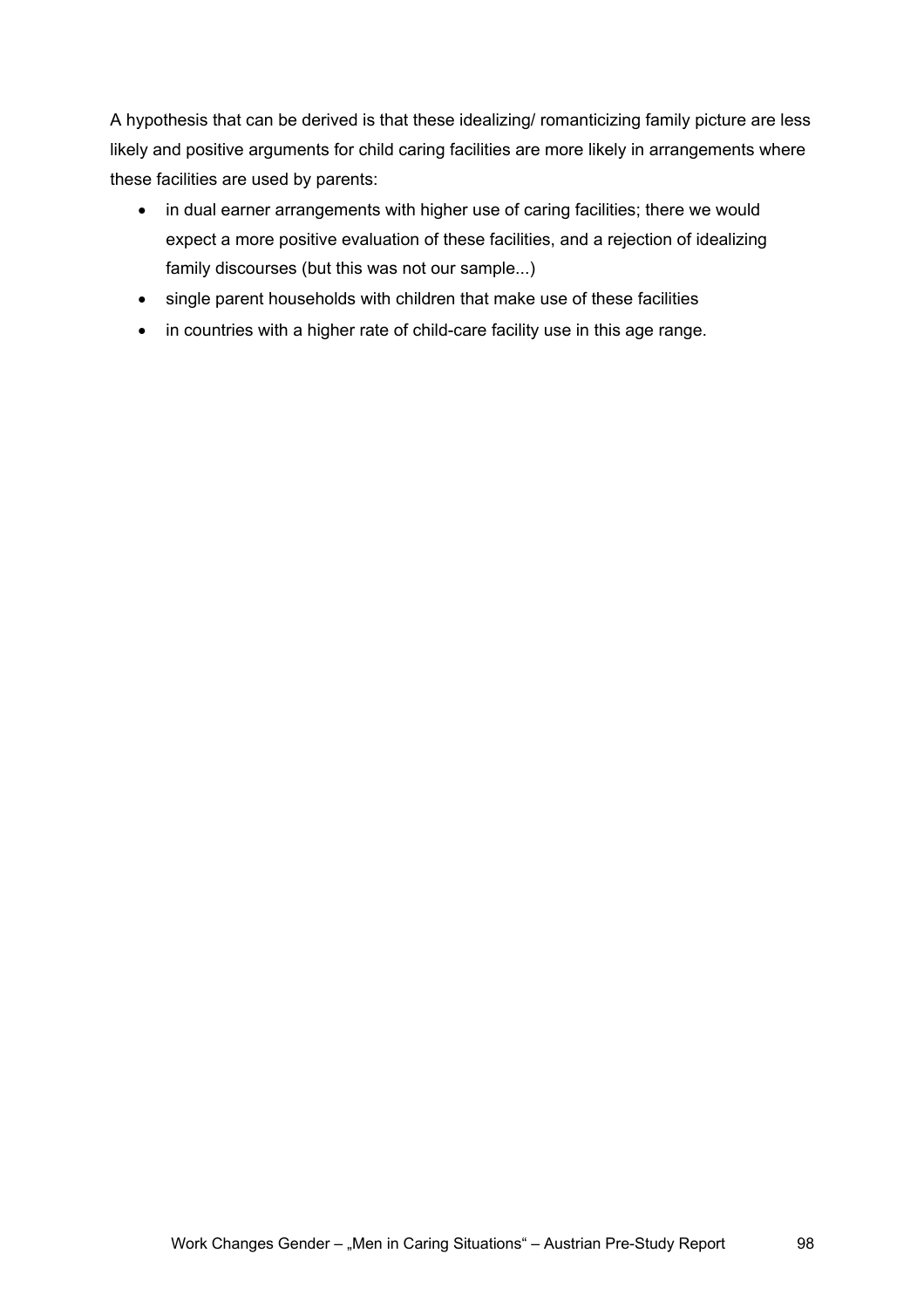A hypothesis that can be derived is that these idealizing/ romanticizing family picture are less likely and positive arguments for child caring facilities are more likely in arrangements where these facilities are used by parents:

- in dual earner arrangements with higher use of caring facilities; there we would expect a more positive evaluation of these facilities, and a rejection of idealizing family discourses (but this was not our sample...)
- single parent households with children that make use of these facilities
- in countries with a higher rate of child-care facility use in this age range.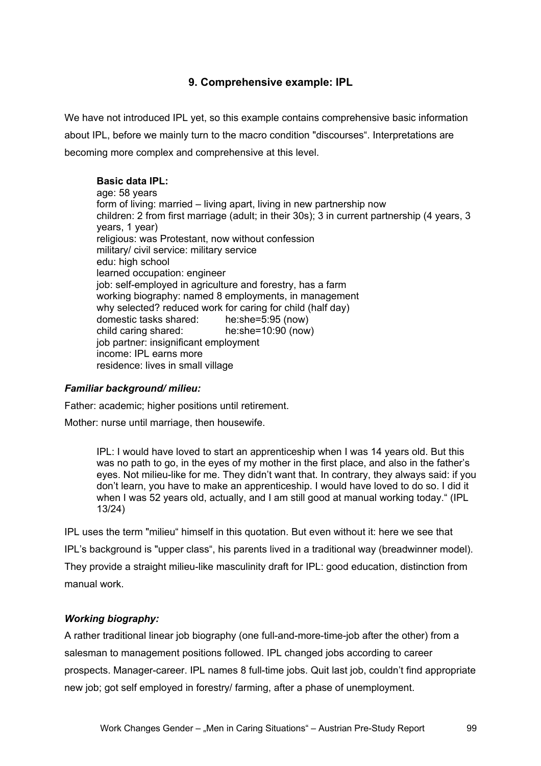## 9. Comprehensive example: IPL

We have not introduced IPL yet, so this example contains comprehensive basic information about IPL, before we mainly turn to the macro condition "discourses". Interpretations are becoming more complex and comprehensive at this level.

**Basic data IPL:**
age: 58 years
form of living: married – living apart, living in new partnership now
children: 2 from first marriage (adult; in their 30s); 3 in current partnership (4 years, 3 years, 1 year)
religious: was Protestant, now without confession
military/ civil service: military service
edu: high school
learned occupation: engineer
job: self-employed in agriculture and forestry, has a farm
working biography: named 8 employments, in management
why selected? reduced work for caring for child (half day)
domestic tasks shared: he:she=5:95 (now)
child caring shared: he:she=10:90 (now)
job partner: insignificant employment
income: IPL earns more
residence: lives in small village

### *Familiar background/ milieu:*

Father: academic; higher positions until retirement.

Mother: nurse until marriage, then housewife.

> IPL: I would have loved to start an apprenticeship when I was 14 years old. But this was no path to go, in the eyes of my mother in the first place, and also in the father's eyes. Not milieu-like for me. They didn't want that. In contrary, they always said: if you don't learn, you have to make an apprenticeship. I would have loved to do so. I did it when I was 52 years old, actually, and I am still good at manual working today." (IPL 13/24)

IPL uses the term "milieu" himself in this quotation. But even without it: here we see that IPL's background is "upper class", his parents lived in a traditional way (breadwinner model). They provide a straight milieu-like masculinity draft for IPL: good education, distinction from manual work.

### *Working biography:*

A rather traditional linear job biography (one full-and-more-time-job after the other) from a salesman to management positions followed. IPL changed jobs according to career prospects. Manager-career. IPL names 8 full-time jobs. Quit last job, couldn't find appropriate new job; got self employed in forestry/ farming, after a phase of unemployment.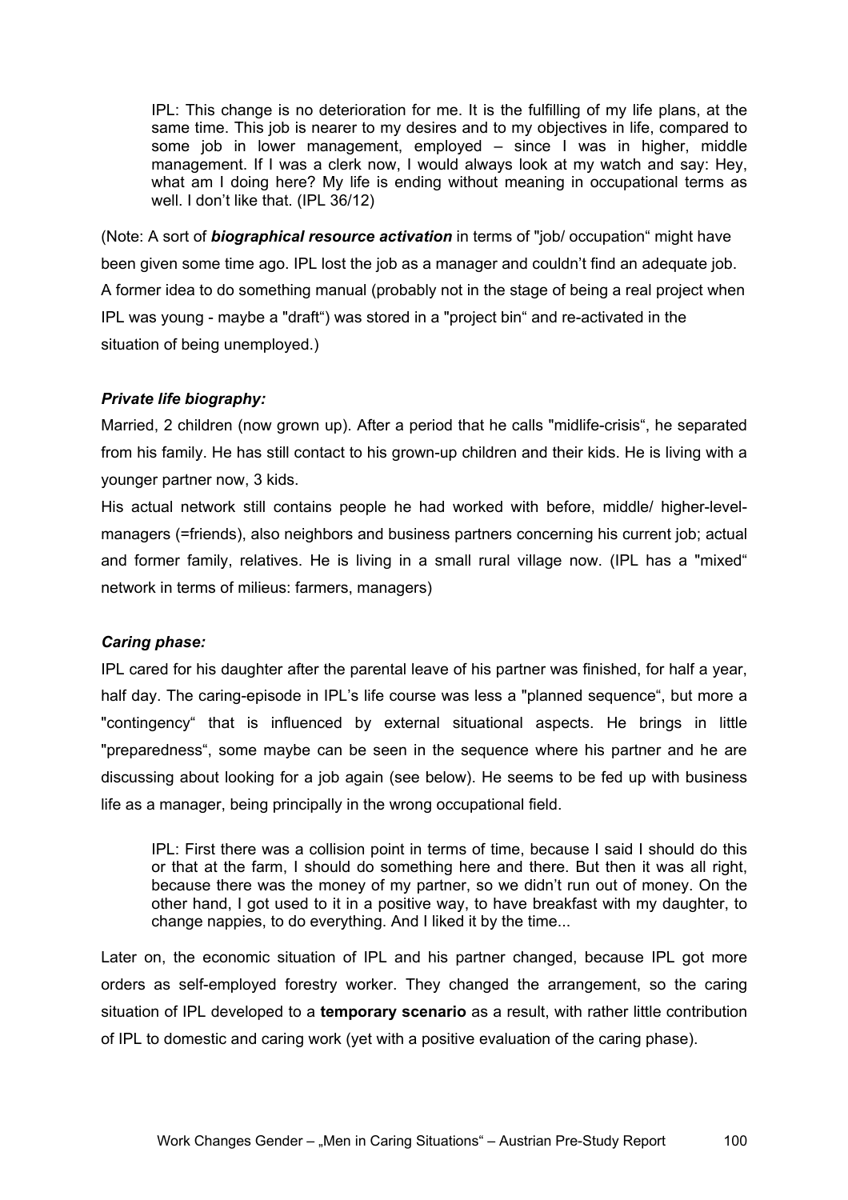> IPL: This change is no deterioration for me. It is the fulfilling of my life plans, at the same time. This job is nearer to my desires and to my objectives in life, compared to some job in lower management, employed – since I was in higher, middle management. If I was a clerk now, I would always look at my watch and say: Hey, what am I doing here? My life is ending without meaning in occupational terms as well. I don't like that. (IPL 36/12)

(Note: A sort of ***biographical resource activation*** in terms of "job/ occupation" might have been given some time ago. IPL lost the job as a manager and couldn't find an adequate job. A former idea to do something manual (probably not in the stage of being a real project when IPL was young - maybe a "draft") was stored in a "project bin" and re-activated in the situation of being unemployed.)

***Private life biography:***

Married, 2 children (now grown up). After a period that he calls "midlife-crisis", he separated from his family. He has still contact to his grown-up children and their kids. He is living with a younger partner now, 3 kids.

His actual network still contains people he had worked with before, middle/ higher-level-managers (=friends), also neighbors and business partners concerning his current job; actual and former family, relatives. He is living in a small rural village now. (IPL has a "mixed" network in terms of milieus: farmers, managers)

***Caring phase:***

IPL cared for his daughter after the parental leave of his partner was finished, for half a year, half day. The caring-episode in IPL's life course was less a "planned sequence", but more a "contingency" that is influenced by external situational aspects. He brings in little "preparedness", some maybe can be seen in the sequence where his partner and he are discussing about looking for a job again (see below). He seems to be fed up with business life as a manager, being principally in the wrong occupational field.

> IPL: First there was a collision point in terms of time, because I said I should do this or that at the farm, I should do something here and there. But then it was all right, because there was the money of my partner, so we didn't run out of money. On the other hand, I got used to it in a positive way, to have breakfast with my daughter, to change nappies, to do everything. And I liked it by the time...

Later on, the economic situation of IPL and his partner changed, because IPL got more orders as self-employed forestry worker. They changed the arrangement, so the caring situation of IPL developed to a **temporary scenario** as a result, with rather little contribution of IPL to domestic and caring work (yet with a positive evaluation of the caring phase).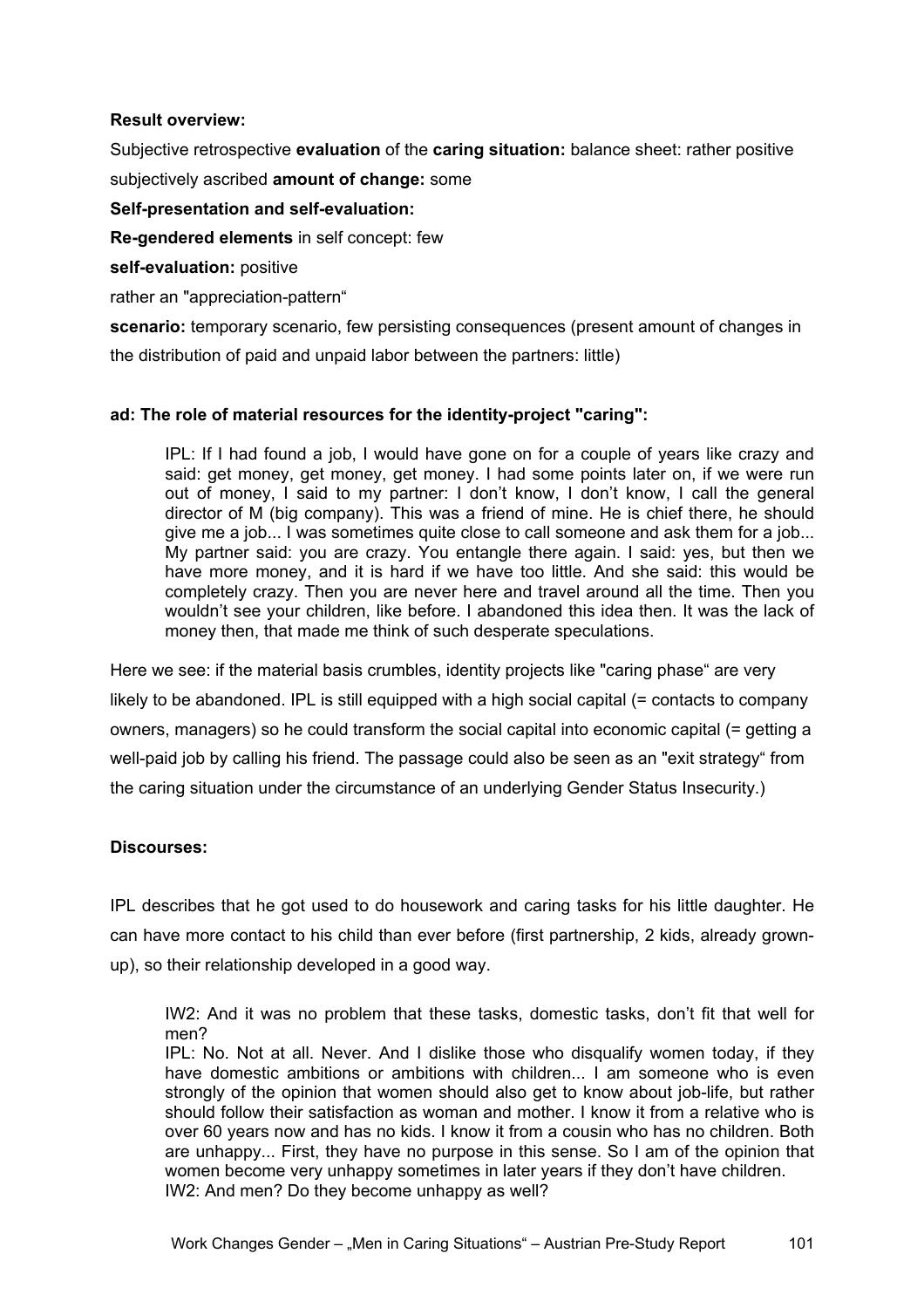**Result overview:**

Subjective retrospective **evaluation** of the **caring situation:** balance sheet: rather positive

subjectively ascribed **amount of change:** some

**Self-presentation and self-evaluation:**

**Re-gendered elements** in self concept: few

**self-evaluation:** positive

rather an "appreciation-pattern"

**scenario:** temporary scenario, few persisting consequences (present amount of changes in the distribution of paid and unpaid labor between the partners: little)

**ad: The role of material resources for the identity-project "caring":**

> IPL: If I had found a job, I would have gone on for a couple of years like crazy and said: get money, get money, get money. I had some points later on, if we were run out of money, I said to my partner: I don't know, I don't know, I call the general director of M (big company). This was a friend of mine. He is chief there, he should give me a job... I was sometimes quite close to call someone and ask them for a job... My partner said: you are crazy. You entangle there again. I said: yes, but then we have more money, and it is hard if we have too little. And she said: this would be completely crazy. Then you are never here and travel around all the time. Then you wouldn't see your children, like before. I abandoned this idea then. It was the lack of money then, that made me think of such desperate speculations.

Here we see: if the material basis crumbles, identity projects like "caring phase" are very likely to be abandoned. IPL is still equipped with a high social capital (= contacts to company owners, managers) so he could transform the social capital into economic capital (= getting a well-paid job by calling his friend. The passage could also be seen as an "exit strategy" from the caring situation under the circumstance of an underlying Gender Status Insecurity.)

**Discourses:**

IPL describes that he got used to do housework and caring tasks for his little daughter. He can have more contact to his child than ever before (first partnership, 2 kids, already grown-up), so their relationship developed in a good way.

> IW2: And it was no problem that these tasks, domestic tasks, don't fit that well for men?
> IPL: No. Not at all. Never. And I dislike those who disqualify women today, if they have domestic ambitions or ambitions with children... I am someone who is even strongly of the opinion that women should also get to know about job-life, but rather should follow their satisfaction as woman and mother. I know it from a relative who is over 60 years now and has no kids. I know it from a cousin who has no children. Both are unhappy... First, they have no purpose in this sense. So I am of the opinion that women become very unhappy sometimes in later years if they don't have children.
> IW2: And men? Do they become unhappy as well?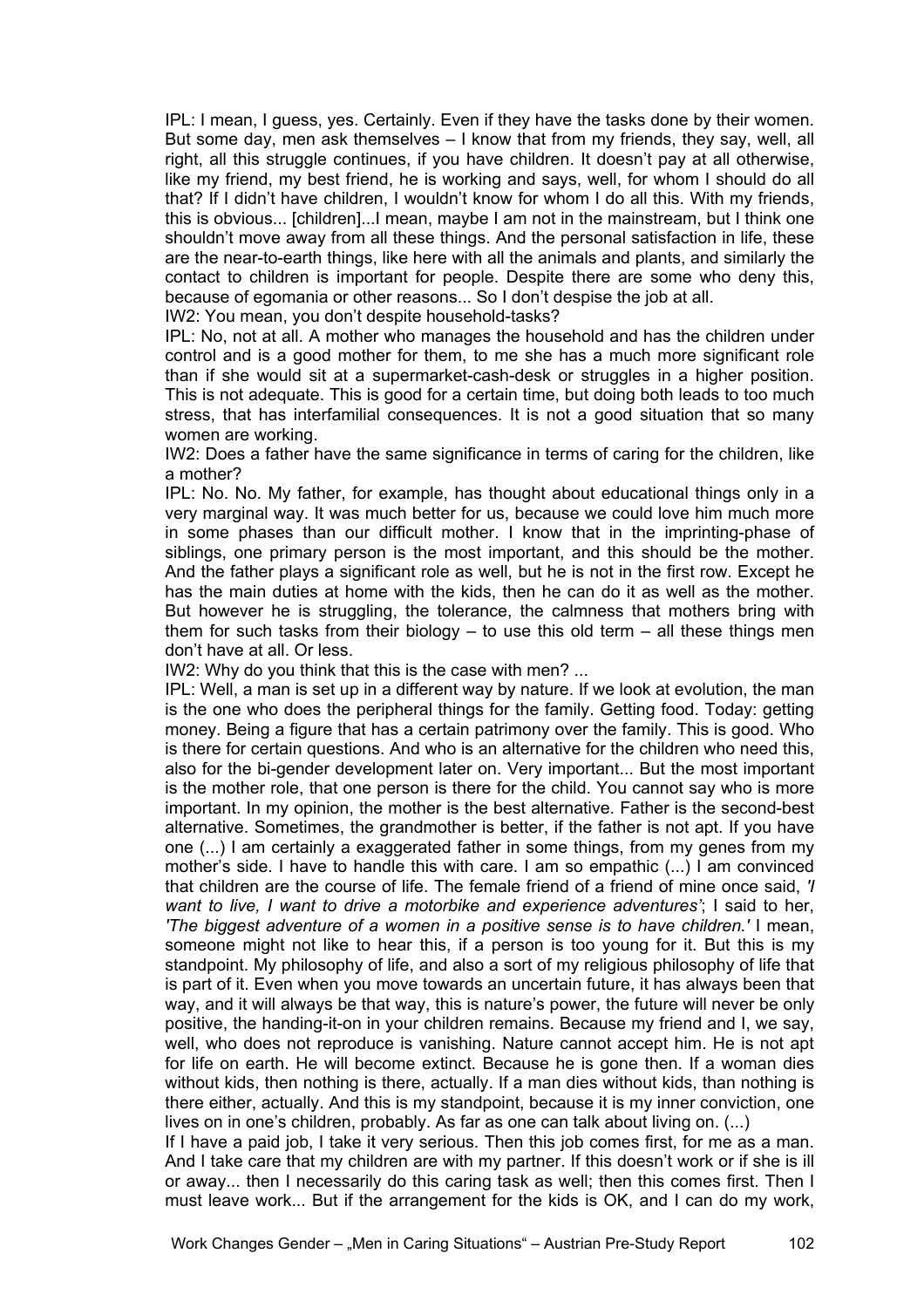IPL: I mean, I guess, yes. Certainly. Even if they have the tasks done by their women. But some day, men ask themselves – I know that from my friends, they say, well, all right, all this struggle continues, if you have children. It doesn't pay at all otherwise, like my friend, my best friend, he is working and says, well, for whom I should do all that? If I didn't have children, I wouldn't know for whom I do all this. With my friends, this is obvious... [children]...I mean, maybe I am not in the mainstream, but I think one shouldn't move away from all these things. And the personal satisfaction in life, these are the near-to-earth things, like here with all the animals and plants, and similarly the contact to children is important for people. Despite there are some who deny this, because of egomania or other reasons... So I don't despise the job at all.

IW2: You mean, you don't despite household-tasks?

IPL: No, not at all. A mother who manages the household and has the children under control and is a good mother for them, to me she has a much more significant role than if she would sit at a supermarket-cash-desk or struggles in a higher position. This is not adequate. This is good for a certain time, but doing both leads to too much stress, that has interfamilial consequences. It is not a good situation that so many women are working.

IW2: Does a father have the same significance in terms of caring for the children, like a mother?

IPL: No. No. My father, for example, has thought about educational things only in a very marginal way. It was much better for us, because we could love him much more in some phases than our difficult mother. I know that in the imprinting-phase of siblings, one primary person is the most important, and this should be the mother. And the father plays a significant role as well, but he is not in the first row. Except he has the main duties at home with the kids, then he can do it as well as the mother. But however he is struggling, the tolerance, the calmness that mothers bring with them for such tasks from their biology – to use this old term – all these things men don't have at all. Or less.

IW2: Why do you think that this is the case with men? ...

IPL: Well, a man is set up in a different way by nature. If we look at evolution, the man is the one who does the peripheral things for the family. Getting food. Today: getting money. Being a figure that has a certain patrimony over the family. This is good. Who is there for certain questions. And who is an alternative for the children who need this, also for the bi-gender development later on. Very important... But the most important is the mother role, that one person is there for the child. You cannot say who is more important. In my opinion, the mother is the best alternative. Father is the second-best alternative. Sometimes, the grandmother is better, if the father is not apt. If you have one (...) I am certainly a exaggerated father in some things, from my genes from my mother's side. I have to handle this with care. I am so empathic (...) I am convinced that children are the course of life. The female friend of a friend of mine once said, *'I want to live, I want to drive a motorbike and experience adventures'*; I said to her, *'The biggest adventure of a women in a positive sense is to have children.'* I mean, someone might not like to hear this, if a person is too young for it. But this is my standpoint. My philosophy of life, and also a sort of my religious philosophy of life that is part of it. Even when you move towards an uncertain future, it has always been that way, and it will always be that way, this is nature's power, the future will never be only positive, the handing-it-on in your children remains. Because my friend and I, we say, well, who does not reproduce is vanishing. Nature cannot accept him. He is not apt for life on earth. He will become extinct. Because he is gone then. If a woman dies without kids, then nothing is there, actually. If a man dies without kids, than nothing is there either, actually. And this is my standpoint, because it is my inner conviction, one lives on in one's children, probably. As far as one can talk about living on. (...)

If I have a paid job, I take it very serious. Then this job comes first, for me as a man. And I take care that my children are with my partner. If this doesn't work or if she is ill or away... then I necessarily do this caring task as well; then this comes first. Then I must leave work... But if the arrangement for the kids is OK, and I can do my work,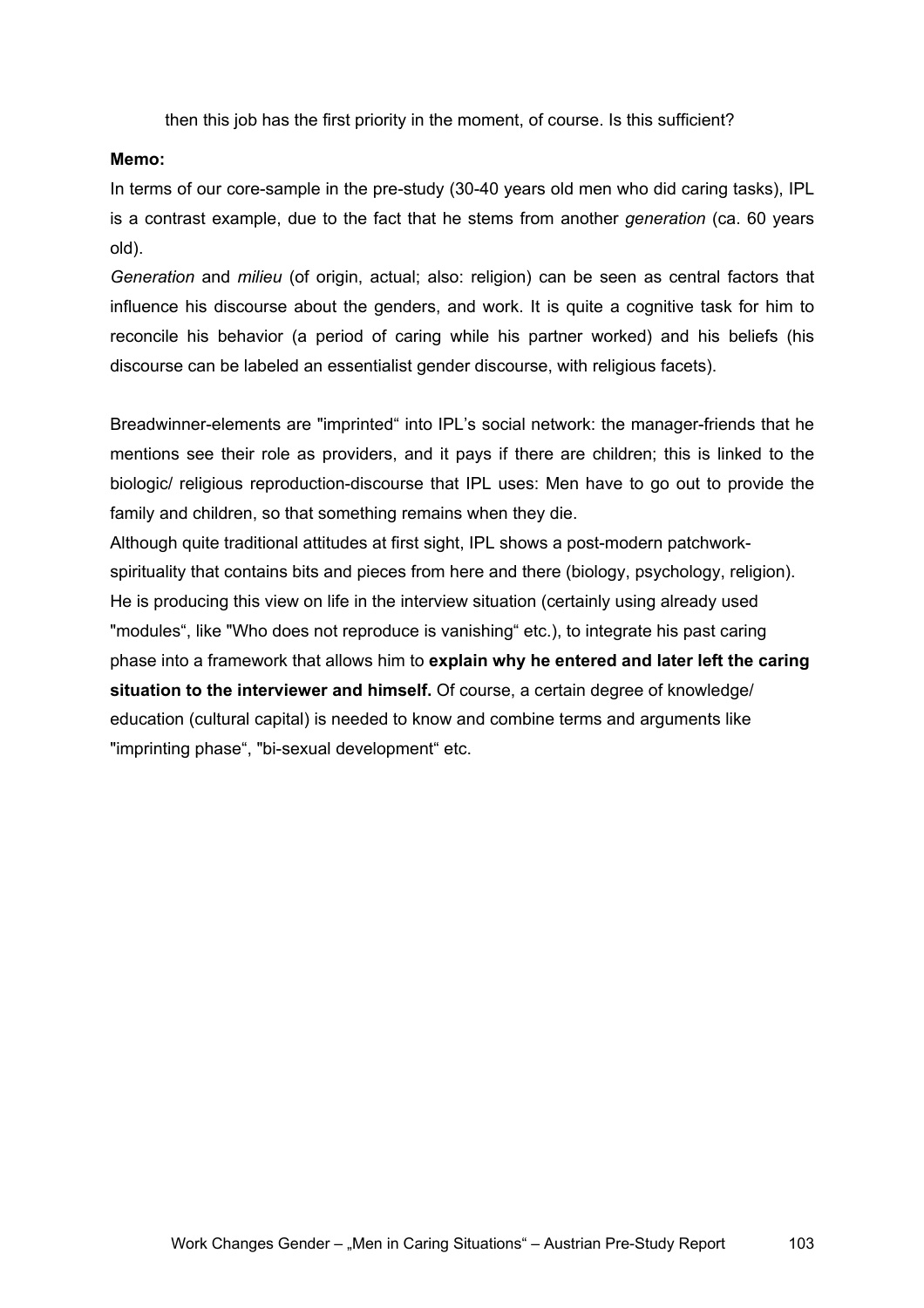then this job has the first priority in the moment, of course. Is this sufficient?

**Memo:**

In terms of our core-sample in the pre-study (30-40 years old men who did caring tasks), IPL is a contrast example, due to the fact that he stems from another *generation* (ca. 60 years old).

*Generation* and *milieu* (of origin, actual; also: religion) can be seen as central factors that influence his discourse about the genders, and work. It is quite a cognitive task for him to reconcile his behavior (a period of caring while his partner worked) and his beliefs (his discourse can be labeled an essentialist gender discourse, with religious facets).

Breadwinner-elements are "imprinted" into IPL's social network: the manager-friends that he mentions see their role as providers, and it pays if there are children; this is linked to the biologic/ religious reproduction-discourse that IPL uses: Men have to go out to provide the family and children, so that something remains when they die.

Although quite traditional attitudes at first sight, IPL shows a post-modern patchwork-spirituality that contains bits and pieces from here and there (biology, psychology, religion). He is producing this view on life in the interview situation (certainly using already used "modules", like "Who does not reproduce is vanishing" etc.), to integrate his past caring phase into a framework that allows him to **explain why he entered and later left the caring situation to the interviewer and himself.** Of course, a certain degree of knowledge/ education (cultural capital) is needed to know and combine terms and arguments like "imprinting phase", "bi-sexual development" etc.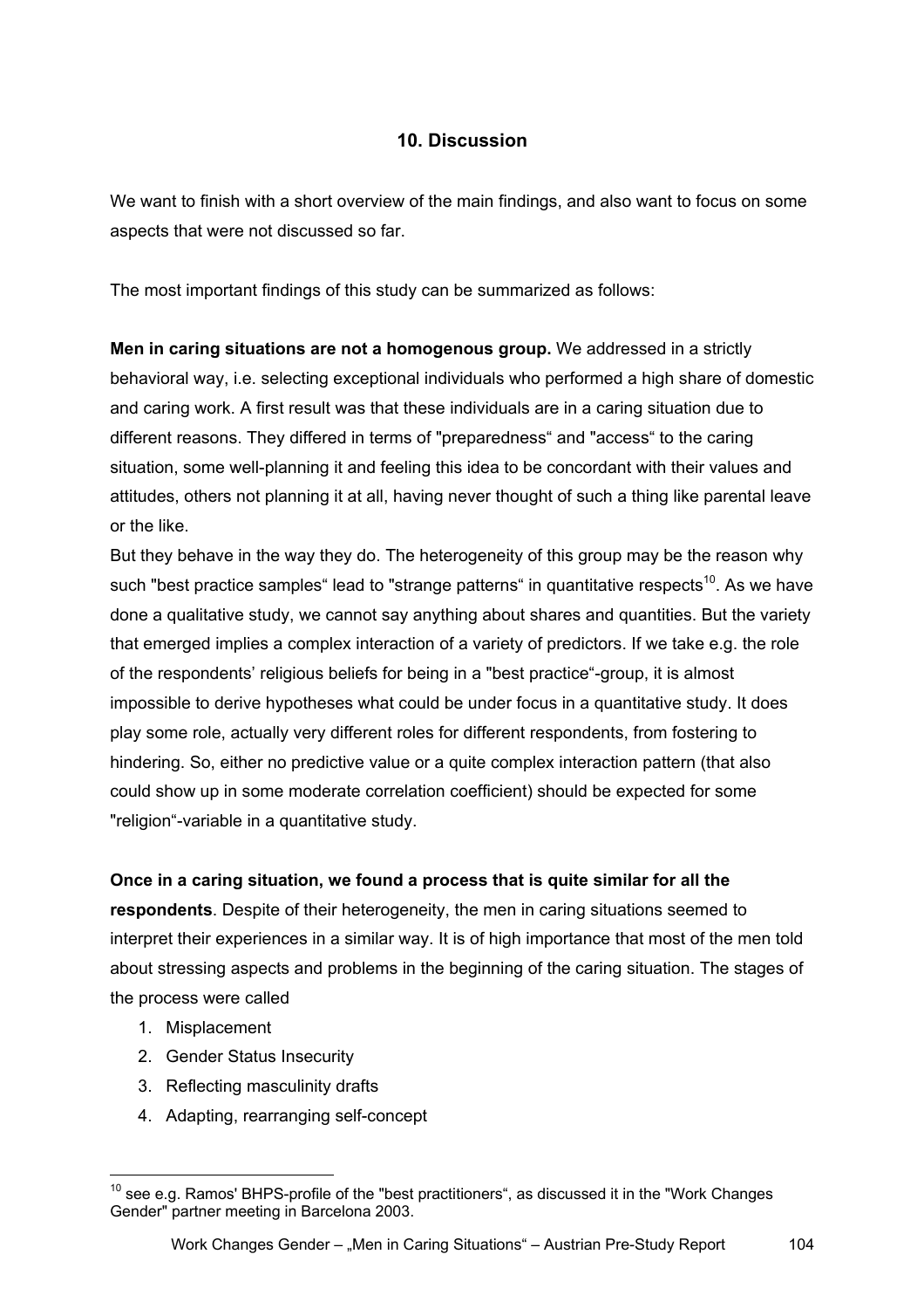## 10. Discussion

We want to finish with a short overview of the main findings, and also want to focus on some aspects that were not discussed so far.

The most important findings of this study can be summarized as follows:

**Men in caring situations are not a homogenous group.** We addressed in a strictly behavioral way, i.e. selecting exceptional individuals who performed a high share of domestic and caring work. A first result was that these individuals are in a caring situation due to different reasons. They differed in terms of "preparedness“ and "access“ to the caring situation, some well-planning it and feeling this idea to be concordant with their values and attitudes, others not planning it at all, having never thought of such a thing like parental leave or the like.

But they behave in the way they do. The heterogeneity of this group may be the reason why such "best practice samples“ lead to "strange patterns“ in quantitative respects[10]. As we have done a qualitative study, we cannot say anything about shares and quantities. But the variety that emerged implies a complex interaction of a variety of predictors. If we take e.g. the role of the respondents’ religious beliefs for being in a "best practice“-group, it is almost impossible to derive hypotheses what could be under focus in a quantitative study. It does play some role, actually very different roles for different respondents, from fostering to hindering. So, either no predictive value or a quite complex interaction pattern (that also could show up in some moderate correlation coefficient) should be expected for some "religion“-variable in a quantitative study.

**Once in a caring situation, we found a process that is quite similar for all the respondents**. Despite of their heterogeneity, the men in caring situations seemed to interpret their experiences in a similar way. It is of high importance that most of the men told about stressing aspects and problems in the beginning of the caring situation. The stages of the process were called

1. Misplacement
2. Gender Status Insecurity
3. Reflecting masculinity drafts
4. Adapting, rearranging self-concept

[10] see e.g. Ramos' BHPS-profile of the "best practitioners“, as discussed it in the "Work Changes Gender" partner meeting in Barcelona 2003.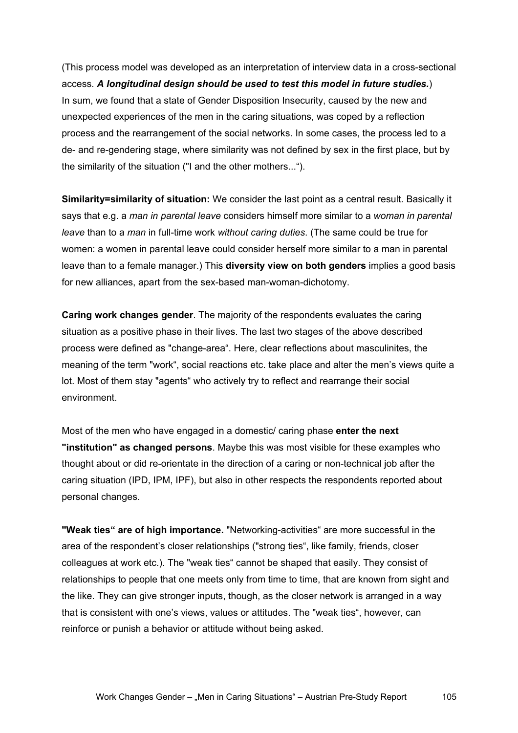(This process model was developed as an interpretation of interview data in a cross-sectional access. ***A longitudinal design should be used to test this model in future studies.***)
In sum, we found that a state of Gender Disposition Insecurity, caused by the new and unexpected experiences of the men in the caring situations, was coped by a reflection process and the rearrangement of the social networks. In some cases, the process led to a de- and re-gendering stage, where similarity was not defined by sex in the first place, but by the similarity of the situation ("I and the other mothers...“).

**Similarity=similarity of situation:** We consider the last point as a central result. Basically it says that e.g. a *man in parental leave* considers himself more similar to a *woman in parental leave* than to a *man* in full-time work *without caring duties*. (The same could be true for women: a women in parental leave could consider herself more similar to a man in parental leave than to a female manager.) This **diversity view on both genders** implies a good basis for new alliances, apart from the sex-based man-woman-dichotomy.

**Caring work changes gender**. The majority of the respondents evaluates the caring situation as a positive phase in their lives. The last two stages of the above described process were defined as "change-area“. Here, clear reflections about masculinites, the meaning of the term "work“, social reactions etc. take place and alter the men’s views quite a lot. Most of them stay "agents“ who actively try to reflect and rearrange their social environment.

Most of the men who have engaged in a domestic/ caring phase **enter the next "institution" as changed persons**. Maybe this was most visible for these examples who thought about or did re-orientate in the direction of a caring or non-technical job after the caring situation (IPD, IPM, IPF), but also in other respects the respondents reported about personal changes.

**"Weak ties“ are of high importance.** "Networking-activities“ are more successful in the area of the respondent’s closer relationships ("strong ties“, like family, friends, closer colleagues at work etc.). The "weak ties“ cannot be shaped that easily. They consist of relationships to people that one meets only from time to time, that are known from sight and the like. They can give stronger inputs, though, as the closer network is arranged in a way that is consistent with one’s views, values or attitudes. The "weak ties“, however, can reinforce or punish a behavior or attitude without being asked.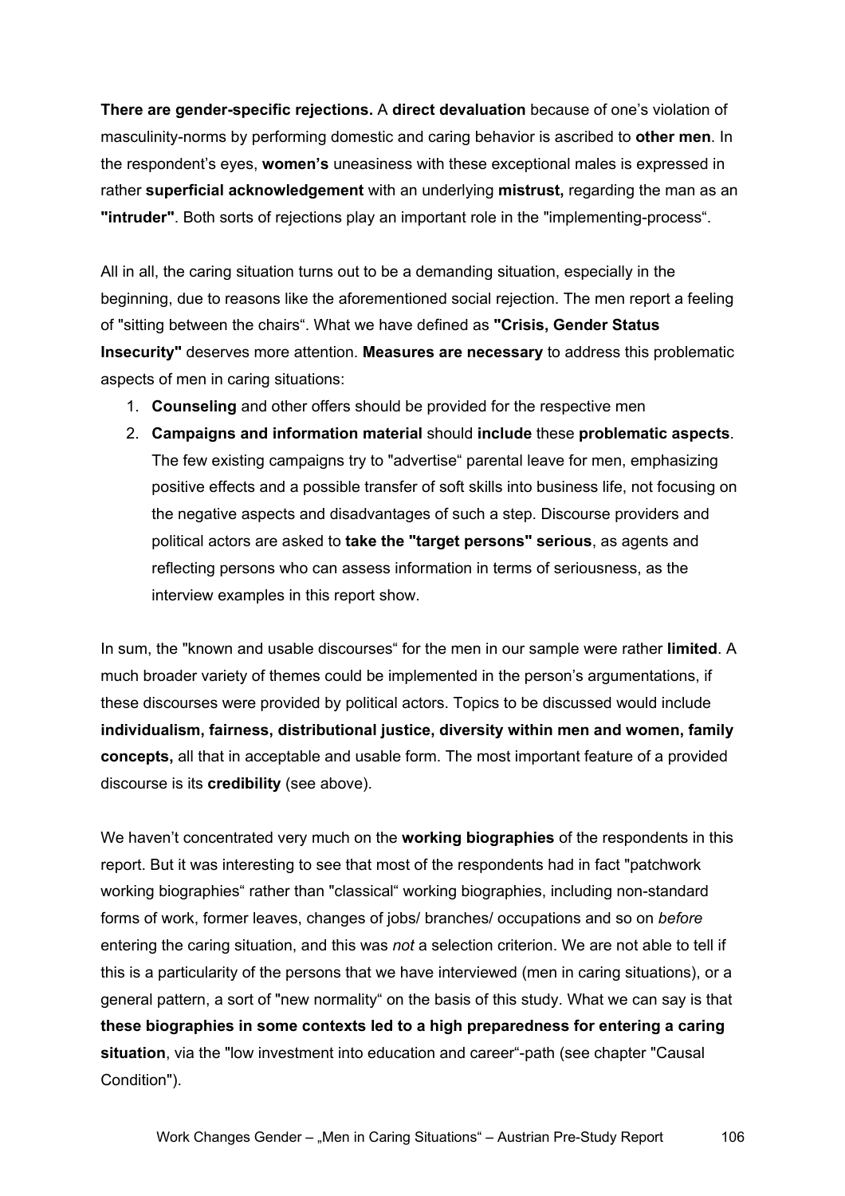**There are gender-specific rejections.** A **direct devaluation** because of one's violation of masculinity-norms by performing domestic and caring behavior is ascribed to **other men**. In the respondent's eyes, **women's** uneasiness with these exceptional males is expressed in rather **superficial acknowledgement** with an underlying **mistrust,** regarding the man as an **"intruder"**. Both sorts of rejections play an important role in the "implementing-process".

All in all, the caring situation turns out to be a demanding situation, especially in the beginning, due to reasons like the aforementioned social rejection. The men report a feeling of "sitting between the chairs". What we have defined as **"Crisis, Gender Status Insecurity"** deserves more attention. **Measures are necessary** to address this problematic aspects of men in caring situations:

1. **Counseling** and other offers should be provided for the respective men
2. **Campaigns and information material** should **include** these **problematic aspects**. The few existing campaigns try to "advertise" parental leave for men, emphasizing positive effects and a possible transfer of soft skills into business life, not focusing on the negative aspects and disadvantages of such a step. Discourse providers and political actors are asked to **take the "target persons" serious**, as agents and reflecting persons who can assess information in terms of seriousness, as the interview examples in this report show.

In sum, the "known and usable discourses" for the men in our sample were rather **limited**. A much broader variety of themes could be implemented in the person's argumentations, if these discourses were provided by political actors. Topics to be discussed would include **individualism, fairness, distributional justice, diversity within men and women, family concepts,** all that in acceptable and usable form. The most important feature of a provided discourse is its **credibility** (see above).

We haven't concentrated very much on the **working biographies** of the respondents in this report. But it was interesting to see that most of the respondents had in fact "patchwork working biographies" rather than "classical" working biographies, including non-standard forms of work, former leaves, changes of jobs/ branches/ occupations and so on *before* entering the caring situation, and this was *not* a selection criterion. We are not able to tell if this is a particularity of the persons that we have interviewed (men in caring situations), or a general pattern, a sort of "new normality" on the basis of this study. What we can say is that **these biographies in some contexts led to a high preparedness for entering a caring situation**, via the "low investment into education and career"-path (see chapter "Causal Condition").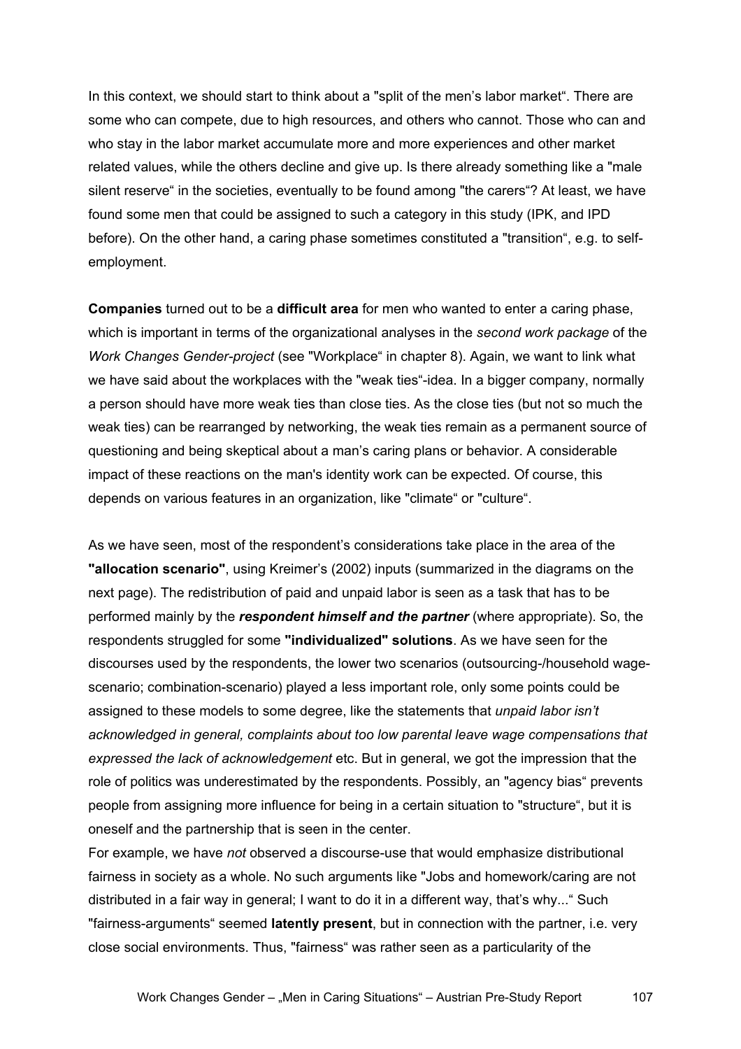In this context, we should start to think about a "split of the men's labor market". There are some who can compete, due to high resources, and others who cannot. Those who can and who stay in the labor market accumulate more and more experiences and other market related values, while the others decline and give up. Is there already something like a "male silent reserve" in the societies, eventually to be found among "the carers"? At least, we have found some men that could be assigned to such a category in this study (IPK, and IPD before). On the other hand, a caring phase sometimes constituted a "transition", e.g. to self-employment.

**Companies** turned out to be a **difficult area** for men who wanted to enter a caring phase, which is important in terms of the organizational analyses in the *second work package* of the *Work Changes Gender-project* (see "Workplace" in chapter 8). Again, we want to link what we have said about the workplaces with the "weak ties"-idea. In a bigger company, normally a person should have more weak ties than close ties. As the close ties (but not so much the weak ties) can be rearranged by networking, the weak ties remain as a permanent source of questioning and being skeptical about a man's caring plans or behavior. A considerable impact of these reactions on the man's identity work can be expected. Of course, this depends on various features in an organization, like "climate" or "culture".

As we have seen, most of the respondent's considerations take place in the area of the **"allocation scenario"**, using Kreimer's (2002) inputs (summarized in the diagrams on the next page). The redistribution of paid and unpaid labor is seen as a task that has to be performed mainly by the ***respondent himself and the partner*** (where appropriate). So, the respondents struggled for some **"individualized" solutions**. As we have seen for the discourses used by the respondents, the lower two scenarios (outsourcing-/household wage-scenario; combination-scenario) played a less important role, only some points could be assigned to these models to some degree, like the statements that *unpaid labor isn't acknowledged in general, complaints about too low parental leave wage compensations that expressed the lack of acknowledgement* etc. But in general, we got the impression that the role of politics was underestimated by the respondents. Possibly, an "agency bias" prevents people from assigning more influence for being in a certain situation to "structure", but it is oneself and the partnership that is seen in the center.
For example, we have *not* observed a discourse-use that would emphasize distributional fairness in society as a whole. No such arguments like "Jobs and homework/caring are not distributed in a fair way in general; I want to do it in a different way, that's why..." Such "fairness-arguments" seemed **latently present**, but in connection with the partner, i.e. very close social environments. Thus, "fairness" was rather seen as a particularity of the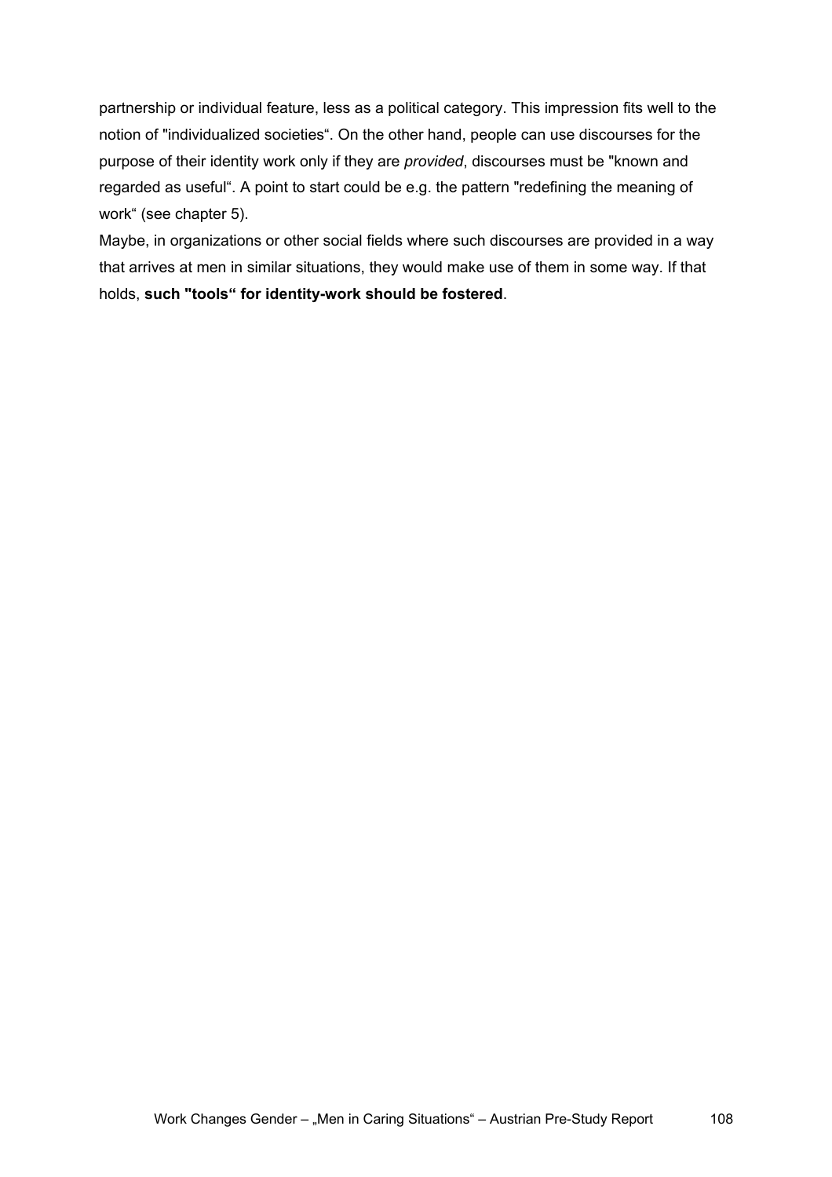partnership or individual feature, less as a political category. This impression fits well to the notion of "individualized societies“. On the other hand, people can use discourses for the purpose of their identity work only if they are *provided*, discourses must be "known and regarded as useful“. A point to start could be e.g. the pattern "redefining the meaning of work“ (see chapter 5).

Maybe, in organizations or other social fields where such discourses are provided in a way that arrives at men in similar situations, they would make use of them in some way. If that holds, **such "tools“ for identity-work should be fostered**.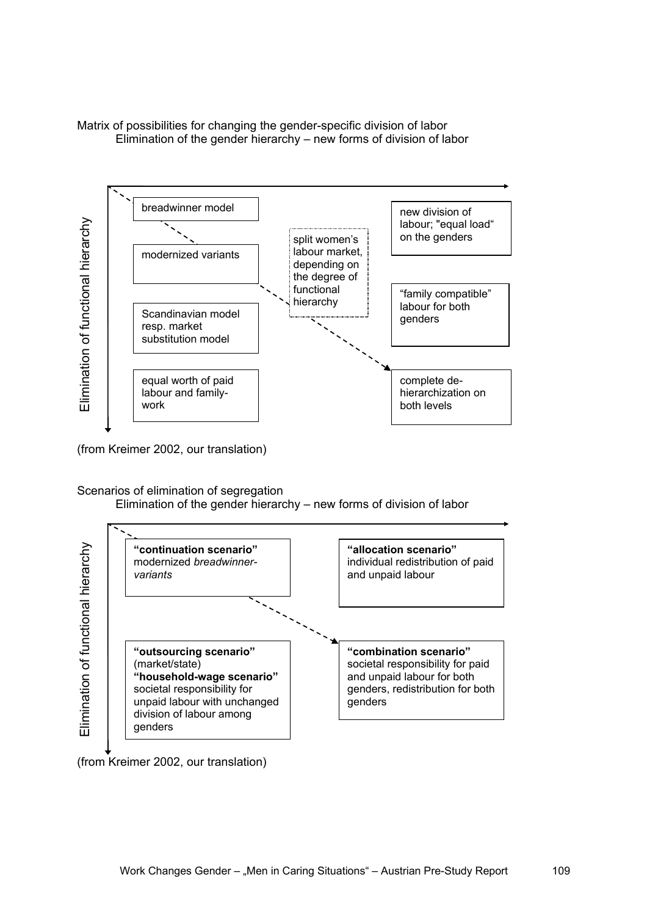Matrix of possibilities for changing the gender-specific division of labor
Elimination of the gender hierarchy – new forms of division of labor

Elimination of functional hierarchy

- breadwinner model
- modernized variants
- Scandinavian model resp. market substitution model
- equal worth of paid labour and family-work

split women's labour market, depending on the degree of functional hierarchy

- new division of labour; "equal load" on the genders
- "family compatible" labour for both genders
- complete de-hierarchization on both levels

(from Kreimer 2002, our translation)

Scenarios of elimination of segregation
Elimination of the gender hierarchy – new forms of division of labor

Elimination of functional hierarchy

**"continuation scenario"**
modernized *breadwinner-variants*

**"allocation scenario"**
individual redistribution of paid and unpaid labour

**"outsourcing scenario"**
(market/state)
**"household-wage scenario"**
societal responsibility for unpaid labour with unchanged division of labour among genders

**"combination scenario"**
societal responsibility for paid and unpaid labour for both genders, redistribution for both genders

(from Kreimer 2002, our translation)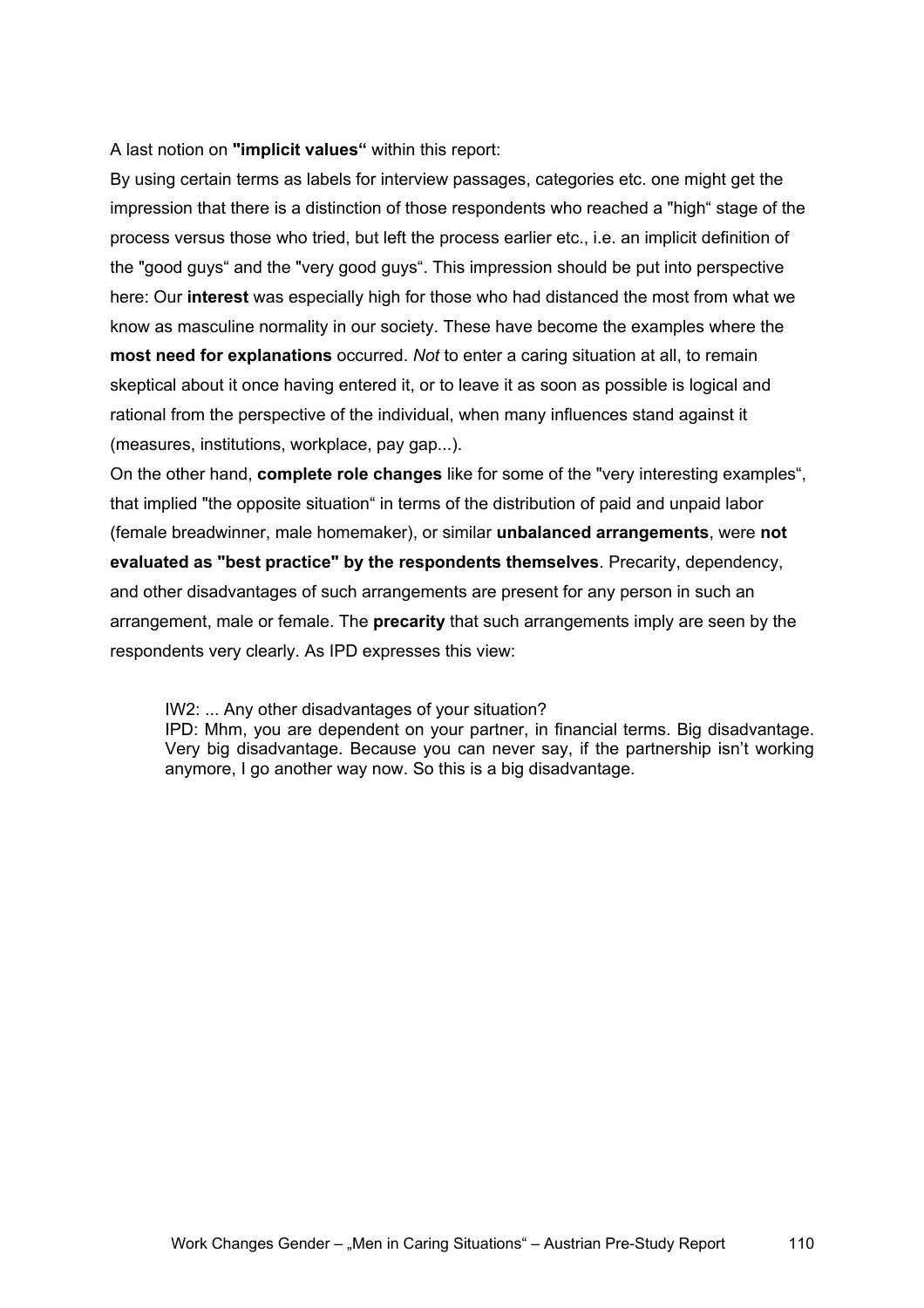A last notion on **"implicit values"** within this report:

By using certain terms as labels for interview passages, categories etc. one might get the impression that there is a distinction of those respondents who reached a "high" stage of the process versus those who tried, but left the process earlier etc., i.e. an implicit definition of the "good guys" and the "very good guys". This impression should be put into perspective here: Our **interest** was especially high for those who had distanced the most from what we know as masculine normality in our society. These have become the examples where the **most need for explanations** occurred. *Not* to enter a caring situation at all, to remain skeptical about it once having entered it, or to leave it as soon as possible is logical and rational from the perspective of the individual, when many influences stand against it (measures, institutions, workplace, pay gap...).

On the other hand, **complete role changes** like for some of the "very interesting examples", that implied "the opposite situation" in terms of the distribution of paid and unpaid labor (female breadwinner, male homemaker), or similar **unbalanced arrangements**, were **not evaluated as "best practice" by the respondents themselves**. Precarity, dependency, and other disadvantages of such arrangements are present for any person in such an arrangement, male or female. The **precarity** that such arrangements imply are seen by the respondents very clearly. As IPD expresses this view:

> IW2: ... Any other disadvantages of your situation?
> IPD: Mhm, you are dependent on your partner, in financial terms. Big disadvantage. Very big disadvantage. Because you can never say, if the partnership isn't working anymore, I go another way now. So this is a big disadvantage.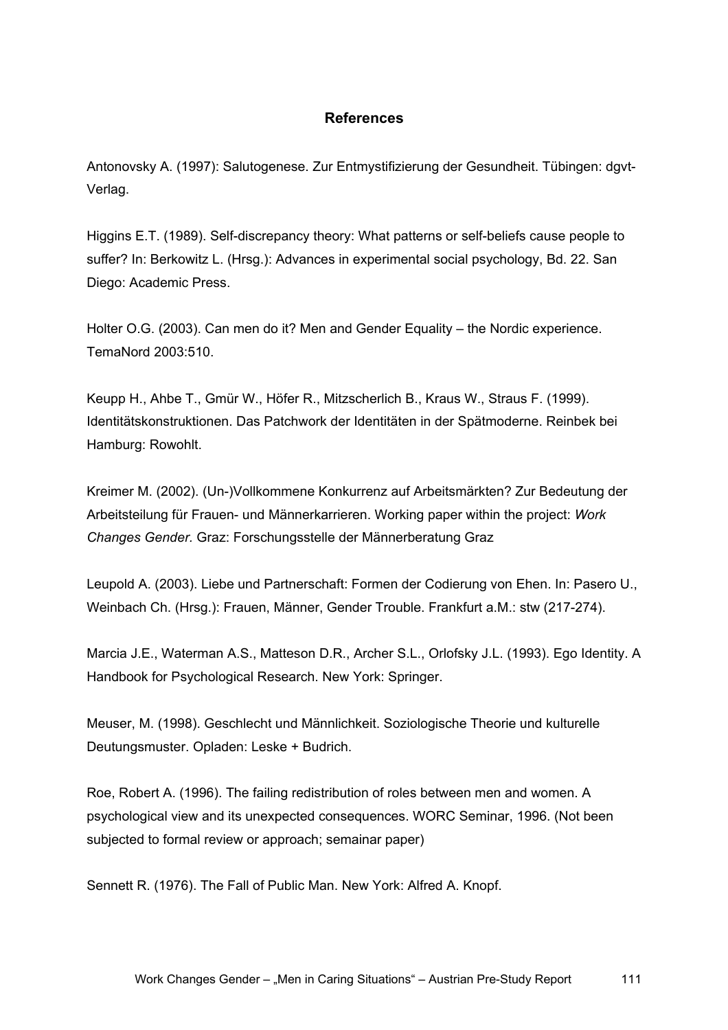## References

Antonovsky A. (1997): Salutogenese. Zur Entmystifizierung der Gesundheit. Tübingen: dgvt-Verlag.

Higgins E.T. (1989). Self-discrepancy theory: What patterns or self-beliefs cause people to suffer? In: Berkowitz L. (Hrsg.): Advances in experimental social psychology, Bd. 22. San Diego: Academic Press.

Holter O.G. (2003). Can men do it? Men and Gender Equality – the Nordic experience. TemaNord 2003:510.

Keupp H., Ahbe T., Gmür W., Höfer R., Mitzscherlich B., Kraus W., Straus F. (1999). Identitätskonstruktionen. Das Patchwork der Identitäten in der Spätmoderne. Reinbek bei Hamburg: Rowohlt.

Kreimer M. (2002). (Un-)Vollkommene Konkurrenz auf Arbeitsmärkten? Zur Bedeutung der Arbeitsteilung für Frauen- und Männerkarrieren. Working paper within the project: *Work Changes Gender*. Graz: Forschungsstelle der Männerberatung Graz

Leupold A. (2003). Liebe und Partnerschaft: Formen der Codierung von Ehen. In: Pasero U., Weinbach Ch. (Hrsg.): Frauen, Männer, Gender Trouble. Frankfurt a.M.: stw (217-274).

Marcia J.E., Waterman A.S., Matteson D.R., Archer S.L., Orlofsky J.L. (1993). Ego Identity. A Handbook for Psychological Research. New York: Springer.

Meuser, M. (1998). Geschlecht und Männlichkeit. Soziologische Theorie und kulturelle Deutungsmuster. Opladen: Leske + Budrich.

Roe, Robert A. (1996). The failing redistribution of roles between men and women. A psychological view and its unexpected consequences. WORC Seminar, 1996. (Not been subjected to formal review or approach; semainar paper)

Sennett R. (1976). The Fall of Public Man. New York: Alfred A. Knopf.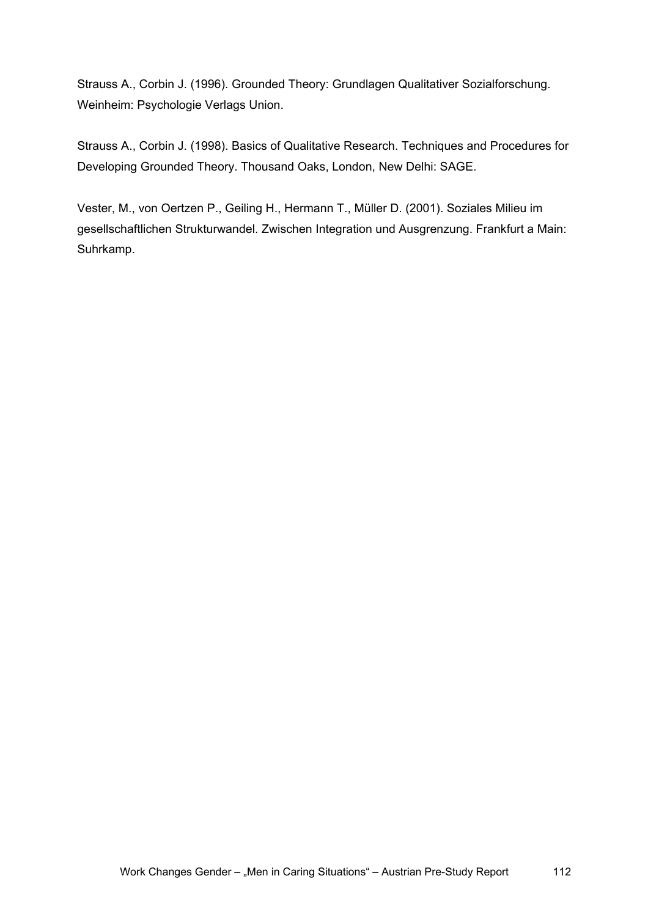Strauss A., Corbin J. (1996). Grounded Theory: Grundlagen Qualitativer Sozialforschung. Weinheim: Psychologie Verlags Union.

Strauss A., Corbin J. (1998). Basics of Qualitative Research. Techniques and Procedures for Developing Grounded Theory. Thousand Oaks, London, New Delhi: SAGE.

Vester, M., von Oertzen P., Geiling H., Hermann T., Müller D. (2001). Soziales Milieu im gesellschaftlichen Strukturwandel. Zwischen Integration und Ausgrenzung. Frankfurt a Main: Suhrkamp.